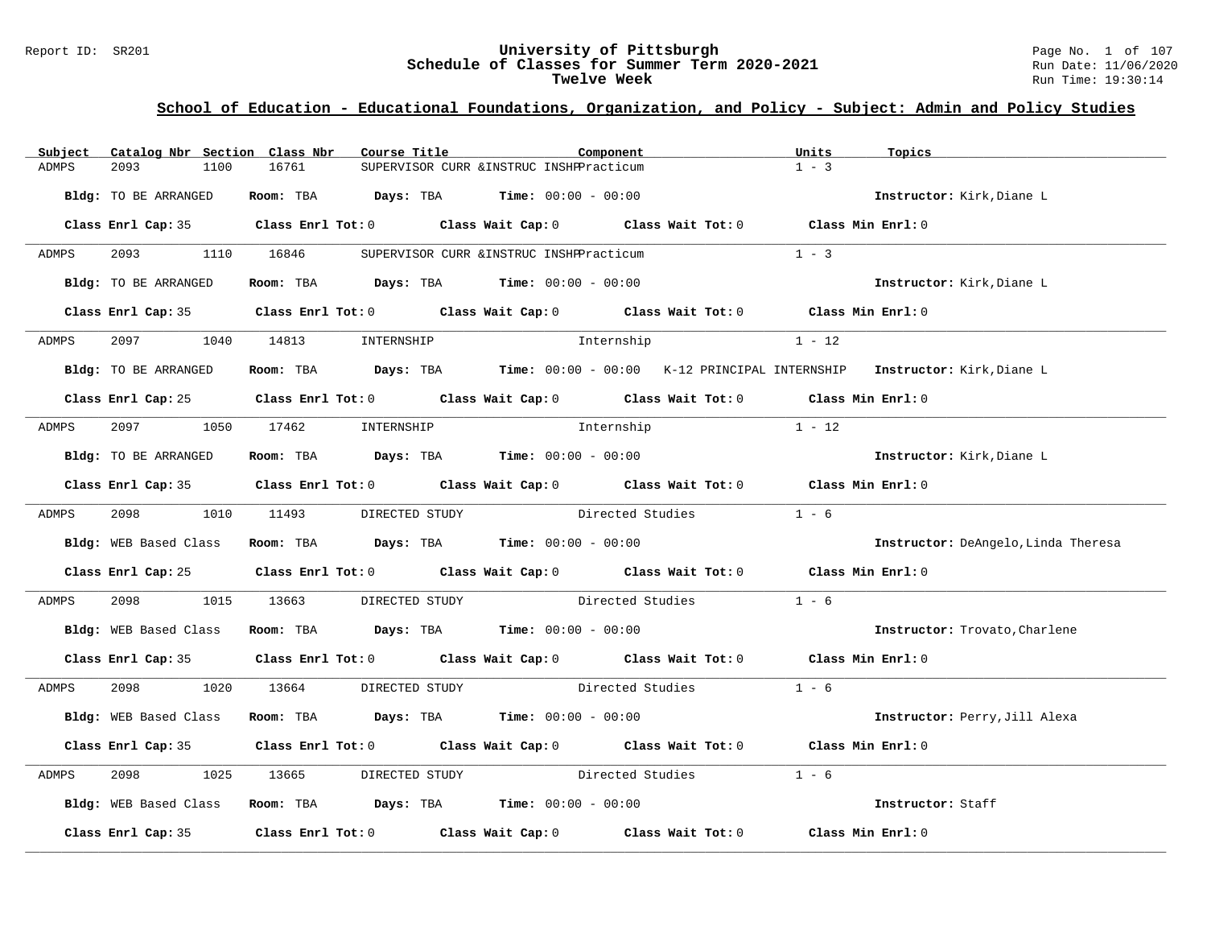# University of Pittsburgh
## Schedule of Classes for Summer Term 2020-2021
### Twelve Week

Report ID: SR201

Run Date: 11/06/2020
Run Time: 19:30:14

## School of Education - Educational Foundations, Organization, and Policy - Subject: Admin and Policy Studies

| Subject | Catalog Nbr | Section | Class Nbr | Course Title | Component | Units | Topics |
|---|---|---|---|---|---|---|---|
| ADMPS | 2093 | 1100 | 16761 | SUPERVISOR CURR &INSTRUC INSHP | Practicum | 1 - 3 | |

**Bldg:** TO BE ARRANGED **Room:** TBA **Days:** TBA **Time:** 00:00 - 00:00 **Instructor:** Kirk,Diane L

**Class Enrl Cap:** 35 **Class Enrl Tot:** 0 **Class Wait Cap:** 0 **Class Wait Tot:** 0 **Class Min Enrl:** 0

---

| Subject | Catalog Nbr | Section | Class Nbr | Course Title | Component | Units | Topics |
|---|---|---|---|---|---|---|---|
| ADMPS | 2093 | 1110 | 16846 | SUPERVISOR CURR &INSTRUC INSHP | Practicum | 1 - 3 | |

**Bldg:** TO BE ARRANGED **Room:** TBA **Days:** TBA **Time:** 00:00 - 00:00 **Instructor:** Kirk,Diane L

**Class Enrl Cap:** 35 **Class Enrl Tot:** 0 **Class Wait Cap:** 0 **Class Wait Tot:** 0 **Class Min Enrl:** 0

---

| Subject | Catalog Nbr | Section | Class Nbr | Course Title | Component | Units | Topics |
|---|---|---|---|---|---|---|---|
| ADMPS | 2097 | 1040 | 14813 | INTERNSHIP | Internship | 1 - 12 | |

**Bldg:** TO BE ARRANGED **Room:** TBA **Days:** TBA **Time:** 00:00 - 00:00 K-12 PRINCIPAL INTERNSHIP **Instructor:** Kirk,Diane L

**Class Enrl Cap:** 25 **Class Enrl Tot:** 0 **Class Wait Cap:** 0 **Class Wait Tot:** 0 **Class Min Enrl:** 0

---

| Subject | Catalog Nbr | Section | Class Nbr | Course Title | Component | Units | Topics |
|---|---|---|---|---|---|---|---|
| ADMPS | 2097 | 1050 | 17462 | INTERNSHIP | Internship | 1 - 12 | |

**Bldg:** TO BE ARRANGED **Room:** TBA **Days:** TBA **Time:** 00:00 - 00:00 **Instructor:** Kirk,Diane L

**Class Enrl Cap:** 35 **Class Enrl Tot:** 0 **Class Wait Cap:** 0 **Class Wait Tot:** 0 **Class Min Enrl:** 0

---

| Subject | Catalog Nbr | Section | Class Nbr | Course Title | Component | Units | Topics |
|---|---|---|---|---|---|---|---|
| ADMPS | 2098 | 1010 | 11493 | DIRECTED STUDY | Directed Studies | 1 - 6 | |

**Bldg:** WEB Based Class **Room:** TBA **Days:** TBA **Time:** 00:00 - 00:00 **Instructor:** DeAngelo,Linda Theresa

**Class Enrl Cap:** 25 **Class Enrl Tot:** 0 **Class Wait Cap:** 0 **Class Wait Tot:** 0 **Class Min Enrl:** 0

---

| Subject | Catalog Nbr | Section | Class Nbr | Course Title | Component | Units | Topics |
|---|---|---|---|---|---|---|---|
| ADMPS | 2098 | 1015 | 13663 | DIRECTED STUDY | Directed Studies | 1 - 6 | |

**Bldg:** WEB Based Class **Room:** TBA **Days:** TBA **Time:** 00:00 - 00:00 **Instructor:** Trovato,Charlene

**Class Enrl Cap:** 35 **Class Enrl Tot:** 0 **Class Wait Cap:** 0 **Class Wait Tot:** 0 **Class Min Enrl:** 0

---

| Subject | Catalog Nbr | Section | Class Nbr | Course Title | Component | Units | Topics |
|---|---|---|---|---|---|---|---|
| ADMPS | 2098 | 1020 | 13664 | DIRECTED STUDY | Directed Studies | 1 - 6 | |

**Bldg:** WEB Based Class **Room:** TBA **Days:** TBA **Time:** 00:00 - 00:00 **Instructor:** Perry,Jill Alexa

**Class Enrl Cap:** 35 **Class Enrl Tot:** 0 **Class Wait Cap:** 0 **Class Wait Tot:** 0 **Class Min Enrl:** 0

---

| Subject | Catalog Nbr | Section | Class Nbr | Course Title | Component | Units | Topics |
|---|---|---|---|---|---|---|---|
| ADMPS | 2098 | 1025 | 13665 | DIRECTED STUDY | Directed Studies | 1 - 6 | |

**Bldg:** WEB Based Class **Room:** TBA **Days:** TBA **Time:** 00:00 - 00:00 **Instructor:** Staff

**Class Enrl Cap:** 35 **Class Enrl Tot:** 0 **Class Wait Cap:** 0 **Class Wait Tot:** 0 **Class Min Enrl:** 0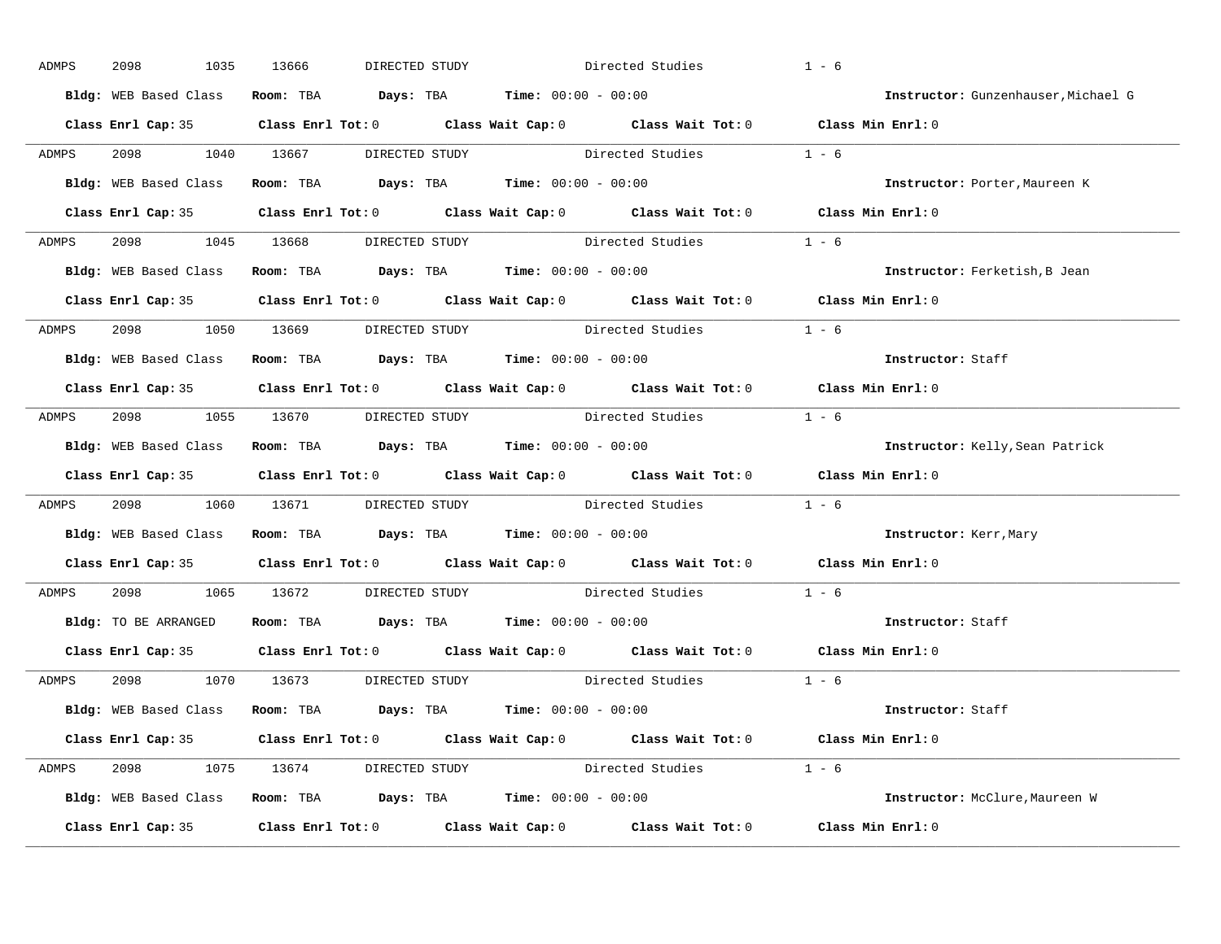ADMPS 2098 1035 13666 DIRECTED STUDY Directed Studies 1 - 6

**Bldg:** WEB Based Class **Room:** TBA **Days:** TBA **Time:** 00:00 - 00:00 **Instructor:** Gunzenhauser,Michael G

**Class Enrl Cap:** 35 **Class Enrl Tot:** 0 **Class Wait Cap:** 0 **Class Wait Tot:** 0 **Class Min Enrl:** 0

---

ADMPS 2098 1040 13667 DIRECTED STUDY Directed Studies 1 - 6

**Bldg:** WEB Based Class **Room:** TBA **Days:** TBA **Time:** 00:00 - 00:00 **Instructor:** Porter,Maureen K

**Class Enrl Cap:** 35 **Class Enrl Tot:** 0 **Class Wait Cap:** 0 **Class Wait Tot:** 0 **Class Min Enrl:** 0

---

ADMPS 2098 1045 13668 DIRECTED STUDY Directed Studies 1 - 6

**Bldg:** WEB Based Class **Room:** TBA **Days:** TBA **Time:** 00:00 - 00:00 **Instructor:** Ferketish,B Jean

**Class Enrl Cap:** 35 **Class Enrl Tot:** 0 **Class Wait Cap:** 0 **Class Wait Tot:** 0 **Class Min Enrl:** 0

---

ADMPS 2098 1050 13669 DIRECTED STUDY Directed Studies 1 - 6

**Bldg:** WEB Based Class **Room:** TBA **Days:** TBA **Time:** 00:00 - 00:00 **Instructor:** Staff

**Class Enrl Cap:** 35 **Class Enrl Tot:** 0 **Class Wait Cap:** 0 **Class Wait Tot:** 0 **Class Min Enrl:** 0

---

ADMPS 2098 1055 13670 DIRECTED STUDY Directed Studies 1 - 6

**Bldg:** WEB Based Class **Room:** TBA **Days:** TBA **Time:** 00:00 - 00:00 **Instructor:** Kelly,Sean Patrick

**Class Enrl Cap:** 35 **Class Enrl Tot:** 0 **Class Wait Cap:** 0 **Class Wait Tot:** 0 **Class Min Enrl:** 0

---

ADMPS 2098 1060 13671 DIRECTED STUDY Directed Studies 1 - 6

**Bldg:** WEB Based Class **Room:** TBA **Days:** TBA **Time:** 00:00 - 00:00 **Instructor:** Kerr,Mary

**Class Enrl Cap:** 35 **Class Enrl Tot:** 0 **Class Wait Cap:** 0 **Class Wait Tot:** 0 **Class Min Enrl:** 0

---

ADMPS 2098 1065 13672 DIRECTED STUDY Directed Studies 1 - 6

**Bldg:** TO BE ARRANGED **Room:** TBA **Days:** TBA **Time:** 00:00 - 00:00 **Instructor:** Staff

**Class Enrl Cap:** 35 **Class Enrl Tot:** 0 **Class Wait Cap:** 0 **Class Wait Tot:** 0 **Class Min Enrl:** 0

---

ADMPS 2098 1070 13673 DIRECTED STUDY Directed Studies 1 - 6

**Bldg:** WEB Based Class **Room:** TBA **Days:** TBA **Time:** 00:00 - 00:00 **Instructor:** Staff

**Class Enrl Cap:** 35 **Class Enrl Tot:** 0 **Class Wait Cap:** 0 **Class Wait Tot:** 0 **Class Min Enrl:** 0

---

ADMPS 2098 1075 13674 DIRECTED STUDY Directed Studies 1 - 6

**Bldg:** WEB Based Class **Room:** TBA **Days:** TBA **Time:** 00:00 - 00:00 **Instructor:** McClure,Maureen W

**Class Enrl Cap:** 35 **Class Enrl Tot:** 0 **Class Wait Cap:** 0 **Class Wait Tot:** 0 **Class Min Enrl:** 0

---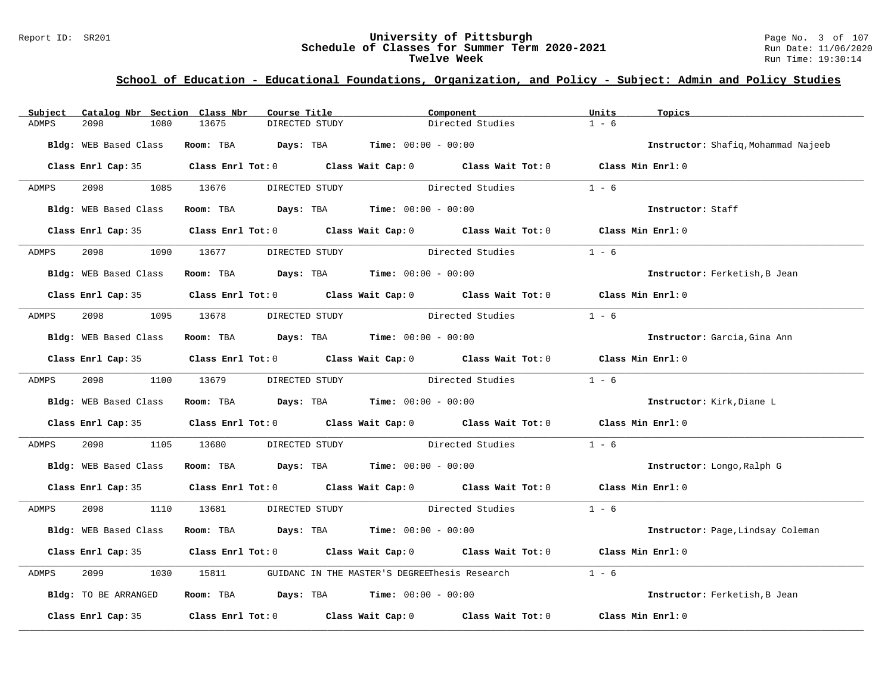## School of Education - Educational Foundations, Organization, and Policy - Subject: Admin and Policy Studies

| Subject | Catalog Nbr | Section | Class Nbr | Course Title | Component | Units | Topics |
|---|---|---|---|---|---|---|---|
| ADMPS | 2098 | 1080 | 13675 | DIRECTED STUDY | Directed Studies | 1 - 6 | |

**Bldg:** WEB Based Class **Room:** TBA **Days:** TBA **Time:** 00:00 - 00:00 **Instructor:** Shafiq,Mohammad Najeeb

**Class Enrl Cap:** 35 **Class Enrl Tot:** 0 **Class Wait Cap:** 0 **Class Wait Tot:** 0 **Class Min Enrl:** 0

| Subject | Catalog Nbr | Section | Class Nbr | Course Title | Component | Units | Topics |
|---|---|---|---|---|---|---|---|
| ADMPS | 2098 | 1085 | 13676 | DIRECTED STUDY | Directed Studies | 1 - 6 | |

**Bldg:** WEB Based Class **Room:** TBA **Days:** TBA **Time:** 00:00 - 00:00 **Instructor:** Staff

**Class Enrl Cap:** 35 **Class Enrl Tot:** 0 **Class Wait Cap:** 0 **Class Wait Tot:** 0 **Class Min Enrl:** 0

| Subject | Catalog Nbr | Section | Class Nbr | Course Title | Component | Units | Topics |
|---|---|---|---|---|---|---|---|
| ADMPS | 2098 | 1090 | 13677 | DIRECTED STUDY | Directed Studies | 1 - 6 | |

**Bldg:** WEB Based Class **Room:** TBA **Days:** TBA **Time:** 00:00 - 00:00 **Instructor:** Ferketish,B Jean

**Class Enrl Cap:** 35 **Class Enrl Tot:** 0 **Class Wait Cap:** 0 **Class Wait Tot:** 0 **Class Min Enrl:** 0

| Subject | Catalog Nbr | Section | Class Nbr | Course Title | Component | Units | Topics |
|---|---|---|---|---|---|---|---|
| ADMPS | 2098 | 1095 | 13678 | DIRECTED STUDY | Directed Studies | 1 - 6 | |

**Bldg:** WEB Based Class **Room:** TBA **Days:** TBA **Time:** 00:00 - 00:00 **Instructor:** Garcia,Gina Ann

**Class Enrl Cap:** 35 **Class Enrl Tot:** 0 **Class Wait Cap:** 0 **Class Wait Tot:** 0 **Class Min Enrl:** 0

| Subject | Catalog Nbr | Section | Class Nbr | Course Title | Component | Units | Topics |
|---|---|---|---|---|---|---|---|
| ADMPS | 2098 | 1100 | 13679 | DIRECTED STUDY | Directed Studies | 1 - 6 | |

**Bldg:** WEB Based Class **Room:** TBA **Days:** TBA **Time:** 00:00 - 00:00 **Instructor:** Kirk,Diane L

**Class Enrl Cap:** 35 **Class Enrl Tot:** 0 **Class Wait Cap:** 0 **Class Wait Tot:** 0 **Class Min Enrl:** 0

| Subject | Catalog Nbr | Section | Class Nbr | Course Title | Component | Units | Topics |
|---|---|---|---|---|---|---|---|
| ADMPS | 2098 | 1105 | 13680 | DIRECTED STUDY | Directed Studies | 1 - 6 | |

**Bldg:** WEB Based Class **Room:** TBA **Days:** TBA **Time:** 00:00 - 00:00 **Instructor:** Longo,Ralph G

**Class Enrl Cap:** 35 **Class Enrl Tot:** 0 **Class Wait Cap:** 0 **Class Wait Tot:** 0 **Class Min Enrl:** 0

| Subject | Catalog Nbr | Section | Class Nbr | Course Title | Component | Units | Topics |
|---|---|---|---|---|---|---|---|
| ADMPS | 2098 | 1110 | 13681 | DIRECTED STUDY | Directed Studies | 1 - 6 | |

**Bldg:** WEB Based Class **Room:** TBA **Days:** TBA **Time:** 00:00 - 00:00 **Instructor:** Page,Lindsay Coleman

**Class Enrl Cap:** 35 **Class Enrl Tot:** 0 **Class Wait Cap:** 0 **Class Wait Tot:** 0 **Class Min Enrl:** 0

| Subject | Catalog Nbr | Section | Class Nbr | Course Title | Component | Units | Topics |
|---|---|---|---|---|---|---|---|
| ADMPS | 2099 | 1030 | 15811 | GUIDANC IN THE MASTER'S DEGREE | Thesis Research | 1 - 6 | |

**Bldg:** TO BE ARRANGED **Room:** TBA **Days:** TBA **Time:** 00:00 - 00:00 **Instructor:** Ferketish,B Jean

**Class Enrl Cap:** 35 **Class Enrl Tot:** 0 **Class Wait Cap:** 0 **Class Wait Tot:** 0 **Class Min Enrl:** 0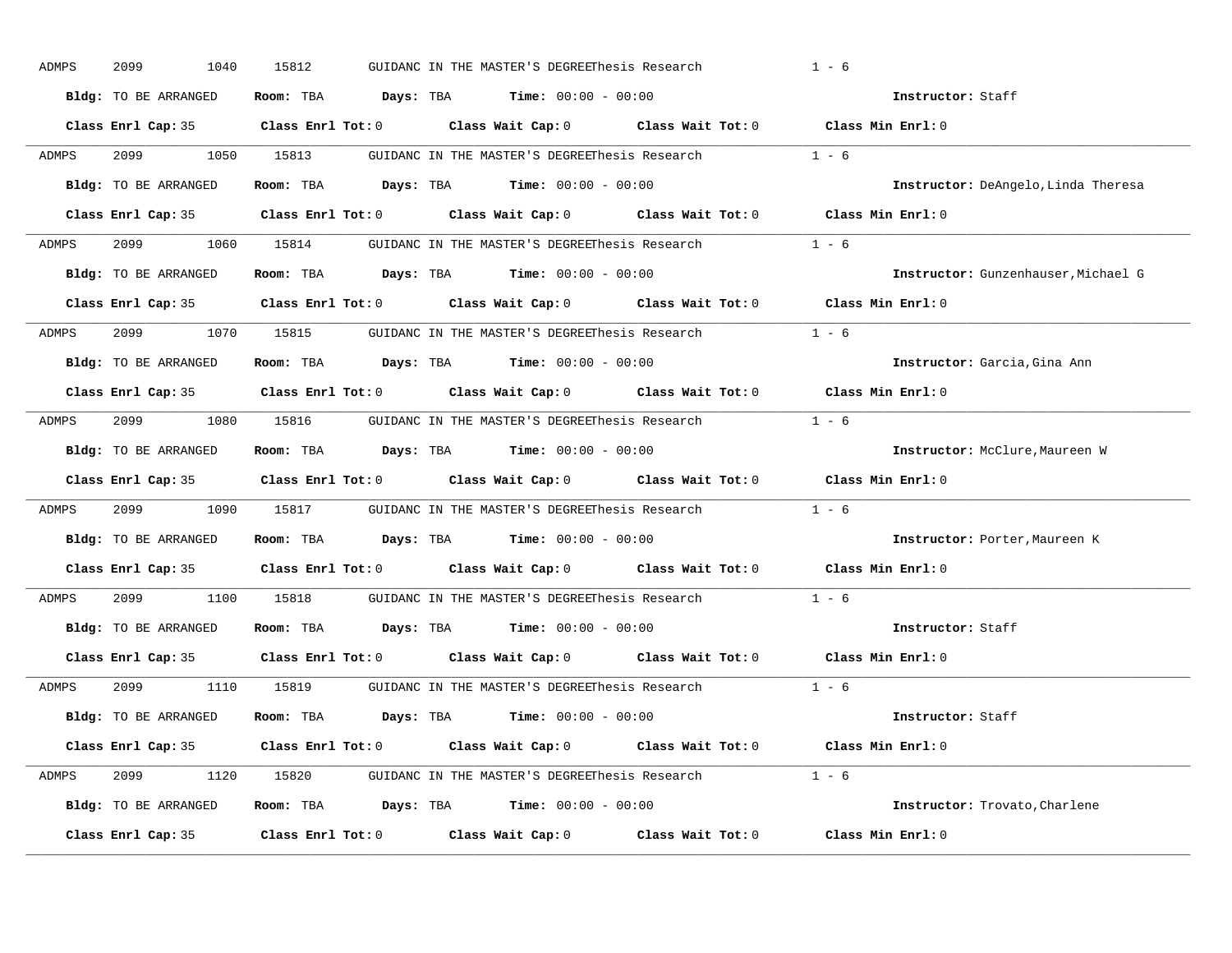ADMPS 2099 1040 15812 GUIDANC IN THE MASTER'S DEGREEThesis Research 1 - 6

**Bldg:** TO BE ARRANGED **Room:** TBA **Days:** TBA **Time:** 00:00 - 00:00 **Instructor:** Staff

**Class Enrl Cap:** 35 **Class Enrl Tot:** 0 **Class Wait Cap:** 0 **Class Wait Tot:** 0 **Class Min Enrl:** 0

---

ADMPS 2099 1050 15813 GUIDANC IN THE MASTER'S DEGREEThesis Research 1 - 6

**Bldg:** TO BE ARRANGED **Room:** TBA **Days:** TBA **Time:** 00:00 - 00:00 **Instructor:** DeAngelo,Linda Theresa

**Class Enrl Cap:** 35 **Class Enrl Tot:** 0 **Class Wait Cap:** 0 **Class Wait Tot:** 0 **Class Min Enrl:** 0

---

ADMPS 2099 1060 15814 GUIDANC IN THE MASTER'S DEGREEThesis Research 1 - 6

**Bldg:** TO BE ARRANGED **Room:** TBA **Days:** TBA **Time:** 00:00 - 00:00 **Instructor:** Gunzenhauser,Michael G

**Class Enrl Cap:** 35 **Class Enrl Tot:** 0 **Class Wait Cap:** 0 **Class Wait Tot:** 0 **Class Min Enrl:** 0

---

ADMPS 2099 1070 15815 GUIDANC IN THE MASTER'S DEGREEThesis Research 1 - 6

**Bldg:** TO BE ARRANGED **Room:** TBA **Days:** TBA **Time:** 00:00 - 00:00 **Instructor:** Garcia,Gina Ann

**Class Enrl Cap:** 35 **Class Enrl Tot:** 0 **Class Wait Cap:** 0 **Class Wait Tot:** 0 **Class Min Enrl:** 0

---

ADMPS 2099 1080 15816 GUIDANC IN THE MASTER'S DEGREEThesis Research 1 - 6

**Bldg:** TO BE ARRANGED **Room:** TBA **Days:** TBA **Time:** 00:00 - 00:00 **Instructor:** McClure,Maureen W

**Class Enrl Cap:** 35 **Class Enrl Tot:** 0 **Class Wait Cap:** 0 **Class Wait Tot:** 0 **Class Min Enrl:** 0

---

ADMPS 2099 1090 15817 GUIDANC IN THE MASTER'S DEGREEThesis Research 1 - 6

**Bldg:** TO BE ARRANGED **Room:** TBA **Days:** TBA **Time:** 00:00 - 00:00 **Instructor:** Porter,Maureen K

**Class Enrl Cap:** 35 **Class Enrl Tot:** 0 **Class Wait Cap:** 0 **Class Wait Tot:** 0 **Class Min Enrl:** 0

---

ADMPS 2099 1100 15818 GUIDANC IN THE MASTER'S DEGREEThesis Research 1 - 6

**Bldg:** TO BE ARRANGED **Room:** TBA **Days:** TBA **Time:** 00:00 - 00:00 **Instructor:** Staff

**Class Enrl Cap:** 35 **Class Enrl Tot:** 0 **Class Wait Cap:** 0 **Class Wait Tot:** 0 **Class Min Enrl:** 0

---

ADMPS 2099 1110 15819 GUIDANC IN THE MASTER'S DEGREEThesis Research 1 - 6

**Bldg:** TO BE ARRANGED **Room:** TBA **Days:** TBA **Time:** 00:00 - 00:00 **Instructor:** Staff

**Class Enrl Cap:** 35 **Class Enrl Tot:** 0 **Class Wait Cap:** 0 **Class Wait Tot:** 0 **Class Min Enrl:** 0

---

ADMPS 2099 1120 15820 GUIDANC IN THE MASTER'S DEGREEThesis Research 1 - 6

**Bldg:** TO BE ARRANGED **Room:** TBA **Days:** TBA **Time:** 00:00 - 00:00 **Instructor:** Trovato,Charlene

**Class Enrl Cap:** 35 **Class Enrl Tot:** 0 **Class Wait Cap:** 0 **Class Wait Tot:** 0 **Class Min Enrl:** 0

---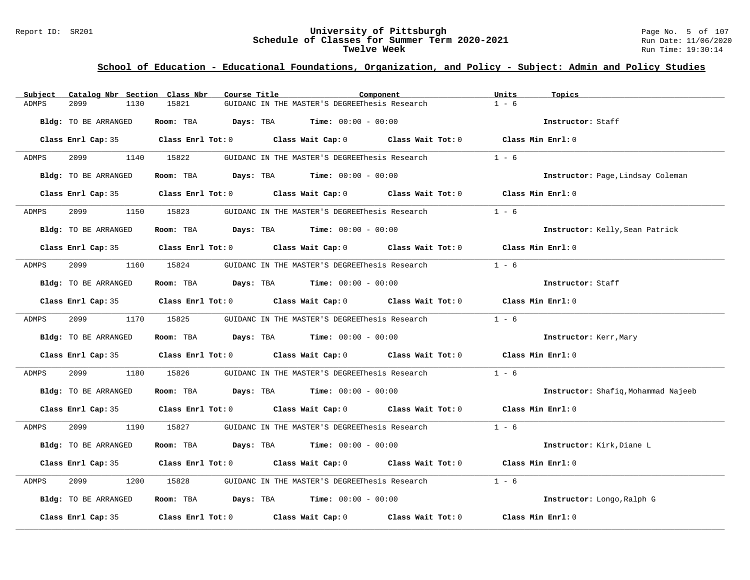## School of Education - Educational Foundations, Organization, and Policy - Subject: Admin and Policy Studies

| Subject | Catalog Nbr | Section | Class Nbr | Course Title | Component | Units | Topics |
|---|---|---|---|---|---|---|---|
| ADMPS | 2099 | 1130 | 15821 | GUIDANC IN THE MASTER'S DEGREE | Thesis Research | 1 - 6 | |

**Bldg:** TO BE ARRANGED **Room:** TBA **Days:** TBA **Time:** 00:00 - 00:00 **Instructor:** Staff

**Class Enrl Cap:** 35 **Class Enrl Tot:** 0 **Class Wait Cap:** 0 **Class Wait Tot:** 0 **Class Min Enrl:** 0

---

| Subject | Catalog Nbr | Section | Class Nbr | Course Title | Component | Units | Topics |
|---|---|---|---|---|---|---|---|
| ADMPS | 2099 | 1140 | 15822 | GUIDANC IN THE MASTER'S DEGREE | Thesis Research | 1 - 6 | |

**Bldg:** TO BE ARRANGED **Room:** TBA **Days:** TBA **Time:** 00:00 - 00:00 **Instructor:** Page,Lindsay Coleman

**Class Enrl Cap:** 35 **Class Enrl Tot:** 0 **Class Wait Cap:** 0 **Class Wait Tot:** 0 **Class Min Enrl:** 0

---

| Subject | Catalog Nbr | Section | Class Nbr | Course Title | Component | Units | Topics |
|---|---|---|---|---|---|---|---|
| ADMPS | 2099 | 1150 | 15823 | GUIDANC IN THE MASTER'S DEGREE | Thesis Research | 1 - 6 | |

**Bldg:** TO BE ARRANGED **Room:** TBA **Days:** TBA **Time:** 00:00 - 00:00 **Instructor:** Kelly,Sean Patrick

**Class Enrl Cap:** 35 **Class Enrl Tot:** 0 **Class Wait Cap:** 0 **Class Wait Tot:** 0 **Class Min Enrl:** 0

---

| Subject | Catalog Nbr | Section | Class Nbr | Course Title | Component | Units | Topics |
|---|---|---|---|---|---|---|---|
| ADMPS | 2099 | 1160 | 15824 | GUIDANC IN THE MASTER'S DEGREE | Thesis Research | 1 - 6 | |

**Bldg:** TO BE ARRANGED **Room:** TBA **Days:** TBA **Time:** 00:00 - 00:00 **Instructor:** Staff

**Class Enrl Cap:** 35 **Class Enrl Tot:** 0 **Class Wait Cap:** 0 **Class Wait Tot:** 0 **Class Min Enrl:** 0

---

| Subject | Catalog Nbr | Section | Class Nbr | Course Title | Component | Units | Topics |
|---|---|---|---|---|---|---|---|
| ADMPS | 2099 | 1170 | 15825 | GUIDANC IN THE MASTER'S DEGREE | Thesis Research | 1 - 6 | |

**Bldg:** TO BE ARRANGED **Room:** TBA **Days:** TBA **Time:** 00:00 - 00:00 **Instructor:** Kerr,Mary

**Class Enrl Cap:** 35 **Class Enrl Tot:** 0 **Class Wait Cap:** 0 **Class Wait Tot:** 0 **Class Min Enrl:** 0

---

| Subject | Catalog Nbr | Section | Class Nbr | Course Title | Component | Units | Topics |
|---|---|---|---|---|---|---|---|
| ADMPS | 2099 | 1180 | 15826 | GUIDANC IN THE MASTER'S DEGREE | Thesis Research | 1 - 6 | |

**Bldg:** TO BE ARRANGED **Room:** TBA **Days:** TBA **Time:** 00:00 - 00:00 **Instructor:** Shafiq,Mohammad Najeeb

**Class Enrl Cap:** 35 **Class Enrl Tot:** 0 **Class Wait Cap:** 0 **Class Wait Tot:** 0 **Class Min Enrl:** 0

---

| Subject | Catalog Nbr | Section | Class Nbr | Course Title | Component | Units | Topics |
|---|---|---|---|---|---|---|---|
| ADMPS | 2099 | 1190 | 15827 | GUIDANC IN THE MASTER'S DEGREE | Thesis Research | 1 - 6 | |

**Bldg:** TO BE ARRANGED **Room:** TBA **Days:** TBA **Time:** 00:00 - 00:00 **Instructor:** Kirk,Diane L

**Class Enrl Cap:** 35 **Class Enrl Tot:** 0 **Class Wait Cap:** 0 **Class Wait Tot:** 0 **Class Min Enrl:** 0

---

| Subject | Catalog Nbr | Section | Class Nbr | Course Title | Component | Units | Topics |
|---|---|---|---|---|---|---|---|
| ADMPS | 2099 | 1200 | 15828 | GUIDANC IN THE MASTER'S DEGREE | Thesis Research | 1 - 6 | |

**Bldg:** TO BE ARRANGED **Room:** TBA **Days:** TBA **Time:** 00:00 - 00:00 **Instructor:** Longo,Ralph G

**Class Enrl Cap:** 35 **Class Enrl Tot:** 0 **Class Wait Cap:** 0 **Class Wait Tot:** 0 **Class Min Enrl:** 0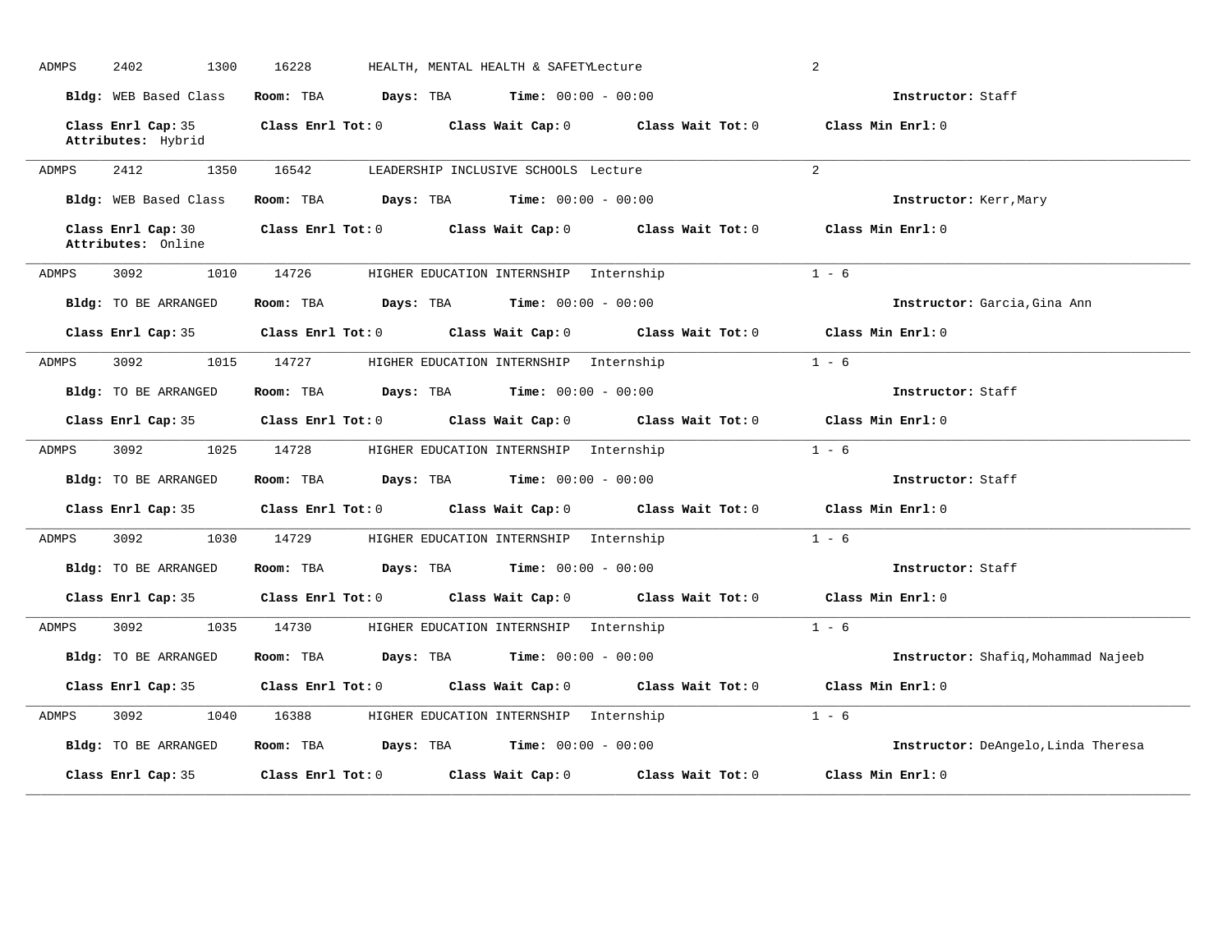ADMPS 2402 1300 16228 HEALTH, MENTAL HEALTH & SAFETY Lecture 2

**Bldg:** WEB Based Class **Room:** TBA **Days:** TBA **Time:** 00:00 - 00:00 **Instructor:** Staff

**Class Enrl Cap:** 35 **Class Enrl Tot:** 0 **Class Wait Cap:** 0 **Class Wait Tot:** 0 **Class Min Enrl:** 0
**Attributes:** Hybrid

---

ADMPS 2412 1350 16542 LEADERSHIP INCLUSIVE SCHOOLS Lecture 2

**Bldg:** WEB Based Class **Room:** TBA **Days:** TBA **Time:** 00:00 - 00:00 **Instructor:** Kerr,Mary

**Class Enrl Cap:** 30 **Class Enrl Tot:** 0 **Class Wait Cap:** 0 **Class Wait Tot:** 0 **Class Min Enrl:** 0
**Attributes:** Online

---

ADMPS 3092 1010 14726 HIGHER EDUCATION INTERNSHIP Internship 1 - 6

**Bldg:** TO BE ARRANGED **Room:** TBA **Days:** TBA **Time:** 00:00 - 00:00 **Instructor:** Garcia,Gina Ann

**Class Enrl Cap:** 35 **Class Enrl Tot:** 0 **Class Wait Cap:** 0 **Class Wait Tot:** 0 **Class Min Enrl:** 0

---

ADMPS 3092 1015 14727 HIGHER EDUCATION INTERNSHIP Internship 1 - 6

**Bldg:** TO BE ARRANGED **Room:** TBA **Days:** TBA **Time:** 00:00 - 00:00 **Instructor:** Staff

**Class Enrl Cap:** 35 **Class Enrl Tot:** 0 **Class Wait Cap:** 0 **Class Wait Tot:** 0 **Class Min Enrl:** 0

---

ADMPS 3092 1025 14728 HIGHER EDUCATION INTERNSHIP Internship 1 - 6

**Bldg:** TO BE ARRANGED **Room:** TBA **Days:** TBA **Time:** 00:00 - 00:00 **Instructor:** Staff

**Class Enrl Cap:** 35 **Class Enrl Tot:** 0 **Class Wait Cap:** 0 **Class Wait Tot:** 0 **Class Min Enrl:** 0

---

ADMPS 3092 1030 14729 HIGHER EDUCATION INTERNSHIP Internship 1 - 6

**Bldg:** TO BE ARRANGED **Room:** TBA **Days:** TBA **Time:** 00:00 - 00:00 **Instructor:** Staff

**Class Enrl Cap:** 35 **Class Enrl Tot:** 0 **Class Wait Cap:** 0 **Class Wait Tot:** 0 **Class Min Enrl:** 0

---

ADMPS 3092 1035 14730 HIGHER EDUCATION INTERNSHIP Internship 1 - 6

**Bldg:** TO BE ARRANGED **Room:** TBA **Days:** TBA **Time:** 00:00 - 00:00 **Instructor:** Shafiq,Mohammad Najeeb

**Class Enrl Cap:** 35 **Class Enrl Tot:** 0 **Class Wait Cap:** 0 **Class Wait Tot:** 0 **Class Min Enrl:** 0

---

ADMPS 3092 1040 16388 HIGHER EDUCATION INTERNSHIP Internship 1 - 6

**Bldg:** TO BE ARRANGED **Room:** TBA **Days:** TBA **Time:** 00:00 - 00:00 **Instructor:** DeAngelo,Linda Theresa

**Class Enrl Cap:** 35 **Class Enrl Tot:** 0 **Class Wait Cap:** 0 **Class Wait Tot:** 0 **Class Min Enrl:** 0

---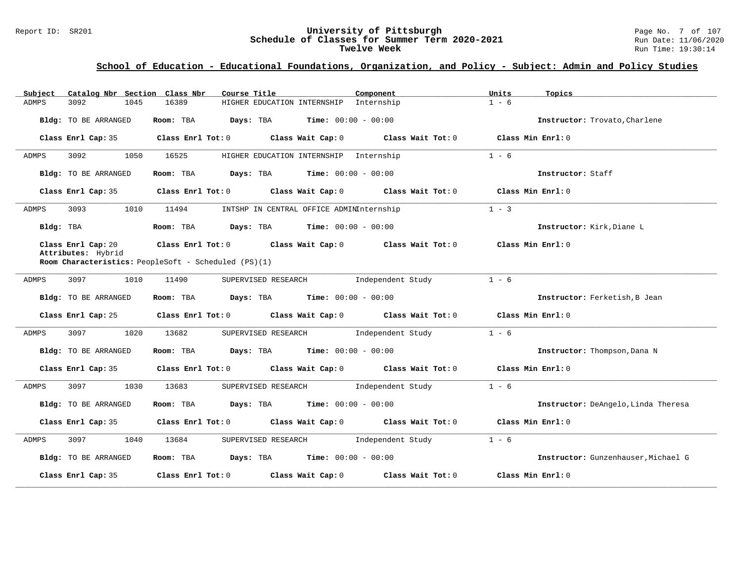## School of Education - Educational Foundations, Organization, and Policy - Subject: Admin and Policy Studies

| Subject | Catalog Nbr | Section | Class Nbr | Course Title | Component | Units | Topics |
|---|---|---|---|---|---|---|---|
| ADMPS | 3092 | 1045 | 16389 | HIGHER EDUCATION INTERNSHIP | Internship | 1 - 6 | |

**Bldg:** TO BE ARRANGED **Room:** TBA **Days:** TBA **Time:** 00:00 - 00:00 **Instructor:** Trovato,Charlene

**Class Enrl Cap:** 35 **Class Enrl Tot:** 0 **Class Wait Cap:** 0 **Class Wait Tot:** 0 **Class Min Enrl:** 0

---

| Subject | Catalog Nbr | Section | Class Nbr | Course Title | Component | Units | Topics |
|---|---|---|---|---|---|---|---|
| ADMPS | 3092 | 1050 | 16525 | HIGHER EDUCATION INTERNSHIP | Internship | 1 - 6 | |

**Bldg:** TO BE ARRANGED **Room:** TBA **Days:** TBA **Time:** 00:00 - 00:00 **Instructor:** Staff

**Class Enrl Cap:** 35 **Class Enrl Tot:** 0 **Class Wait Cap:** 0 **Class Wait Tot:** 0 **Class Min Enrl:** 0

---

| Subject | Catalog Nbr | Section | Class Nbr | Course Title | Component | Units | Topics |
|---|---|---|---|---|---|---|---|
| ADMPS | 3093 | 1010 | 11494 | INTSHP IN CENTRAL OFFICE ADMIN | Internship | 1 - 3 | |

**Bldg:** TBA **Room:** TBA **Days:** TBA **Time:** 00:00 - 00:00 **Instructor:** Kirk,Diane L

**Class Enrl Cap:** 20 **Class Enrl Tot:** 0 **Class Wait Cap:** 0 **Class Wait Tot:** 0 **Class Min Enrl:** 0

**Attributes:** Hybrid

**Room Characteristics:** PeopleSoft - Scheduled (PS)(1)

---

| Subject | Catalog Nbr | Section | Class Nbr | Course Title | Component | Units | Topics |
|---|---|---|---|---|---|---|---|
| ADMPS | 3097 | 1010 | 11490 | SUPERVISED RESEARCH | Independent Study | 1 - 6 | |

**Bldg:** TO BE ARRANGED **Room:** TBA **Days:** TBA **Time:** 00:00 - 00:00 **Instructor:** Ferketish,B Jean

**Class Enrl Cap:** 25 **Class Enrl Tot:** 0 **Class Wait Cap:** 0 **Class Wait Tot:** 0 **Class Min Enrl:** 0

---

| Subject | Catalog Nbr | Section | Class Nbr | Course Title | Component | Units | Topics |
|---|---|---|---|---|---|---|---|
| ADMPS | 3097 | 1020 | 13682 | SUPERVISED RESEARCH | Independent Study | 1 - 6 | |

**Bldg:** TO BE ARRANGED **Room:** TBA **Days:** TBA **Time:** 00:00 - 00:00 **Instructor:** Thompson,Dana N

**Class Enrl Cap:** 35 **Class Enrl Tot:** 0 **Class Wait Cap:** 0 **Class Wait Tot:** 0 **Class Min Enrl:** 0

---

| Subject | Catalog Nbr | Section | Class Nbr | Course Title | Component | Units | Topics |
|---|---|---|---|---|---|---|---|
| ADMPS | 3097 | 1030 | 13683 | SUPERVISED RESEARCH | Independent Study | 1 - 6 | |

**Bldg:** TO BE ARRANGED **Room:** TBA **Days:** TBA **Time:** 00:00 - 00:00 **Instructor:** DeAngelo,Linda Theresa

**Class Enrl Cap:** 35 **Class Enrl Tot:** 0 **Class Wait Cap:** 0 **Class Wait Tot:** 0 **Class Min Enrl:** 0

---

| Subject | Catalog Nbr | Section | Class Nbr | Course Title | Component | Units | Topics |
|---|---|---|---|---|---|---|---|
| ADMPS | 3097 | 1040 | 13684 | SUPERVISED RESEARCH | Independent Study | 1 - 6 | |

**Bldg:** TO BE ARRANGED **Room:** TBA **Days:** TBA **Time:** 00:00 - 00:00 **Instructor:** Gunzenhauser,Michael G

**Class Enrl Cap:** 35 **Class Enrl Tot:** 0 **Class Wait Cap:** 0 **Class Wait Tot:** 0 **Class Min Enrl:** 0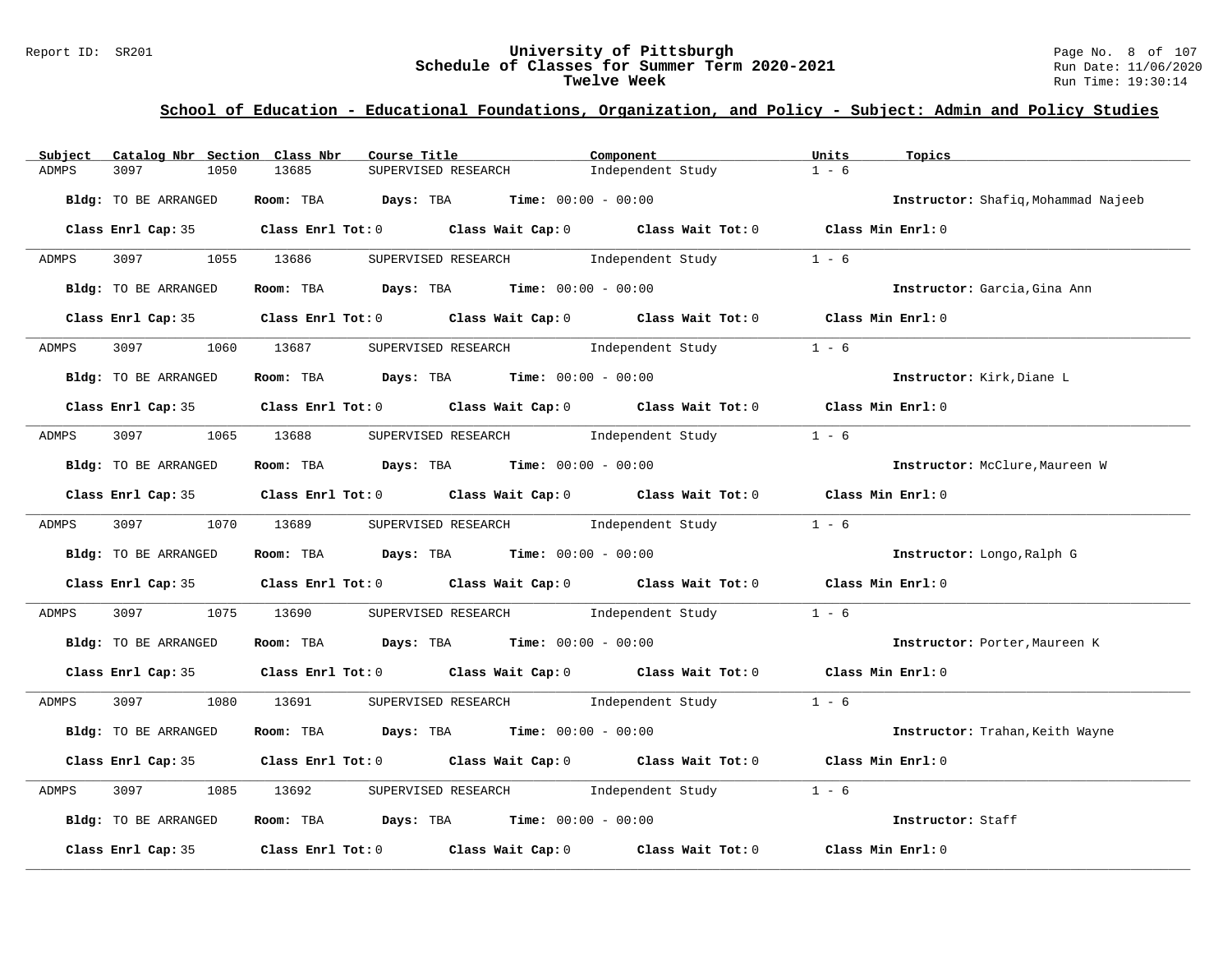## School of Education - Educational Foundations, Organization, and Policy - Subject: Admin and Policy Studies

| Subject | Catalog Nbr | Section | Class Nbr | Course Title | Component | Units | Topics |
|---|---|---|---|---|---|---|---|
| ADMPS | 3097 | 1050 | 13685 | SUPERVISED RESEARCH | Independent Study | 1 - 6 | |

**Bldg:** TO BE ARRANGED **Room:** TBA **Days:** TBA **Time:** 00:00 - 00:00 **Instructor:** Shafiq,Mohammad Najeeb

**Class Enrl Cap:** 35 **Class Enrl Tot:** 0 **Class Wait Cap:** 0 **Class Wait Tot:** 0 **Class Min Enrl:** 0

| Subject | Catalog Nbr | Section | Class Nbr | Course Title | Component | Units | Topics |
|---|---|---|---|---|---|---|---|
| ADMPS | 3097 | 1055 | 13686 | SUPERVISED RESEARCH | Independent Study | 1 - 6 | |

**Bldg:** TO BE ARRANGED **Room:** TBA **Days:** TBA **Time:** 00:00 - 00:00 **Instructor:** Garcia,Gina Ann

**Class Enrl Cap:** 35 **Class Enrl Tot:** 0 **Class Wait Cap:** 0 **Class Wait Tot:** 0 **Class Min Enrl:** 0

| Subject | Catalog Nbr | Section | Class Nbr | Course Title | Component | Units | Topics |
|---|---|---|---|---|---|---|---|
| ADMPS | 3097 | 1060 | 13687 | SUPERVISED RESEARCH | Independent Study | 1 - 6 | |

**Bldg:** TO BE ARRANGED **Room:** TBA **Days:** TBA **Time:** 00:00 - 00:00 **Instructor:** Kirk,Diane L

**Class Enrl Cap:** 35 **Class Enrl Tot:** 0 **Class Wait Cap:** 0 **Class Wait Tot:** 0 **Class Min Enrl:** 0

| Subject | Catalog Nbr | Section | Class Nbr | Course Title | Component | Units | Topics |
|---|---|---|---|---|---|---|---|
| ADMPS | 3097 | 1065 | 13688 | SUPERVISED RESEARCH | Independent Study | 1 - 6 | |

**Bldg:** TO BE ARRANGED **Room:** TBA **Days:** TBA **Time:** 00:00 - 00:00 **Instructor:** McClure,Maureen W

**Class Enrl Cap:** 35 **Class Enrl Tot:** 0 **Class Wait Cap:** 0 **Class Wait Tot:** 0 **Class Min Enrl:** 0

| Subject | Catalog Nbr | Section | Class Nbr | Course Title | Component | Units | Topics |
|---|---|---|---|---|---|---|---|
| ADMPS | 3097 | 1070 | 13689 | SUPERVISED RESEARCH | Independent Study | 1 - 6 | |

**Bldg:** TO BE ARRANGED **Room:** TBA **Days:** TBA **Time:** 00:00 - 00:00 **Instructor:** Longo,Ralph G

**Class Enrl Cap:** 35 **Class Enrl Tot:** 0 **Class Wait Cap:** 0 **Class Wait Tot:** 0 **Class Min Enrl:** 0

| Subject | Catalog Nbr | Section | Class Nbr | Course Title | Component | Units | Topics |
|---|---|---|---|---|---|---|---|
| ADMPS | 3097 | 1075 | 13690 | SUPERVISED RESEARCH | Independent Study | 1 - 6 | |

**Bldg:** TO BE ARRANGED **Room:** TBA **Days:** TBA **Time:** 00:00 - 00:00 **Instructor:** Porter,Maureen K

**Class Enrl Cap:** 35 **Class Enrl Tot:** 0 **Class Wait Cap:** 0 **Class Wait Tot:** 0 **Class Min Enrl:** 0

| Subject | Catalog Nbr | Section | Class Nbr | Course Title | Component | Units | Topics |
|---|---|---|---|---|---|---|---|
| ADMPS | 3097 | 1080 | 13691 | SUPERVISED RESEARCH | Independent Study | 1 - 6 | |

**Bldg:** TO BE ARRANGED **Room:** TBA **Days:** TBA **Time:** 00:00 - 00:00 **Instructor:** Trahan,Keith Wayne

**Class Enrl Cap:** 35 **Class Enrl Tot:** 0 **Class Wait Cap:** 0 **Class Wait Tot:** 0 **Class Min Enrl:** 0

| Subject | Catalog Nbr | Section | Class Nbr | Course Title | Component | Units | Topics |
|---|---|---|---|---|---|---|---|
| ADMPS | 3097 | 1085 | 13692 | SUPERVISED RESEARCH | Independent Study | 1 - 6 | |

**Bldg:** TO BE ARRANGED **Room:** TBA **Days:** TBA **Time:** 00:00 - 00:00 **Instructor:** Staff

**Class Enrl Cap:** 35 **Class Enrl Tot:** 0 **Class Wait Cap:** 0 **Class Wait Tot:** 0 **Class Min Enrl:** 0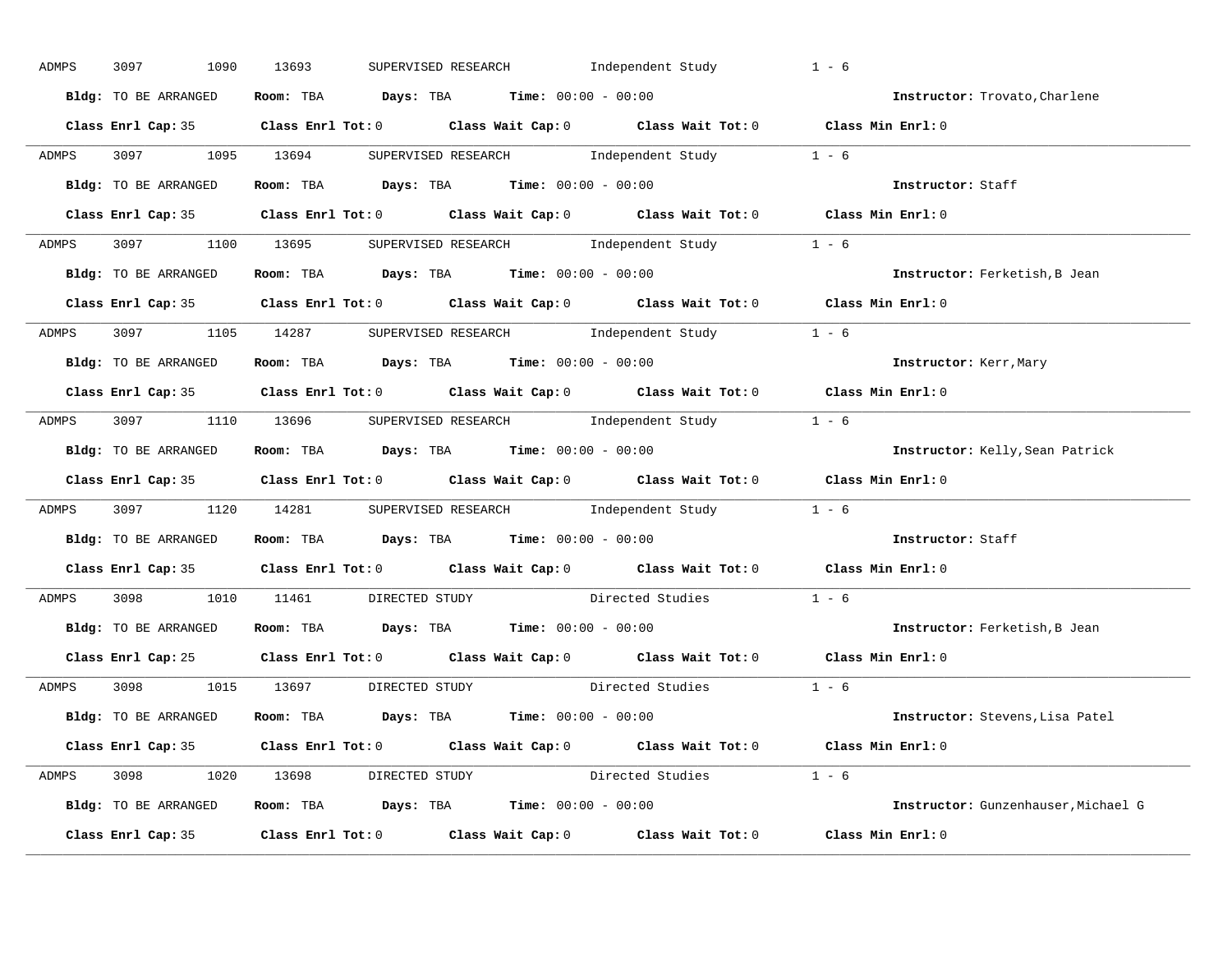ADMPS 3097 1090 13693 SUPERVISED RESEARCH Independent Study 1 - 6

**Bldg:** TO BE ARRANGED **Room:** TBA **Days:** TBA **Time:** 00:00 - 00:00 **Instructor:** Trovato,Charlene

**Class Enrl Cap:** 35 **Class Enrl Tot:** 0 **Class Wait Cap:** 0 **Class Wait Tot:** 0 **Class Min Enrl:** 0

---

ADMPS 3097 1095 13694 SUPERVISED RESEARCH Independent Study 1 - 6

**Bldg:** TO BE ARRANGED **Room:** TBA **Days:** TBA **Time:** 00:00 - 00:00 **Instructor:** Staff

**Class Enrl Cap:** 35 **Class Enrl Tot:** 0 **Class Wait Cap:** 0 **Class Wait Tot:** 0 **Class Min Enrl:** 0

---

ADMPS 3097 1100 13695 SUPERVISED RESEARCH Independent Study 1 - 6

**Bldg:** TO BE ARRANGED **Room:** TBA **Days:** TBA **Time:** 00:00 - 00:00 **Instructor:** Ferketish,B Jean

**Class Enrl Cap:** 35 **Class Enrl Tot:** 0 **Class Wait Cap:** 0 **Class Wait Tot:** 0 **Class Min Enrl:** 0

---

ADMPS 3097 1105 14287 SUPERVISED RESEARCH Independent Study 1 - 6

**Bldg:** TO BE ARRANGED **Room:** TBA **Days:** TBA **Time:** 00:00 - 00:00 **Instructor:** Kerr,Mary

**Class Enrl Cap:** 35 **Class Enrl Tot:** 0 **Class Wait Cap:** 0 **Class Wait Tot:** 0 **Class Min Enrl:** 0

---

ADMPS 3097 1110 13696 SUPERVISED RESEARCH Independent Study 1 - 6

**Bldg:** TO BE ARRANGED **Room:** TBA **Days:** TBA **Time:** 00:00 - 00:00 **Instructor:** Kelly,Sean Patrick

**Class Enrl Cap:** 35 **Class Enrl Tot:** 0 **Class Wait Cap:** 0 **Class Wait Tot:** 0 **Class Min Enrl:** 0

---

ADMPS 3097 1120 14281 SUPERVISED RESEARCH Independent Study 1 - 6

**Bldg:** TO BE ARRANGED **Room:** TBA **Days:** TBA **Time:** 00:00 - 00:00 **Instructor:** Staff

**Class Enrl Cap:** 35 **Class Enrl Tot:** 0 **Class Wait Cap:** 0 **Class Wait Tot:** 0 **Class Min Enrl:** 0

---

ADMPS 3098 1010 11461 DIRECTED STUDY Directed Studies 1 - 6

**Bldg:** TO BE ARRANGED **Room:** TBA **Days:** TBA **Time:** 00:00 - 00:00 **Instructor:** Ferketish,B Jean

**Class Enrl Cap:** 25 **Class Enrl Tot:** 0 **Class Wait Cap:** 0 **Class Wait Tot:** 0 **Class Min Enrl:** 0

---

ADMPS 3098 1015 13697 DIRECTED STUDY Directed Studies 1 - 6

**Bldg:** TO BE ARRANGED **Room:** TBA **Days:** TBA **Time:** 00:00 - 00:00 **Instructor:** Stevens,Lisa Patel

**Class Enrl Cap:** 35 **Class Enrl Tot:** 0 **Class Wait Cap:** 0 **Class Wait Tot:** 0 **Class Min Enrl:** 0

---

ADMPS 3098 1020 13698 DIRECTED STUDY Directed Studies 1 - 6

**Bldg:** TO BE ARRANGED **Room:** TBA **Days:** TBA **Time:** 00:00 - 00:00 **Instructor:** Gunzenhauser,Michael G

**Class Enrl Cap:** 35 **Class Enrl Tot:** 0 **Class Wait Cap:** 0 **Class Wait Tot:** 0 **Class Min Enrl:** 0

---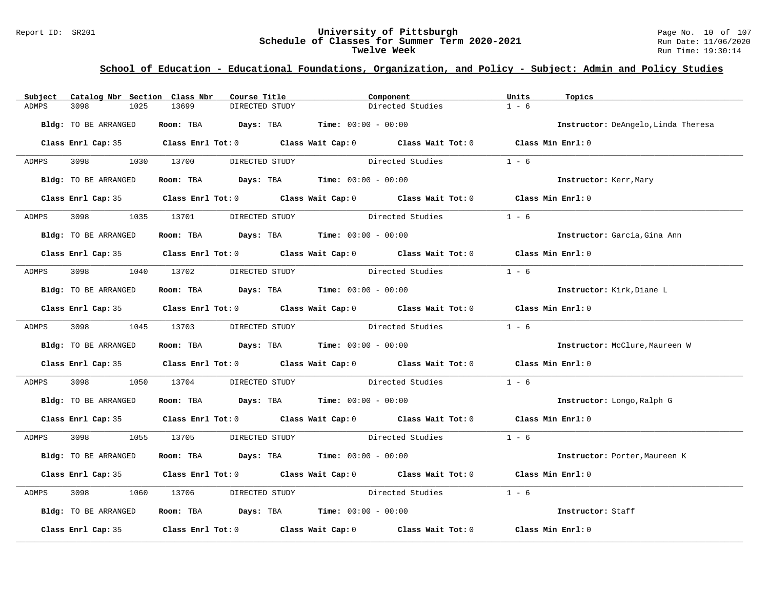# University of Pittsburgh
## Schedule of Classes for Summer Term 2020-2021
### Twelve Week

Report ID: SR201

Run Date: 11/06/2020
Run Time: 19:30:14

## School of Education - Educational Foundations, Organization, and Policy - Subject: Admin and Policy Studies

| Subject | Catalog Nbr | Section | Class Nbr | Course Title | Component | Units | Topics |
|---|---|---|---|---|---|---|---|
| ADMPS | 3098 | 1025 | 13699 | DIRECTED STUDY | Directed Studies | 1 - 6 | |

**Bldg:** TO BE ARRANGED **Room:** TBA **Days:** TBA **Time:** 00:00 - 00:00 **Instructor:** DeAngelo,Linda Theresa

**Class Enrl Cap:** 35 **Class Enrl Tot:** 0 **Class Wait Cap:** 0 **Class Wait Tot:** 0 **Class Min Enrl:** 0

---

| Subject | Catalog Nbr | Section | Class Nbr | Course Title | Component | Units | Topics |
|---|---|---|---|---|---|---|---|
| ADMPS | 3098 | 1030 | 13700 | DIRECTED STUDY | Directed Studies | 1 - 6 | |

**Bldg:** TO BE ARRANGED **Room:** TBA **Days:** TBA **Time:** 00:00 - 00:00 **Instructor:** Kerr,Mary

**Class Enrl Cap:** 35 **Class Enrl Tot:** 0 **Class Wait Cap:** 0 **Class Wait Tot:** 0 **Class Min Enrl:** 0

---

| Subject | Catalog Nbr | Section | Class Nbr | Course Title | Component | Units | Topics |
|---|---|---|---|---|---|---|---|
| ADMPS | 3098 | 1035 | 13701 | DIRECTED STUDY | Directed Studies | 1 - 6 | |

**Bldg:** TO BE ARRANGED **Room:** TBA **Days:** TBA **Time:** 00:00 - 00:00 **Instructor:** Garcia,Gina Ann

**Class Enrl Cap:** 35 **Class Enrl Tot:** 0 **Class Wait Cap:** 0 **Class Wait Tot:** 0 **Class Min Enrl:** 0

---

| Subject | Catalog Nbr | Section | Class Nbr | Course Title | Component | Units | Topics |
|---|---|---|---|---|---|---|---|
| ADMPS | 3098 | 1040 | 13702 | DIRECTED STUDY | Directed Studies | 1 - 6 | |

**Bldg:** TO BE ARRANGED **Room:** TBA **Days:** TBA **Time:** 00:00 - 00:00 **Instructor:** Kirk,Diane L

**Class Enrl Cap:** 35 **Class Enrl Tot:** 0 **Class Wait Cap:** 0 **Class Wait Tot:** 0 **Class Min Enrl:** 0

---

| Subject | Catalog Nbr | Section | Class Nbr | Course Title | Component | Units | Topics |
|---|---|---|---|---|---|---|---|
| ADMPS | 3098 | 1045 | 13703 | DIRECTED STUDY | Directed Studies | 1 - 6 | |

**Bldg:** TO BE ARRANGED **Room:** TBA **Days:** TBA **Time:** 00:00 - 00:00 **Instructor:** McClure,Maureen W

**Class Enrl Cap:** 35 **Class Enrl Tot:** 0 **Class Wait Cap:** 0 **Class Wait Tot:** 0 **Class Min Enrl:** 0

---

| Subject | Catalog Nbr | Section | Class Nbr | Course Title | Component | Units | Topics |
|---|---|---|---|---|---|---|---|
| ADMPS | 3098 | 1050 | 13704 | DIRECTED STUDY | Directed Studies | 1 - 6 | |

**Bldg:** TO BE ARRANGED **Room:** TBA **Days:** TBA **Time:** 00:00 - 00:00 **Instructor:** Longo,Ralph G

**Class Enrl Cap:** 35 **Class Enrl Tot:** 0 **Class Wait Cap:** 0 **Class Wait Tot:** 0 **Class Min Enrl:** 0

---

| Subject | Catalog Nbr | Section | Class Nbr | Course Title | Component | Units | Topics |
|---|---|---|---|---|---|---|---|
| ADMPS | 3098 | 1055 | 13705 | DIRECTED STUDY | Directed Studies | 1 - 6 | |

**Bldg:** TO BE ARRANGED **Room:** TBA **Days:** TBA **Time:** 00:00 - 00:00 **Instructor:** Porter,Maureen K

**Class Enrl Cap:** 35 **Class Enrl Tot:** 0 **Class Wait Cap:** 0 **Class Wait Tot:** 0 **Class Min Enrl:** 0

---

| Subject | Catalog Nbr | Section | Class Nbr | Course Title | Component | Units | Topics |
|---|---|---|---|---|---|---|---|
| ADMPS | 3098 | 1060 | 13706 | DIRECTED STUDY | Directed Studies | 1 - 6 | |

**Bldg:** TO BE ARRANGED **Room:** TBA **Days:** TBA **Time:** 00:00 - 00:00 **Instructor:** Staff

**Class Enrl Cap:** 35 **Class Enrl Tot:** 0 **Class Wait Cap:** 0 **Class Wait Tot:** 0 **Class Min Enrl:** 0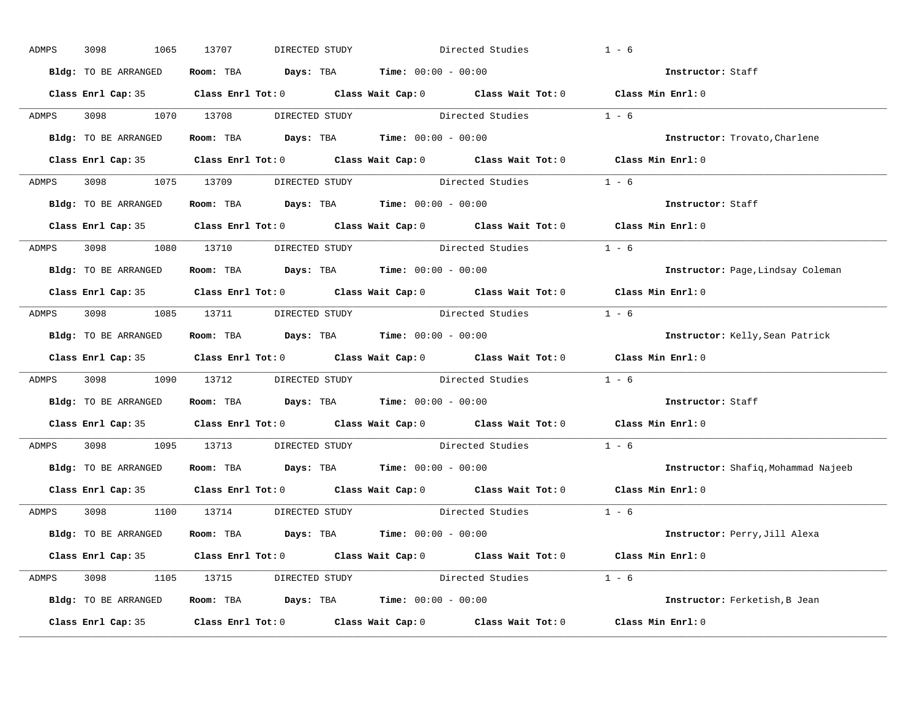ADMPS 3098 1065 13707 DIRECTED STUDY Directed Studies 1 - 6

**Bldg:** TO BE ARRANGED **Room:** TBA **Days:** TBA **Time:** 00:00 - 00:00 **Instructor:** Staff

**Class Enrl Cap:** 35 **Class Enrl Tot:** 0 **Class Wait Cap:** 0 **Class Wait Tot:** 0 **Class Min Enrl:** 0

---

ADMPS 3098 1070 13708 DIRECTED STUDY Directed Studies 1 - 6

**Bldg:** TO BE ARRANGED **Room:** TBA **Days:** TBA **Time:** 00:00 - 00:00 **Instructor:** Trovato,Charlene

**Class Enrl Cap:** 35 **Class Enrl Tot:** 0 **Class Wait Cap:** 0 **Class Wait Tot:** 0 **Class Min Enrl:** 0

---

ADMPS 3098 1075 13709 DIRECTED STUDY Directed Studies 1 - 6

**Bldg:** TO BE ARRANGED **Room:** TBA **Days:** TBA **Time:** 00:00 - 00:00 **Instructor:** Staff

**Class Enrl Cap:** 35 **Class Enrl Tot:** 0 **Class Wait Cap:** 0 **Class Wait Tot:** 0 **Class Min Enrl:** 0

---

ADMPS 3098 1080 13710 DIRECTED STUDY Directed Studies 1 - 6

**Bldg:** TO BE ARRANGED **Room:** TBA **Days:** TBA **Time:** 00:00 - 00:00 **Instructor:** Page,Lindsay Coleman

**Class Enrl Cap:** 35 **Class Enrl Tot:** 0 **Class Wait Cap:** 0 **Class Wait Tot:** 0 **Class Min Enrl:** 0

---

ADMPS 3098 1085 13711 DIRECTED STUDY Directed Studies 1 - 6

**Bldg:** TO BE ARRANGED **Room:** TBA **Days:** TBA **Time:** 00:00 - 00:00 **Instructor:** Kelly,Sean Patrick

**Class Enrl Cap:** 35 **Class Enrl Tot:** 0 **Class Wait Cap:** 0 **Class Wait Tot:** 0 **Class Min Enrl:** 0

---

ADMPS 3098 1090 13712 DIRECTED STUDY Directed Studies 1 - 6

**Bldg:** TO BE ARRANGED **Room:** TBA **Days:** TBA **Time:** 00:00 - 00:00 **Instructor:** Staff

**Class Enrl Cap:** 35 **Class Enrl Tot:** 0 **Class Wait Cap:** 0 **Class Wait Tot:** 0 **Class Min Enrl:** 0

---

ADMPS 3098 1095 13713 DIRECTED STUDY Directed Studies 1 - 6

**Bldg:** TO BE ARRANGED **Room:** TBA **Days:** TBA **Time:** 00:00 - 00:00 **Instructor:** Shafiq,Mohammad Najeeb

**Class Enrl Cap:** 35 **Class Enrl Tot:** 0 **Class Wait Cap:** 0 **Class Wait Tot:** 0 **Class Min Enrl:** 0

---

ADMPS 3098 1100 13714 DIRECTED STUDY Directed Studies 1 - 6

**Bldg:** TO BE ARRANGED **Room:** TBA **Days:** TBA **Time:** 00:00 - 00:00 **Instructor:** Perry,Jill Alexa

**Class Enrl Cap:** 35 **Class Enrl Tot:** 0 **Class Wait Cap:** 0 **Class Wait Tot:** 0 **Class Min Enrl:** 0

---

ADMPS 3098 1105 13715 DIRECTED STUDY Directed Studies 1 - 6

**Bldg:** TO BE ARRANGED **Room:** TBA **Days:** TBA **Time:** 00:00 - 00:00 **Instructor:** Ferketish,B Jean

**Class Enrl Cap:** 35 **Class Enrl Tot:** 0 **Class Wait Cap:** 0 **Class Wait Tot:** 0 **Class Min Enrl:** 0

---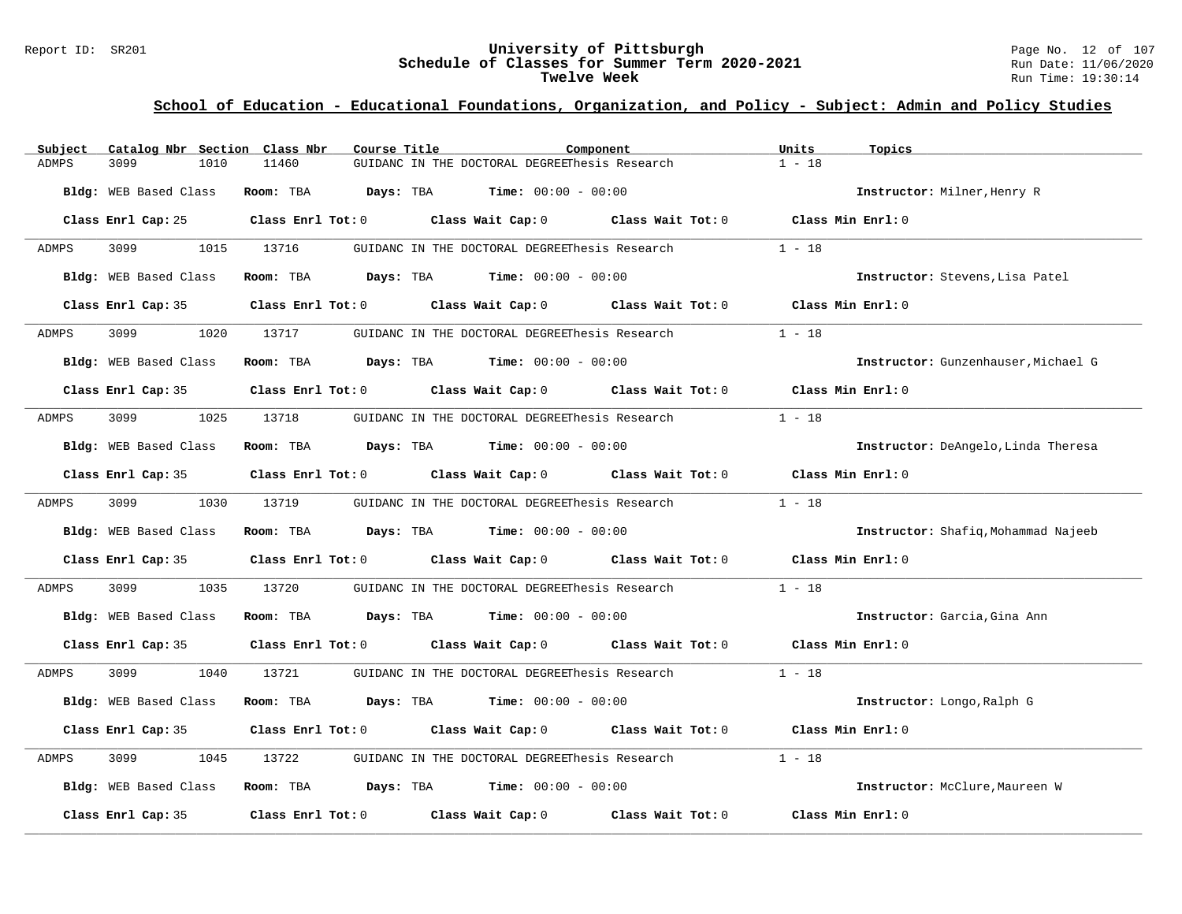Report ID: SR201

# University of Pittsburgh
## Schedule of Classes for Summer Term 2020-2021
### Twelve Week

Run Date: 11/06/2020
Run Time: 19:30:14

## School of Education - Educational Foundations, Organization, and Policy - Subject: Admin and Policy Studies

| Subject | Catalog Nbr | Section | Class Nbr | Course Title | Component | Units | Topics |
|---|---|---|---|---|---|---|---|
| ADMPS | 3099 | 1010 | 11460 | GUIDANC IN THE DOCTORAL DEGREE | Thesis Research | 1 - 18 | |

**Bldg:** WEB Based Class **Room:** TBA **Days:** TBA **Time:** 00:00 - 00:00 **Instructor:** Milner,Henry R

**Class Enrl Cap:** 25 **Class Enrl Tot:** 0 **Class Wait Cap:** 0 **Class Wait Tot:** 0 **Class Min Enrl:** 0

---

| Subject | Catalog Nbr | Section | Class Nbr | Course Title | Component | Units | Topics |
|---|---|---|---|---|---|---|---|
| ADMPS | 3099 | 1015 | 13716 | GUIDANC IN THE DOCTORAL DEGREE | Thesis Research | 1 - 18 | |

**Bldg:** WEB Based Class **Room:** TBA **Days:** TBA **Time:** 00:00 - 00:00 **Instructor:** Stevens,Lisa Patel

**Class Enrl Cap:** 35 **Class Enrl Tot:** 0 **Class Wait Cap:** 0 **Class Wait Tot:** 0 **Class Min Enrl:** 0

---

| Subject | Catalog Nbr | Section | Class Nbr | Course Title | Component | Units | Topics |
|---|---|---|---|---|---|---|---|
| ADMPS | 3099 | 1020 | 13717 | GUIDANC IN THE DOCTORAL DEGREE | Thesis Research | 1 - 18 | |

**Bldg:** WEB Based Class **Room:** TBA **Days:** TBA **Time:** 00:00 - 00:00 **Instructor:** Gunzenhauser,Michael G

**Class Enrl Cap:** 35 **Class Enrl Tot:** 0 **Class Wait Cap:** 0 **Class Wait Tot:** 0 **Class Min Enrl:** 0

---

| Subject | Catalog Nbr | Section | Class Nbr | Course Title | Component | Units | Topics |
|---|---|---|---|---|---|---|---|
| ADMPS | 3099 | 1025 | 13718 | GUIDANC IN THE DOCTORAL DEGREE | Thesis Research | 1 - 18 | |

**Bldg:** WEB Based Class **Room:** TBA **Days:** TBA **Time:** 00:00 - 00:00 **Instructor:** DeAngelo,Linda Theresa

**Class Enrl Cap:** 35 **Class Enrl Tot:** 0 **Class Wait Cap:** 0 **Class Wait Tot:** 0 **Class Min Enrl:** 0

---

| Subject | Catalog Nbr | Section | Class Nbr | Course Title | Component | Units | Topics |
|---|---|---|---|---|---|---|---|
| ADMPS | 3099 | 1030 | 13719 | GUIDANC IN THE DOCTORAL DEGREE | Thesis Research | 1 - 18 | |

**Bldg:** WEB Based Class **Room:** TBA **Days:** TBA **Time:** 00:00 - 00:00 **Instructor:** Shafiq,Mohammad Najeeb

**Class Enrl Cap:** 35 **Class Enrl Tot:** 0 **Class Wait Cap:** 0 **Class Wait Tot:** 0 **Class Min Enrl:** 0

---

| Subject | Catalog Nbr | Section | Class Nbr | Course Title | Component | Units | Topics |
|---|---|---|---|---|---|---|---|
| ADMPS | 3099 | 1035 | 13720 | GUIDANC IN THE DOCTORAL DEGREE | Thesis Research | 1 - 18 | |

**Bldg:** WEB Based Class **Room:** TBA **Days:** TBA **Time:** 00:00 - 00:00 **Instructor:** Garcia,Gina Ann

**Class Enrl Cap:** 35 **Class Enrl Tot:** 0 **Class Wait Cap:** 0 **Class Wait Tot:** 0 **Class Min Enrl:** 0

---

| Subject | Catalog Nbr | Section | Class Nbr | Course Title | Component | Units | Topics |
|---|---|---|---|---|---|---|---|
| ADMPS | 3099 | 1040 | 13721 | GUIDANC IN THE DOCTORAL DEGREE | Thesis Research | 1 - 18 | |

**Bldg:** WEB Based Class **Room:** TBA **Days:** TBA **Time:** 00:00 - 00:00 **Instructor:** Longo,Ralph G

**Class Enrl Cap:** 35 **Class Enrl Tot:** 0 **Class Wait Cap:** 0 **Class Wait Tot:** 0 **Class Min Enrl:** 0

---

| Subject | Catalog Nbr | Section | Class Nbr | Course Title | Component | Units | Topics |
|---|---|---|---|---|---|---|---|
| ADMPS | 3099 | 1045 | 13722 | GUIDANC IN THE DOCTORAL DEGREE | Thesis Research | 1 - 18 | |

**Bldg:** WEB Based Class **Room:** TBA **Days:** TBA **Time:** 00:00 - 00:00 **Instructor:** McClure,Maureen W

**Class Enrl Cap:** 35 **Class Enrl Tot:** 0 **Class Wait Cap:** 0 **Class Wait Tot:** 0 **Class Min Enrl:** 0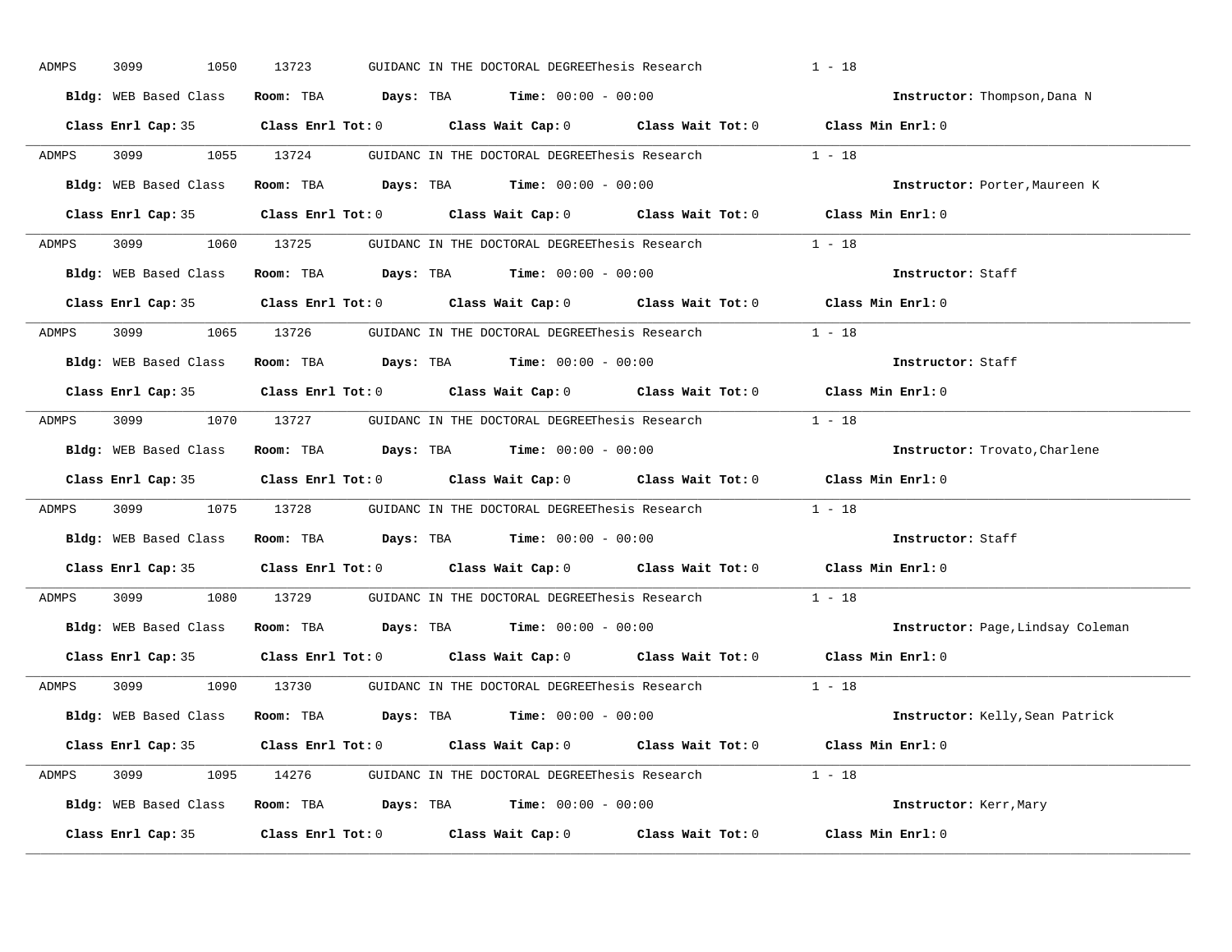ADMPS 3099 1050 13723 GUIDANC IN THE DOCTORAL DEGREEThesis Research 1 - 18

**Bldg:** WEB Based Class **Room:** TBA **Days:** TBA **Time:** 00:00 - 00:00 **Instructor:** Thompson,Dana N

**Class Enrl Cap:** 35 **Class Enrl Tot:** 0 **Class Wait Cap:** 0 **Class Wait Tot:** 0 **Class Min Enrl:** 0

---

ADMPS 3099 1055 13724 GUIDANC IN THE DOCTORAL DEGREEThesis Research 1 - 18

**Bldg:** WEB Based Class **Room:** TBA **Days:** TBA **Time:** 00:00 - 00:00 **Instructor:** Porter,Maureen K

**Class Enrl Cap:** 35 **Class Enrl Tot:** 0 **Class Wait Cap:** 0 **Class Wait Tot:** 0 **Class Min Enrl:** 0

---

ADMPS 3099 1060 13725 GUIDANC IN THE DOCTORAL DEGREEThesis Research 1 - 18

**Bldg:** WEB Based Class **Room:** TBA **Days:** TBA **Time:** 00:00 - 00:00 **Instructor:** Staff

**Class Enrl Cap:** 35 **Class Enrl Tot:** 0 **Class Wait Cap:** 0 **Class Wait Tot:** 0 **Class Min Enrl:** 0

---

ADMPS 3099 1065 13726 GUIDANC IN THE DOCTORAL DEGREEThesis Research 1 - 18

**Bldg:** WEB Based Class **Room:** TBA **Days:** TBA **Time:** 00:00 - 00:00 **Instructor:** Staff

**Class Enrl Cap:** 35 **Class Enrl Tot:** 0 **Class Wait Cap:** 0 **Class Wait Tot:** 0 **Class Min Enrl:** 0

---

ADMPS 3099 1070 13727 GUIDANC IN THE DOCTORAL DEGREEThesis Research 1 - 18

**Bldg:** WEB Based Class **Room:** TBA **Days:** TBA **Time:** 00:00 - 00:00 **Instructor:** Trovato,Charlene

**Class Enrl Cap:** 35 **Class Enrl Tot:** 0 **Class Wait Cap:** 0 **Class Wait Tot:** 0 **Class Min Enrl:** 0

---

ADMPS 3099 1075 13728 GUIDANC IN THE DOCTORAL DEGREEThesis Research 1 - 18

**Bldg:** WEB Based Class **Room:** TBA **Days:** TBA **Time:** 00:00 - 00:00 **Instructor:** Staff

**Class Enrl Cap:** 35 **Class Enrl Tot:** 0 **Class Wait Cap:** 0 **Class Wait Tot:** 0 **Class Min Enrl:** 0

---

ADMPS 3099 1080 13729 GUIDANC IN THE DOCTORAL DEGREEThesis Research 1 - 18

**Bldg:** WEB Based Class **Room:** TBA **Days:** TBA **Time:** 00:00 - 00:00 **Instructor:** Page,Lindsay Coleman

**Class Enrl Cap:** 35 **Class Enrl Tot:** 0 **Class Wait Cap:** 0 **Class Wait Tot:** 0 **Class Min Enrl:** 0

---

ADMPS 3099 1090 13730 GUIDANC IN THE DOCTORAL DEGREEThesis Research 1 - 18

**Bldg:** WEB Based Class **Room:** TBA **Days:** TBA **Time:** 00:00 - 00:00 **Instructor:** Kelly,Sean Patrick

**Class Enrl Cap:** 35 **Class Enrl Tot:** 0 **Class Wait Cap:** 0 **Class Wait Tot:** 0 **Class Min Enrl:** 0

---

ADMPS 3099 1095 14276 GUIDANC IN THE DOCTORAL DEGREEThesis Research 1 - 18

**Bldg:** WEB Based Class **Room:** TBA **Days:** TBA **Time:** 00:00 - 00:00 **Instructor:** Kerr,Mary

**Class Enrl Cap:** 35 **Class Enrl Tot:** 0 **Class Wait Cap:** 0 **Class Wait Tot:** 0 **Class Min Enrl:** 0

---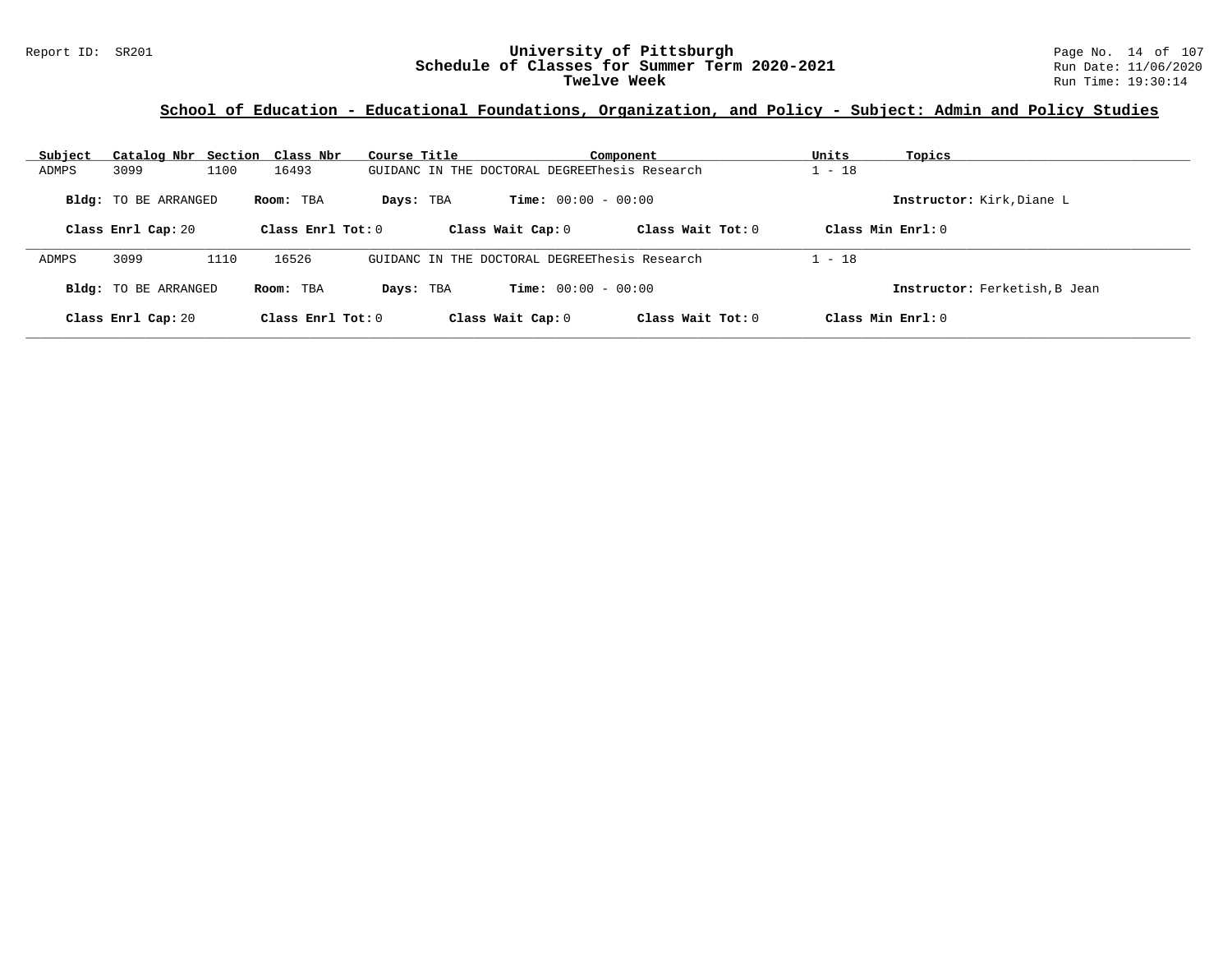## School of Education - Educational Foundations, Organization, and Policy - Subject: Admin and Policy Studies

| Subject | Catalog Nbr | Section | Class Nbr | Course Title | Component | Units | Topics |
|---|---|---|---|---|---|---|---|
| ADMPS | 3099 | 1100 | 16493 | GUIDANC IN THE DOCTORAL DEGREE | Thesis Research | 1 - 18 | |

**Bldg:** TO BE ARRANGED **Room:** TBA **Days:** TBA **Time:** 00:00 - 00:00 **Instructor:** Kirk,Diane L

**Class Enrl Cap:** 20 **Class Enrl Tot:** 0 **Class Wait Cap:** 0 **Class Wait Tot:** 0 **Class Min Enrl:** 0

| Subject | Catalog Nbr | Section | Class Nbr | Course Title | Component | Units | Topics |
|---|---|---|---|---|---|---|---|
| ADMPS | 3099 | 1110 | 16526 | GUIDANC IN THE DOCTORAL DEGREE | Thesis Research | 1 - 18 | |

**Bldg:** TO BE ARRANGED **Room:** TBA **Days:** TBA **Time:** 00:00 - 00:00 **Instructor:** Ferketish,B Jean

**Class Enrl Cap:** 20 **Class Enrl Tot:** 0 **Class Wait Cap:** 0 **Class Wait Tot:** 0 **Class Min Enrl:** 0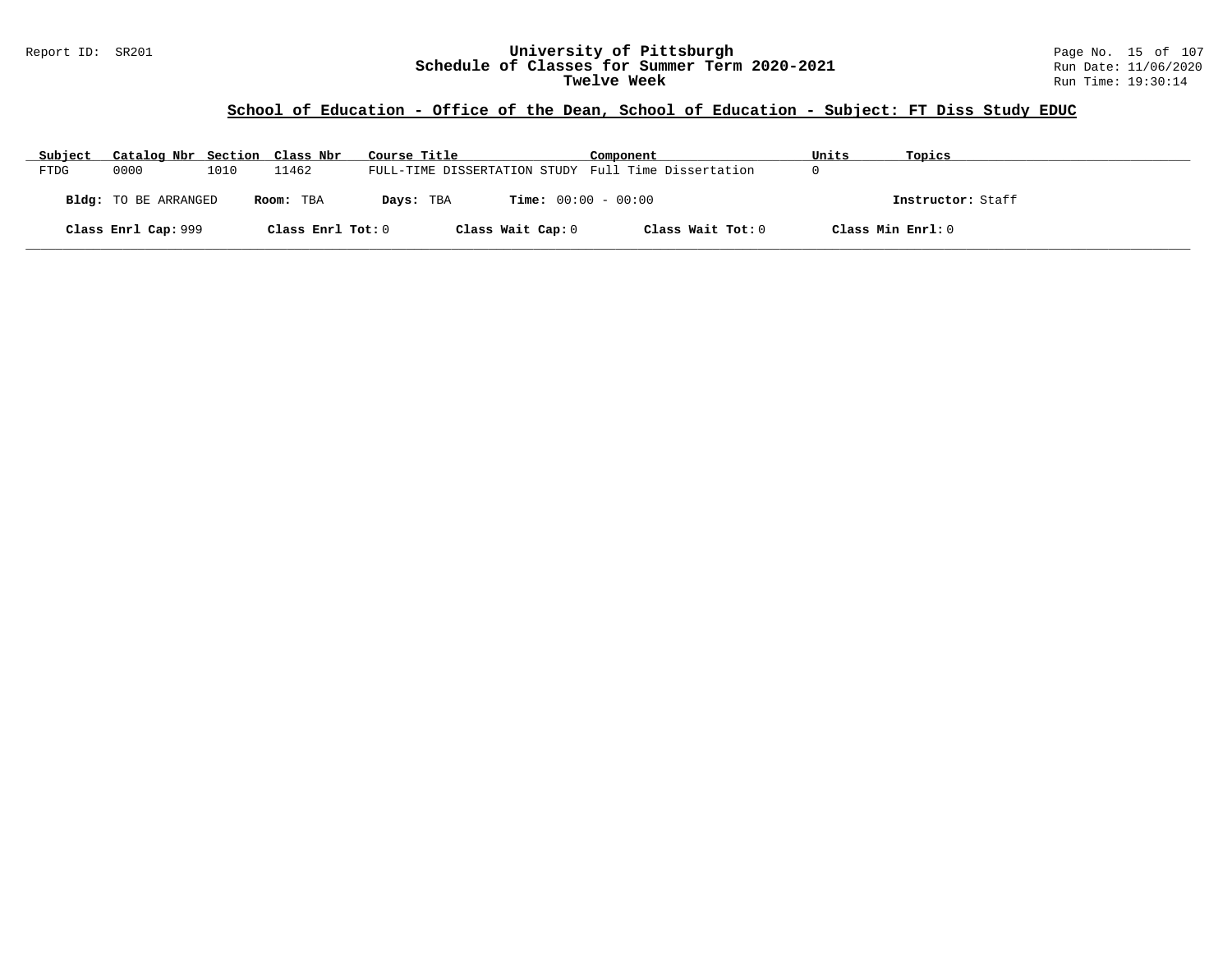## School of Education - Office of the Dean, School of Education - Subject: FT Diss Study EDUC

| Subject | Catalog Nbr | Section | Class Nbr | Course Title | Component | Units | Topics |
|---|---|---|---|---|---|---|---|
| FTDG | 0000 | 1010 | 11462 | FULL-TIME DISSERTATION STUDY | Full Time Dissertation | 0 | |

**Bldg:** TO BE ARRANGED **Room:** TBA **Days:** TBA **Time:** 00:00 - 00:00 **Instructor:** Staff

**Class Enrl Cap:** 999 **Class Enrl Tot:** 0 **Class Wait Cap:** 0 **Class Wait Tot:** 0 **Class Min Enrl:** 0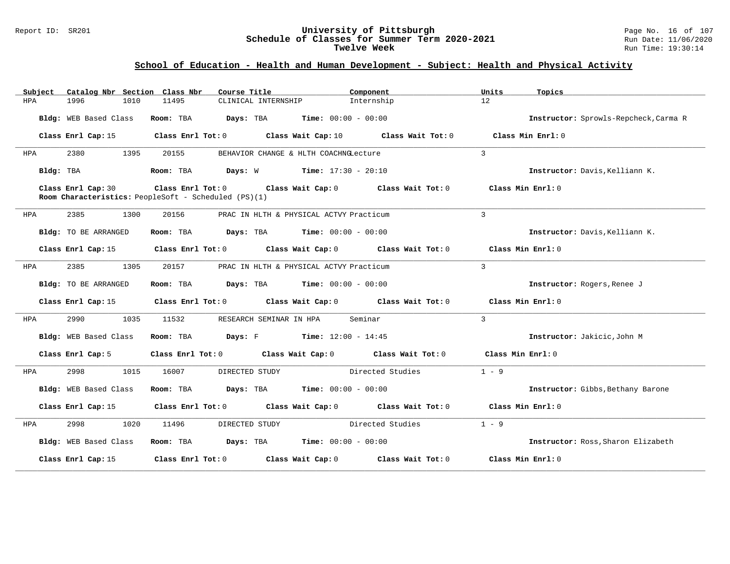# University of Pittsburgh
## Schedule of Classes for Summer Term 2020-2021
### Twelve Week

Report ID: SR201 | Run Date: 11/06/2020 | Run Time: 19:30:14

## School of Education - Health and Human Development - Subject: Health and Physical Activity

| Subject | Catalog Nbr | Section | Class Nbr | Course Title | Component | Units | Topics |
|---|---|---|---|---|---|---|---|
| HPA | 1996 | 1010 | 11495 | CLINICAL INTERNSHIP | Internship | 12 | |

**Bldg:** WEB Based Class **Room:** TBA **Days:** TBA **Time:** 00:00 - 00:00 **Instructor:** Sprowls-Repcheck,Carma R

**Class Enrl Cap:** 15 **Class Enrl Tot:** 0 **Class Wait Cap:** 10 **Class Wait Tot:** 0 **Class Min Enrl:** 0

---

| Subject | Catalog Nbr | Section | Class Nbr | Course Title | Component | Units | Topics |
|---|---|---|---|---|---|---|---|
| HPA | 2380 | 1395 | 20155 | BEHAVIOR CHANGE & HLTH COACHNG | Lecture | 3 | |

**Bldg:** TBA **Room:** TBA **Days:** W **Time:** 17:30 - 20:10 **Instructor:** Davis,Kelliann K.

**Class Enrl Cap:** 30 **Class Enrl Tot:** 0 **Class Wait Cap:** 0 **Class Wait Tot:** 0 **Class Min Enrl:** 0

**Room Characteristics:** PeopleSoft - Scheduled (PS)(1)

---

| Subject | Catalog Nbr | Section | Class Nbr | Course Title | Component | Units | Topics |
|---|---|---|---|---|---|---|---|
| HPA | 2385 | 1300 | 20156 | PRAC IN HLTH & PHYSICAL ACTVY | Practicum | 3 | |

**Bldg:** TO BE ARRANGED **Room:** TBA **Days:** TBA **Time:** 00:00 - 00:00 **Instructor:** Davis,Kelliann K.

**Class Enrl Cap:** 15 **Class Enrl Tot:** 0 **Class Wait Cap:** 0 **Class Wait Tot:** 0 **Class Min Enrl:** 0

---

| Subject | Catalog Nbr | Section | Class Nbr | Course Title | Component | Units | Topics |
|---|---|---|---|---|---|---|---|
| HPA | 2385 | 1305 | 20157 | PRAC IN HLTH & PHYSICAL ACTVY | Practicum | 3 | |

**Bldg:** TO BE ARRANGED **Room:** TBA **Days:** TBA **Time:** 00:00 - 00:00 **Instructor:** Rogers,Renee J

**Class Enrl Cap:** 15 **Class Enrl Tot:** 0 **Class Wait Cap:** 0 **Class Wait Tot:** 0 **Class Min Enrl:** 0

---

| Subject | Catalog Nbr | Section | Class Nbr | Course Title | Component | Units | Topics |
|---|---|---|---|---|---|---|---|
| HPA | 2990 | 1035 | 11532 | RESEARCH SEMINAR IN HPA | Seminar | 3 | |

**Bldg:** WEB Based Class **Room:** TBA **Days:** F **Time:** 12:00 - 14:45 **Instructor:** Jakicic,John M

**Class Enrl Cap:** 5 **Class Enrl Tot:** 0 **Class Wait Cap:** 0 **Class Wait Tot:** 0 **Class Min Enrl:** 0

---

| Subject | Catalog Nbr | Section | Class Nbr | Course Title | Component | Units | Topics |
|---|---|---|---|---|---|---|---|
| HPA | 2998 | 1015 | 16007 | DIRECTED STUDY | Directed Studies | 1 - 9 | |

**Bldg:** WEB Based Class **Room:** TBA **Days:** TBA **Time:** 00:00 - 00:00 **Instructor:** Gibbs,Bethany Barone

**Class Enrl Cap:** 15 **Class Enrl Tot:** 0 **Class Wait Cap:** 0 **Class Wait Tot:** 0 **Class Min Enrl:** 0

---

| Subject | Catalog Nbr | Section | Class Nbr | Course Title | Component | Units | Topics |
|---|---|---|---|---|---|---|---|
| HPA | 2998 | 1020 | 11496 | DIRECTED STUDY | Directed Studies | 1 - 9 | |

**Bldg:** WEB Based Class **Room:** TBA **Days:** TBA **Time:** 00:00 - 00:00 **Instructor:** Ross,Sharon Elizabeth

**Class Enrl Cap:** 15 **Class Enrl Tot:** 0 **Class Wait Cap:** 0 **Class Wait Tot:** 0 **Class Min Enrl:** 0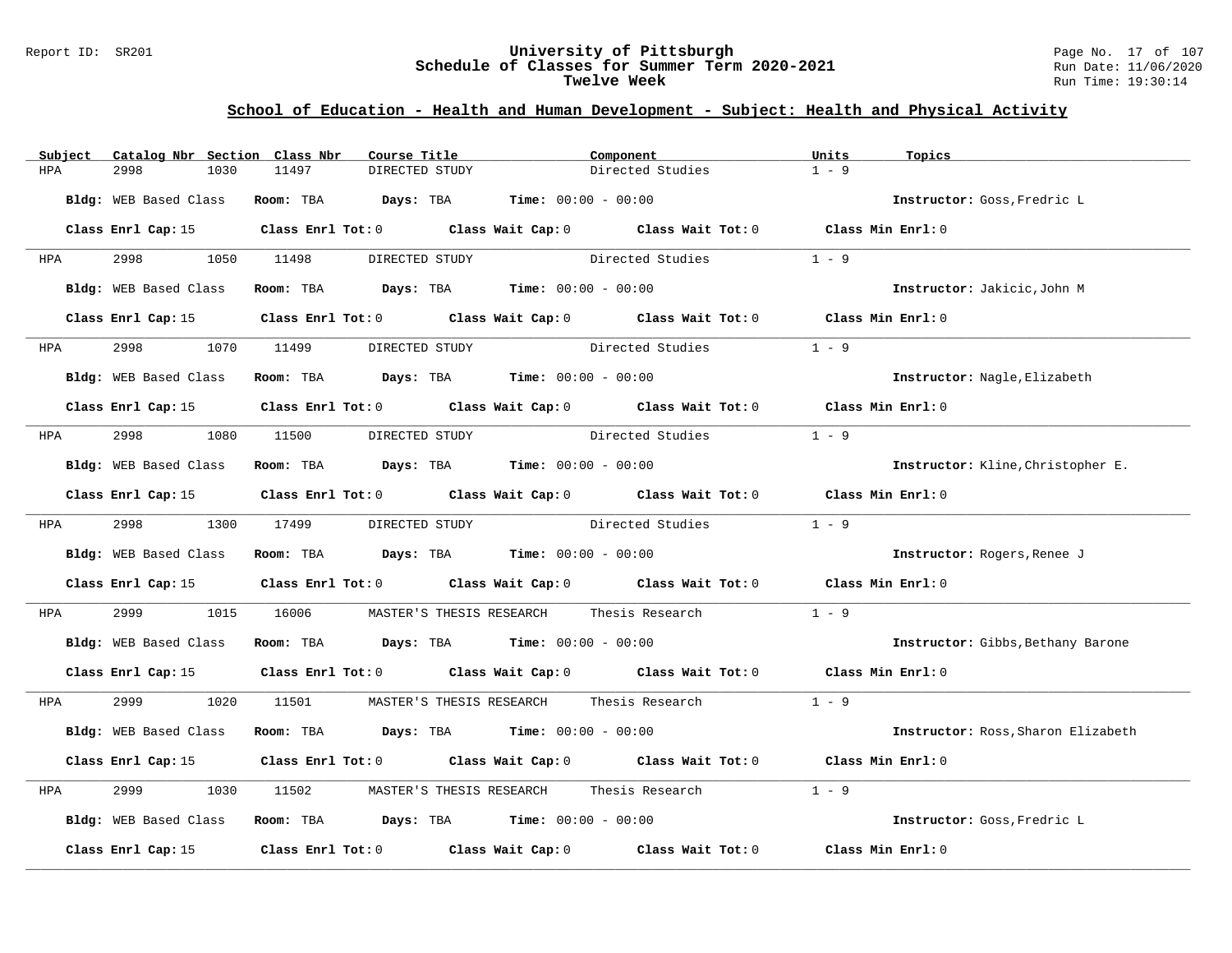## School of Education - Health and Human Development - Subject: Health and Physical Activity

| Subject | Catalog Nbr | Section | Class Nbr | Course Title | Component | Units | Topics |
|---|---|---|---|---|---|---|---|
| HPA | 2998 | 1030 | 11497 | DIRECTED STUDY | Directed Studies | 1 - 9 | |

**Bldg:** WEB Based Class **Room:** TBA **Days:** TBA **Time:** 00:00 - 00:00 **Instructor:** Goss,Fredric L

**Class Enrl Cap:** 15 **Class Enrl Tot:** 0 **Class Wait Cap:** 0 **Class Wait Tot:** 0 **Class Min Enrl:** 0

| Subject | Catalog Nbr | Section | Class Nbr | Course Title | Component | Units | Topics |
|---|---|---|---|---|---|---|---|
| HPA | 2998 | 1050 | 11498 | DIRECTED STUDY | Directed Studies | 1 - 9 | |

**Bldg:** WEB Based Class **Room:** TBA **Days:** TBA **Time:** 00:00 - 00:00 **Instructor:** Jakicic,John M

**Class Enrl Cap:** 15 **Class Enrl Tot:** 0 **Class Wait Cap:** 0 **Class Wait Tot:** 0 **Class Min Enrl:** 0

| Subject | Catalog Nbr | Section | Class Nbr | Course Title | Component | Units | Topics |
|---|---|---|---|---|---|---|---|
| HPA | 2998 | 1070 | 11499 | DIRECTED STUDY | Directed Studies | 1 - 9 | |

**Bldg:** WEB Based Class **Room:** TBA **Days:** TBA **Time:** 00:00 - 00:00 **Instructor:** Nagle,Elizabeth

**Class Enrl Cap:** 15 **Class Enrl Tot:** 0 **Class Wait Cap:** 0 **Class Wait Tot:** 0 **Class Min Enrl:** 0

| Subject | Catalog Nbr | Section | Class Nbr | Course Title | Component | Units | Topics |
|---|---|---|---|---|---|---|---|
| HPA | 2998 | 1080 | 11500 | DIRECTED STUDY | Directed Studies | 1 - 9 | |

**Bldg:** WEB Based Class **Room:** TBA **Days:** TBA **Time:** 00:00 - 00:00 **Instructor:** Kline,Christopher E.

**Class Enrl Cap:** 15 **Class Enrl Tot:** 0 **Class Wait Cap:** 0 **Class Wait Tot:** 0 **Class Min Enrl:** 0

| Subject | Catalog Nbr | Section | Class Nbr | Course Title | Component | Units | Topics |
|---|---|---|---|---|---|---|---|
| HPA | 2998 | 1300 | 17499 | DIRECTED STUDY | Directed Studies | 1 - 9 | |

**Bldg:** WEB Based Class **Room:** TBA **Days:** TBA **Time:** 00:00 - 00:00 **Instructor:** Rogers,Renee J

**Class Enrl Cap:** 15 **Class Enrl Tot:** 0 **Class Wait Cap:** 0 **Class Wait Tot:** 0 **Class Min Enrl:** 0

| Subject | Catalog Nbr | Section | Class Nbr | Course Title | Component | Units | Topics |
|---|---|---|---|---|---|---|---|
| HPA | 2999 | 1015 | 16006 | MASTER'S THESIS RESEARCH | Thesis Research | 1 - 9 | |

**Bldg:** WEB Based Class **Room:** TBA **Days:** TBA **Time:** 00:00 - 00:00 **Instructor:** Gibbs,Bethany Barone

**Class Enrl Cap:** 15 **Class Enrl Tot:** 0 **Class Wait Cap:** 0 **Class Wait Tot:** 0 **Class Min Enrl:** 0

| Subject | Catalog Nbr | Section | Class Nbr | Course Title | Component | Units | Topics |
|---|---|---|---|---|---|---|---|
| HPA | 2999 | 1020 | 11501 | MASTER'S THESIS RESEARCH | Thesis Research | 1 - 9 | |

**Bldg:** WEB Based Class **Room:** TBA **Days:** TBA **Time:** 00:00 - 00:00 **Instructor:** Ross,Sharon Elizabeth

**Class Enrl Cap:** 15 **Class Enrl Tot:** 0 **Class Wait Cap:** 0 **Class Wait Tot:** 0 **Class Min Enrl:** 0

| Subject | Catalog Nbr | Section | Class Nbr | Course Title | Component | Units | Topics |
|---|---|---|---|---|---|---|---|
| HPA | 2999 | 1030 | 11502 | MASTER'S THESIS RESEARCH | Thesis Research | 1 - 9 | |

**Bldg:** WEB Based Class **Room:** TBA **Days:** TBA **Time:** 00:00 - 00:00 **Instructor:** Goss,Fredric L

**Class Enrl Cap:** 15 **Class Enrl Tot:** 0 **Class Wait Cap:** 0 **Class Wait Tot:** 0 **Class Min Enrl:** 0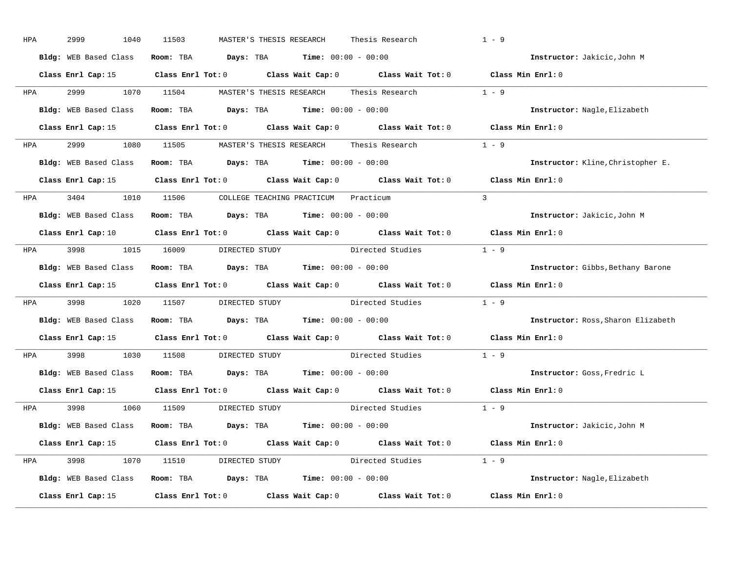HPA 2999 1040 11503 MASTER'S THESIS RESEARCH Thesis Research 1 - 9

**Bldg:** WEB Based Class **Room:** TBA **Days:** TBA **Time:** 00:00 - 00:00 **Instructor:** Jakicic,John M

**Class Enrl Cap:** 15 **Class Enrl Tot:** 0 **Class Wait Cap:** 0 **Class Wait Tot:** 0 **Class Min Enrl:** 0

---

HPA 2999 1070 11504 MASTER'S THESIS RESEARCH Thesis Research 1 - 9

**Bldg:** WEB Based Class **Room:** TBA **Days:** TBA **Time:** 00:00 - 00:00 **Instructor:** Nagle,Elizabeth

**Class Enrl Cap:** 15 **Class Enrl Tot:** 0 **Class Wait Cap:** 0 **Class Wait Tot:** 0 **Class Min Enrl:** 0

---

HPA 2999 1080 11505 MASTER'S THESIS RESEARCH Thesis Research 1 - 9

**Bldg:** WEB Based Class **Room:** TBA **Days:** TBA **Time:** 00:00 - 00:00 **Instructor:** Kline,Christopher E.

**Class Enrl Cap:** 15 **Class Enrl Tot:** 0 **Class Wait Cap:** 0 **Class Wait Tot:** 0 **Class Min Enrl:** 0

---

HPA 3404 1010 11506 COLLEGE TEACHING PRACTICUM Practicum 3

**Bldg:** WEB Based Class **Room:** TBA **Days:** TBA **Time:** 00:00 - 00:00 **Instructor:** Jakicic,John M

**Class Enrl Cap:** 10 **Class Enrl Tot:** 0 **Class Wait Cap:** 0 **Class Wait Tot:** 0 **Class Min Enrl:** 0

---

HPA 3998 1015 16009 DIRECTED STUDY Directed Studies 1 - 9

**Bldg:** WEB Based Class **Room:** TBA **Days:** TBA **Time:** 00:00 - 00:00 **Instructor:** Gibbs,Bethany Barone

**Class Enrl Cap:** 15 **Class Enrl Tot:** 0 **Class Wait Cap:** 0 **Class Wait Tot:** 0 **Class Min Enrl:** 0

---

HPA 3998 1020 11507 DIRECTED STUDY Directed Studies 1 - 9

**Bldg:** WEB Based Class **Room:** TBA **Days:** TBA **Time:** 00:00 - 00:00 **Instructor:** Ross,Sharon Elizabeth

**Class Enrl Cap:** 15 **Class Enrl Tot:** 0 **Class Wait Cap:** 0 **Class Wait Tot:** 0 **Class Min Enrl:** 0

---

HPA 3998 1030 11508 DIRECTED STUDY Directed Studies 1 - 9

**Bldg:** WEB Based Class **Room:** TBA **Days:** TBA **Time:** 00:00 - 00:00 **Instructor:** Goss,Fredric L

**Class Enrl Cap:** 15 **Class Enrl Tot:** 0 **Class Wait Cap:** 0 **Class Wait Tot:** 0 **Class Min Enrl:** 0

---

HPA 3998 1060 11509 DIRECTED STUDY Directed Studies 1 - 9

**Bldg:** WEB Based Class **Room:** TBA **Days:** TBA **Time:** 00:00 - 00:00 **Instructor:** Jakicic,John M

**Class Enrl Cap:** 15 **Class Enrl Tot:** 0 **Class Wait Cap:** 0 **Class Wait Tot:** 0 **Class Min Enrl:** 0

---

HPA 3998 1070 11510 DIRECTED STUDY Directed Studies 1 - 9

**Bldg:** WEB Based Class **Room:** TBA **Days:** TBA **Time:** 00:00 - 00:00 **Instructor:** Nagle,Elizabeth

**Class Enrl Cap:** 15 **Class Enrl Tot:** 0 **Class Wait Cap:** 0 **Class Wait Tot:** 0 **Class Min Enrl:** 0

---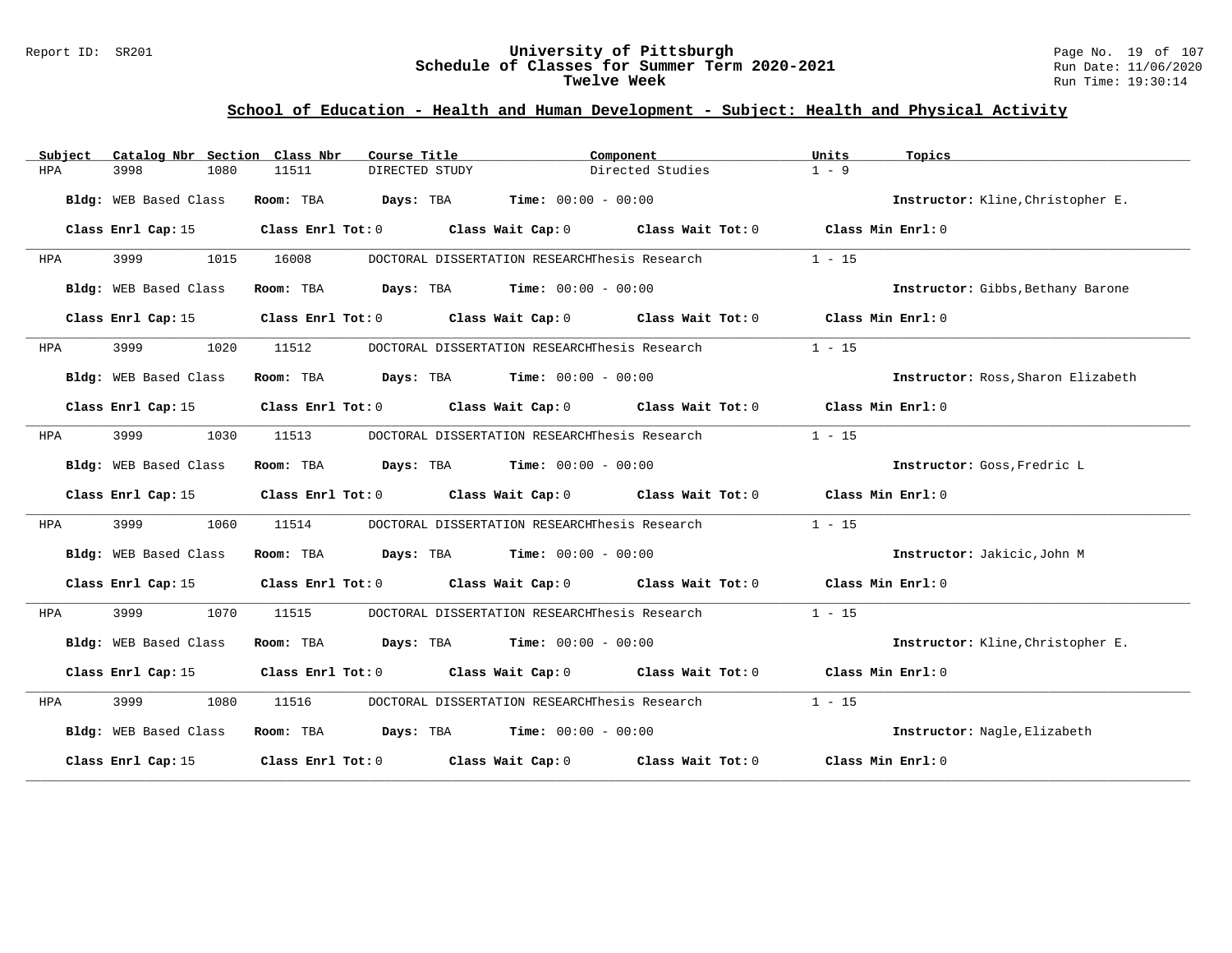## School of Education - Health and Human Development - Subject: Health and Physical Activity

| Subject | Catalog Nbr | Section | Class Nbr | Course Title | Component | Units | Topics |
|---|---|---|---|---|---|---|---|
| HPA | 3998 | 1080 | 11511 | DIRECTED STUDY | Directed Studies | 1 - 9 | |

**Bldg:** WEB Based Class **Room:** TBA **Days:** TBA **Time:** 00:00 - 00:00 **Instructor:** Kline,Christopher E.

**Class Enrl Cap:** 15 **Class Enrl Tot:** 0 **Class Wait Cap:** 0 **Class Wait Tot:** 0 **Class Min Enrl:** 0

---

| Subject | Catalog Nbr | Section | Class Nbr | Course Title | Component | Units | Topics |
|---|---|---|---|---|---|---|---|
| HPA | 3999 | 1015 | 16008 | DOCTORAL DISSERTATION RESEARCH | Thesis Research | 1 - 15 | |

**Bldg:** WEB Based Class **Room:** TBA **Days:** TBA **Time:** 00:00 - 00:00 **Instructor:** Gibbs,Bethany Barone

**Class Enrl Cap:** 15 **Class Enrl Tot:** 0 **Class Wait Cap:** 0 **Class Wait Tot:** 0 **Class Min Enrl:** 0

---

| Subject | Catalog Nbr | Section | Class Nbr | Course Title | Component | Units | Topics |
|---|---|---|---|---|---|---|---|
| HPA | 3999 | 1020 | 11512 | DOCTORAL DISSERTATION RESEARCH | Thesis Research | 1 - 15 | |

**Bldg:** WEB Based Class **Room:** TBA **Days:** TBA **Time:** 00:00 - 00:00 **Instructor:** Ross,Sharon Elizabeth

**Class Enrl Cap:** 15 **Class Enrl Tot:** 0 **Class Wait Cap:** 0 **Class Wait Tot:** 0 **Class Min Enrl:** 0

---

| Subject | Catalog Nbr | Section | Class Nbr | Course Title | Component | Units | Topics |
|---|---|---|---|---|---|---|---|
| HPA | 3999 | 1030 | 11513 | DOCTORAL DISSERTATION RESEARCH | Thesis Research | 1 - 15 | |

**Bldg:** WEB Based Class **Room:** TBA **Days:** TBA **Time:** 00:00 - 00:00 **Instructor:** Goss,Fredric L

**Class Enrl Cap:** 15 **Class Enrl Tot:** 0 **Class Wait Cap:** 0 **Class Wait Tot:** 0 **Class Min Enrl:** 0

---

| Subject | Catalog Nbr | Section | Class Nbr | Course Title | Component | Units | Topics |
|---|---|---|---|---|---|---|---|
| HPA | 3999 | 1060 | 11514 | DOCTORAL DISSERTATION RESEARCH | Thesis Research | 1 - 15 | |

**Bldg:** WEB Based Class **Room:** TBA **Days:** TBA **Time:** 00:00 - 00:00 **Instructor:** Jakicic,John M

**Class Enrl Cap:** 15 **Class Enrl Tot:** 0 **Class Wait Cap:** 0 **Class Wait Tot:** 0 **Class Min Enrl:** 0

---

| Subject | Catalog Nbr | Section | Class Nbr | Course Title | Component | Units | Topics |
|---|---|---|---|---|---|---|---|
| HPA | 3999 | 1070 | 11515 | DOCTORAL DISSERTATION RESEARCH | Thesis Research | 1 - 15 | |

**Bldg:** WEB Based Class **Room:** TBA **Days:** TBA **Time:** 00:00 - 00:00 **Instructor:** Kline,Christopher E.

**Class Enrl Cap:** 15 **Class Enrl Tot:** 0 **Class Wait Cap:** 0 **Class Wait Tot:** 0 **Class Min Enrl:** 0

---

| Subject | Catalog Nbr | Section | Class Nbr | Course Title | Component | Units | Topics |
|---|---|---|---|---|---|---|---|
| HPA | 3999 | 1080 | 11516 | DOCTORAL DISSERTATION RESEARCH | Thesis Research | 1 - 15 | |

**Bldg:** WEB Based Class **Room:** TBA **Days:** TBA **Time:** 00:00 - 00:00 **Instructor:** Nagle,Elizabeth

**Class Enrl Cap:** 15 **Class Enrl Tot:** 0 **Class Wait Cap:** 0 **Class Wait Tot:** 0 **Class Min Enrl:** 0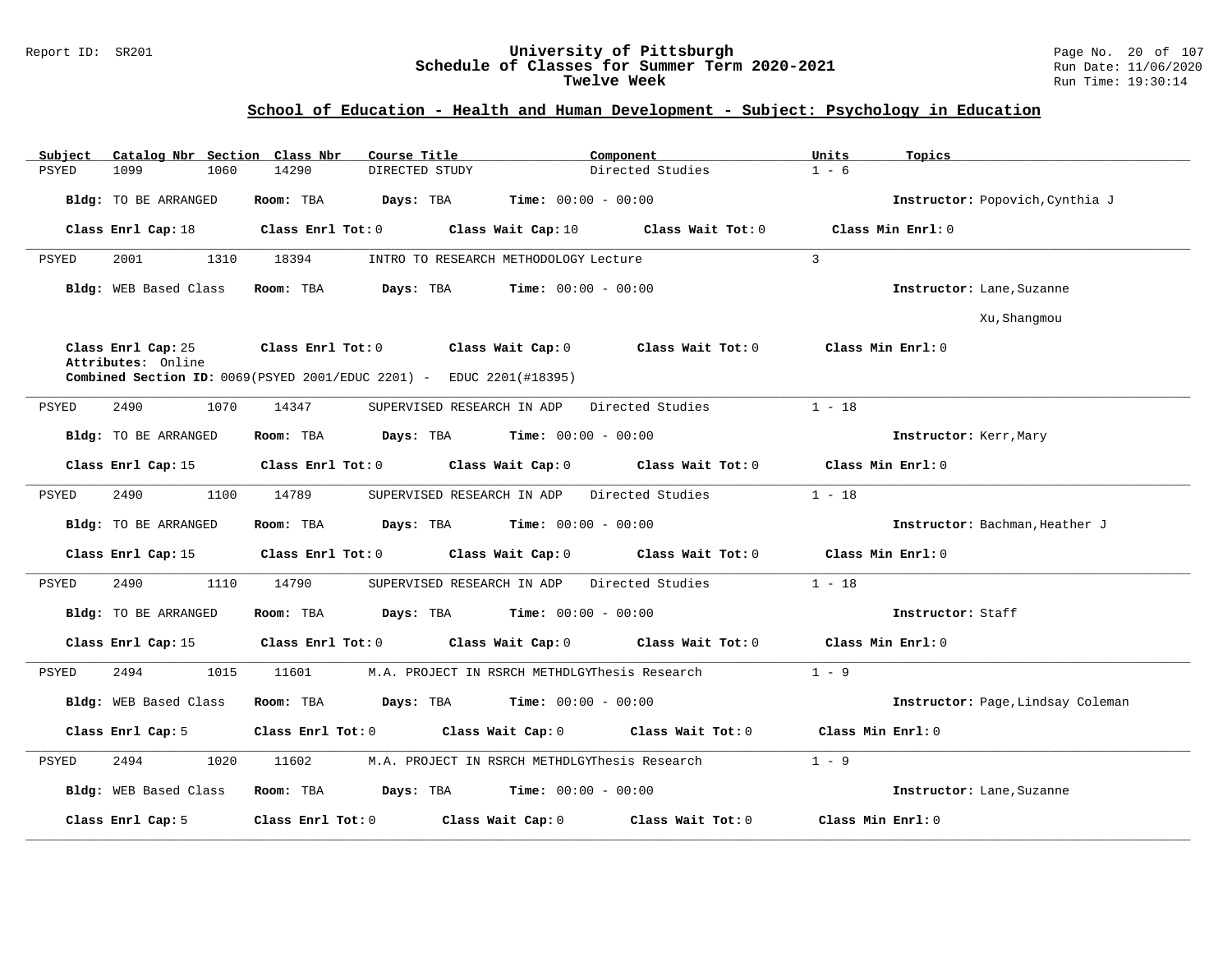Report ID: SR201

# University of Pittsburgh
## Schedule of Classes for Summer Term 2020-2021
### Twelve Week

Run Date: 11/06/2020
Run Time: 19:30:14

## School of Education - Health and Human Development - Subject: Psychology in Education

| Subject | Catalog Nbr | Section | Class Nbr | Course Title | Component | Units | Topics |
|---|---|---|---|---|---|---|---|
| PSYED | 1099 | 1060 | 14290 | DIRECTED STUDY | Directed Studies | 1 - 6 | |

**Bldg:** TO BE ARRANGED **Room:** TBA **Days:** TBA **Time:** 00:00 - 00:00 **Instructor:** Popovich,Cynthia J

**Class Enrl Cap:** 18 **Class Enrl Tot:** 0 **Class Wait Cap:** 10 **Class Wait Tot:** 0 **Class Min Enrl:** 0

---

| Subject | Catalog Nbr | Section | Class Nbr | Course Title | Component | Units | Topics |
|---|---|---|---|---|---|---|---|
| PSYED | 2001 | 1310 | 18394 | INTRO TO RESEARCH METHODOLOGY | Lecture | 3 | |

**Bldg:** WEB Based Class **Room:** TBA **Days:** TBA **Time:** 00:00 - 00:00 **Instructor:** Lane,Suzanne; Xu,Shangmou

**Class Enrl Cap:** 25 **Class Enrl Tot:** 0 **Class Wait Cap:** 0 **Class Wait Tot:** 0 **Class Min Enrl:** 0

**Attributes:** Online

**Combined Section ID:** 0069(PSYED 2001/EDUC 2201) - EDUC 2201(#18395)

---

| Subject | Catalog Nbr | Section | Class Nbr | Course Title | Component | Units | Topics |
|---|---|---|---|---|---|---|---|
| PSYED | 2490 | 1070 | 14347 | SUPERVISED RESEARCH IN ADP | Directed Studies | 1 - 18 | |

**Bldg:** TO BE ARRANGED **Room:** TBA **Days:** TBA **Time:** 00:00 - 00:00 **Instructor:** Kerr,Mary

**Class Enrl Cap:** 15 **Class Enrl Tot:** 0 **Class Wait Cap:** 0 **Class Wait Tot:** 0 **Class Min Enrl:** 0

---

| Subject | Catalog Nbr | Section | Class Nbr | Course Title | Component | Units | Topics |
|---|---|---|---|---|---|---|---|
| PSYED | 2490 | 1100 | 14789 | SUPERVISED RESEARCH IN ADP | Directed Studies | 1 - 18 | |

**Bldg:** TO BE ARRANGED **Room:** TBA **Days:** TBA **Time:** 00:00 - 00:00 **Instructor:** Bachman,Heather J

**Class Enrl Cap:** 15 **Class Enrl Tot:** 0 **Class Wait Cap:** 0 **Class Wait Tot:** 0 **Class Min Enrl:** 0

---

| Subject | Catalog Nbr | Section | Class Nbr | Course Title | Component | Units | Topics |
|---|---|---|---|---|---|---|---|
| PSYED | 2490 | 1110 | 14790 | SUPERVISED RESEARCH IN ADP | Directed Studies | 1 - 18 | |

**Bldg:** TO BE ARRANGED **Room:** TBA **Days:** TBA **Time:** 00:00 - 00:00 **Instructor:** Staff

**Class Enrl Cap:** 15 **Class Enrl Tot:** 0 **Class Wait Cap:** 0 **Class Wait Tot:** 0 **Class Min Enrl:** 0

---

| Subject | Catalog Nbr | Section | Class Nbr | Course Title | Component | Units | Topics |
|---|---|---|---|---|---|---|---|
| PSYED | 2494 | 1015 | 11601 | M.A. PROJECT IN RSRCH METHDLGY | Thesis Research | 1 - 9 | |

**Bldg:** WEB Based Class **Room:** TBA **Days:** TBA **Time:** 00:00 - 00:00 **Instructor:** Page,Lindsay Coleman

**Class Enrl Cap:** 5 **Class Enrl Tot:** 0 **Class Wait Cap:** 0 **Class Wait Tot:** 0 **Class Min Enrl:** 0

---

| Subject | Catalog Nbr | Section | Class Nbr | Course Title | Component | Units | Topics |
|---|---|---|---|---|---|---|---|
| PSYED | 2494 | 1020 | 11602 | M.A. PROJECT IN RSRCH METHDLGY | Thesis Research | 1 - 9 | |

**Bldg:** WEB Based Class **Room:** TBA **Days:** TBA **Time:** 00:00 - 00:00 **Instructor:** Lane,Suzanne

**Class Enrl Cap:** 5 **Class Enrl Tot:** 0 **Class Wait Cap:** 0 **Class Wait Tot:** 0 **Class Min Enrl:** 0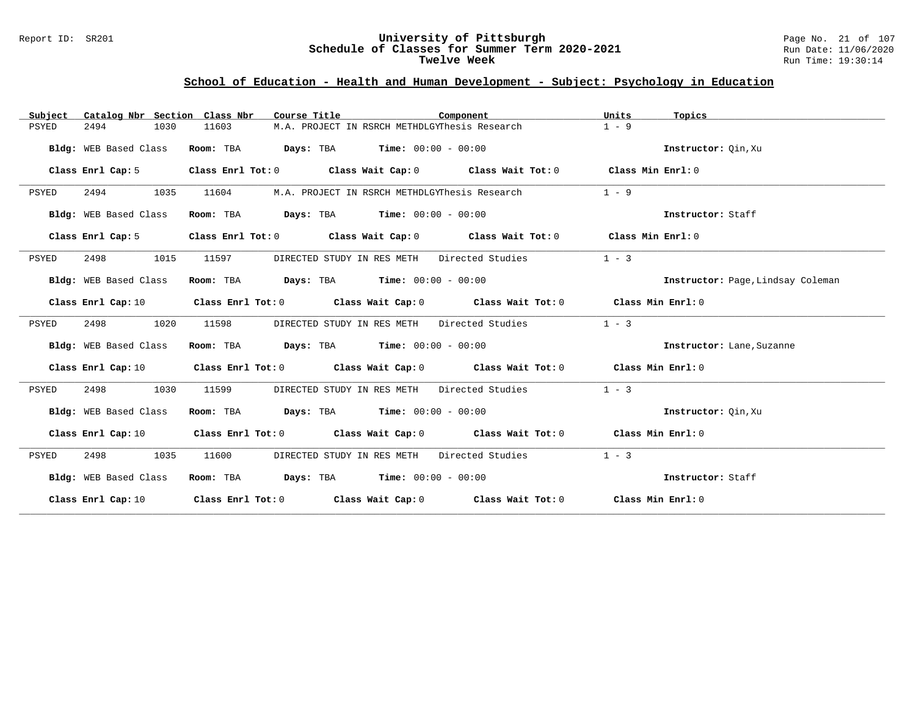# University of Pittsburgh
## Schedule of Classes for Summer Term 2020-2021
### Twelve Week

Report ID: SR201

Run Date: 11/06/2020
Run Time: 19:30:14

## School of Education - Health and Human Development - Subject: Psychology in Education

| Subject | Catalog Nbr | Section | Class Nbr | Course Title | Component | Units | Topics |
|---|---|---|---|---|---|---|---|
| PSYED | 2494 | 1030 | 11603 | M.A. PROJECT IN RSRCH METHDLGY | Thesis Research | 1 - 9 | |

**Bldg:** WEB Based Class **Room:** TBA **Days:** TBA **Time:** 00:00 - 00:00 **Instructor:** Qin,Xu

**Class Enrl Cap:** 5 **Class Enrl Tot:** 0 **Class Wait Cap:** 0 **Class Wait Tot:** 0 **Class Min Enrl:** 0

---

| Subject | Catalog Nbr | Section | Class Nbr | Course Title | Component | Units | Topics |
|---|---|---|---|---|---|---|---|
| PSYED | 2494 | 1035 | 11604 | M.A. PROJECT IN RSRCH METHDLGY | Thesis Research | 1 - 9 | |

**Bldg:** WEB Based Class **Room:** TBA **Days:** TBA **Time:** 00:00 - 00:00 **Instructor:** Staff

**Class Enrl Cap:** 5 **Class Enrl Tot:** 0 **Class Wait Cap:** 0 **Class Wait Tot:** 0 **Class Min Enrl:** 0

---

| Subject | Catalog Nbr | Section | Class Nbr | Course Title | Component | Units | Topics |
|---|---|---|---|---|---|---|---|
| PSYED | 2498 | 1015 | 11597 | DIRECTED STUDY IN RES METH | Directed Studies | 1 - 3 | |

**Bldg:** WEB Based Class **Room:** TBA **Days:** TBA **Time:** 00:00 - 00:00 **Instructor:** Page,Lindsay Coleman

**Class Enrl Cap:** 10 **Class Enrl Tot:** 0 **Class Wait Cap:** 0 **Class Wait Tot:** 0 **Class Min Enrl:** 0

---

| Subject | Catalog Nbr | Section | Class Nbr | Course Title | Component | Units | Topics |
|---|---|---|---|---|---|---|---|
| PSYED | 2498 | 1020 | 11598 | DIRECTED STUDY IN RES METH | Directed Studies | 1 - 3 | |

**Bldg:** WEB Based Class **Room:** TBA **Days:** TBA **Time:** 00:00 - 00:00 **Instructor:** Lane,Suzanne

**Class Enrl Cap:** 10 **Class Enrl Tot:** 0 **Class Wait Cap:** 0 **Class Wait Tot:** 0 **Class Min Enrl:** 0

---

| Subject | Catalog Nbr | Section | Class Nbr | Course Title | Component | Units | Topics |
|---|---|---|---|---|---|---|---|
| PSYED | 2498 | 1030 | 11599 | DIRECTED STUDY IN RES METH | Directed Studies | 1 - 3 | |

**Bldg:** WEB Based Class **Room:** TBA **Days:** TBA **Time:** 00:00 - 00:00 **Instructor:** Qin,Xu

**Class Enrl Cap:** 10 **Class Enrl Tot:** 0 **Class Wait Cap:** 0 **Class Wait Tot:** 0 **Class Min Enrl:** 0

---

| Subject | Catalog Nbr | Section | Class Nbr | Course Title | Component | Units | Topics |
|---|---|---|---|---|---|---|---|
| PSYED | 2498 | 1035 | 11600 | DIRECTED STUDY IN RES METH | Directed Studies | 1 - 3 | |

**Bldg:** WEB Based Class **Room:** TBA **Days:** TBA **Time:** 00:00 - 00:00 **Instructor:** Staff

**Class Enrl Cap:** 10 **Class Enrl Tot:** 0 **Class Wait Cap:** 0 **Class Wait Tot:** 0 **Class Min Enrl:** 0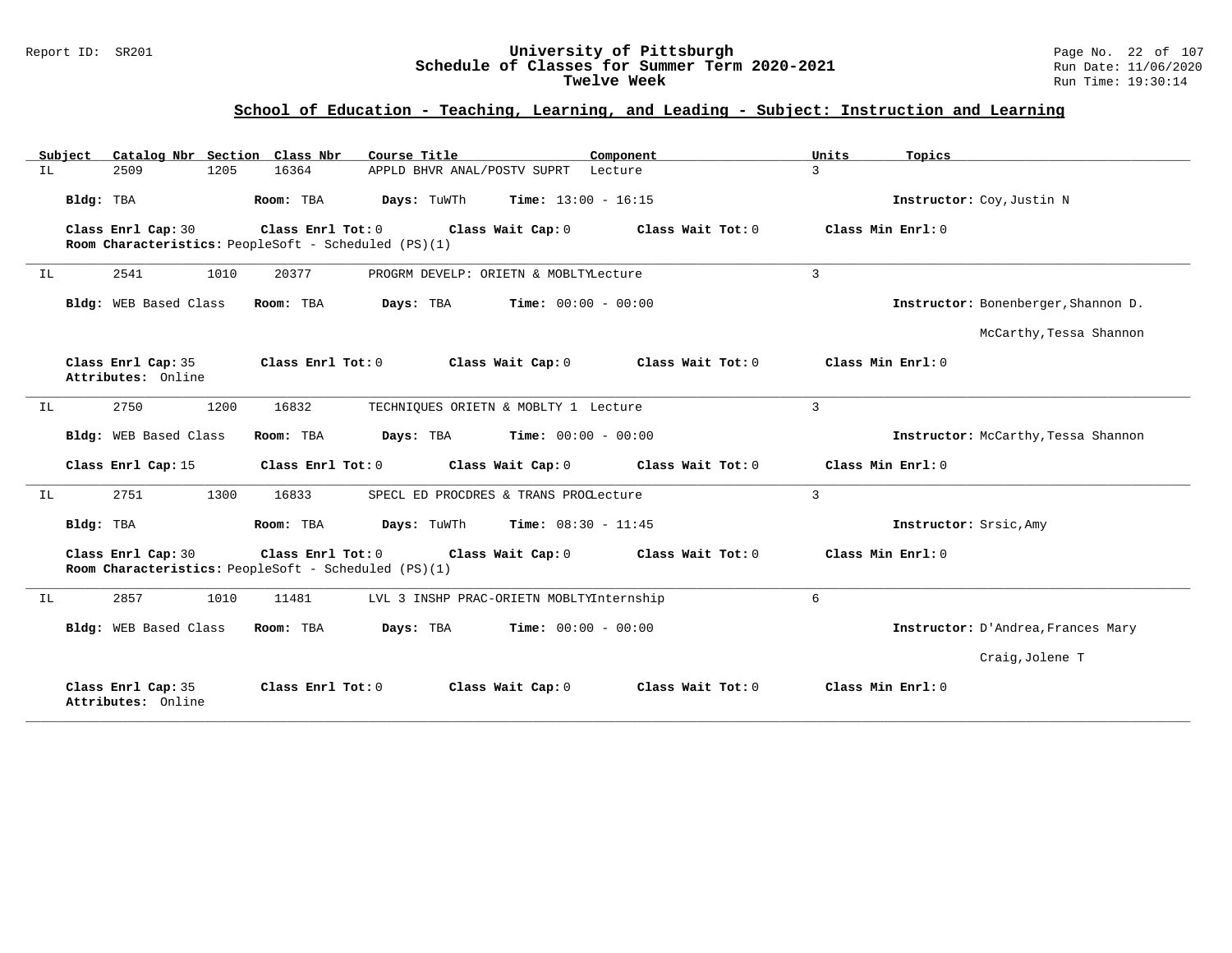Report ID: SR201

# University of Pittsburgh
## Schedule of Classes for Summer Term 2020-2021
### Twelve Week

Run Date: 11/06/2020
Run Time: 19:30:14

## School of Education - Teaching, Learning, and Leading - Subject: Instruction and Learning

| Subject | Catalog Nbr | Section | Class Nbr | Course Title | Component | Units | Topics |
|---|---|---|---|---|---|---|---|
| IL | 2509 | 1205 | 16364 | APPLD BHVR ANAL/POSTV SUPRT | Lecture | 3 | |

**Bldg:** TBA **Room:** TBA **Days:** TuWTh **Time:** 13:00 - 16:15 **Instructor:** Coy,Justin N

**Class Enrl Cap:** 30 **Class Enrl Tot:** 0 **Class Wait Cap:** 0 **Class Wait Tot:** 0 **Class Min Enrl:** 0
**Room Characteristics:** PeopleSoft - Scheduled (PS)(1)

---

| Subject | Catalog Nbr | Section | Class Nbr | Course Title | Component | Units | Topics |
|---|---|---|---|---|---|---|---|
| IL | 2541 | 1010 | 20377 | PROGRM DEVELP: ORIETN & MOBLTY | Lecture | 3 | |

**Bldg:** WEB Based Class **Room:** TBA **Days:** TBA **Time:** 00:00 - 00:00 **Instructor:** Bonenberger,Shannon D.
McCarthy,Tessa Shannon

**Class Enrl Cap:** 35 **Class Enrl Tot:** 0 **Class Wait Cap:** 0 **Class Wait Tot:** 0 **Class Min Enrl:** 0
**Attributes:** Online

---

| Subject | Catalog Nbr | Section | Class Nbr | Course Title | Component | Units | Topics |
|---|---|---|---|---|---|---|---|
| IL | 2750 | 1200 | 16832 | TECHNIQUES ORIETN & MOBLTY 1 | Lecture | 3 | |

**Bldg:** WEB Based Class **Room:** TBA **Days:** TBA **Time:** 00:00 - 00:00 **Instructor:** McCarthy,Tessa Shannon

**Class Enrl Cap:** 15 **Class Enrl Tot:** 0 **Class Wait Cap:** 0 **Class Wait Tot:** 0 **Class Min Enrl:** 0

---

| Subject | Catalog Nbr | Section | Class Nbr | Course Title | Component | Units | Topics |
|---|---|---|---|---|---|---|---|
| IL | 2751 | 1300 | 16833 | SPECL ED PROCDRES & TRANS PROC | Lecture | 3 | |

**Bldg:** TBA **Room:** TBA **Days:** TuWTh **Time:** 08:30 - 11:45 **Instructor:** Srsic,Amy

**Class Enrl Cap:** 30 **Class Enrl Tot:** 0 **Class Wait Cap:** 0 **Class Wait Tot:** 0 **Class Min Enrl:** 0
**Room Characteristics:** PeopleSoft - Scheduled (PS)(1)

---

| Subject | Catalog Nbr | Section | Class Nbr | Course Title | Component | Units | Topics |
|---|---|---|---|---|---|---|---|
| IL | 2857 | 1010 | 11481 | LVL 3 INSHP PRAC-ORIETN MOBLTY | Internship | 6 | |

**Bldg:** WEB Based Class **Room:** TBA **Days:** TBA **Time:** 00:00 - 00:00 **Instructor:** D'Andrea,Frances Mary
Craig,Jolene T

**Class Enrl Cap:** 35 **Class Enrl Tot:** 0 **Class Wait Cap:** 0 **Class Wait Tot:** 0 **Class Min Enrl:** 0
**Attributes:** Online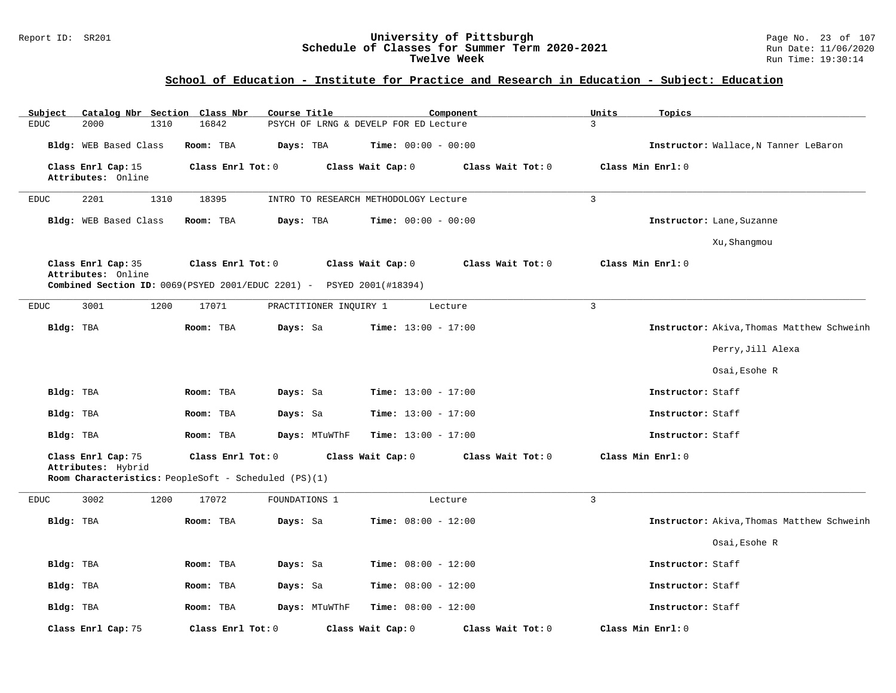# University of Pittsburgh
## Schedule of Classes for Summer Term 2020-2021
## Twelve Week

Report ID: SR201

Run Date: 11/06/2020
Run Time: 19:30:14

### School of Education - Institute for Practice and Research in Education - Subject: Education

| Subject | Catalog Nbr | Section | Class Nbr | Course Title | Component | Units | Topics |
|---|---|---|---|---|---|---|---|
| EDUC | 2000 | 1310 | 16842 | PSYCH OF LRNG & DEVELP FOR ED | Lecture | 3 | |

**Bldg:** WEB Based Class **Room:** TBA **Days:** TBA **Time:** 00:00 - 00:00 **Instructor:** Wallace,N Tanner LeBaron

**Class Enrl Cap:** 15 **Class Enrl Tot:** 0 **Class Wait Cap:** 0 **Class Wait Tot:** 0 **Class Min Enrl:** 0
**Attributes:** Online

---

| Subject | Catalog Nbr | Section | Class Nbr | Course Title | Component | Units | Topics |
|---|---|---|---|---|---|---|---|
| EDUC | 2201 | 1310 | 18395 | INTRO TO RESEARCH METHODOLOGY | Lecture | 3 | |

**Bldg:** WEB Based Class **Room:** TBA **Days:** TBA **Time:** 00:00 - 00:00 **Instructor:** Lane,Suzanne
Xu,Shangmou

**Class Enrl Cap:** 35 **Class Enrl Tot:** 0 **Class Wait Cap:** 0 **Class Wait Tot:** 0 **Class Min Enrl:** 0
**Attributes:** Online
**Combined Section ID:** 0069(PSYED 2001/EDUC 2201) - PSYED 2001(#18394)

---

| Subject | Catalog Nbr | Section | Class Nbr | Course Title | Component | Units | Topics |
|---|---|---|---|---|---|---|---|
| EDUC | 3001 | 1200 | 17071 | PRACTITIONER INQUIRY 1 | Lecture | 3 | |

**Bldg:** TBA **Room:** TBA **Days:** Sa **Time:** 13:00 - 17:00 **Instructor:** Akiva,Thomas Matthew Schweinh
Perry,Jill Alexa
Osai,Esohe R

**Bldg:** TBA **Room:** TBA **Days:** Sa **Time:** 13:00 - 17:00 **Instructor:** Staff

**Bldg:** TBA **Room:** TBA **Days:** Sa **Time:** 13:00 - 17:00 **Instructor:** Staff

**Bldg:** TBA **Room:** TBA **Days:** MTuWThF **Time:** 13:00 - 17:00 **Instructor:** Staff

**Class Enrl Cap:** 75 **Class Enrl Tot:** 0 **Class Wait Cap:** 0 **Class Wait Tot:** 0 **Class Min Enrl:** 0
**Attributes:** Hybrid
**Room Characteristics:** PeopleSoft - Scheduled (PS)(1)

---

| Subject | Catalog Nbr | Section | Class Nbr | Course Title | Component | Units | Topics |
|---|---|---|---|---|---|---|---|
| EDUC | 3002 | 1200 | 17072 | FOUNDATIONS 1 | Lecture | 3 | |

**Bldg:** TBA **Room:** TBA **Days:** Sa **Time:** 08:00 - 12:00 **Instructor:** Akiva,Thomas Matthew Schweinh
Osai,Esohe R

**Bldg:** TBA **Room:** TBA **Days:** Sa **Time:** 08:00 - 12:00 **Instructor:** Staff

**Bldg:** TBA **Room:** TBA **Days:** Sa **Time:** 08:00 - 12:00 **Instructor:** Staff

**Bldg:** TBA **Room:** TBA **Days:** MTuWThF **Time:** 08:00 - 12:00 **Instructor:** Staff

**Class Enrl Cap:** 75 **Class Enrl Tot:** 0 **Class Wait Cap:** 0 **Class Wait Tot:** 0 **Class Min Enrl:** 0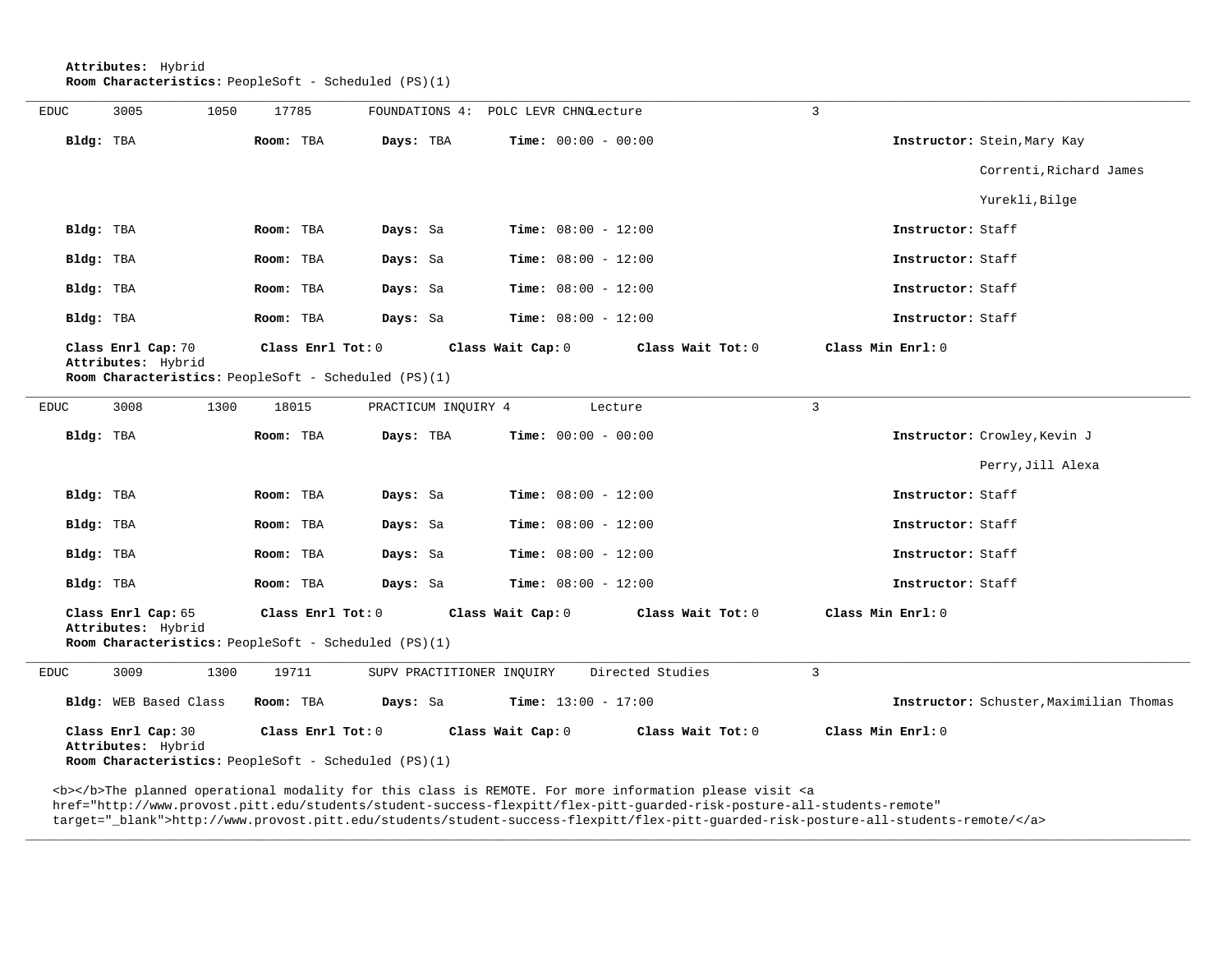**Attributes:** Hybrid
**Room Characteristics:** PeopleSoft - Scheduled (PS)(1)

---

EDUC 3005 1050 17785 FOUNDATIONS 4: POLC LEVR CHNG Lecture 3

| Bldg | Room | Days | Time | Instructor |
|---|---|---|---|---|
| TBA | TBA | TBA | 00:00 - 00:00 | Stein,Mary Kay; Correnti,Richard James; Yurekli,Bilge |
| TBA | TBA | Sa | 08:00 - 12:00 | Staff |
| TBA | TBA | Sa | 08:00 - 12:00 | Staff |
| TBA | TBA | Sa | 08:00 - 12:00 | Staff |
| TBA | TBA | Sa | 08:00 - 12:00 | Staff |

**Class Enrl Cap:** 70 **Class Enrl Tot:** 0 **Class Wait Cap:** 0 **Class Wait Tot:** 0 **Class Min Enrl:** 0
**Attributes:** Hybrid
**Room Characteristics:** PeopleSoft - Scheduled (PS)(1)

---

EDUC 3008 1300 18015 PRACTICUM INQUIRY 4 Lecture 3

| Bldg | Room | Days | Time | Instructor |
|---|---|---|---|---|
| TBA | TBA | TBA | 00:00 - 00:00 | Crowley,Kevin J; Perry,Jill Alexa |
| TBA | TBA | Sa | 08:00 - 12:00 | Staff |
| TBA | TBA | Sa | 08:00 - 12:00 | Staff |
| TBA | TBA | Sa | 08:00 - 12:00 | Staff |
| TBA | TBA | Sa | 08:00 - 12:00 | Staff |

**Class Enrl Cap:** 65 **Class Enrl Tot:** 0 **Class Wait Cap:** 0 **Class Wait Tot:** 0 **Class Min Enrl:** 0
**Attributes:** Hybrid
**Room Characteristics:** PeopleSoft - Scheduled (PS)(1)

---

EDUC 3009 1300 19711 SUPV PRACTITIONER INQUIRY Directed Studies 3

| Bldg | Room | Days | Time | Instructor |
|---|---|---|---|---|
| WEB Based Class | TBA | Sa | 13:00 - 17:00 | Schuster,Maximilian Thomas |

**Class Enrl Cap:** 30 **Class Enrl Tot:** 0 **Class Wait Cap:** 0 **Class Wait Tot:** 0 **Class Min Enrl:** 0
**Attributes:** Hybrid
**Room Characteristics:** PeopleSoft - Scheduled (PS)(1)

<b></b>The planned operational modality for this class is REMOTE. For more information please visit <a href="http://www.provost.pitt.edu/students/student-success-flexpitt/flex-pitt-guarded-risk-posture-all-students-remote" target="_blank">http://www.provost.pitt.edu/students/student-success-flexpitt/flex-pitt-guarded-risk-posture-all-students-remote/</a>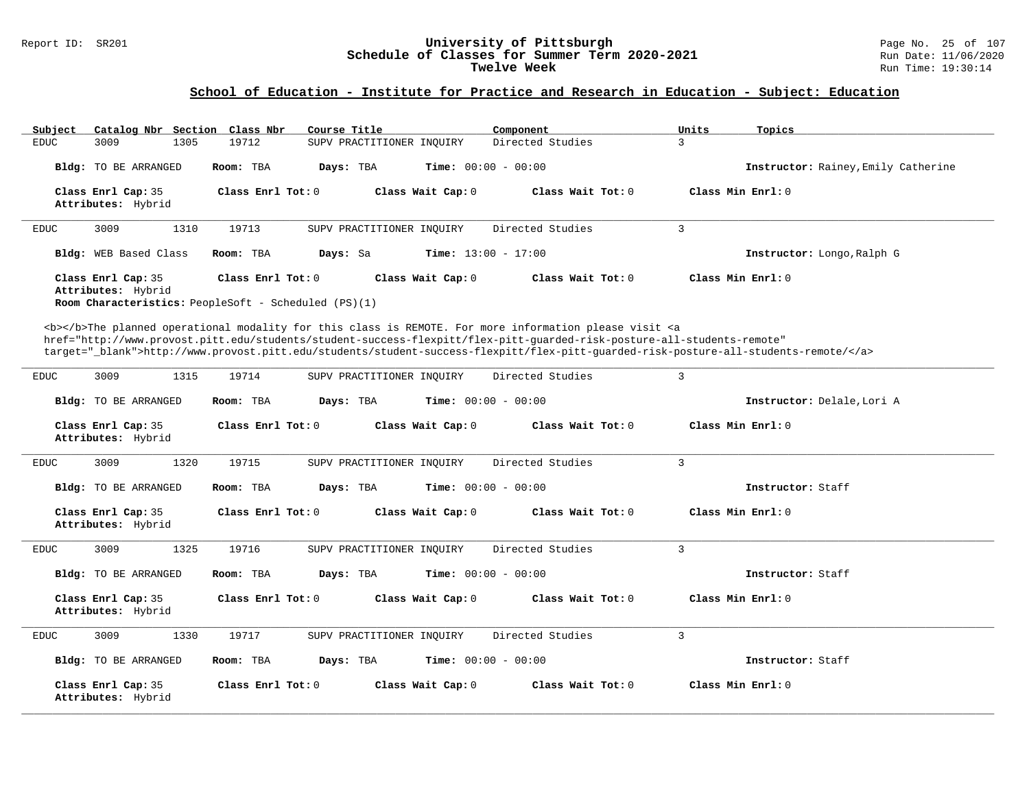## School of Education - Institute for Practice and Research in Education - Subject: Education

| Subject | Catalog Nbr | Section | Class Nbr | Course Title | Component | Units | Topics |
|---|---|---|---|---|---|---|---|
| EDUC | 3009 | 1305 | 19712 | SUPV PRACTITIONER INQUIRY | Directed Studies | 3 | |

**Bldg:** TO BE ARRANGED **Room:** TBA **Days:** TBA **Time:** 00:00 - 00:00 **Instructor:** Rainey,Emily Catherine

**Class Enrl Cap:** 35 **Class Enrl Tot:** 0 **Class Wait Cap:** 0 **Class Wait Tot:** 0 **Class Min Enrl:** 0
**Attributes:** Hybrid

---

| Subject | Catalog Nbr | Section | Class Nbr | Course Title | Component | Units | Topics |
|---|---|---|---|---|---|---|---|
| EDUC | 3009 | 1310 | 19713 | SUPV PRACTITIONER INQUIRY | Directed Studies | 3 | |

**Bldg:** WEB Based Class **Room:** TBA **Days:** Sa **Time:** 13:00 - 17:00 **Instructor:** Longo,Ralph G

**Class Enrl Cap:** 35 **Class Enrl Tot:** 0 **Class Wait Cap:** 0 **Class Wait Tot:** 0 **Class Min Enrl:** 0
**Attributes:** Hybrid
**Room Characteristics:** PeopleSoft - Scheduled (PS)(1)

<b></b>The planned operational modality for this class is REMOTE. For more information please visit <a href="http://www.provost.pitt.edu/students/student-success-flexpitt/flex-pitt-guarded-risk-posture-all-students-remote" target="_blank">http://www.provost.pitt.edu/students/student-success-flexpitt/flex-pitt-guarded-risk-posture-all-students-remote/</a>

---

| Subject | Catalog Nbr | Section | Class Nbr | Course Title | Component | Units | Topics |
|---|---|---|---|---|---|---|---|
| EDUC | 3009 | 1315 | 19714 | SUPV PRACTITIONER INQUIRY | Directed Studies | 3 | |

**Bldg:** TO BE ARRANGED **Room:** TBA **Days:** TBA **Time:** 00:00 - 00:00 **Instructor:** Delale,Lori A

**Class Enrl Cap:** 35 **Class Enrl Tot:** 0 **Class Wait Cap:** 0 **Class Wait Tot:** 0 **Class Min Enrl:** 0
**Attributes:** Hybrid

---

| Subject | Catalog Nbr | Section | Class Nbr | Course Title | Component | Units | Topics |
|---|---|---|---|---|---|---|---|
| EDUC | 3009 | 1320 | 19715 | SUPV PRACTITIONER INQUIRY | Directed Studies | 3 | |

**Bldg:** TO BE ARRANGED **Room:** TBA **Days:** TBA **Time:** 00:00 - 00:00 **Instructor:** Staff

**Class Enrl Cap:** 35 **Class Enrl Tot:** 0 **Class Wait Cap:** 0 **Class Wait Tot:** 0 **Class Min Enrl:** 0
**Attributes:** Hybrid

---

| Subject | Catalog Nbr | Section | Class Nbr | Course Title | Component | Units | Topics |
|---|---|---|---|---|---|---|---|
| EDUC | 3009 | 1325 | 19716 | SUPV PRACTITIONER INQUIRY | Directed Studies | 3 | |

**Bldg:** TO BE ARRANGED **Room:** TBA **Days:** TBA **Time:** 00:00 - 00:00 **Instructor:** Staff

**Class Enrl Cap:** 35 **Class Enrl Tot:** 0 **Class Wait Cap:** 0 **Class Wait Tot:** 0 **Class Min Enrl:** 0
**Attributes:** Hybrid

---

| Subject | Catalog Nbr | Section | Class Nbr | Course Title | Component | Units | Topics |
|---|---|---|---|---|---|---|---|
| EDUC | 3009 | 1330 | 19717 | SUPV PRACTITIONER INQUIRY | Directed Studies | 3 | |

**Bldg:** TO BE ARRANGED **Room:** TBA **Days:** TBA **Time:** 00:00 - 00:00 **Instructor:** Staff

**Class Enrl Cap:** 35 **Class Enrl Tot:** 0 **Class Wait Cap:** 0 **Class Wait Tot:** 0 **Class Min Enrl:** 0
**Attributes:** Hybrid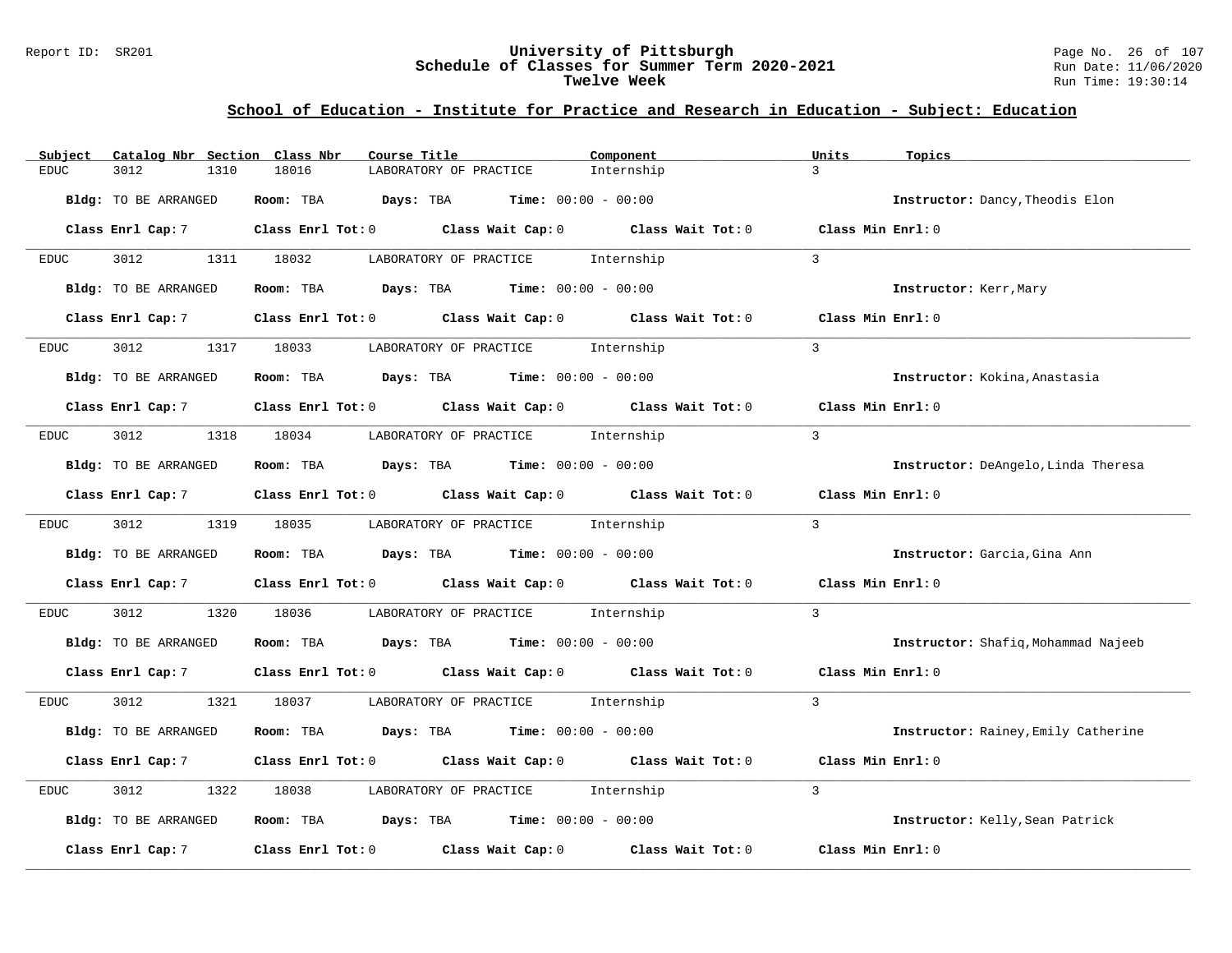## School of Education - Institute for Practice and Research in Education - Subject: Education

| Subject | Catalog Nbr | Section | Class Nbr | Course Title | Component | Units | Topics |
|---|---|---|---|---|---|---|---|
| EDUC | 3012 | 1310 | 18016 | LABORATORY OF PRACTICE | Internship | 3 | |

**Bldg:** TO BE ARRANGED **Room:** TBA **Days:** TBA **Time:** 00:00 - 00:00 **Instructor:** Dancy,Theodis Elon

**Class Enrl Cap:** 7 **Class Enrl Tot:** 0 **Class Wait Cap:** 0 **Class Wait Tot:** 0 **Class Min Enrl:** 0

| Subject | Catalog Nbr | Section | Class Nbr | Course Title | Component | Units | Topics |
|---|---|---|---|---|---|---|---|
| EDUC | 3012 | 1311 | 18032 | LABORATORY OF PRACTICE | Internship | 3 | |

**Bldg:** TO BE ARRANGED **Room:** TBA **Days:** TBA **Time:** 00:00 - 00:00 **Instructor:** Kerr,Mary

**Class Enrl Cap:** 7 **Class Enrl Tot:** 0 **Class Wait Cap:** 0 **Class Wait Tot:** 0 **Class Min Enrl:** 0

| Subject | Catalog Nbr | Section | Class Nbr | Course Title | Component | Units | Topics |
|---|---|---|---|---|---|---|---|
| EDUC | 3012 | 1317 | 18033 | LABORATORY OF PRACTICE | Internship | 3 | |

**Bldg:** TO BE ARRANGED **Room:** TBA **Days:** TBA **Time:** 00:00 - 00:00 **Instructor:** Kokina,Anastasia

**Class Enrl Cap:** 7 **Class Enrl Tot:** 0 **Class Wait Cap:** 0 **Class Wait Tot:** 0 **Class Min Enrl:** 0

| Subject | Catalog Nbr | Section | Class Nbr | Course Title | Component | Units | Topics |
|---|---|---|---|---|---|---|---|
| EDUC | 3012 | 1318 | 18034 | LABORATORY OF PRACTICE | Internship | 3 | |

**Bldg:** TO BE ARRANGED **Room:** TBA **Days:** TBA **Time:** 00:00 - 00:00 **Instructor:** DeAngelo,Linda Theresa

**Class Enrl Cap:** 7 **Class Enrl Tot:** 0 **Class Wait Cap:** 0 **Class Wait Tot:** 0 **Class Min Enrl:** 0

| Subject | Catalog Nbr | Section | Class Nbr | Course Title | Component | Units | Topics |
|---|---|---|---|---|---|---|---|
| EDUC | 3012 | 1319 | 18035 | LABORATORY OF PRACTICE | Internship | 3 | |

**Bldg:** TO BE ARRANGED **Room:** TBA **Days:** TBA **Time:** 00:00 - 00:00 **Instructor:** Garcia,Gina Ann

**Class Enrl Cap:** 7 **Class Enrl Tot:** 0 **Class Wait Cap:** 0 **Class Wait Tot:** 0 **Class Min Enrl:** 0

| Subject | Catalog Nbr | Section | Class Nbr | Course Title | Component | Units | Topics |
|---|---|---|---|---|---|---|---|
| EDUC | 3012 | 1320 | 18036 | LABORATORY OF PRACTICE | Internship | 3 | |

**Bldg:** TO BE ARRANGED **Room:** TBA **Days:** TBA **Time:** 00:00 - 00:00 **Instructor:** Shafiq,Mohammad Najeeb

**Class Enrl Cap:** 7 **Class Enrl Tot:** 0 **Class Wait Cap:** 0 **Class Wait Tot:** 0 **Class Min Enrl:** 0

| Subject | Catalog Nbr | Section | Class Nbr | Course Title | Component | Units | Topics |
|---|---|---|---|---|---|---|---|
| EDUC | 3012 | 1321 | 18037 | LABORATORY OF PRACTICE | Internship | 3 | |

**Bldg:** TO BE ARRANGED **Room:** TBA **Days:** TBA **Time:** 00:00 - 00:00 **Instructor:** Rainey,Emily Catherine

**Class Enrl Cap:** 7 **Class Enrl Tot:** 0 **Class Wait Cap:** 0 **Class Wait Tot:** 0 **Class Min Enrl:** 0

| Subject | Catalog Nbr | Section | Class Nbr | Course Title | Component | Units | Topics |
|---|---|---|---|---|---|---|---|
| EDUC | 3012 | 1322 | 18038 | LABORATORY OF PRACTICE | Internship | 3 | |

**Bldg:** TO BE ARRANGED **Room:** TBA **Days:** TBA **Time:** 00:00 - 00:00 **Instructor:** Kelly,Sean Patrick

**Class Enrl Cap:** 7 **Class Enrl Tot:** 0 **Class Wait Cap:** 0 **Class Wait Tot:** 0 **Class Min Enrl:** 0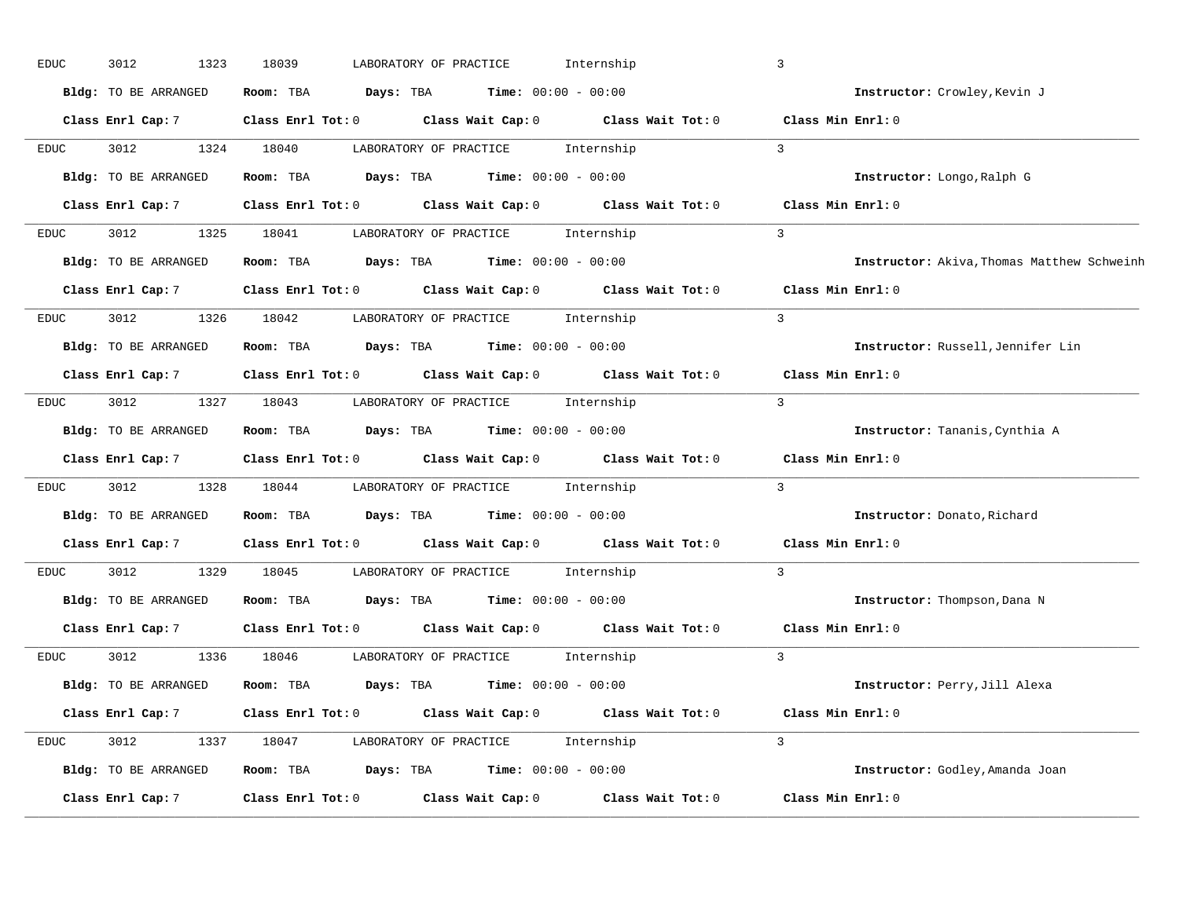EDUC 3012 1323 18039 LABORATORY OF PRACTICE Internship 3

**Bldg:** TO BE ARRANGED **Room:** TBA **Days:** TBA **Time:** 00:00 - 00:00 **Instructor:** Crowley,Kevin J

**Class Enrl Cap:** 7 **Class Enrl Tot:** 0 **Class Wait Cap:** 0 **Class Wait Tot:** 0 **Class Min Enrl:** 0

---

EDUC 3012 1324 18040 LABORATORY OF PRACTICE Internship 3

**Bldg:** TO BE ARRANGED **Room:** TBA **Days:** TBA **Time:** 00:00 - 00:00 **Instructor:** Longo,Ralph G

**Class Enrl Cap:** 7 **Class Enrl Tot:** 0 **Class Wait Cap:** 0 **Class Wait Tot:** 0 **Class Min Enrl:** 0

---

EDUC 3012 1325 18041 LABORATORY OF PRACTICE Internship 3

**Bldg:** TO BE ARRANGED **Room:** TBA **Days:** TBA **Time:** 00:00 - 00:00 **Instructor:** Akiva,Thomas Matthew Schweinh

**Class Enrl Cap:** 7 **Class Enrl Tot:** 0 **Class Wait Cap:** 0 **Class Wait Tot:** 0 **Class Min Enrl:** 0

---

EDUC 3012 1326 18042 LABORATORY OF PRACTICE Internship 3

**Bldg:** TO BE ARRANGED **Room:** TBA **Days:** TBA **Time:** 00:00 - 00:00 **Instructor:** Russell,Jennifer Lin

**Class Enrl Cap:** 7 **Class Enrl Tot:** 0 **Class Wait Cap:** 0 **Class Wait Tot:** 0 **Class Min Enrl:** 0

---

EDUC 3012 1327 18043 LABORATORY OF PRACTICE Internship 3

**Bldg:** TO BE ARRANGED **Room:** TBA **Days:** TBA **Time:** 00:00 - 00:00 **Instructor:** Tananis,Cynthia A

**Class Enrl Cap:** 7 **Class Enrl Tot:** 0 **Class Wait Cap:** 0 **Class Wait Tot:** 0 **Class Min Enrl:** 0

---

EDUC 3012 1328 18044 LABORATORY OF PRACTICE Internship 3

**Bldg:** TO BE ARRANGED **Room:** TBA **Days:** TBA **Time:** 00:00 - 00:00 **Instructor:** Donato,Richard

**Class Enrl Cap:** 7 **Class Enrl Tot:** 0 **Class Wait Cap:** 0 **Class Wait Tot:** 0 **Class Min Enrl:** 0

---

EDUC 3012 1329 18045 LABORATORY OF PRACTICE Internship 3

**Bldg:** TO BE ARRANGED **Room:** TBA **Days:** TBA **Time:** 00:00 - 00:00 **Instructor:** Thompson,Dana N

**Class Enrl Cap:** 7 **Class Enrl Tot:** 0 **Class Wait Cap:** 0 **Class Wait Tot:** 0 **Class Min Enrl:** 0

---

EDUC 3012 1336 18046 LABORATORY OF PRACTICE Internship 3

**Bldg:** TO BE ARRANGED **Room:** TBA **Days:** TBA **Time:** 00:00 - 00:00 **Instructor:** Perry,Jill Alexa

**Class Enrl Cap:** 7 **Class Enrl Tot:** 0 **Class Wait Cap:** 0 **Class Wait Tot:** 0 **Class Min Enrl:** 0

---

EDUC 3012 1337 18047 LABORATORY OF PRACTICE Internship 3

**Bldg:** TO BE ARRANGED **Room:** TBA **Days:** TBA **Time:** 00:00 - 00:00 **Instructor:** Godley,Amanda Joan

**Class Enrl Cap:** 7 **Class Enrl Tot:** 0 **Class Wait Cap:** 0 **Class Wait Tot:** 0 **Class Min Enrl:** 0

---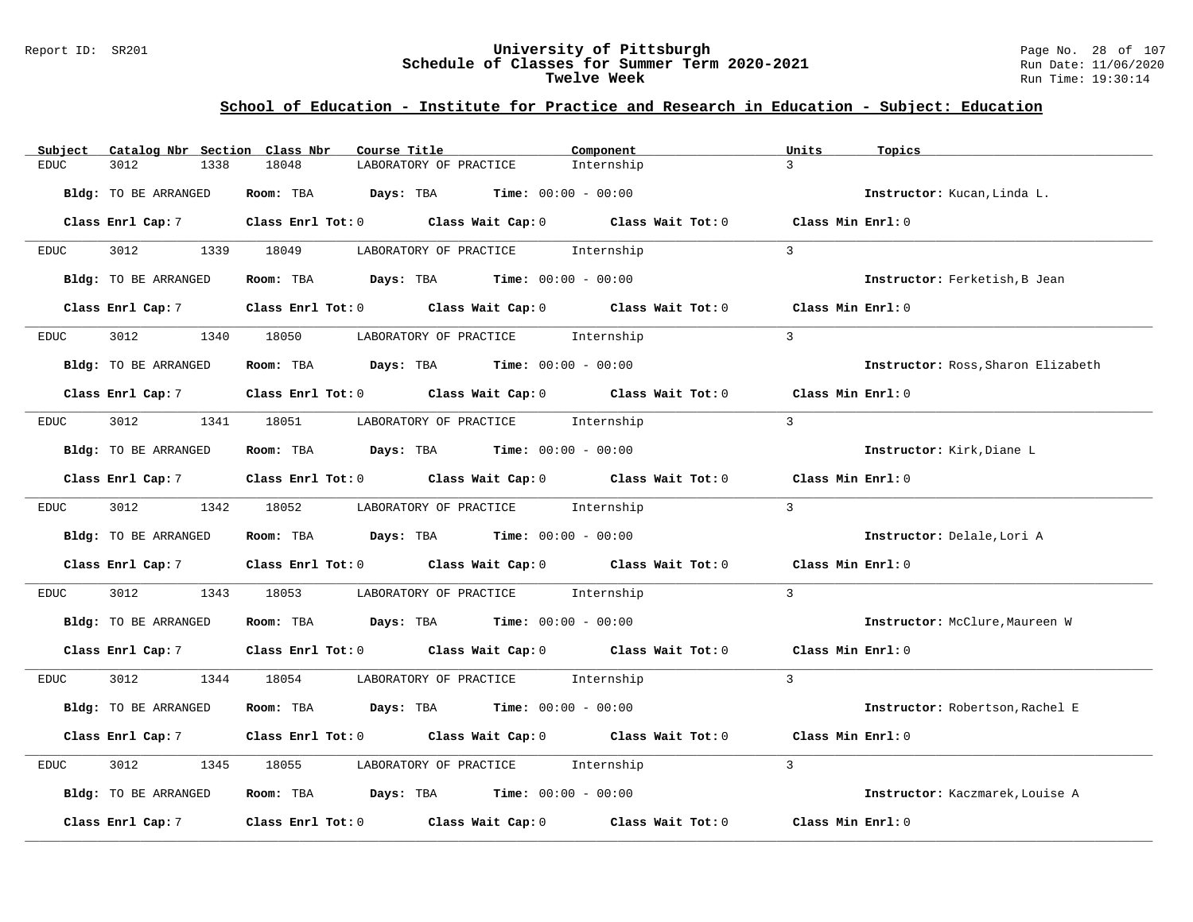## School of Education - Institute for Practice and Research in Education - Subject: Education

| Subject | Catalog Nbr | Section | Class Nbr | Course Title | Component | Units | Topics |
|---|---|---|---|---|---|---|---|
| EDUC | 3012 | 1338 | 18048 | LABORATORY OF PRACTICE | Internship | 3 | |

**Bldg:** TO BE ARRANGED **Room:** TBA **Days:** TBA **Time:** 00:00 - 00:00 **Instructor:** Kucan,Linda L.

**Class Enrl Cap:** 7 **Class Enrl Tot:** 0 **Class Wait Cap:** 0 **Class Wait Tot:** 0 **Class Min Enrl:** 0

---

| Subject | Catalog Nbr | Section | Class Nbr | Course Title | Component | Units | Topics |
|---|---|---|---|---|---|---|---|
| EDUC | 3012 | 1339 | 18049 | LABORATORY OF PRACTICE | Internship | 3 | |

**Bldg:** TO BE ARRANGED **Room:** TBA **Days:** TBA **Time:** 00:00 - 00:00 **Instructor:** Ferketish,B Jean

**Class Enrl Cap:** 7 **Class Enrl Tot:** 0 **Class Wait Cap:** 0 **Class Wait Tot:** 0 **Class Min Enrl:** 0

---

| Subject | Catalog Nbr | Section | Class Nbr | Course Title | Component | Units | Topics |
|---|---|---|---|---|---|---|---|
| EDUC | 3012 | 1340 | 18050 | LABORATORY OF PRACTICE | Internship | 3 | |

**Bldg:** TO BE ARRANGED **Room:** TBA **Days:** TBA **Time:** 00:00 - 00:00 **Instructor:** Ross,Sharon Elizabeth

**Class Enrl Cap:** 7 **Class Enrl Tot:** 0 **Class Wait Cap:** 0 **Class Wait Tot:** 0 **Class Min Enrl:** 0

---

| Subject | Catalog Nbr | Section | Class Nbr | Course Title | Component | Units | Topics |
|---|---|---|---|---|---|---|---|
| EDUC | 3012 | 1341 | 18051 | LABORATORY OF PRACTICE | Internship | 3 | |

**Bldg:** TO BE ARRANGED **Room:** TBA **Days:** TBA **Time:** 00:00 - 00:00 **Instructor:** Kirk,Diane L

**Class Enrl Cap:** 7 **Class Enrl Tot:** 0 **Class Wait Cap:** 0 **Class Wait Tot:** 0 **Class Min Enrl:** 0

---

| Subject | Catalog Nbr | Section | Class Nbr | Course Title | Component | Units | Topics |
|---|---|---|---|---|---|---|---|
| EDUC | 3012 | 1342 | 18052 | LABORATORY OF PRACTICE | Internship | 3 | |

**Bldg:** TO BE ARRANGED **Room:** TBA **Days:** TBA **Time:** 00:00 - 00:00 **Instructor:** Delale,Lori A

**Class Enrl Cap:** 7 **Class Enrl Tot:** 0 **Class Wait Cap:** 0 **Class Wait Tot:** 0 **Class Min Enrl:** 0

---

| Subject | Catalog Nbr | Section | Class Nbr | Course Title | Component | Units | Topics |
|---|---|---|---|---|---|---|---|
| EDUC | 3012 | 1343 | 18053 | LABORATORY OF PRACTICE | Internship | 3 | |

**Bldg:** TO BE ARRANGED **Room:** TBA **Days:** TBA **Time:** 00:00 - 00:00 **Instructor:** McClure,Maureen W

**Class Enrl Cap:** 7 **Class Enrl Tot:** 0 **Class Wait Cap:** 0 **Class Wait Tot:** 0 **Class Min Enrl:** 0

---

| Subject | Catalog Nbr | Section | Class Nbr | Course Title | Component | Units | Topics |
|---|---|---|---|---|---|---|---|
| EDUC | 3012 | 1344 | 18054 | LABORATORY OF PRACTICE | Internship | 3 | |

**Bldg:** TO BE ARRANGED **Room:** TBA **Days:** TBA **Time:** 00:00 - 00:00 **Instructor:** Robertson,Rachel E

**Class Enrl Cap:** 7 **Class Enrl Tot:** 0 **Class Wait Cap:** 0 **Class Wait Tot:** 0 **Class Min Enrl:** 0

---

| Subject | Catalog Nbr | Section | Class Nbr | Course Title | Component | Units | Topics |
|---|---|---|---|---|---|---|---|
| EDUC | 3012 | 1345 | 18055 | LABORATORY OF PRACTICE | Internship | 3 | |

**Bldg:** TO BE ARRANGED **Room:** TBA **Days:** TBA **Time:** 00:00 - 00:00 **Instructor:** Kaczmarek,Louise A

**Class Enrl Cap:** 7 **Class Enrl Tot:** 0 **Class Wait Cap:** 0 **Class Wait Tot:** 0 **Class Min Enrl:** 0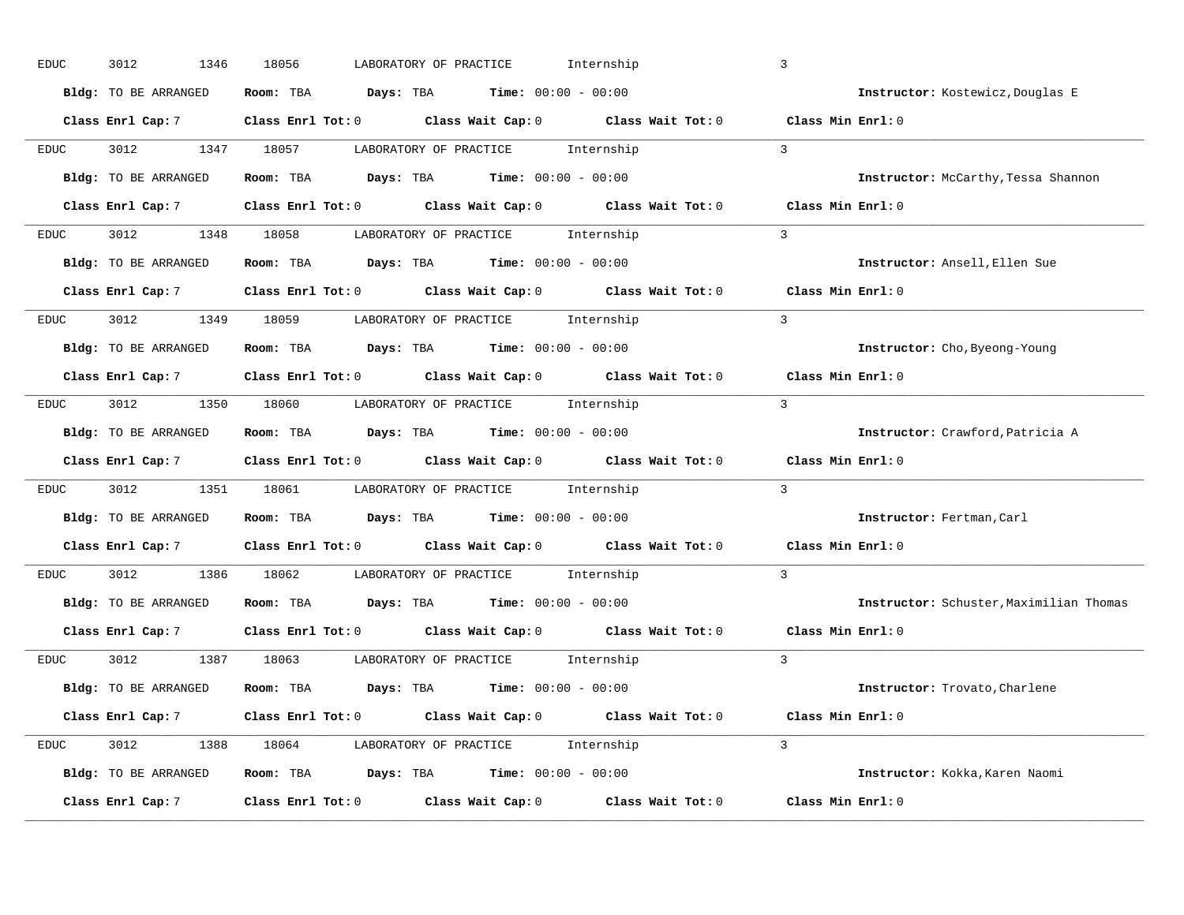EDUC 3012 1346 18056 LABORATORY OF PRACTICE Internship 3

**Bldg:** TO BE ARRANGED **Room:** TBA **Days:** TBA **Time:** 00:00 - 00:00 **Instructor:** Kostewicz,Douglas E

**Class Enrl Cap:** 7 **Class Enrl Tot:** 0 **Class Wait Cap:** 0 **Class Wait Tot:** 0 **Class Min Enrl:** 0

---

EDUC 3012 1347 18057 LABORATORY OF PRACTICE Internship 3

**Bldg:** TO BE ARRANGED **Room:** TBA **Days:** TBA **Time:** 00:00 - 00:00 **Instructor:** McCarthy,Tessa Shannon

**Class Enrl Cap:** 7 **Class Enrl Tot:** 0 **Class Wait Cap:** 0 **Class Wait Tot:** 0 **Class Min Enrl:** 0

---

EDUC 3012 1348 18058 LABORATORY OF PRACTICE Internship 3

**Bldg:** TO BE ARRANGED **Room:** TBA **Days:** TBA **Time:** 00:00 - 00:00 **Instructor:** Ansell,Ellen Sue

**Class Enrl Cap:** 7 **Class Enrl Tot:** 0 **Class Wait Cap:** 0 **Class Wait Tot:** 0 **Class Min Enrl:** 0

---

EDUC 3012 1349 18059 LABORATORY OF PRACTICE Internship 3

**Bldg:** TO BE ARRANGED **Room:** TBA **Days:** TBA **Time:** 00:00 - 00:00 **Instructor:** Cho,Byeong-Young

**Class Enrl Cap:** 7 **Class Enrl Tot:** 0 **Class Wait Cap:** 0 **Class Wait Tot:** 0 **Class Min Enrl:** 0

---

EDUC 3012 1350 18060 LABORATORY OF PRACTICE Internship 3

**Bldg:** TO BE ARRANGED **Room:** TBA **Days:** TBA **Time:** 00:00 - 00:00 **Instructor:** Crawford,Patricia A

**Class Enrl Cap:** 7 **Class Enrl Tot:** 0 **Class Wait Cap:** 0 **Class Wait Tot:** 0 **Class Min Enrl:** 0

---

EDUC 3012 1351 18061 LABORATORY OF PRACTICE Internship 3

**Bldg:** TO BE ARRANGED **Room:** TBA **Days:** TBA **Time:** 00:00 - 00:00 **Instructor:** Fertman,Carl

**Class Enrl Cap:** 7 **Class Enrl Tot:** 0 **Class Wait Cap:** 0 **Class Wait Tot:** 0 **Class Min Enrl:** 0

---

EDUC 3012 1386 18062 LABORATORY OF PRACTICE Internship 3

**Bldg:** TO BE ARRANGED **Room:** TBA **Days:** TBA **Time:** 00:00 - 00:00 **Instructor:** Schuster,Maximilian Thomas

**Class Enrl Cap:** 7 **Class Enrl Tot:** 0 **Class Wait Cap:** 0 **Class Wait Tot:** 0 **Class Min Enrl:** 0

---

EDUC 3012 1387 18063 LABORATORY OF PRACTICE Internship 3

**Bldg:** TO BE ARRANGED **Room:** TBA **Days:** TBA **Time:** 00:00 - 00:00 **Instructor:** Trovato,Charlene

**Class Enrl Cap:** 7 **Class Enrl Tot:** 0 **Class Wait Cap:** 0 **Class Wait Tot:** 0 **Class Min Enrl:** 0

---

EDUC 3012 1388 18064 LABORATORY OF PRACTICE Internship 3

**Bldg:** TO BE ARRANGED **Room:** TBA **Days:** TBA **Time:** 00:00 - 00:00 **Instructor:** Kokka,Karen Naomi

**Class Enrl Cap:** 7 **Class Enrl Tot:** 0 **Class Wait Cap:** 0 **Class Wait Tot:** 0 **Class Min Enrl:** 0

---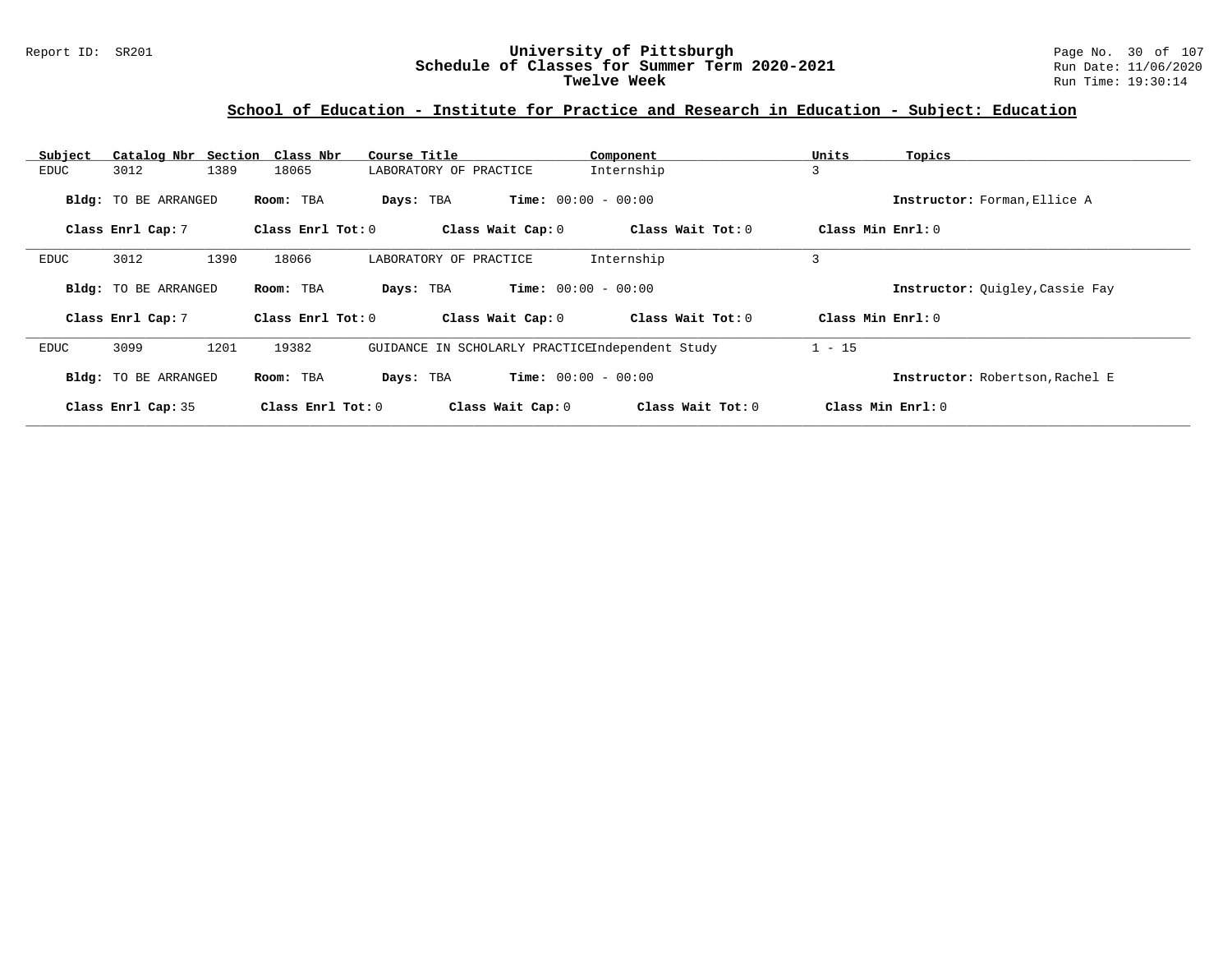Report ID: SR201

# University of Pittsburgh
## Schedule of Classes for Summer Term 2020-2021
### Twelve Week

Run Date: 11/06/2020
Run Time: 19:30:14

## School of Education - Institute for Practice and Research in Education - Subject: Education

| Subject | Catalog Nbr | Section | Class Nbr | Course Title | Component | Units | Topics |
|---|---|---|---|---|---|---|---|
| EDUC | 3012 | 1389 | 18065 | LABORATORY OF PRACTICE | Internship | 3 | |

**Bldg:** TO BE ARRANGED **Room:** TBA **Days:** TBA **Time:** 00:00 - 00:00 **Instructor:** Forman,Ellice A

**Class Enrl Cap:** 7 **Class Enrl Tot:** 0 **Class Wait Cap:** 0 **Class Wait Tot:** 0 **Class Min Enrl:** 0

---

| Subject | Catalog Nbr | Section | Class Nbr | Course Title | Component | Units | Topics |
|---|---|---|---|---|---|---|---|
| EDUC | 3012 | 1390 | 18066 | LABORATORY OF PRACTICE | Internship | 3 | |

**Bldg:** TO BE ARRANGED **Room:** TBA **Days:** TBA **Time:** 00:00 - 00:00 **Instructor:** Quigley,Cassie Fay

**Class Enrl Cap:** 7 **Class Enrl Tot:** 0 **Class Wait Cap:** 0 **Class Wait Tot:** 0 **Class Min Enrl:** 0

---

| Subject | Catalog Nbr | Section | Class Nbr | Course Title | Component | Units | Topics |
|---|---|---|---|---|---|---|---|
| EDUC | 3099 | 1201 | 19382 | GUIDANCE IN SCHOLARLY PRACTICE | Independent Study | 1 - 15 | |

**Bldg:** TO BE ARRANGED **Room:** TBA **Days:** TBA **Time:** 00:00 - 00:00 **Instructor:** Robertson,Rachel E

**Class Enrl Cap:** 35 **Class Enrl Tot:** 0 **Class Wait Cap:** 0 **Class Wait Tot:** 0 **Class Min Enrl:** 0

---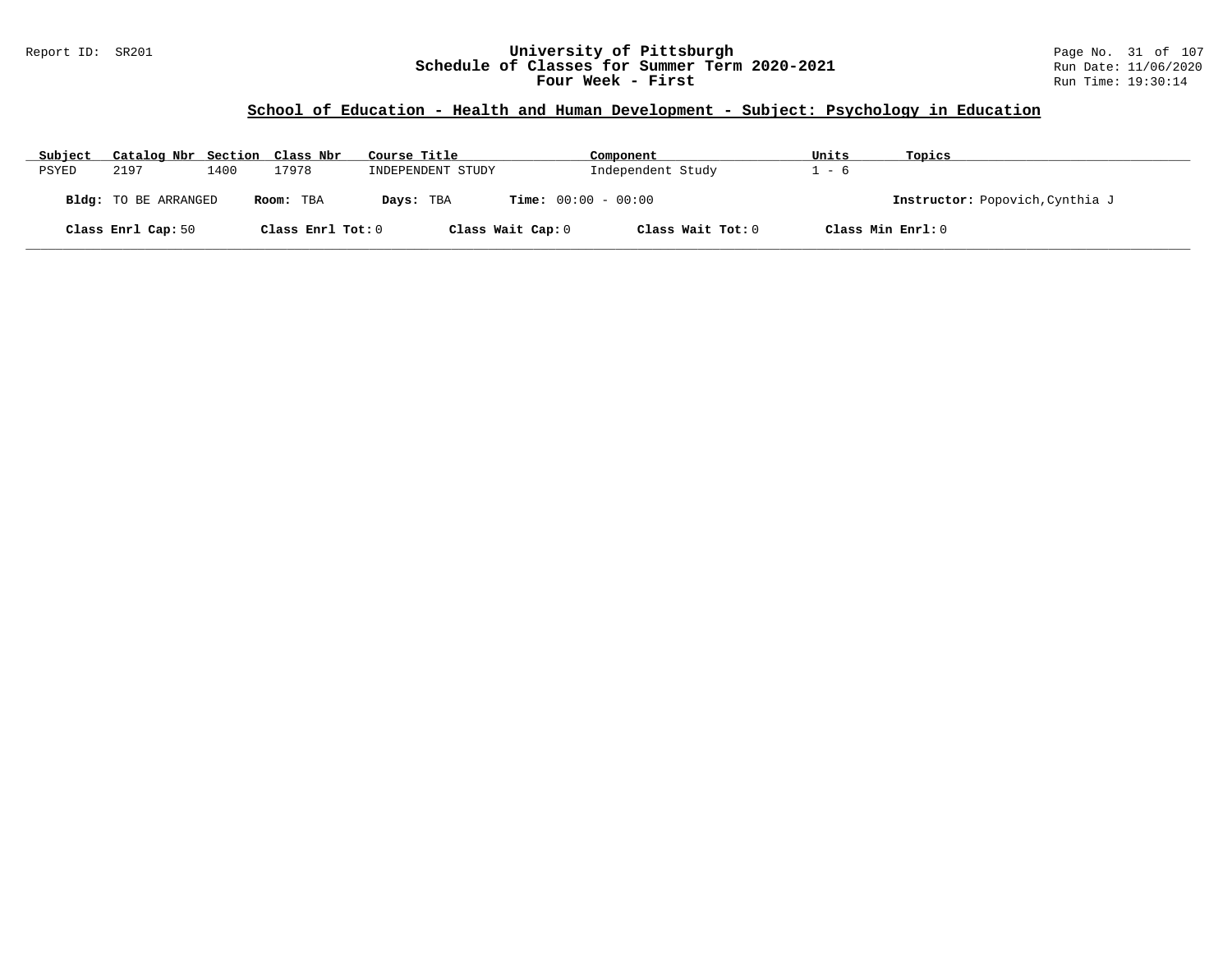# University of Pittsburgh
## Schedule of Classes for Summer Term 2020-2021
## Four Week - First

Report ID: SR201

Run Date: 11/06/2020
Run Time: 19:30:14

### School of Education - Health and Human Development - Subject: Psychology in Education

| Subject | Catalog Nbr | Section | Class Nbr | Course Title | Component | Units | Topics |
|---|---|---|---|---|---|---|---|
| PSYED | 2197 | 1400 | 17978 | INDEPENDENT STUDY | Independent Study | 1 - 6 | |

**Bldg:** TO BE ARRANGED **Room:** TBA **Days:** TBA **Time:** 00:00 - 00:00 **Instructor:** Popovich,Cynthia J

**Class Enrl Cap:** 50 **Class Enrl Tot:** 0 **Class Wait Cap:** 0 **Class Wait Tot:** 0 **Class Min Enrl:** 0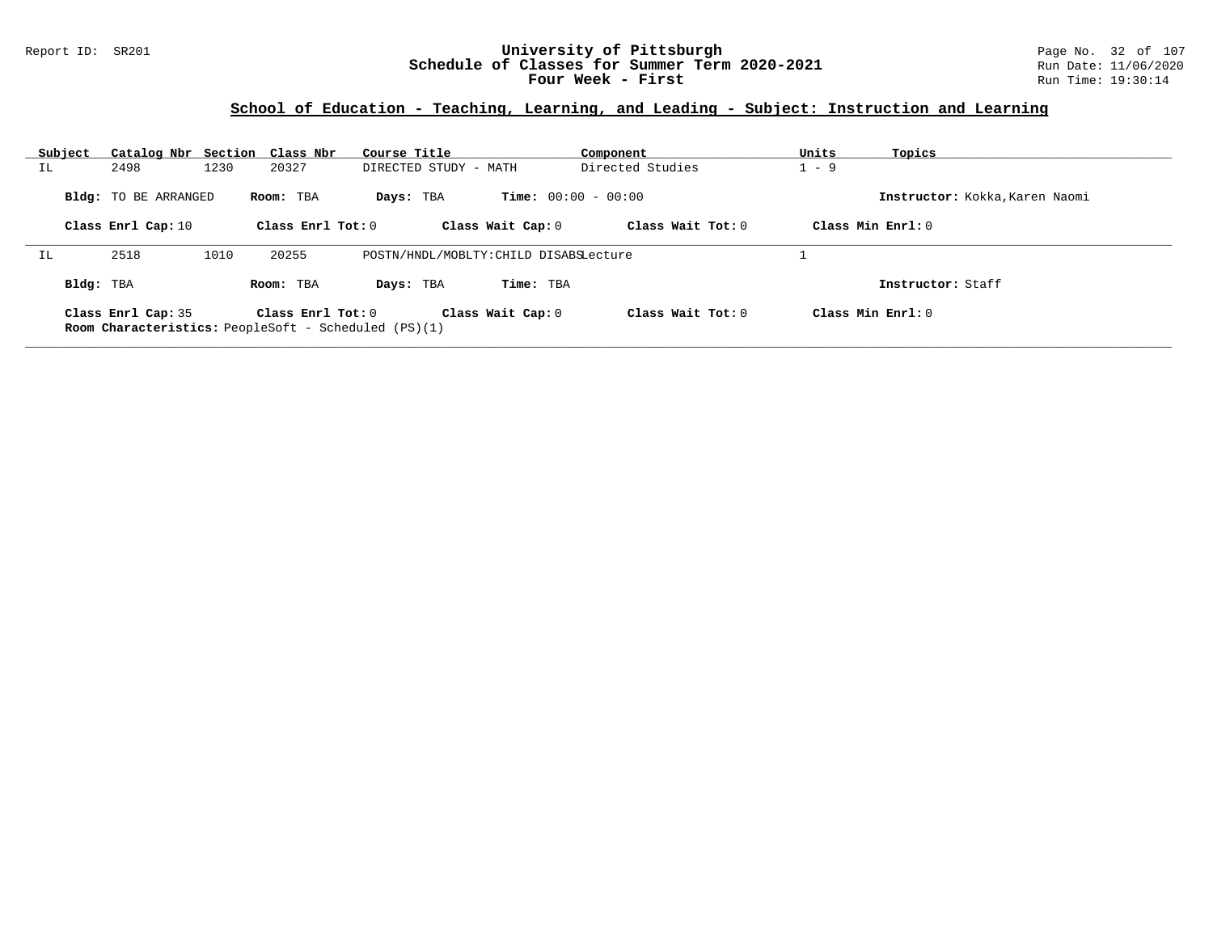# University of Pittsburgh
## Schedule of Classes for Summer Term 2020-2021
## Four Week - First

Report ID: SR201

Run Date: 11/06/2020
Run Time: 19:30:14

### School of Education - Teaching, Learning, and Leading - Subject: Instruction and Learning

| Subject | Catalog Nbr | Section | Class Nbr | Course Title | Component | Units | Topics |
|---|---|---|---|---|---|---|---|
| IL | 2498 | 1230 | 20327 | DIRECTED STUDY - MATH | Directed Studies | 1 - 9 | |

**Bldg:** TO BE ARRANGED **Room:** TBA **Days:** TBA **Time:** 00:00 - 00:00 **Instructor:** Kokka,Karen Naomi

**Class Enrl Cap:** 10 **Class Enrl Tot:** 0 **Class Wait Cap:** 0 **Class Wait Tot:** 0 **Class Min Enrl:** 0

---

| Subject | Catalog Nbr | Section | Class Nbr | Course Title | Component | Units | Topics |
|---|---|---|---|---|---|---|---|
| IL | 2518 | 1010 | 20255 | POSTN/HNDL/MOBLTY:CHILD DISABS | Lecture | 1 | |

**Bldg:** TBA **Room:** TBA **Days:** TBA **Time:** TBA **Instructor:** Staff

**Class Enrl Cap:** 35 **Class Enrl Tot:** 0 **Class Wait Cap:** 0 **Class Wait Tot:** 0 **Class Min Enrl:** 0

**Room Characteristics:** PeopleSoft - Scheduled (PS)(1)

---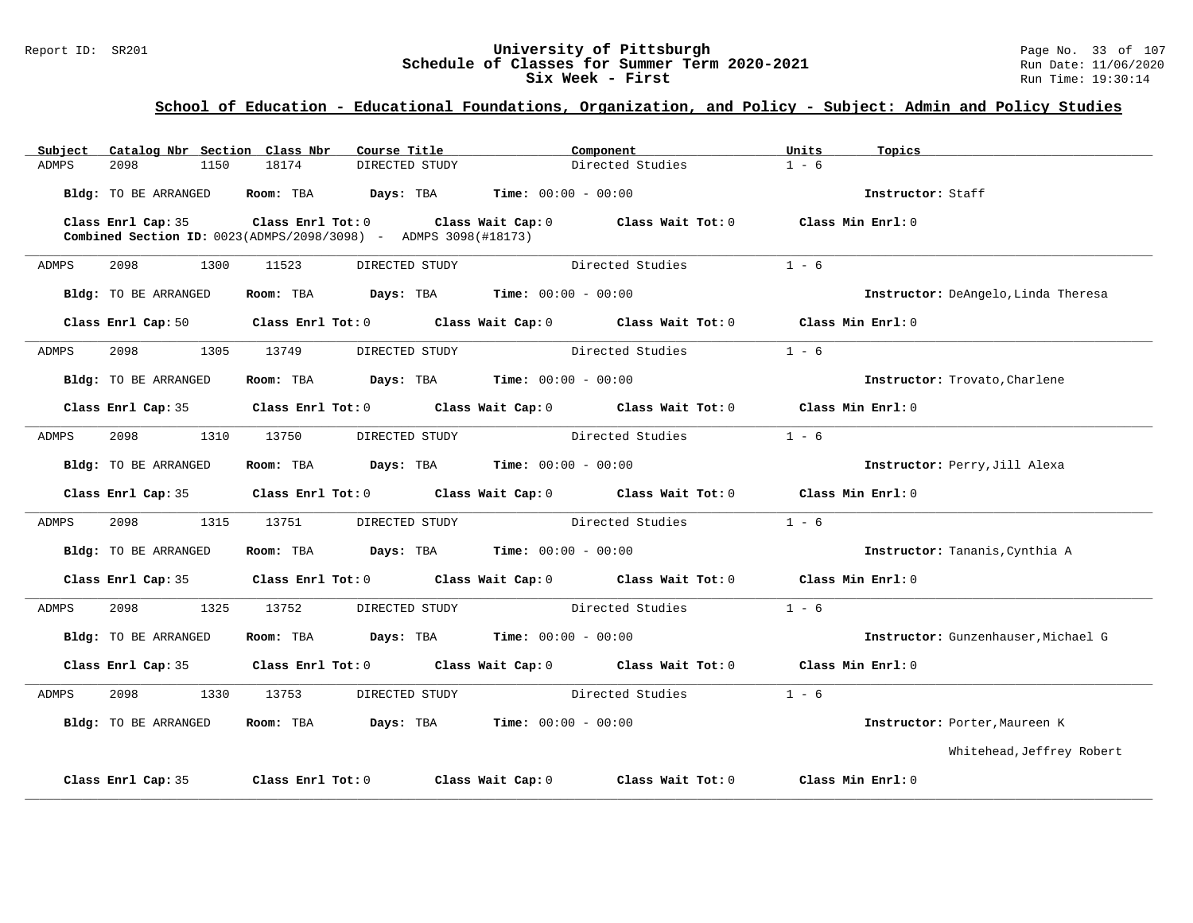## School of Education - Educational Foundations, Organization, and Policy - Subject: Admin and Policy Studies

| Subject | Catalog Nbr | Section | Class Nbr | Course Title | Component | Units | Topics |
|---|---|---|---|---|---|---|---|
| ADMPS | 2098 | 1150 | 18174 | DIRECTED STUDY | Directed Studies | 1 - 6 | |

**Bldg:** TO BE ARRANGED **Room:** TBA **Days:** TBA **Time:** 00:00 - 00:00 **Instructor:** Staff

**Class Enrl Cap:** 35 **Class Enrl Tot:** 0 **Class Wait Cap:** 0 **Class Wait Tot:** 0 **Class Min Enrl:** 0

**Combined Section ID:** 0023(ADMPS/2098/3098) - ADMPS 3098(#18173)

---

| Subject | Catalog Nbr | Section | Class Nbr | Course Title | Component | Units | Topics |
|---|---|---|---|---|---|---|---|
| ADMPS | 2098 | 1300 | 11523 | DIRECTED STUDY | Directed Studies | 1 - 6 | |

**Bldg:** TO BE ARRANGED **Room:** TBA **Days:** TBA **Time:** 00:00 - 00:00 **Instructor:** DeAngelo,Linda Theresa

**Class Enrl Cap:** 50 **Class Enrl Tot:** 0 **Class Wait Cap:** 0 **Class Wait Tot:** 0 **Class Min Enrl:** 0

---

| Subject | Catalog Nbr | Section | Class Nbr | Course Title | Component | Units | Topics |
|---|---|---|---|---|---|---|---|
| ADMPS | 2098 | 1305 | 13749 | DIRECTED STUDY | Directed Studies | 1 - 6 | |

**Bldg:** TO BE ARRANGED **Room:** TBA **Days:** TBA **Time:** 00:00 - 00:00 **Instructor:** Trovato,Charlene

**Class Enrl Cap:** 35 **Class Enrl Tot:** 0 **Class Wait Cap:** 0 **Class Wait Tot:** 0 **Class Min Enrl:** 0

---

| Subject | Catalog Nbr | Section | Class Nbr | Course Title | Component | Units | Topics |
|---|---|---|---|---|---|---|---|
| ADMPS | 2098 | 1310 | 13750 | DIRECTED STUDY | Directed Studies | 1 - 6 | |

**Bldg:** TO BE ARRANGED **Room:** TBA **Days:** TBA **Time:** 00:00 - 00:00 **Instructor:** Perry,Jill Alexa

**Class Enrl Cap:** 35 **Class Enrl Tot:** 0 **Class Wait Cap:** 0 **Class Wait Tot:** 0 **Class Min Enrl:** 0

---

| Subject | Catalog Nbr | Section | Class Nbr | Course Title | Component | Units | Topics |
|---|---|---|---|---|---|---|---|
| ADMPS | 2098 | 1315 | 13751 | DIRECTED STUDY | Directed Studies | 1 - 6 | |

**Bldg:** TO BE ARRANGED **Room:** TBA **Days:** TBA **Time:** 00:00 - 00:00 **Instructor:** Tananis,Cynthia A

**Class Enrl Cap:** 35 **Class Enrl Tot:** 0 **Class Wait Cap:** 0 **Class Wait Tot:** 0 **Class Min Enrl:** 0

---

| Subject | Catalog Nbr | Section | Class Nbr | Course Title | Component | Units | Topics |
|---|---|---|---|---|---|---|---|
| ADMPS | 2098 | 1325 | 13752 | DIRECTED STUDY | Directed Studies | 1 - 6 | |

**Bldg:** TO BE ARRANGED **Room:** TBA **Days:** TBA **Time:** 00:00 - 00:00 **Instructor:** Gunzenhauser,Michael G

**Class Enrl Cap:** 35 **Class Enrl Tot:** 0 **Class Wait Cap:** 0 **Class Wait Tot:** 0 **Class Min Enrl:** 0

---

| Subject | Catalog Nbr | Section | Class Nbr | Course Title | Component | Units | Topics |
|---|---|---|---|---|---|---|---|
| ADMPS | 2098 | 1330 | 13753 | DIRECTED STUDY | Directed Studies | 1 - 6 | |

**Bldg:** TO BE ARRANGED **Room:** TBA **Days:** TBA **Time:** 00:00 - 00:00 **Instructor:** Porter,Maureen K
Whitehead,Jeffrey Robert

**Class Enrl Cap:** 35 **Class Enrl Tot:** 0 **Class Wait Cap:** 0 **Class Wait Tot:** 0 **Class Min Enrl:** 0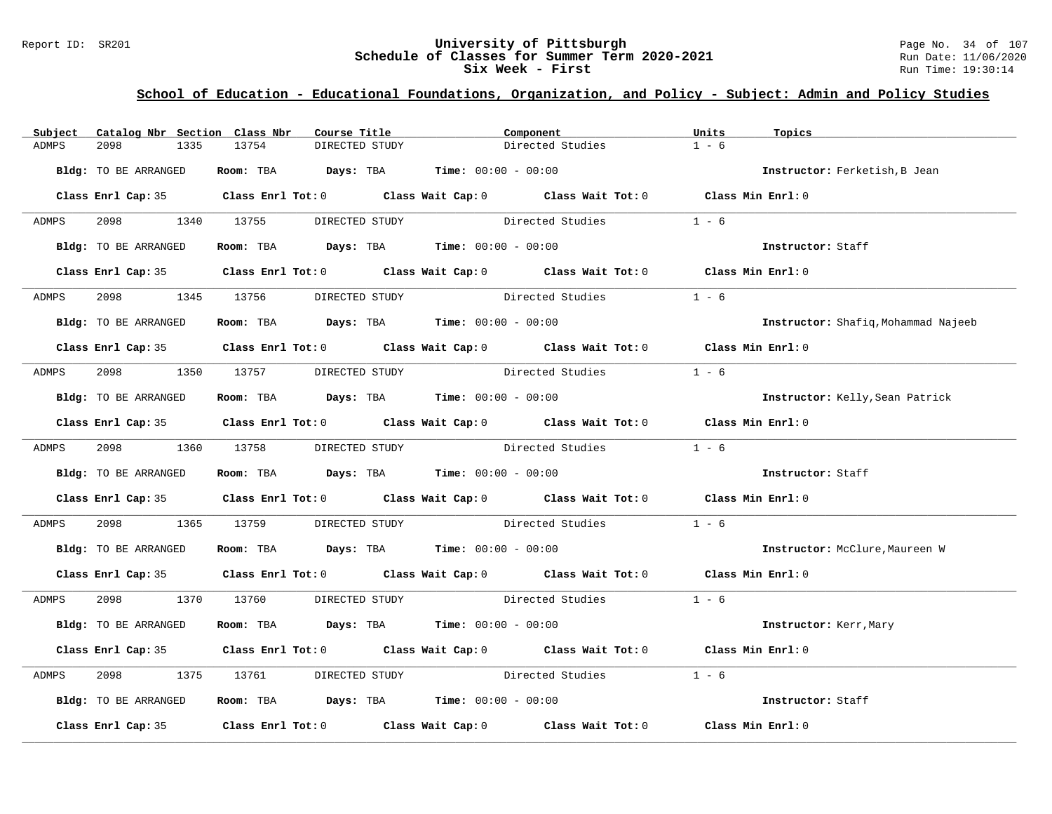# University of Pittsburgh
## Schedule of Classes for Summer Term 2020-2021
## Six Week - First

Report ID: SR201

Run Date: 11/06/2020
Run Time: 19:30:14

### School of Education - Educational Foundations, Organization, and Policy - Subject: Admin and Policy Studies

| Subject | Catalog Nbr | Section | Class Nbr | Course Title | Component | Units | Topics |
|---|---|---|---|---|---|---|---|
| ADMPS | 2098 | 1335 | 13754 | DIRECTED STUDY | Directed Studies | 1 - 6 | |

**Bldg:** TO BE ARRANGED **Room:** TBA **Days:** TBA **Time:** 00:00 - 00:00 **Instructor:** Ferketish,B Jean

**Class Enrl Cap:** 35 **Class Enrl Tot:** 0 **Class Wait Cap:** 0 **Class Wait Tot:** 0 **Class Min Enrl:** 0

| Subject | Catalog Nbr | Section | Class Nbr | Course Title | Component | Units | Topics |
|---|---|---|---|---|---|---|---|
| ADMPS | 2098 | 1340 | 13755 | DIRECTED STUDY | Directed Studies | 1 - 6 | |

**Bldg:** TO BE ARRANGED **Room:** TBA **Days:** TBA **Time:** 00:00 - 00:00 **Instructor:** Staff

**Class Enrl Cap:** 35 **Class Enrl Tot:** 0 **Class Wait Cap:** 0 **Class Wait Tot:** 0 **Class Min Enrl:** 0

| Subject | Catalog Nbr | Section | Class Nbr | Course Title | Component | Units | Topics |
|---|---|---|---|---|---|---|---|
| ADMPS | 2098 | 1345 | 13756 | DIRECTED STUDY | Directed Studies | 1 - 6 | |

**Bldg:** TO BE ARRANGED **Room:** TBA **Days:** TBA **Time:** 00:00 - 00:00 **Instructor:** Shafiq,Mohammad Najeeb

**Class Enrl Cap:** 35 **Class Enrl Tot:** 0 **Class Wait Cap:** 0 **Class Wait Tot:** 0 **Class Min Enrl:** 0

| Subject | Catalog Nbr | Section | Class Nbr | Course Title | Component | Units | Topics |
|---|---|---|---|---|---|---|---|
| ADMPS | 2098 | 1350 | 13757 | DIRECTED STUDY | Directed Studies | 1 - 6 | |

**Bldg:** TO BE ARRANGED **Room:** TBA **Days:** TBA **Time:** 00:00 - 00:00 **Instructor:** Kelly,Sean Patrick

**Class Enrl Cap:** 35 **Class Enrl Tot:** 0 **Class Wait Cap:** 0 **Class Wait Tot:** 0 **Class Min Enrl:** 0

| Subject | Catalog Nbr | Section | Class Nbr | Course Title | Component | Units | Topics |
|---|---|---|---|---|---|---|---|
| ADMPS | 2098 | 1360 | 13758 | DIRECTED STUDY | Directed Studies | 1 - 6 | |

**Bldg:** TO BE ARRANGED **Room:** TBA **Days:** TBA **Time:** 00:00 - 00:00 **Instructor:** Staff

**Class Enrl Cap:** 35 **Class Enrl Tot:** 0 **Class Wait Cap:** 0 **Class Wait Tot:** 0 **Class Min Enrl:** 0

| Subject | Catalog Nbr | Section | Class Nbr | Course Title | Component | Units | Topics |
|---|---|---|---|---|---|---|---|
| ADMPS | 2098 | 1365 | 13759 | DIRECTED STUDY | Directed Studies | 1 - 6 | |

**Bldg:** TO BE ARRANGED **Room:** TBA **Days:** TBA **Time:** 00:00 - 00:00 **Instructor:** McClure,Maureen W

**Class Enrl Cap:** 35 **Class Enrl Tot:** 0 **Class Wait Cap:** 0 **Class Wait Tot:** 0 **Class Min Enrl:** 0

| Subject | Catalog Nbr | Section | Class Nbr | Course Title | Component | Units | Topics |
|---|---|---|---|---|---|---|---|
| ADMPS | 2098 | 1370 | 13760 | DIRECTED STUDY | Directed Studies | 1 - 6 | |

**Bldg:** TO BE ARRANGED **Room:** TBA **Days:** TBA **Time:** 00:00 - 00:00 **Instructor:** Kerr,Mary

**Class Enrl Cap:** 35 **Class Enrl Tot:** 0 **Class Wait Cap:** 0 **Class Wait Tot:** 0 **Class Min Enrl:** 0

| Subject | Catalog Nbr | Section | Class Nbr | Course Title | Component | Units | Topics |
|---|---|---|---|---|---|---|---|
| ADMPS | 2098 | 1375 | 13761 | DIRECTED STUDY | Directed Studies | 1 - 6 | |

**Bldg:** TO BE ARRANGED **Room:** TBA **Days:** TBA **Time:** 00:00 - 00:00 **Instructor:** Staff

**Class Enrl Cap:** 35 **Class Enrl Tot:** 0 **Class Wait Cap:** 0 **Class Wait Tot:** 0 **Class Min Enrl:** 0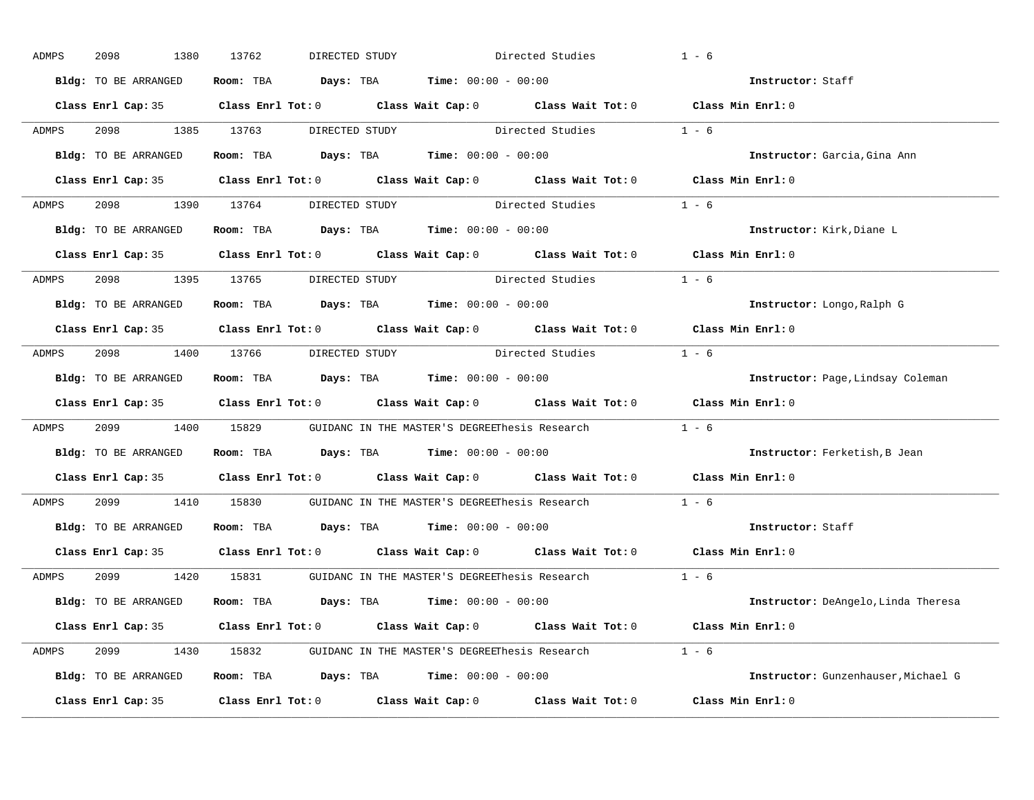ADMPS 2098 1380 13762 DIRECTED STUDY Directed Studies 1 - 6

**Bldg:** TO BE ARRANGED **Room:** TBA **Days:** TBA **Time:** 00:00 - 00:00 **Instructor:** Staff

**Class Enrl Cap:** 35 **Class Enrl Tot:** 0 **Class Wait Cap:** 0 **Class Wait Tot:** 0 **Class Min Enrl:** 0

---

ADMPS 2098 1385 13763 DIRECTED STUDY Directed Studies 1 - 6

**Bldg:** TO BE ARRANGED **Room:** TBA **Days:** TBA **Time:** 00:00 - 00:00 **Instructor:** Garcia,Gina Ann

**Class Enrl Cap:** 35 **Class Enrl Tot:** 0 **Class Wait Cap:** 0 **Class Wait Tot:** 0 **Class Min Enrl:** 0

---

ADMPS 2098 1390 13764 DIRECTED STUDY Directed Studies 1 - 6

**Bldg:** TO BE ARRANGED **Room:** TBA **Days:** TBA **Time:** 00:00 - 00:00 **Instructor:** Kirk,Diane L

**Class Enrl Cap:** 35 **Class Enrl Tot:** 0 **Class Wait Cap:** 0 **Class Wait Tot:** 0 **Class Min Enrl:** 0

---

ADMPS 2098 1395 13765 DIRECTED STUDY Directed Studies 1 - 6

**Bldg:** TO BE ARRANGED **Room:** TBA **Days:** TBA **Time:** 00:00 - 00:00 **Instructor:** Longo,Ralph G

**Class Enrl Cap:** 35 **Class Enrl Tot:** 0 **Class Wait Cap:** 0 **Class Wait Tot:** 0 **Class Min Enrl:** 0

---

ADMPS 2098 1400 13766 DIRECTED STUDY Directed Studies 1 - 6

**Bldg:** TO BE ARRANGED **Room:** TBA **Days:** TBA **Time:** 00:00 - 00:00 **Instructor:** Page,Lindsay Coleman

**Class Enrl Cap:** 35 **Class Enrl Tot:** 0 **Class Wait Cap:** 0 **Class Wait Tot:** 0 **Class Min Enrl:** 0

---

ADMPS 2099 1400 15829 GUIDANC IN THE MASTER'S DEGREEThesis Research 1 - 6

**Bldg:** TO BE ARRANGED **Room:** TBA **Days:** TBA **Time:** 00:00 - 00:00 **Instructor:** Ferketish,B Jean

**Class Enrl Cap:** 35 **Class Enrl Tot:** 0 **Class Wait Cap:** 0 **Class Wait Tot:** 0 **Class Min Enrl:** 0

---

ADMPS 2099 1410 15830 GUIDANC IN THE MASTER'S DEGREEThesis Research 1 - 6

**Bldg:** TO BE ARRANGED **Room:** TBA **Days:** TBA **Time:** 00:00 - 00:00 **Instructor:** Staff

**Class Enrl Cap:** 35 **Class Enrl Tot:** 0 **Class Wait Cap:** 0 **Class Wait Tot:** 0 **Class Min Enrl:** 0

---

ADMPS 2099 1420 15831 GUIDANC IN THE MASTER'S DEGREEThesis Research 1 - 6

**Bldg:** TO BE ARRANGED **Room:** TBA **Days:** TBA **Time:** 00:00 - 00:00 **Instructor:** DeAngelo,Linda Theresa

**Class Enrl Cap:** 35 **Class Enrl Tot:** 0 **Class Wait Cap:** 0 **Class Wait Tot:** 0 **Class Min Enrl:** 0

---

ADMPS 2099 1430 15832 GUIDANC IN THE MASTER'S DEGREEThesis Research 1 - 6

**Bldg:** TO BE ARRANGED **Room:** TBA **Days:** TBA **Time:** 00:00 - 00:00 **Instructor:** Gunzenhauser,Michael G

**Class Enrl Cap:** 35 **Class Enrl Tot:** 0 **Class Wait Cap:** 0 **Class Wait Tot:** 0 **Class Min Enrl:** 0

---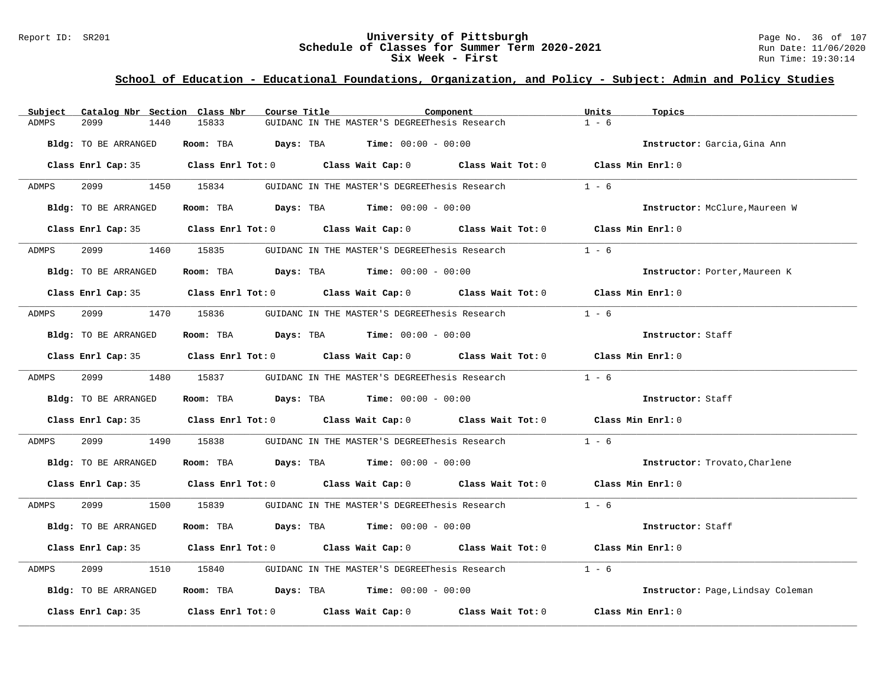## University of Pittsburgh
## Schedule of Classes for Summer Term 2020-2021
## Six Week - First

Report ID: SR201

### School of Education - Educational Foundations, Organization, and Policy - Subject: Admin and Policy Studies

| Subject | Catalog Nbr | Section | Class Nbr | Course Title | Component | Units | Topics |
|---|---|---|---|---|---|---|---|
| ADMPS | 2099 | 1440 | 15833 | GUIDANC IN THE MASTER'S DEGREE | Thesis Research | 1 - 6 | |

**Bldg:** TO BE ARRANGED **Room:** TBA **Days:** TBA **Time:** 00:00 - 00:00 **Instructor:** Garcia,Gina Ann

**Class Enrl Cap:** 35 **Class Enrl Tot:** 0 **Class Wait Cap:** 0 **Class Wait Tot:** 0 **Class Min Enrl:** 0

| Subject | Catalog Nbr | Section | Class Nbr | Course Title | Component | Units | Topics |
|---|---|---|---|---|---|---|---|
| ADMPS | 2099 | 1450 | 15834 | GUIDANC IN THE MASTER'S DEGREE | Thesis Research | 1 - 6 | |

**Bldg:** TO BE ARRANGED **Room:** TBA **Days:** TBA **Time:** 00:00 - 00:00 **Instructor:** McClure,Maureen W

**Class Enrl Cap:** 35 **Class Enrl Tot:** 0 **Class Wait Cap:** 0 **Class Wait Tot:** 0 **Class Min Enrl:** 0

| Subject | Catalog Nbr | Section | Class Nbr | Course Title | Component | Units | Topics |
|---|---|---|---|---|---|---|---|
| ADMPS | 2099 | 1460 | 15835 | GUIDANC IN THE MASTER'S DEGREE | Thesis Research | 1 - 6 | |

**Bldg:** TO BE ARRANGED **Room:** TBA **Days:** TBA **Time:** 00:00 - 00:00 **Instructor:** Porter,Maureen K

**Class Enrl Cap:** 35 **Class Enrl Tot:** 0 **Class Wait Cap:** 0 **Class Wait Tot:** 0 **Class Min Enrl:** 0

| Subject | Catalog Nbr | Section | Class Nbr | Course Title | Component | Units | Topics |
|---|---|---|---|---|---|---|---|
| ADMPS | 2099 | 1470 | 15836 | GUIDANC IN THE MASTER'S DEGREE | Thesis Research | 1 - 6 | |

**Bldg:** TO BE ARRANGED **Room:** TBA **Days:** TBA **Time:** 00:00 - 00:00 **Instructor:** Staff

**Class Enrl Cap:** 35 **Class Enrl Tot:** 0 **Class Wait Cap:** 0 **Class Wait Tot:** 0 **Class Min Enrl:** 0

| Subject | Catalog Nbr | Section | Class Nbr | Course Title | Component | Units | Topics |
|---|---|---|---|---|---|---|---|
| ADMPS | 2099 | 1480 | 15837 | GUIDANC IN THE MASTER'S DEGREE | Thesis Research | 1 - 6 | |

**Bldg:** TO BE ARRANGED **Room:** TBA **Days:** TBA **Time:** 00:00 - 00:00 **Instructor:** Staff

**Class Enrl Cap:** 35 **Class Enrl Tot:** 0 **Class Wait Cap:** 0 **Class Wait Tot:** 0 **Class Min Enrl:** 0

| Subject | Catalog Nbr | Section | Class Nbr | Course Title | Component | Units | Topics |
|---|---|---|---|---|---|---|---|
| ADMPS | 2099 | 1490 | 15838 | GUIDANC IN THE MASTER'S DEGREE | Thesis Research | 1 - 6 | |

**Bldg:** TO BE ARRANGED **Room:** TBA **Days:** TBA **Time:** 00:00 - 00:00 **Instructor:** Trovato,Charlene

**Class Enrl Cap:** 35 **Class Enrl Tot:** 0 **Class Wait Cap:** 0 **Class Wait Tot:** 0 **Class Min Enrl:** 0

| Subject | Catalog Nbr | Section | Class Nbr | Course Title | Component | Units | Topics |
|---|---|---|---|---|---|---|---|
| ADMPS | 2099 | 1500 | 15839 | GUIDANC IN THE MASTER'S DEGREE | Thesis Research | 1 - 6 | |

**Bldg:** TO BE ARRANGED **Room:** TBA **Days:** TBA **Time:** 00:00 - 00:00 **Instructor:** Staff

**Class Enrl Cap:** 35 **Class Enrl Tot:** 0 **Class Wait Cap:** 0 **Class Wait Tot:** 0 **Class Min Enrl:** 0

| Subject | Catalog Nbr | Section | Class Nbr | Course Title | Component | Units | Topics |
|---|---|---|---|---|---|---|---|
| ADMPS | 2099 | 1510 | 15840 | GUIDANC IN THE MASTER'S DEGREE | Thesis Research | 1 - 6 | |

**Bldg:** TO BE ARRANGED **Room:** TBA **Days:** TBA **Time:** 00:00 - 00:00 **Instructor:** Page,Lindsay Coleman

**Class Enrl Cap:** 35 **Class Enrl Tot:** 0 **Class Wait Cap:** 0 **Class Wait Tot:** 0 **Class Min Enrl:** 0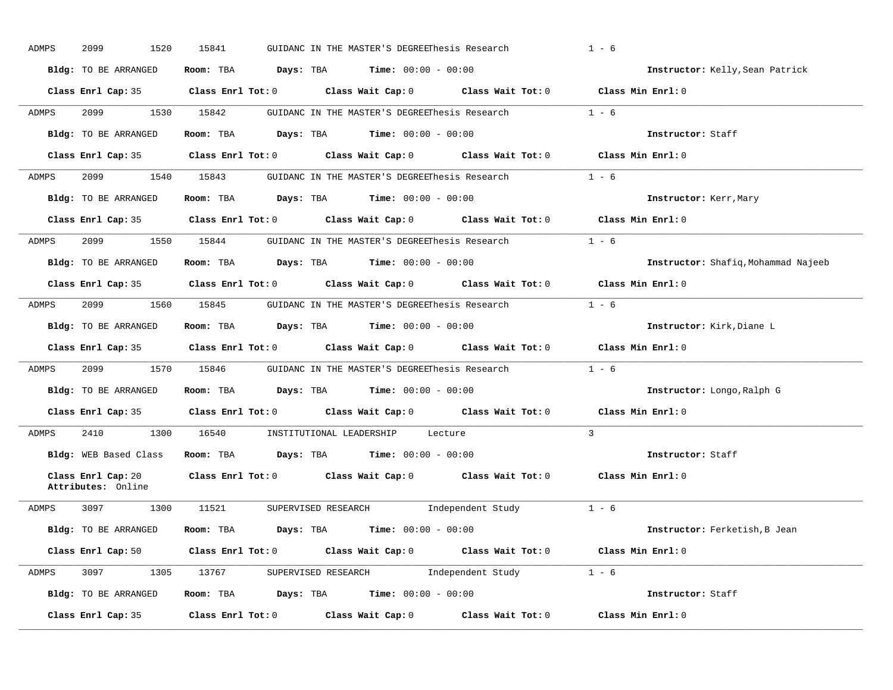ADMPS 2099 1520 15841 GUIDANC IN THE MASTER'S DEGREEThesis Research 1 - 6

**Bldg:** TO BE ARRANGED **Room:** TBA **Days:** TBA **Time:** 00:00 - 00:00 **Instructor:** Kelly,Sean Patrick

**Class Enrl Cap:** 35 **Class Enrl Tot:** 0 **Class Wait Cap:** 0 **Class Wait Tot:** 0 **Class Min Enrl:** 0

---

ADMPS 2099 1530 15842 GUIDANC IN THE MASTER'S DEGREEThesis Research 1 - 6

**Bldg:** TO BE ARRANGED **Room:** TBA **Days:** TBA **Time:** 00:00 - 00:00 **Instructor:** Staff

**Class Enrl Cap:** 35 **Class Enrl Tot:** 0 **Class Wait Cap:** 0 **Class Wait Tot:** 0 **Class Min Enrl:** 0

---

ADMPS 2099 1540 15843 GUIDANC IN THE MASTER'S DEGREEThesis Research 1 - 6

**Bldg:** TO BE ARRANGED **Room:** TBA **Days:** TBA **Time:** 00:00 - 00:00 **Instructor:** Kerr,Mary

**Class Enrl Cap:** 35 **Class Enrl Tot:** 0 **Class Wait Cap:** 0 **Class Wait Tot:** 0 **Class Min Enrl:** 0

---

ADMPS 2099 1550 15844 GUIDANC IN THE MASTER'S DEGREEThesis Research 1 - 6

**Bldg:** TO BE ARRANGED **Room:** TBA **Days:** TBA **Time:** 00:00 - 00:00 **Instructor:** Shafiq,Mohammad Najeeb

**Class Enrl Cap:** 35 **Class Enrl Tot:** 0 **Class Wait Cap:** 0 **Class Wait Tot:** 0 **Class Min Enrl:** 0

---

ADMPS 2099 1560 15845 GUIDANC IN THE MASTER'S DEGREEThesis Research 1 - 6

**Bldg:** TO BE ARRANGED **Room:** TBA **Days:** TBA **Time:** 00:00 - 00:00 **Instructor:** Kirk,Diane L

**Class Enrl Cap:** 35 **Class Enrl Tot:** 0 **Class Wait Cap:** 0 **Class Wait Tot:** 0 **Class Min Enrl:** 0

---

ADMPS 2099 1570 15846 GUIDANC IN THE MASTER'S DEGREEThesis Research 1 - 6

**Bldg:** TO BE ARRANGED **Room:** TBA **Days:** TBA **Time:** 00:00 - 00:00 **Instructor:** Longo,Ralph G

**Class Enrl Cap:** 35 **Class Enrl Tot:** 0 **Class Wait Cap:** 0 **Class Wait Tot:** 0 **Class Min Enrl:** 0

---

ADMPS 2410 1300 16540 INSTITUTIONAL LEADERSHIP Lecture 3

**Bldg:** WEB Based Class **Room:** TBA **Days:** TBA **Time:** 00:00 - 00:00 **Instructor:** Staff

**Class Enrl Cap:** 20 **Class Enrl Tot:** 0 **Class Wait Cap:** 0 **Class Wait Tot:** 0 **Class Min Enrl:** 0
**Attributes:** Online

---

ADMPS 3097 1300 11521 SUPERVISED RESEARCH Independent Study 1 - 6

**Bldg:** TO BE ARRANGED **Room:** TBA **Days:** TBA **Time:** 00:00 - 00:00 **Instructor:** Ferketish,B Jean

**Class Enrl Cap:** 50 **Class Enrl Tot:** 0 **Class Wait Cap:** 0 **Class Wait Tot:** 0 **Class Min Enrl:** 0

---

ADMPS 3097 1305 13767 SUPERVISED RESEARCH Independent Study 1 - 6

**Bldg:** TO BE ARRANGED **Room:** TBA **Days:** TBA **Time:** 00:00 - 00:00 **Instructor:** Staff

**Class Enrl Cap:** 35 **Class Enrl Tot:** 0 **Class Wait Cap:** 0 **Class Wait Tot:** 0 **Class Min Enrl:** 0

---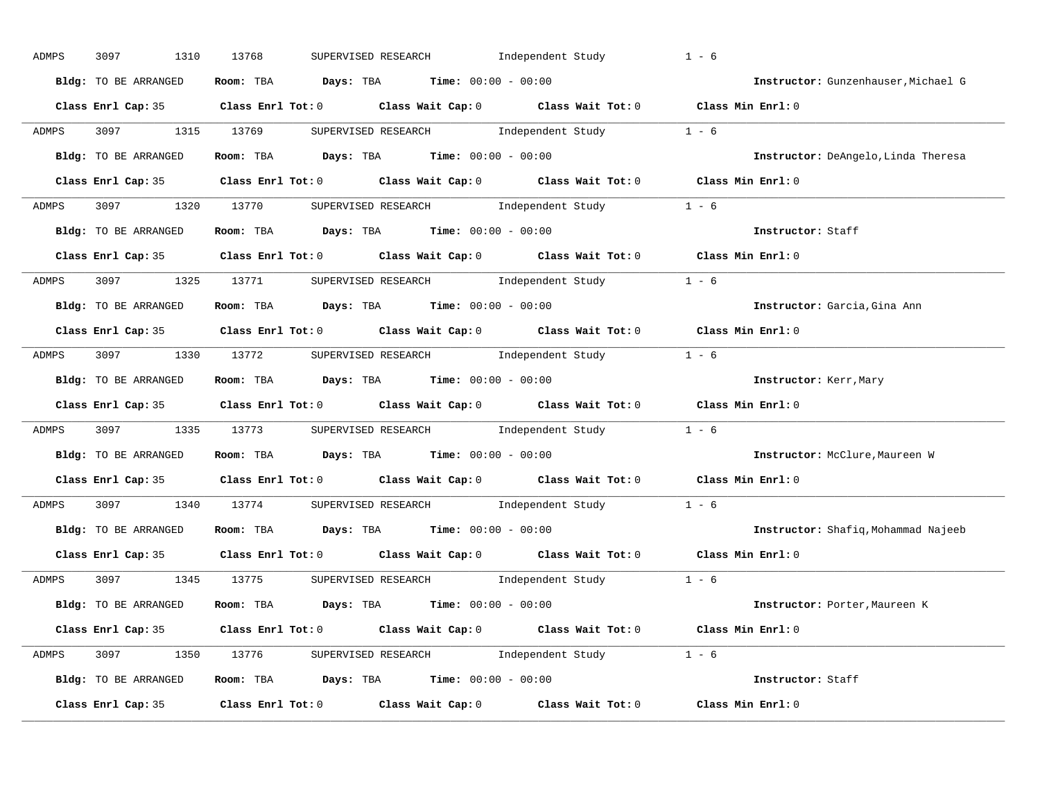ADMPS 3097 1310 13768 SUPERVISED RESEARCH Independent Study 1 - 6

**Bldg:** TO BE ARRANGED **Room:** TBA **Days:** TBA **Time:** 00:00 - 00:00 **Instructor:** Gunzenhauser,Michael G

**Class Enrl Cap:** 35 **Class Enrl Tot:** 0 **Class Wait Cap:** 0 **Class Wait Tot:** 0 **Class Min Enrl:** 0

---

ADMPS 3097 1315 13769 SUPERVISED RESEARCH Independent Study 1 - 6

**Bldg:** TO BE ARRANGED **Room:** TBA **Days:** TBA **Time:** 00:00 - 00:00 **Instructor:** DeAngelo,Linda Theresa

**Class Enrl Cap:** 35 **Class Enrl Tot:** 0 **Class Wait Cap:** 0 **Class Wait Tot:** 0 **Class Min Enrl:** 0

---

ADMPS 3097 1320 13770 SUPERVISED RESEARCH Independent Study 1 - 6

**Bldg:** TO BE ARRANGED **Room:** TBA **Days:** TBA **Time:** 00:00 - 00:00 **Instructor:** Staff

**Class Enrl Cap:** 35 **Class Enrl Tot:** 0 **Class Wait Cap:** 0 **Class Wait Tot:** 0 **Class Min Enrl:** 0

---

ADMPS 3097 1325 13771 SUPERVISED RESEARCH Independent Study 1 - 6

**Bldg:** TO BE ARRANGED **Room:** TBA **Days:** TBA **Time:** 00:00 - 00:00 **Instructor:** Garcia,Gina Ann

**Class Enrl Cap:** 35 **Class Enrl Tot:** 0 **Class Wait Cap:** 0 **Class Wait Tot:** 0 **Class Min Enrl:** 0

---

ADMPS 3097 1330 13772 SUPERVISED RESEARCH Independent Study 1 - 6

**Bldg:** TO BE ARRANGED **Room:** TBA **Days:** TBA **Time:** 00:00 - 00:00 **Instructor:** Kerr,Mary

**Class Enrl Cap:** 35 **Class Enrl Tot:** 0 **Class Wait Cap:** 0 **Class Wait Tot:** 0 **Class Min Enrl:** 0

---

ADMPS 3097 1335 13773 SUPERVISED RESEARCH Independent Study 1 - 6

**Bldg:** TO BE ARRANGED **Room:** TBA **Days:** TBA **Time:** 00:00 - 00:00 **Instructor:** McClure,Maureen W

**Class Enrl Cap:** 35 **Class Enrl Tot:** 0 **Class Wait Cap:** 0 **Class Wait Tot:** 0 **Class Min Enrl:** 0

---

ADMPS 3097 1340 13774 SUPERVISED RESEARCH Independent Study 1 - 6

**Bldg:** TO BE ARRANGED **Room:** TBA **Days:** TBA **Time:** 00:00 - 00:00 **Instructor:** Shafiq,Mohammad Najeeb

**Class Enrl Cap:** 35 **Class Enrl Tot:** 0 **Class Wait Cap:** 0 **Class Wait Tot:** 0 **Class Min Enrl:** 0

---

ADMPS 3097 1345 13775 SUPERVISED RESEARCH Independent Study 1 - 6

**Bldg:** TO BE ARRANGED **Room:** TBA **Days:** TBA **Time:** 00:00 - 00:00 **Instructor:** Porter,Maureen K

**Class Enrl Cap:** 35 **Class Enrl Tot:** 0 **Class Wait Cap:** 0 **Class Wait Tot:** 0 **Class Min Enrl:** 0

---

ADMPS 3097 1350 13776 SUPERVISED RESEARCH Independent Study 1 - 6

**Bldg:** TO BE ARRANGED **Room:** TBA **Days:** TBA **Time:** 00:00 - 00:00 **Instructor:** Staff

**Class Enrl Cap:** 35 **Class Enrl Tot:** 0 **Class Wait Cap:** 0 **Class Wait Tot:** 0 **Class Min Enrl:** 0

---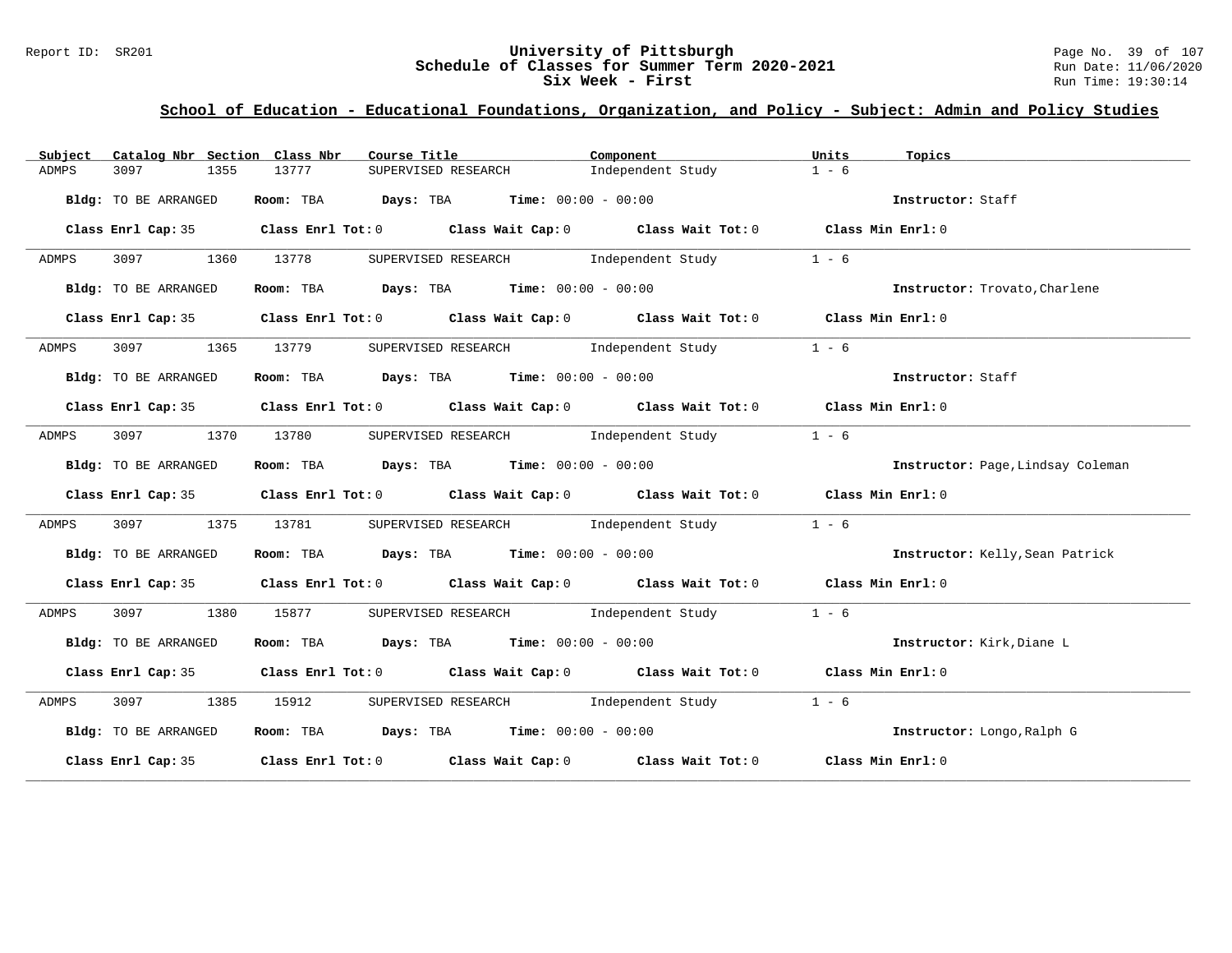## School of Education - Educational Foundations, Organization, and Policy - Subject: Admin and Policy Studies

| Subject | Catalog Nbr | Section | Class Nbr | Course Title | Component | Units | Topics |
|---|---|---|---|---|---|---|---|
| ADMPS | 3097 | 1355 | 13777 | SUPERVISED RESEARCH | Independent Study | 1 - 6 | |

**Bldg:** TO BE ARRANGED **Room:** TBA **Days:** TBA **Time:** 00:00 - 00:00 **Instructor:** Staff

**Class Enrl Cap:** 35 **Class Enrl Tot:** 0 **Class Wait Cap:** 0 **Class Wait Tot:** 0 **Class Min Enrl:** 0

---

| Subject | Catalog Nbr | Section | Class Nbr | Course Title | Component | Units | Topics |
|---|---|---|---|---|---|---|---|
| ADMPS | 3097 | 1360 | 13778 | SUPERVISED RESEARCH | Independent Study | 1 - 6 | |

**Bldg:** TO BE ARRANGED **Room:** TBA **Days:** TBA **Time:** 00:00 - 00:00 **Instructor:** Trovato,Charlene

**Class Enrl Cap:** 35 **Class Enrl Tot:** 0 **Class Wait Cap:** 0 **Class Wait Tot:** 0 **Class Min Enrl:** 0

---

| Subject | Catalog Nbr | Section | Class Nbr | Course Title | Component | Units | Topics |
|---|---|---|---|---|---|---|---|
| ADMPS | 3097 | 1365 | 13779 | SUPERVISED RESEARCH | Independent Study | 1 - 6 | |

**Bldg:** TO BE ARRANGED **Room:** TBA **Days:** TBA **Time:** 00:00 - 00:00 **Instructor:** Staff

**Class Enrl Cap:** 35 **Class Enrl Tot:** 0 **Class Wait Cap:** 0 **Class Wait Tot:** 0 **Class Min Enrl:** 0

---

| Subject | Catalog Nbr | Section | Class Nbr | Course Title | Component | Units | Topics |
|---|---|---|---|---|---|---|---|
| ADMPS | 3097 | 1370 | 13780 | SUPERVISED RESEARCH | Independent Study | 1 - 6 | |

**Bldg:** TO BE ARRANGED **Room:** TBA **Days:** TBA **Time:** 00:00 - 00:00 **Instructor:** Page,Lindsay Coleman

**Class Enrl Cap:** 35 **Class Enrl Tot:** 0 **Class Wait Cap:** 0 **Class Wait Tot:** 0 **Class Min Enrl:** 0

---

| Subject | Catalog Nbr | Section | Class Nbr | Course Title | Component | Units | Topics |
|---|---|---|---|---|---|---|---|
| ADMPS | 3097 | 1375 | 13781 | SUPERVISED RESEARCH | Independent Study | 1 - 6 | |

**Bldg:** TO BE ARRANGED **Room:** TBA **Days:** TBA **Time:** 00:00 - 00:00 **Instructor:** Kelly,Sean Patrick

**Class Enrl Cap:** 35 **Class Enrl Tot:** 0 **Class Wait Cap:** 0 **Class Wait Tot:** 0 **Class Min Enrl:** 0

---

| Subject | Catalog Nbr | Section | Class Nbr | Course Title | Component | Units | Topics |
|---|---|---|---|---|---|---|---|
| ADMPS | 3097 | 1380 | 15877 | SUPERVISED RESEARCH | Independent Study | 1 - 6 | |

**Bldg:** TO BE ARRANGED **Room:** TBA **Days:** TBA **Time:** 00:00 - 00:00 **Instructor:** Kirk,Diane L

**Class Enrl Cap:** 35 **Class Enrl Tot:** 0 **Class Wait Cap:** 0 **Class Wait Tot:** 0 **Class Min Enrl:** 0

---

| Subject | Catalog Nbr | Section | Class Nbr | Course Title | Component | Units | Topics |
|---|---|---|---|---|---|---|---|
| ADMPS | 3097 | 1385 | 15912 | SUPERVISED RESEARCH | Independent Study | 1 - 6 | |

**Bldg:** TO BE ARRANGED **Room:** TBA **Days:** TBA **Time:** 00:00 - 00:00 **Instructor:** Longo,Ralph G

**Class Enrl Cap:** 35 **Class Enrl Tot:** 0 **Class Wait Cap:** 0 **Class Wait Tot:** 0 **Class Min Enrl:** 0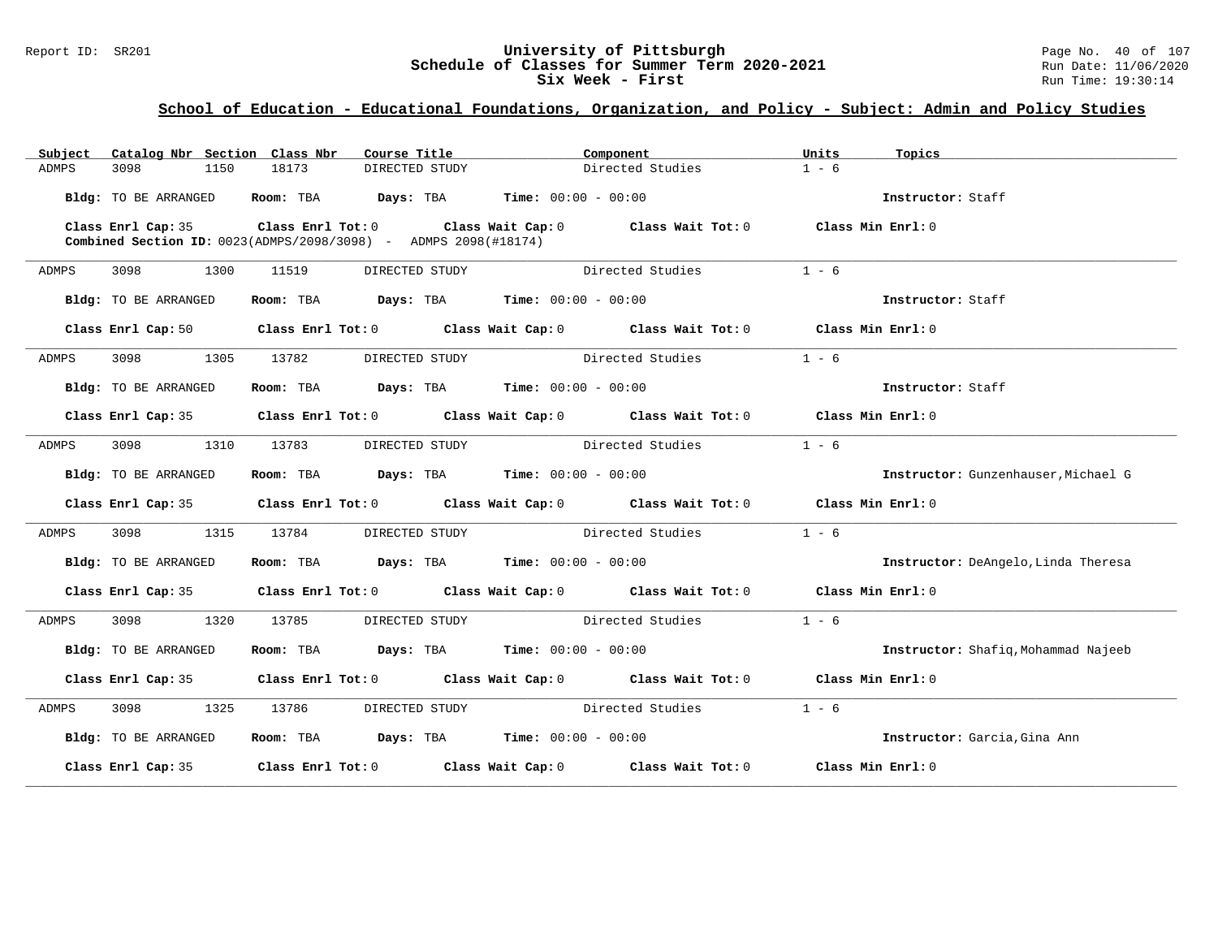## School of Education - Educational Foundations, Organization, and Policy - Subject: Admin and Policy Studies

| Subject | Catalog Nbr | Section | Class Nbr | Course Title | Component | Units | Topics |
|---|---|---|---|---|---|---|---|
| ADMPS | 3098 | 1150 | 18173 | DIRECTED STUDY | Directed Studies | 1 - 6 | |

**Bldg:** TO BE ARRANGED **Room:** TBA **Days:** TBA **Time:** 00:00 - 00:00 **Instructor:** Staff

**Class Enrl Cap:** 35 **Class Enrl Tot:** 0 **Class Wait Cap:** 0 **Class Wait Tot:** 0 **Class Min Enrl:** 0
**Combined Section ID:** 0023(ADMPS/2098/3098) - ADMPS 2098(#18174)

---

| Subject | Catalog Nbr | Section | Class Nbr | Course Title | Component | Units | Topics |
|---|---|---|---|---|---|---|---|
| ADMPS | 3098 | 1300 | 11519 | DIRECTED STUDY | Directed Studies | 1 - 6 | |

**Bldg:** TO BE ARRANGED **Room:** TBA **Days:** TBA **Time:** 00:00 - 00:00 **Instructor:** Staff

**Class Enrl Cap:** 50 **Class Enrl Tot:** 0 **Class Wait Cap:** 0 **Class Wait Tot:** 0 **Class Min Enrl:** 0

---

| Subject | Catalog Nbr | Section | Class Nbr | Course Title | Component | Units | Topics |
|---|---|---|---|---|---|---|---|
| ADMPS | 3098 | 1305 | 13782 | DIRECTED STUDY | Directed Studies | 1 - 6 | |

**Bldg:** TO BE ARRANGED **Room:** TBA **Days:** TBA **Time:** 00:00 - 00:00 **Instructor:** Staff

**Class Enrl Cap:** 35 **Class Enrl Tot:** 0 **Class Wait Cap:** 0 **Class Wait Tot:** 0 **Class Min Enrl:** 0

---

| Subject | Catalog Nbr | Section | Class Nbr | Course Title | Component | Units | Topics |
|---|---|---|---|---|---|---|---|
| ADMPS | 3098 | 1310 | 13783 | DIRECTED STUDY | Directed Studies | 1 - 6 | |

**Bldg:** TO BE ARRANGED **Room:** TBA **Days:** TBA **Time:** 00:00 - 00:00 **Instructor:** Gunzenhauser,Michael G

**Class Enrl Cap:** 35 **Class Enrl Tot:** 0 **Class Wait Cap:** 0 **Class Wait Tot:** 0 **Class Min Enrl:** 0

---

| Subject | Catalog Nbr | Section | Class Nbr | Course Title | Component | Units | Topics |
|---|---|---|---|---|---|---|---|
| ADMPS | 3098 | 1315 | 13784 | DIRECTED STUDY | Directed Studies | 1 - 6 | |

**Bldg:** TO BE ARRANGED **Room:** TBA **Days:** TBA **Time:** 00:00 - 00:00 **Instructor:** DeAngelo,Linda Theresa

**Class Enrl Cap:** 35 **Class Enrl Tot:** 0 **Class Wait Cap:** 0 **Class Wait Tot:** 0 **Class Min Enrl:** 0

---

| Subject | Catalog Nbr | Section | Class Nbr | Course Title | Component | Units | Topics |
|---|---|---|---|---|---|---|---|
| ADMPS | 3098 | 1320 | 13785 | DIRECTED STUDY | Directed Studies | 1 - 6 | |

**Bldg:** TO BE ARRANGED **Room:** TBA **Days:** TBA **Time:** 00:00 - 00:00 **Instructor:** Shafiq,Mohammad Najeeb

**Class Enrl Cap:** 35 **Class Enrl Tot:** 0 **Class Wait Cap:** 0 **Class Wait Tot:** 0 **Class Min Enrl:** 0

---

| Subject | Catalog Nbr | Section | Class Nbr | Course Title | Component | Units | Topics |
|---|---|---|---|---|---|---|---|
| ADMPS | 3098 | 1325 | 13786 | DIRECTED STUDY | Directed Studies | 1 - 6 | |

**Bldg:** TO BE ARRANGED **Room:** TBA **Days:** TBA **Time:** 00:00 - 00:00 **Instructor:** Garcia,Gina Ann

**Class Enrl Cap:** 35 **Class Enrl Tot:** 0 **Class Wait Cap:** 0 **Class Wait Tot:** 0 **Class Min Enrl:** 0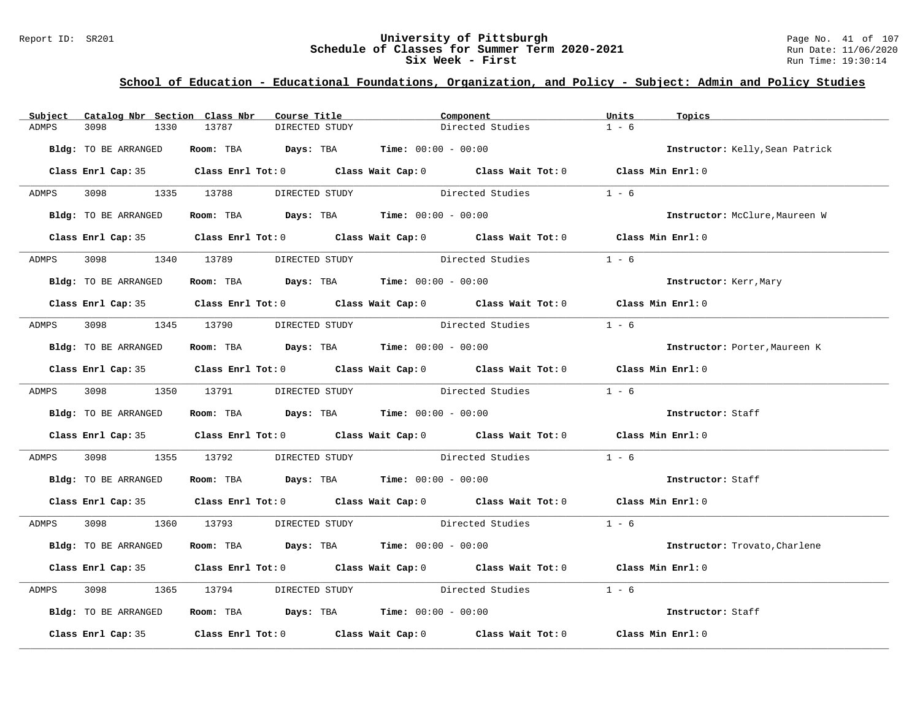## School of Education - Educational Foundations, Organization, and Policy - Subject: Admin and Policy Studies

| Subject | Catalog Nbr | Section | Class Nbr | Course Title | Component | Units | Topics |
|---|---|---|---|---|---|---|---|
| ADMPS | 3098 | 1330 | 13787 | DIRECTED STUDY | Directed Studies | 1 - 6 | |

**Bldg:** TO BE ARRANGED **Room:** TBA **Days:** TBA **Time:** 00:00 - 00:00 **Instructor:** Kelly,Sean Patrick

**Class Enrl Cap:** 35 **Class Enrl Tot:** 0 **Class Wait Cap:** 0 **Class Wait Tot:** 0 **Class Min Enrl:** 0

---

| Subject | Catalog Nbr | Section | Class Nbr | Course Title | Component | Units | Topics |
|---|---|---|---|---|---|---|---|
| ADMPS | 3098 | 1335 | 13788 | DIRECTED STUDY | Directed Studies | 1 - 6 | |

**Bldg:** TO BE ARRANGED **Room:** TBA **Days:** TBA **Time:** 00:00 - 00:00 **Instructor:** McClure,Maureen W

**Class Enrl Cap:** 35 **Class Enrl Tot:** 0 **Class Wait Cap:** 0 **Class Wait Tot:** 0 **Class Min Enrl:** 0

---

| Subject | Catalog Nbr | Section | Class Nbr | Course Title | Component | Units | Topics |
|---|---|---|---|---|---|---|---|
| ADMPS | 3098 | 1340 | 13789 | DIRECTED STUDY | Directed Studies | 1 - 6 | |

**Bldg:** TO BE ARRANGED **Room:** TBA **Days:** TBA **Time:** 00:00 - 00:00 **Instructor:** Kerr,Mary

**Class Enrl Cap:** 35 **Class Enrl Tot:** 0 **Class Wait Cap:** 0 **Class Wait Tot:** 0 **Class Min Enrl:** 0

---

| Subject | Catalog Nbr | Section | Class Nbr | Course Title | Component | Units | Topics |
|---|---|---|---|---|---|---|---|
| ADMPS | 3098 | 1345 | 13790 | DIRECTED STUDY | Directed Studies | 1 - 6 | |

**Bldg:** TO BE ARRANGED **Room:** TBA **Days:** TBA **Time:** 00:00 - 00:00 **Instructor:** Porter,Maureen K

**Class Enrl Cap:** 35 **Class Enrl Tot:** 0 **Class Wait Cap:** 0 **Class Wait Tot:** 0 **Class Min Enrl:** 0

---

| Subject | Catalog Nbr | Section | Class Nbr | Course Title | Component | Units | Topics |
|---|---|---|---|---|---|---|---|
| ADMPS | 3098 | 1350 | 13791 | DIRECTED STUDY | Directed Studies | 1 - 6 | |

**Bldg:** TO BE ARRANGED **Room:** TBA **Days:** TBA **Time:** 00:00 - 00:00 **Instructor:** Staff

**Class Enrl Cap:** 35 **Class Enrl Tot:** 0 **Class Wait Cap:** 0 **Class Wait Tot:** 0 **Class Min Enrl:** 0

---

| Subject | Catalog Nbr | Section | Class Nbr | Course Title | Component | Units | Topics |
|---|---|---|---|---|---|---|---|
| ADMPS | 3098 | 1355 | 13792 | DIRECTED STUDY | Directed Studies | 1 - 6 | |

**Bldg:** TO BE ARRANGED **Room:** TBA **Days:** TBA **Time:** 00:00 - 00:00 **Instructor:** Staff

**Class Enrl Cap:** 35 **Class Enrl Tot:** 0 **Class Wait Cap:** 0 **Class Wait Tot:** 0 **Class Min Enrl:** 0

---

| Subject | Catalog Nbr | Section | Class Nbr | Course Title | Component | Units | Topics |
|---|---|---|---|---|---|---|---|
| ADMPS | 3098 | 1360 | 13793 | DIRECTED STUDY | Directed Studies | 1 - 6 | |

**Bldg:** TO BE ARRANGED **Room:** TBA **Days:** TBA **Time:** 00:00 - 00:00 **Instructor:** Trovato,Charlene

**Class Enrl Cap:** 35 **Class Enrl Tot:** 0 **Class Wait Cap:** 0 **Class Wait Tot:** 0 **Class Min Enrl:** 0

---

| Subject | Catalog Nbr | Section | Class Nbr | Course Title | Component | Units | Topics |
|---|---|---|---|---|---|---|---|
| ADMPS | 3098 | 1365 | 13794 | DIRECTED STUDY | Directed Studies | 1 - 6 | |

**Bldg:** TO BE ARRANGED **Room:** TBA **Days:** TBA **Time:** 00:00 - 00:00 **Instructor:** Staff

**Class Enrl Cap:** 35 **Class Enrl Tot:** 0 **Class Wait Cap:** 0 **Class Wait Tot:** 0 **Class Min Enrl:** 0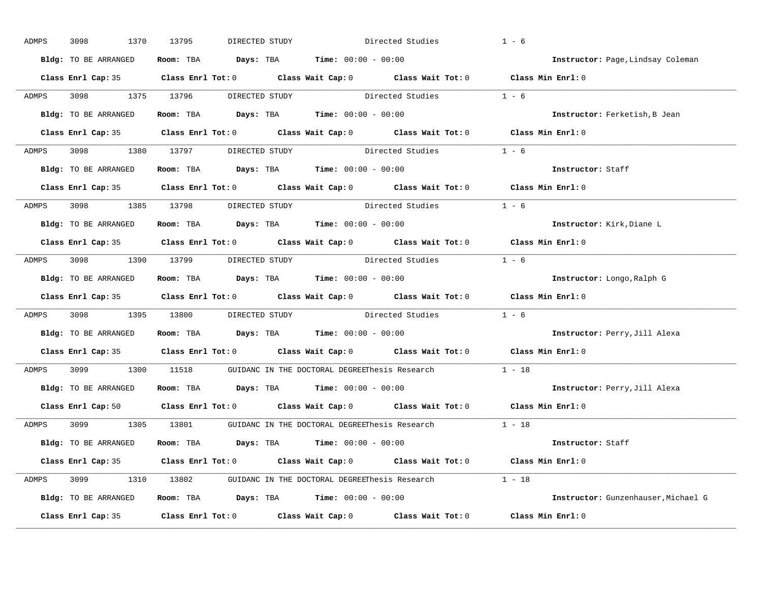ADMPS 3098 1370 13795 DIRECTED STUDY Directed Studies 1 - 6

**Bldg:** TO BE ARRANGED **Room:** TBA **Days:** TBA **Time:** 00:00 - 00:00 **Instructor:** Page,Lindsay Coleman

**Class Enrl Cap:** 35 **Class Enrl Tot:** 0 **Class Wait Cap:** 0 **Class Wait Tot:** 0 **Class Min Enrl:** 0

---

ADMPS 3098 1375 13796 DIRECTED STUDY Directed Studies 1 - 6

**Bldg:** TO BE ARRANGED **Room:** TBA **Days:** TBA **Time:** 00:00 - 00:00 **Instructor:** Ferketish,B Jean

**Class Enrl Cap:** 35 **Class Enrl Tot:** 0 **Class Wait Cap:** 0 **Class Wait Tot:** 0 **Class Min Enrl:** 0

---

ADMPS 3098 1380 13797 DIRECTED STUDY Directed Studies 1 - 6

**Bldg:** TO BE ARRANGED **Room:** TBA **Days:** TBA **Time:** 00:00 - 00:00 **Instructor:** Staff

**Class Enrl Cap:** 35 **Class Enrl Tot:** 0 **Class Wait Cap:** 0 **Class Wait Tot:** 0 **Class Min Enrl:** 0

---

ADMPS 3098 1385 13798 DIRECTED STUDY Directed Studies 1 - 6

**Bldg:** TO BE ARRANGED **Room:** TBA **Days:** TBA **Time:** 00:00 - 00:00 **Instructor:** Kirk,Diane L

**Class Enrl Cap:** 35 **Class Enrl Tot:** 0 **Class Wait Cap:** 0 **Class Wait Tot:** 0 **Class Min Enrl:** 0

---

ADMPS 3098 1390 13799 DIRECTED STUDY Directed Studies 1 - 6

**Bldg:** TO BE ARRANGED **Room:** TBA **Days:** TBA **Time:** 00:00 - 00:00 **Instructor:** Longo,Ralph G

**Class Enrl Cap:** 35 **Class Enrl Tot:** 0 **Class Wait Cap:** 0 **Class Wait Tot:** 0 **Class Min Enrl:** 0

---

ADMPS 3098 1395 13800 DIRECTED STUDY Directed Studies 1 - 6

**Bldg:** TO BE ARRANGED **Room:** TBA **Days:** TBA **Time:** 00:00 - 00:00 **Instructor:** Perry,Jill Alexa

**Class Enrl Cap:** 35 **Class Enrl Tot:** 0 **Class Wait Cap:** 0 **Class Wait Tot:** 0 **Class Min Enrl:** 0

---

ADMPS 3099 1300 11518 GUIDANC IN THE DOCTORAL DEGREEThesis Research 1 - 18

**Bldg:** TO BE ARRANGED **Room:** TBA **Days:** TBA **Time:** 00:00 - 00:00 **Instructor:** Perry,Jill Alexa

**Class Enrl Cap:** 50 **Class Enrl Tot:** 0 **Class Wait Cap:** 0 **Class Wait Tot:** 0 **Class Min Enrl:** 0

---

ADMPS 3099 1305 13801 GUIDANC IN THE DOCTORAL DEGREEThesis Research 1 - 18

**Bldg:** TO BE ARRANGED **Room:** TBA **Days:** TBA **Time:** 00:00 - 00:00 **Instructor:** Staff

**Class Enrl Cap:** 35 **Class Enrl Tot:** 0 **Class Wait Cap:** 0 **Class Wait Tot:** 0 **Class Min Enrl:** 0

---

ADMPS 3099 1310 13802 GUIDANC IN THE DOCTORAL DEGREEThesis Research 1 - 18

**Bldg:** TO BE ARRANGED **Room:** TBA **Days:** TBA **Time:** 00:00 - 00:00 **Instructor:** Gunzenhauser,Michael G

**Class Enrl Cap:** 35 **Class Enrl Tot:** 0 **Class Wait Cap:** 0 **Class Wait Tot:** 0 **Class Min Enrl:** 0

---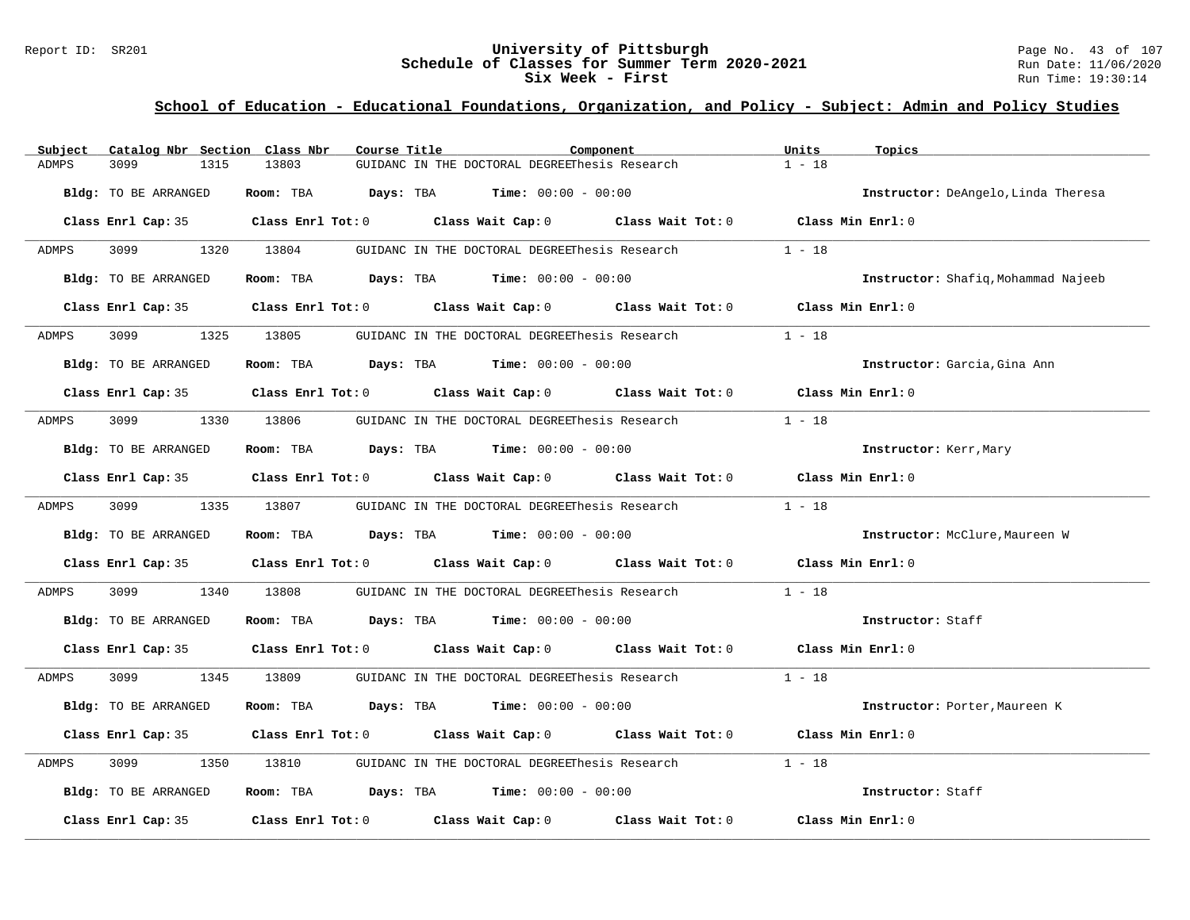## School of Education - Educational Foundations, Organization, and Policy - Subject: Admin and Policy Studies

| Subject | Catalog Nbr | Section | Class Nbr | Course Title | Component | Units | Topics |
|---|---|---|---|---|---|---|---|
| ADMPS | 3099 | 1315 | 13803 | GUIDANC IN THE DOCTORAL DEGREE | Thesis Research | 1 - 18 | |

**Bldg:** TO BE ARRANGED **Room:** TBA **Days:** TBA **Time:** 00:00 - 00:00 **Instructor:** DeAngelo,Linda Theresa

**Class Enrl Cap:** 35 **Class Enrl Tot:** 0 **Class Wait Cap:** 0 **Class Wait Tot:** 0 **Class Min Enrl:** 0

---

| Subject | Catalog Nbr | Section | Class Nbr | Course Title | Component | Units | Topics |
|---|---|---|---|---|---|---|---|
| ADMPS | 3099 | 1320 | 13804 | GUIDANC IN THE DOCTORAL DEGREE | Thesis Research | 1 - 18 | |

**Bldg:** TO BE ARRANGED **Room:** TBA **Days:** TBA **Time:** 00:00 - 00:00 **Instructor:** Shafiq,Mohammad Najeeb

**Class Enrl Cap:** 35 **Class Enrl Tot:** 0 **Class Wait Cap:** 0 **Class Wait Tot:** 0 **Class Min Enrl:** 0

---

| Subject | Catalog Nbr | Section | Class Nbr | Course Title | Component | Units | Topics |
|---|---|---|---|---|---|---|---|
| ADMPS | 3099 | 1325 | 13805 | GUIDANC IN THE DOCTORAL DEGREE | Thesis Research | 1 - 18 | |

**Bldg:** TO BE ARRANGED **Room:** TBA **Days:** TBA **Time:** 00:00 - 00:00 **Instructor:** Garcia,Gina Ann

**Class Enrl Cap:** 35 **Class Enrl Tot:** 0 **Class Wait Cap:** 0 **Class Wait Tot:** 0 **Class Min Enrl:** 0

---

| Subject | Catalog Nbr | Section | Class Nbr | Course Title | Component | Units | Topics |
|---|---|---|---|---|---|---|---|
| ADMPS | 3099 | 1330 | 13806 | GUIDANC IN THE DOCTORAL DEGREE | Thesis Research | 1 - 18 | |

**Bldg:** TO BE ARRANGED **Room:** TBA **Days:** TBA **Time:** 00:00 - 00:00 **Instructor:** Kerr,Mary

**Class Enrl Cap:** 35 **Class Enrl Tot:** 0 **Class Wait Cap:** 0 **Class Wait Tot:** 0 **Class Min Enrl:** 0

---

| Subject | Catalog Nbr | Section | Class Nbr | Course Title | Component | Units | Topics |
|---|---|---|---|---|---|---|---|
| ADMPS | 3099 | 1335 | 13807 | GUIDANC IN THE DOCTORAL DEGREE | Thesis Research | 1 - 18 | |

**Bldg:** TO BE ARRANGED **Room:** TBA **Days:** TBA **Time:** 00:00 - 00:00 **Instructor:** McClure,Maureen W

**Class Enrl Cap:** 35 **Class Enrl Tot:** 0 **Class Wait Cap:** 0 **Class Wait Tot:** 0 **Class Min Enrl:** 0

---

| Subject | Catalog Nbr | Section | Class Nbr | Course Title | Component | Units | Topics |
|---|---|---|---|---|---|---|---|
| ADMPS | 3099 | 1340 | 13808 | GUIDANC IN THE DOCTORAL DEGREE | Thesis Research | 1 - 18 | |

**Bldg:** TO BE ARRANGED **Room:** TBA **Days:** TBA **Time:** 00:00 - 00:00 **Instructor:** Staff

**Class Enrl Cap:** 35 **Class Enrl Tot:** 0 **Class Wait Cap:** 0 **Class Wait Tot:** 0 **Class Min Enrl:** 0

---

| Subject | Catalog Nbr | Section | Class Nbr | Course Title | Component | Units | Topics |
|---|---|---|---|---|---|---|---|
| ADMPS | 3099 | 1345 | 13809 | GUIDANC IN THE DOCTORAL DEGREE | Thesis Research | 1 - 18 | |

**Bldg:** TO BE ARRANGED **Room:** TBA **Days:** TBA **Time:** 00:00 - 00:00 **Instructor:** Porter,Maureen K

**Class Enrl Cap:** 35 **Class Enrl Tot:** 0 **Class Wait Cap:** 0 **Class Wait Tot:** 0 **Class Min Enrl:** 0

---

| Subject | Catalog Nbr | Section | Class Nbr | Course Title | Component | Units | Topics |
|---|---|---|---|---|---|---|---|
| ADMPS | 3099 | 1350 | 13810 | GUIDANC IN THE DOCTORAL DEGREE | Thesis Research | 1 - 18 | |

**Bldg:** TO BE ARRANGED **Room:** TBA **Days:** TBA **Time:** 00:00 - 00:00 **Instructor:** Staff

**Class Enrl Cap:** 35 **Class Enrl Tot:** 0 **Class Wait Cap:** 0 **Class Wait Tot:** 0 **Class Min Enrl:** 0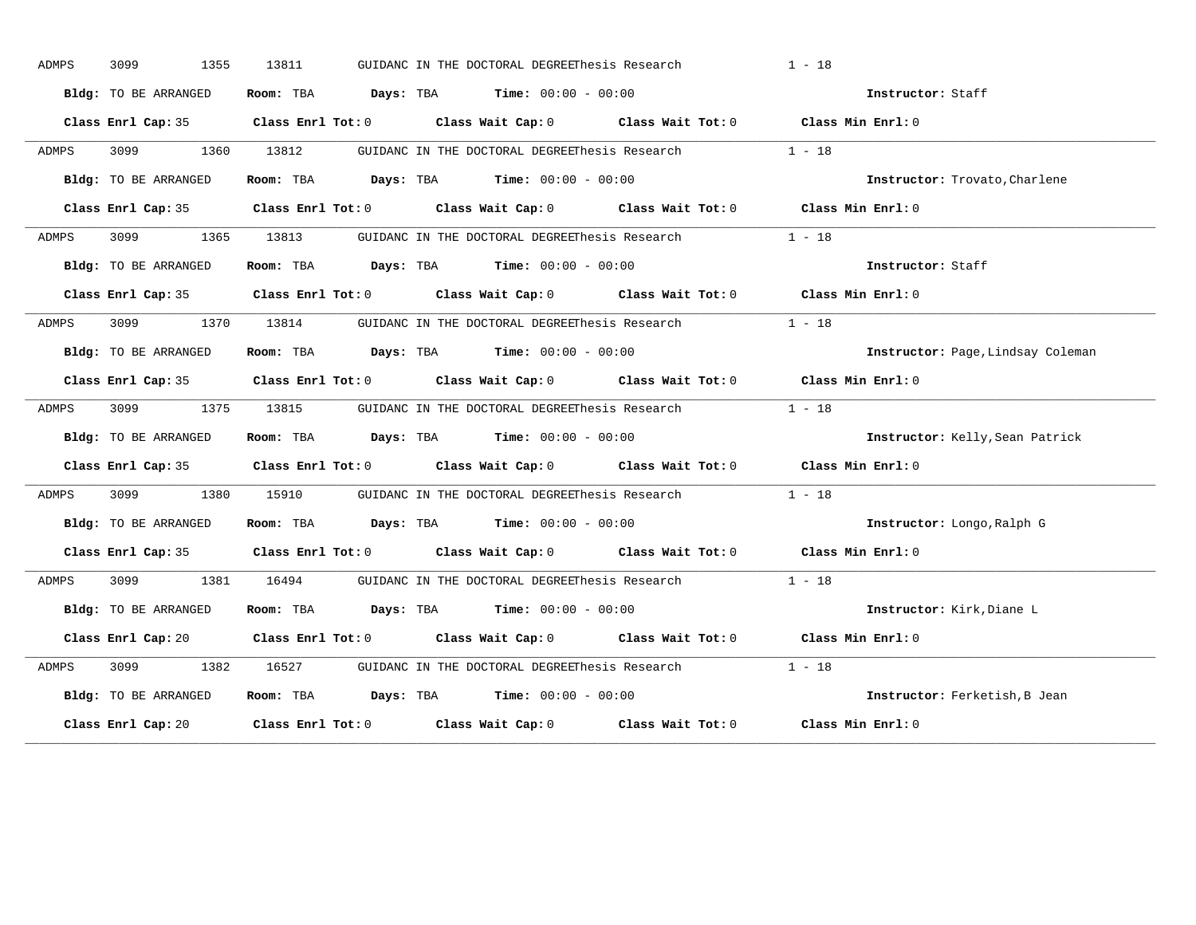ADMPS 3099 1355 13811 GUIDANC IN THE DOCTORAL DEGREEThesis Research 1 - 18

**Bldg:** TO BE ARRANGED **Room:** TBA **Days:** TBA **Time:** 00:00 - 00:00 **Instructor:** Staff

**Class Enrl Cap:** 35 **Class Enrl Tot:** 0 **Class Wait Cap:** 0 **Class Wait Tot:** 0 **Class Min Enrl:** 0

---

ADMPS 3099 1360 13812 GUIDANC IN THE DOCTORAL DEGREEThesis Research 1 - 18

**Bldg:** TO BE ARRANGED **Room:** TBA **Days:** TBA **Time:** 00:00 - 00:00 **Instructor:** Trovato,Charlene

**Class Enrl Cap:** 35 **Class Enrl Tot:** 0 **Class Wait Cap:** 0 **Class Wait Tot:** 0 **Class Min Enrl:** 0

---

ADMPS 3099 1365 13813 GUIDANC IN THE DOCTORAL DEGREEThesis Research 1 - 18

**Bldg:** TO BE ARRANGED **Room:** TBA **Days:** TBA **Time:** 00:00 - 00:00 **Instructor:** Staff

**Class Enrl Cap:** 35 **Class Enrl Tot:** 0 **Class Wait Cap:** 0 **Class Wait Tot:** 0 **Class Min Enrl:** 0

---

ADMPS 3099 1370 13814 GUIDANC IN THE DOCTORAL DEGREEThesis Research 1 - 18

**Bldg:** TO BE ARRANGED **Room:** TBA **Days:** TBA **Time:** 00:00 - 00:00 **Instructor:** Page,Lindsay Coleman

**Class Enrl Cap:** 35 **Class Enrl Tot:** 0 **Class Wait Cap:** 0 **Class Wait Tot:** 0 **Class Min Enrl:** 0

---

ADMPS 3099 1375 13815 GUIDANC IN THE DOCTORAL DEGREEThesis Research 1 - 18

**Bldg:** TO BE ARRANGED **Room:** TBA **Days:** TBA **Time:** 00:00 - 00:00 **Instructor:** Kelly,Sean Patrick

**Class Enrl Cap:** 35 **Class Enrl Tot:** 0 **Class Wait Cap:** 0 **Class Wait Tot:** 0 **Class Min Enrl:** 0

---

ADMPS 3099 1380 15910 GUIDANC IN THE DOCTORAL DEGREEThesis Research 1 - 18

**Bldg:** TO BE ARRANGED **Room:** TBA **Days:** TBA **Time:** 00:00 - 00:00 **Instructor:** Longo,Ralph G

**Class Enrl Cap:** 35 **Class Enrl Tot:** 0 **Class Wait Cap:** 0 **Class Wait Tot:** 0 **Class Min Enrl:** 0

---

ADMPS 3099 1381 16494 GUIDANC IN THE DOCTORAL DEGREEThesis Research 1 - 18

**Bldg:** TO BE ARRANGED **Room:** TBA **Days:** TBA **Time:** 00:00 - 00:00 **Instructor:** Kirk,Diane L

**Class Enrl Cap:** 20 **Class Enrl Tot:** 0 **Class Wait Cap:** 0 **Class Wait Tot:** 0 **Class Min Enrl:** 0

---

ADMPS 3099 1382 16527 GUIDANC IN THE DOCTORAL DEGREEThesis Research 1 - 18

**Bldg:** TO BE ARRANGED **Room:** TBA **Days:** TBA **Time:** 00:00 - 00:00 **Instructor:** Ferketish,B Jean

**Class Enrl Cap:** 20 **Class Enrl Tot:** 0 **Class Wait Cap:** 0 **Class Wait Tot:** 0 **Class Min Enrl:** 0

---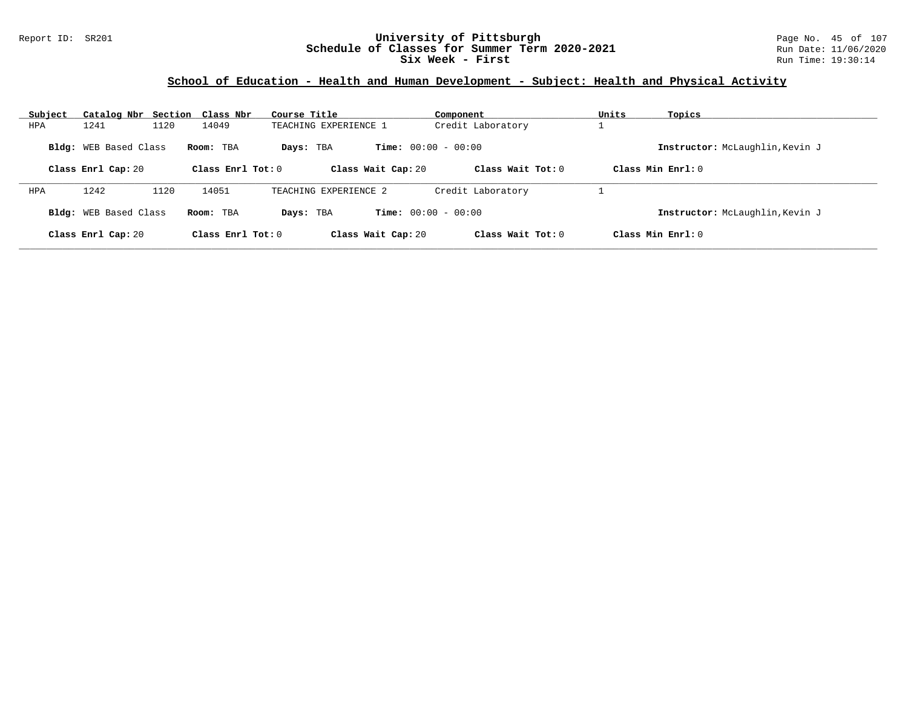## School of Education - Health and Human Development - Subject: Health and Physical Activity

| Subject | Catalog Nbr | Section | Class Nbr | Course Title | Component | Units | Topics |
|---|---|---|---|---|---|---|---|
| HPA | 1241 | 1120 | 14049 | TEACHING EXPERIENCE 1 | Credit Laboratory | 1 | |

**Bldg:** WEB Based Class **Room:** TBA **Days:** TBA **Time:** 00:00 - 00:00 **Instructor:** McLaughlin,Kevin J

**Class Enrl Cap:** 20 **Class Enrl Tot:** 0 **Class Wait Cap:** 20 **Class Wait Tot:** 0 **Class Min Enrl:** 0

| Subject | Catalog Nbr | Section | Class Nbr | Course Title | Component | Units | Topics |
|---|---|---|---|---|---|---|---|
| HPA | 1242 | 1120 | 14051 | TEACHING EXPERIENCE 2 | Credit Laboratory | 1 | |

**Bldg:** WEB Based Class **Room:** TBA **Days:** TBA **Time:** 00:00 - 00:00 **Instructor:** McLaughlin,Kevin J

**Class Enrl Cap:** 20 **Class Enrl Tot:** 0 **Class Wait Cap:** 20 **Class Wait Tot:** 0 **Class Min Enrl:** 0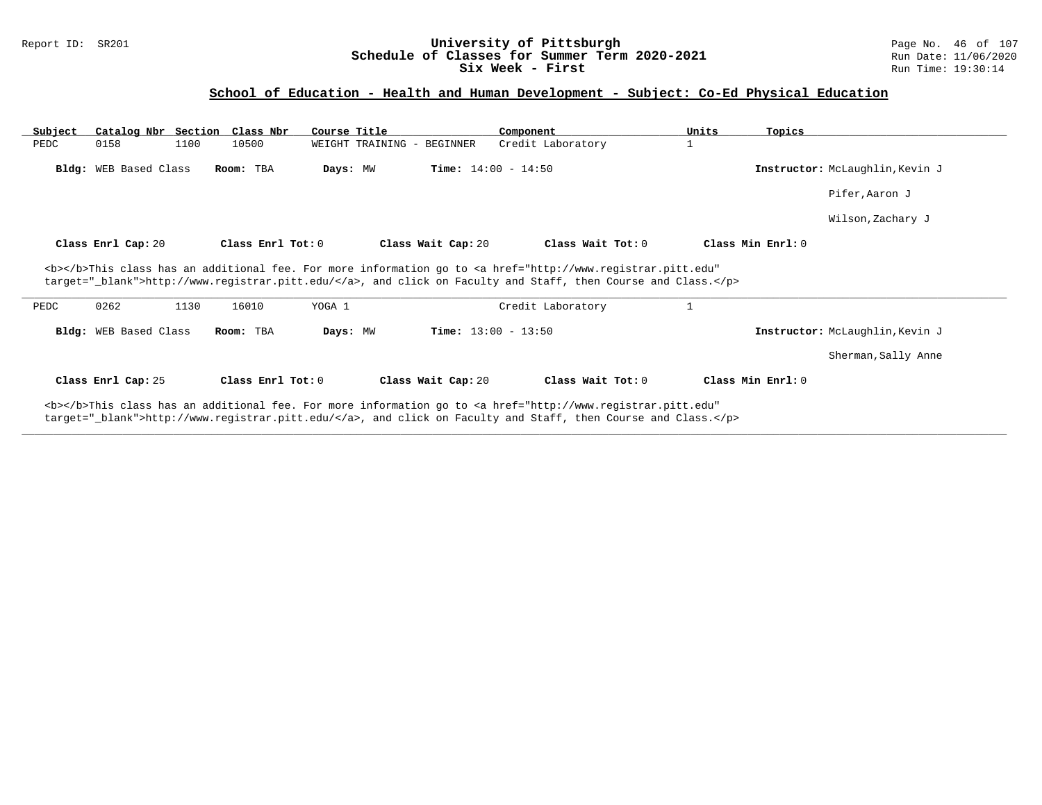# University of Pittsburgh
## Schedule of Classes for Summer Term 2020-2021
## Six Week - First

Report ID: SR201

Run Date: 11/06/2020
Run Time: 19:30:14

### School of Education - Health and Human Development - Subject: Co-Ed Physical Education

| Subject | Catalog Nbr | Section | Class Nbr | Course Title | Component | Units | Topics |
|---|---|---|---|---|---|---|---|
| PEDC | 0158 | 1100 | 10500 | WEIGHT TRAINING - BEGINNER | Credit Laboratory | 1 | |

**Bldg:** WEB Based Class **Room:** TBA **Days:** MW **Time:** 14:00 - 14:50 **Instructor:** McLaughlin,Kevin J

Pifer,Aaron J

Wilson,Zachary J

**Class Enrl Cap:** 20 **Class Enrl Tot:** 0 **Class Wait Cap:** 20 **Class Wait Tot:** 0 **Class Min Enrl:** 0

<b></b>This class has an additional fee. For more information go to <a href="http://www.registrar.pitt.edu" target="_blank">http://www.registrar.pitt.edu/</a>, and click on Faculty and Staff, then Course and Class.</p>

---

| Subject | Catalog Nbr | Section | Class Nbr | Course Title | Component | Units | Topics |
|---|---|---|---|---|---|---|---|
| PEDC | 0262 | 1130 | 16010 | YOGA 1 | Credit Laboratory | 1 | |

**Bldg:** WEB Based Class **Room:** TBA **Days:** MW **Time:** 13:00 - 13:50 **Instructor:** McLaughlin,Kevin J

Sherman,Sally Anne

**Class Enrl Cap:** 25 **Class Enrl Tot:** 0 **Class Wait Cap:** 20 **Class Wait Tot:** 0 **Class Min Enrl:** 0

<b></b>This class has an additional fee. For more information go to <a href="http://www.registrar.pitt.edu" target="_blank">http://www.registrar.pitt.edu/</a>, and click on Faculty and Staff, then Course and Class.</p>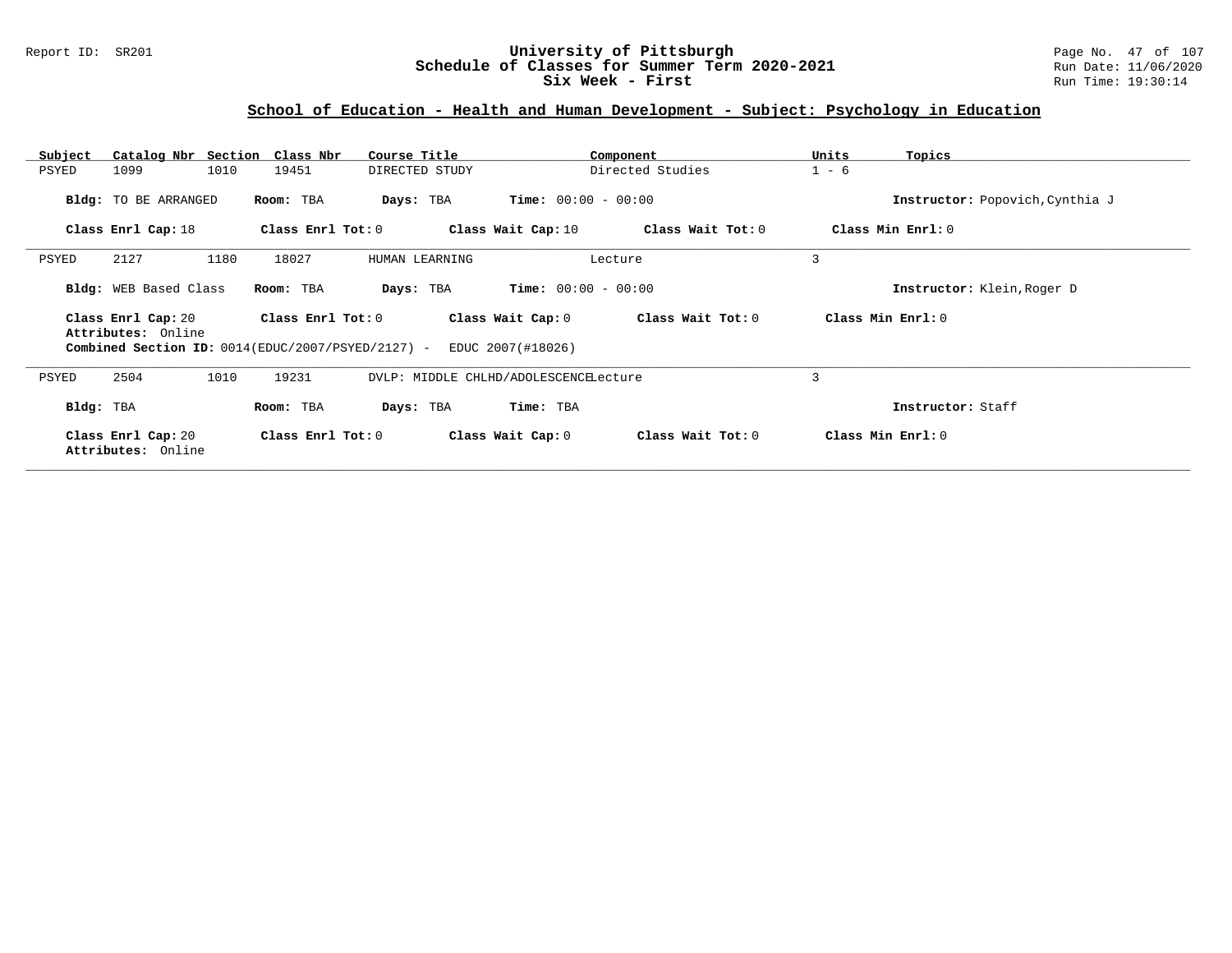## School of Education - Health and Human Development - Subject: Psychology in Education

| Subject | Catalog Nbr | Section | Class Nbr | Course Title | Component | Units | Topics |
|---|---|---|---|---|---|---|---|
| PSYED | 1099 | 1010 | 19451 | DIRECTED STUDY | Directed Studies | 1 - 6 | |

**Bldg:** TO BE ARRANGED **Room:** TBA **Days:** TBA **Time:** 00:00 - 00:00 **Instructor:** Popovich,Cynthia J

**Class Enrl Cap:** 18 **Class Enrl Tot:** 0 **Class Wait Cap:** 10 **Class Wait Tot:** 0 **Class Min Enrl:** 0

---

| Subject | Catalog Nbr | Section | Class Nbr | Course Title | Component | Units | Topics |
|---|---|---|---|---|---|---|---|
| PSYED | 2127 | 1180 | 18027 | HUMAN LEARNING | Lecture | 3 | |

**Bldg:** WEB Based Class **Room:** TBA **Days:** TBA **Time:** 00:00 - 00:00 **Instructor:** Klein,Roger D

**Class Enrl Cap:** 20 **Class Enrl Tot:** 0 **Class Wait Cap:** 0 **Class Wait Tot:** 0 **Class Min Enrl:** 0

**Attributes:** Online

**Combined Section ID:** 0014(EDUC/2007/PSYED/2127) - EDUC 2007(#18026)

---

| Subject | Catalog Nbr | Section | Class Nbr | Course Title | Component | Units | Topics |
|---|---|---|---|---|---|---|---|
| PSYED | 2504 | 1010 | 19231 | DVLP: MIDDLE CHLHD/ADOLESCENCE | Lecture | 3 | |

**Bldg:** TBA **Room:** TBA **Days:** TBA **Time:** TBA **Instructor:** Staff

**Class Enrl Cap:** 20 **Class Enrl Tot:** 0 **Class Wait Cap:** 0 **Class Wait Tot:** 0 **Class Min Enrl:** 0

**Attributes:** Online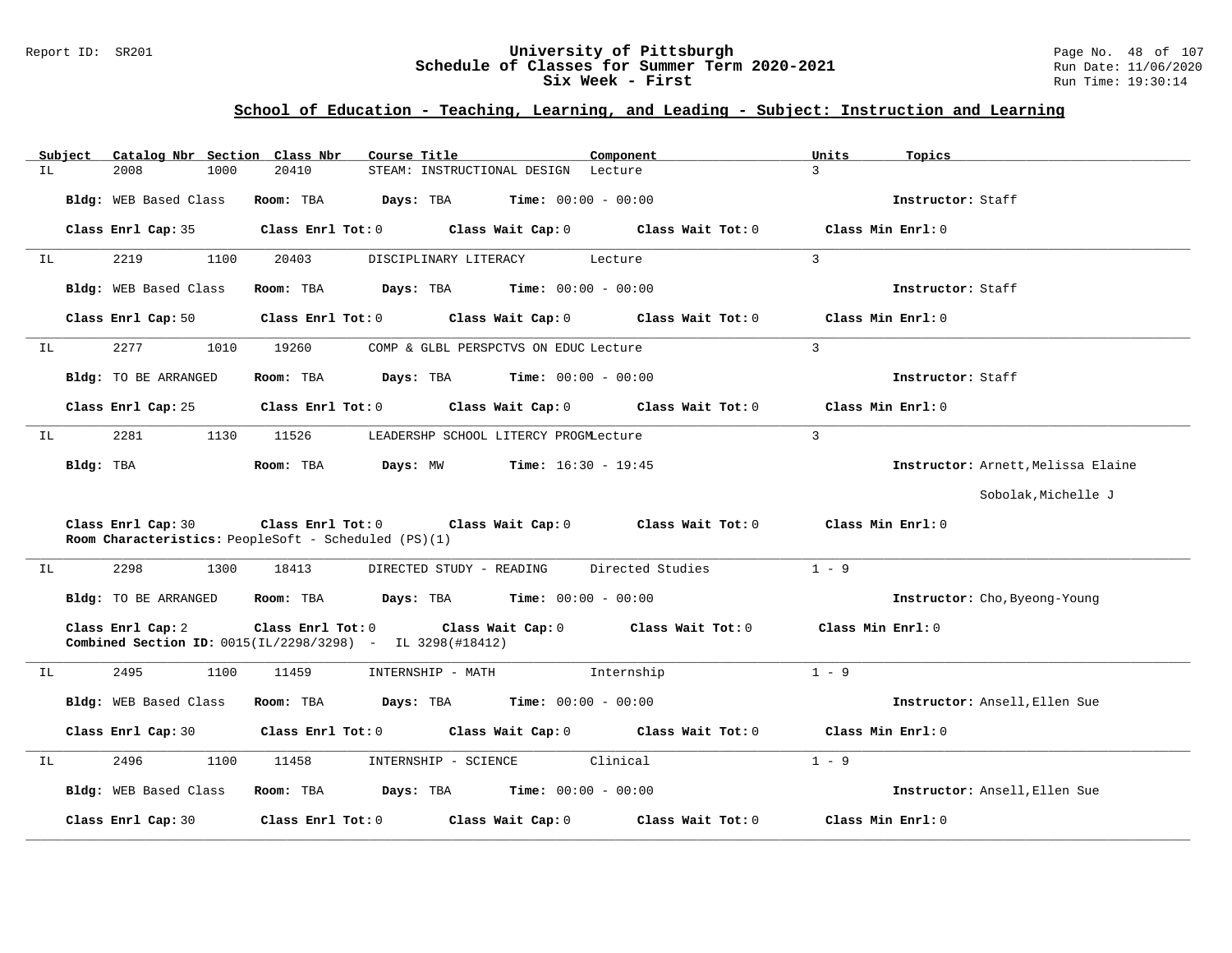Report ID: SR201

# University of Pittsburgh
## Schedule of Classes for Summer Term 2020-2021
### Six Week - First

Run Date: 11/06/2020
Run Time: 19:30:14

## School of Education - Teaching, Learning, and Leading - Subject: Instruction and Learning

| Subject | Catalog Nbr | Section | Class Nbr | Course Title | Component | Units | Topics |
|---|---|---|---|---|---|---|---|
| IL | 2008 | 1000 | 20410 | STEAM: INSTRUCTIONAL DESIGN | Lecture | 3 | |

**Bldg:** WEB Based Class **Room:** TBA **Days:** TBA **Time:** 00:00 - 00:00 **Instructor:** Staff

**Class Enrl Cap:** 35 **Class Enrl Tot:** 0 **Class Wait Cap:** 0 **Class Wait Tot:** 0 **Class Min Enrl:** 0

---

| Subject | Catalog Nbr | Section | Class Nbr | Course Title | Component | Units | Topics |
|---|---|---|---|---|---|---|---|
| IL | 2219 | 1100 | 20403 | DISCIPLINARY LITERACY | Lecture | 3 | |

**Bldg:** WEB Based Class **Room:** TBA **Days:** TBA **Time:** 00:00 - 00:00 **Instructor:** Staff

**Class Enrl Cap:** 50 **Class Enrl Tot:** 0 **Class Wait Cap:** 0 **Class Wait Tot:** 0 **Class Min Enrl:** 0

---

| Subject | Catalog Nbr | Section | Class Nbr | Course Title | Component | Units | Topics |
|---|---|---|---|---|---|---|---|
| IL | 2277 | 1010 | 19260 | COMP & GLBL PERSPCTVS ON EDUC | Lecture | 3 | |

**Bldg:** TO BE ARRANGED **Room:** TBA **Days:** TBA **Time:** 00:00 - 00:00 **Instructor:** Staff

**Class Enrl Cap:** 25 **Class Enrl Tot:** 0 **Class Wait Cap:** 0 **Class Wait Tot:** 0 **Class Min Enrl:** 0

---

| Subject | Catalog Nbr | Section | Class Nbr | Course Title | Component | Units | Topics |
|---|---|---|---|---|---|---|---|
| IL | 2281 | 1130 | 11526 | LEADERSHP SCHOOL LITERCY PROGM | Lecture | 3 | |

**Bldg:** TBA **Room:** TBA **Days:** MW **Time:** 16:30 - 19:45 **Instructor:** Arnett,Melissa Elaine; Sobolak,Michelle J

**Class Enrl Cap:** 30 **Class Enrl Tot:** 0 **Class Wait Cap:** 0 **Class Wait Tot:** 0 **Class Min Enrl:** 0

**Room Characteristics:** PeopleSoft - Scheduled (PS)(1)

---

| Subject | Catalog Nbr | Section | Class Nbr | Course Title | Component | Units | Topics |
|---|---|---|---|---|---|---|---|
| IL | 2298 | 1300 | 18413 | DIRECTED STUDY - READING | Directed Studies | 1 - 9 | |

**Bldg:** TO BE ARRANGED **Room:** TBA **Days:** TBA **Time:** 00:00 - 00:00 **Instructor:** Cho,Byeong-Young

**Class Enrl Cap:** 2 **Class Enrl Tot:** 0 **Class Wait Cap:** 0 **Class Wait Tot:** 0 **Class Min Enrl:** 0

**Combined Section ID:** 0015(IL/2298/3298) - IL 3298(#18412)

---

| Subject | Catalog Nbr | Section | Class Nbr | Course Title | Component | Units | Topics |
|---|---|---|---|---|---|---|---|
| IL | 2495 | 1100 | 11459 | INTERNSHIP - MATH | Internship | 1 - 9 | |

**Bldg:** WEB Based Class **Room:** TBA **Days:** TBA **Time:** 00:00 - 00:00 **Instructor:** Ansell,Ellen Sue

**Class Enrl Cap:** 30 **Class Enrl Tot:** 0 **Class Wait Cap:** 0 **Class Wait Tot:** 0 **Class Min Enrl:** 0

---

| Subject | Catalog Nbr | Section | Class Nbr | Course Title | Component | Units | Topics |
|---|---|---|---|---|---|---|---|
| IL | 2496 | 1100 | 11458 | INTERNSHIP - SCIENCE | Clinical | 1 - 9 | |

**Bldg:** WEB Based Class **Room:** TBA **Days:** TBA **Time:** 00:00 - 00:00 **Instructor:** Ansell,Ellen Sue

**Class Enrl Cap:** 30 **Class Enrl Tot:** 0 **Class Wait Cap:** 0 **Class Wait Tot:** 0 **Class Min Enrl:** 0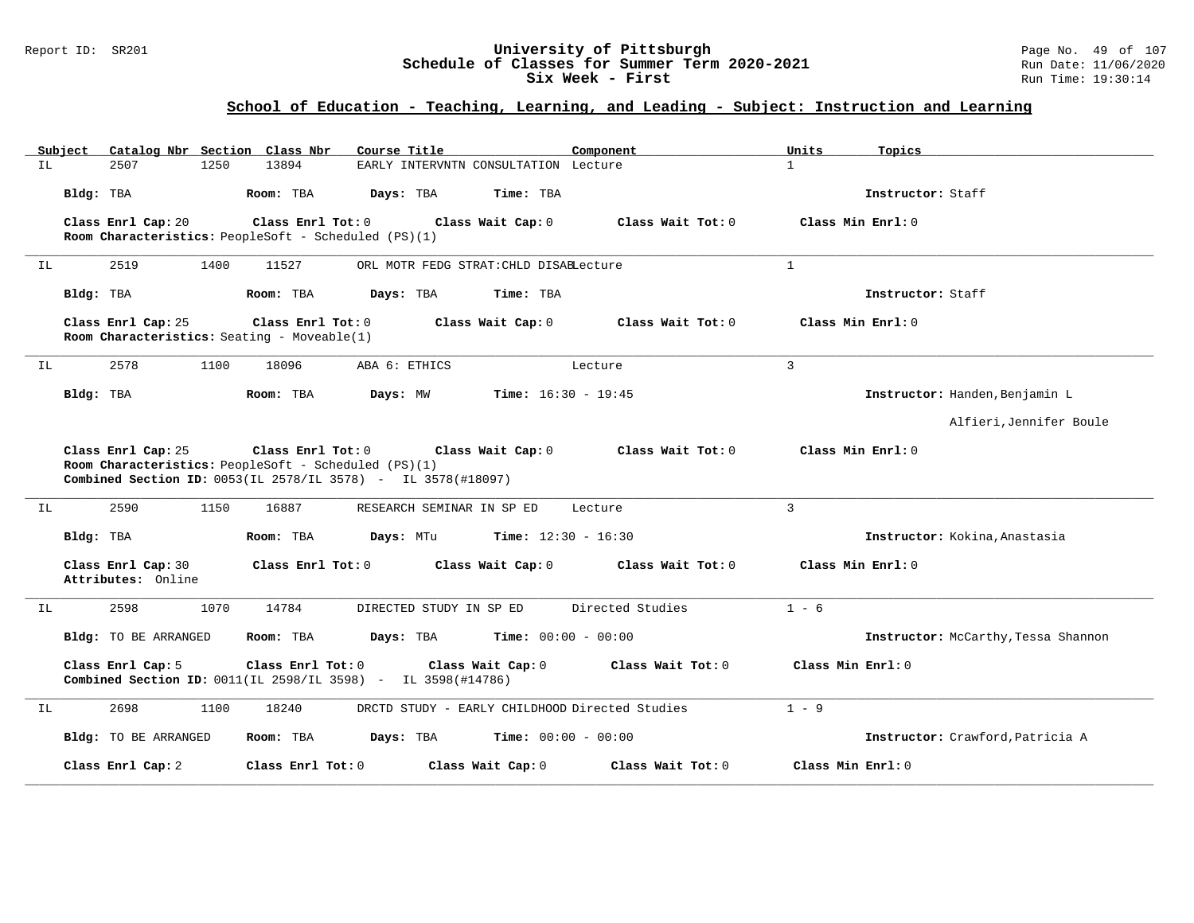Report ID: SR201

# University of Pittsburgh
## Schedule of Classes for Summer Term 2020-2021
### Six Week - First

Run Date: 11/06/2020
Run Time: 19:30:14

## School of Education - Teaching, Learning, and Leading - Subject: Instruction and Learning

| Subject | Catalog Nbr | Section | Class Nbr | Course Title | Component | Units | Topics |
|---|---|---|---|---|---|---|---|
| IL | 2507 | 1250 | 13894 | EARLY INTERVNTN CONSULTATION | Lecture | 1 | |

**Bldg:** TBA **Room:** TBA **Days:** TBA **Time:** TBA **Instructor:** Staff

**Class Enrl Cap:** 20 **Class Enrl Tot:** 0 **Class Wait Cap:** 0 **Class Wait Tot:** 0 **Class Min Enrl:** 0

**Room Characteristics:** PeopleSoft - Scheduled (PS)(1)

---

| Subject | Catalog Nbr | Section | Class Nbr | Course Title | Component | Units | Topics |
|---|---|---|---|---|---|---|---|
| IL | 2519 | 1400 | 11527 | ORL MOTR FEDG STRAT:CHLD DISAB | Lecture | 1 | |

**Bldg:** TBA **Room:** TBA **Days:** TBA **Time:** TBA **Instructor:** Staff

**Class Enrl Cap:** 25 **Class Enrl Tot:** 0 **Class Wait Cap:** 0 **Class Wait Tot:** 0 **Class Min Enrl:** 0

**Room Characteristics:** Seating - Moveable(1)

---

| Subject | Catalog Nbr | Section | Class Nbr | Course Title | Component | Units | Topics |
|---|---|---|---|---|---|---|---|
| IL | 2578 | 1100 | 18096 | ABA 6: ETHICS | Lecture | 3 | |

**Bldg:** TBA **Room:** TBA **Days:** MW **Time:** 16:30 - 19:45 **Instructor:** Handen,Benjamin L; Alfieri,Jennifer Boule

**Class Enrl Cap:** 25 **Class Enrl Tot:** 0 **Class Wait Cap:** 0 **Class Wait Tot:** 0 **Class Min Enrl:** 0

**Room Characteristics:** PeopleSoft - Scheduled (PS)(1)

**Combined Section ID:** 0053(IL 2578/IL 3578) - IL 3578(#18097)

---

| Subject | Catalog Nbr | Section | Class Nbr | Course Title | Component | Units | Topics |
|---|---|---|---|---|---|---|---|
| IL | 2590 | 1150 | 16887 | RESEARCH SEMINAR IN SP ED | Lecture | 3 | |

**Bldg:** TBA **Room:** TBA **Days:** MTu **Time:** 12:30 - 16:30 **Instructor:** Kokina,Anastasia

**Class Enrl Cap:** 30 **Class Enrl Tot:** 0 **Class Wait Cap:** 0 **Class Wait Tot:** 0 **Class Min Enrl:** 0

**Attributes:** Online

---

| Subject | Catalog Nbr | Section | Class Nbr | Course Title | Component | Units | Topics |
|---|---|---|---|---|---|---|---|
| IL | 2598 | 1070 | 14784 | DIRECTED STUDY IN SP ED | Directed Studies | 1 - 6 | |

**Bldg:** TO BE ARRANGED **Room:** TBA **Days:** TBA **Time:** 00:00 - 00:00 **Instructor:** McCarthy,Tessa Shannon

**Class Enrl Cap:** 5 **Class Enrl Tot:** 0 **Class Wait Cap:** 0 **Class Wait Tot:** 0 **Class Min Enrl:** 0

**Combined Section ID:** 0011(IL 2598/IL 3598) - IL 3598(#14786)

---

| Subject | Catalog Nbr | Section | Class Nbr | Course Title | Component | Units | Topics |
|---|---|---|---|---|---|---|---|
| IL | 2698 | 1100 | 18240 | DRCTD STUDY - EARLY CHILDHOOD | Directed Studies | 1 - 9 | |

**Bldg:** TO BE ARRANGED **Room:** TBA **Days:** TBA **Time:** 00:00 - 00:00 **Instructor:** Crawford,Patricia A

**Class Enrl Cap:** 2 **Class Enrl Tot:** 0 **Class Wait Cap:** 0 **Class Wait Tot:** 0 **Class Min Enrl:** 0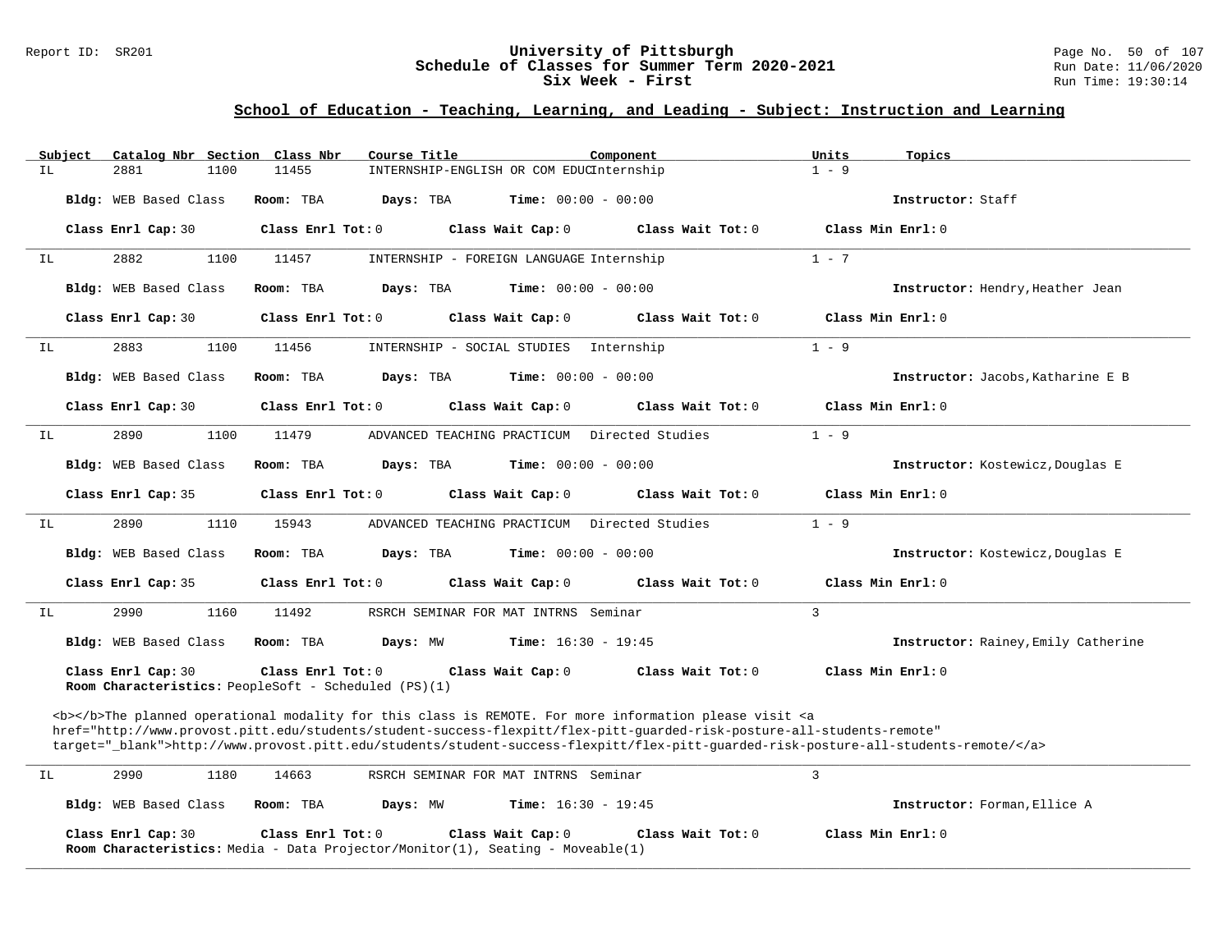**University of Pittsburgh**
**Schedule of Classes for Summer Term 2020-2021**
**Six Week - First**

Report ID: SR201 | Run Date: 11/06/2020 | Run Time: 19:30:14

## School of Education - Teaching, Learning, and Leading - Subject: Instruction and Learning

| Subject | Catalog Nbr | Section | Class Nbr | Course Title | Component | Units | Topics |
|---|---|---|---|---|---|---|---|
| IL | 2881 | 1100 | 11455 | INTERNSHIP-ENGLISH OR COM EDUC | Internship | 1 - 9 | |

**Bldg:** WEB Based Class **Room:** TBA **Days:** TBA **Time:** 00:00 - 00:00 **Instructor:** Staff

**Class Enrl Cap:** 30 **Class Enrl Tot:** 0 **Class Wait Cap:** 0 **Class Wait Tot:** 0 **Class Min Enrl:** 0

---

| Subject | Catalog Nbr | Section | Class Nbr | Course Title | Component | Units | Topics |
|---|---|---|---|---|---|---|---|
| IL | 2882 | 1100 | 11457 | INTERNSHIP - FOREIGN LANGUAGE | Internship | 1 - 7 | |

**Bldg:** WEB Based Class **Room:** TBA **Days:** TBA **Time:** 00:00 - 00:00 **Instructor:** Hendry,Heather Jean

**Class Enrl Cap:** 30 **Class Enrl Tot:** 0 **Class Wait Cap:** 0 **Class Wait Tot:** 0 **Class Min Enrl:** 0

---

| Subject | Catalog Nbr | Section | Class Nbr | Course Title | Component | Units | Topics |
|---|---|---|---|---|---|---|---|
| IL | 2883 | 1100 | 11456 | INTERNSHIP - SOCIAL STUDIES | Internship | 1 - 9 | |

**Bldg:** WEB Based Class **Room:** TBA **Days:** TBA **Time:** 00:00 - 00:00 **Instructor:** Jacobs,Katharine E B

**Class Enrl Cap:** 30 **Class Enrl Tot:** 0 **Class Wait Cap:** 0 **Class Wait Tot:** 0 **Class Min Enrl:** 0

---

| Subject | Catalog Nbr | Section | Class Nbr | Course Title | Component | Units | Topics |
|---|---|---|---|---|---|---|---|
| IL | 2890 | 1100 | 11479 | ADVANCED TEACHING PRACTICUM | Directed Studies | 1 - 9 | |

**Bldg:** WEB Based Class **Room:** TBA **Days:** TBA **Time:** 00:00 - 00:00 **Instructor:** Kostewicz,Douglas E

**Class Enrl Cap:** 35 **Class Enrl Tot:** 0 **Class Wait Cap:** 0 **Class Wait Tot:** 0 **Class Min Enrl:** 0

---

| Subject | Catalog Nbr | Section | Class Nbr | Course Title | Component | Units | Topics |
|---|---|---|---|---|---|---|---|
| IL | 2890 | 1110 | 15943 | ADVANCED TEACHING PRACTICUM | Directed Studies | 1 - 9 | |

**Bldg:** WEB Based Class **Room:** TBA **Days:** TBA **Time:** 00:00 - 00:00 **Instructor:** Kostewicz,Douglas E

**Class Enrl Cap:** 35 **Class Enrl Tot:** 0 **Class Wait Cap:** 0 **Class Wait Tot:** 0 **Class Min Enrl:** 0

---

| Subject | Catalog Nbr | Section | Class Nbr | Course Title | Component | Units | Topics |
|---|---|---|---|---|---|---|---|
| IL | 2990 | 1160 | 11492 | RSRCH SEMINAR FOR MAT INTRNS | Seminar | 3 | |

**Bldg:** WEB Based Class **Room:** TBA **Days:** MW **Time:** 16:30 - 19:45 **Instructor:** Rainey,Emily Catherine

**Class Enrl Cap:** 30 **Class Enrl Tot:** 0 **Class Wait Cap:** 0 **Class Wait Tot:** 0 **Class Min Enrl:** 0
**Room Characteristics:** PeopleSoft - Scheduled (PS)(1)

<b></b>The planned operational modality for this class is REMOTE. For more information please visit <a href="http://www.provost.pitt.edu/students/student-success-flexpitt/flex-pitt-guarded-risk-posture-all-students-remote" target="_blank">http://www.provost.pitt.edu/students/student-success-flexpitt/flex-pitt-guarded-risk-posture-all-students-remote/</a>

---

| Subject | Catalog Nbr | Section | Class Nbr | Course Title | Component | Units | Topics |
|---|---|---|---|---|---|---|---|
| IL | 2990 | 1180 | 14663 | RSRCH SEMINAR FOR MAT INTRNS | Seminar | 3 | |

**Bldg:** WEB Based Class **Room:** TBA **Days:** MW **Time:** 16:30 - 19:45 **Instructor:** Forman,Ellice A

**Class Enrl Cap:** 30 **Class Enrl Tot:** 0 **Class Wait Cap:** 0 **Class Wait Tot:** 0 **Class Min Enrl:** 0
**Room Characteristics:** Media - Data Projector/Monitor(1), Seating - Moveable(1)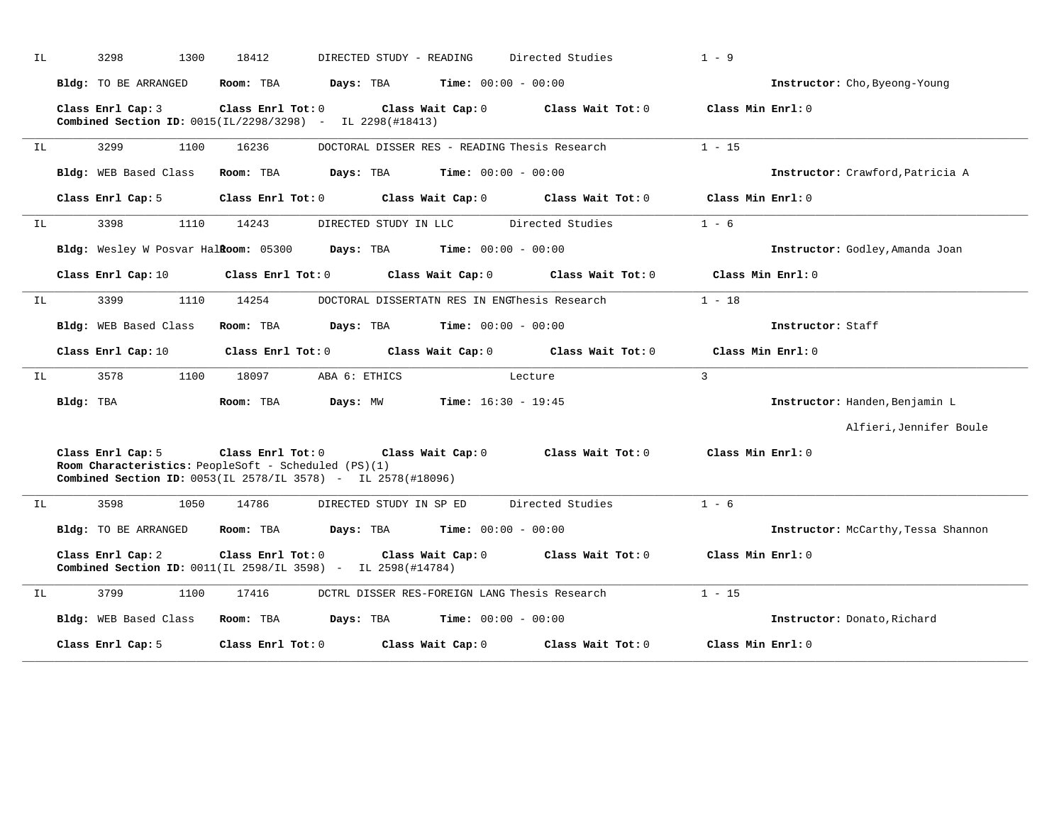IL 3298 1300 18412 DIRECTED STUDY - READING Directed Studies 1 - 9

**Bldg:** TO BE ARRANGED **Room:** TBA **Days:** TBA **Time:** 00:00 - 00:00 **Instructor:** Cho,Byeong-Young

**Class Enrl Cap:** 3 **Class Enrl Tot:** 0 **Class Wait Cap:** 0 **Class Wait Tot:** 0 **Class Min Enrl:** 0
**Combined Section ID:** 0015(IL/2298/3298) - IL 2298(#18413)

---

IL 3299 1100 16236 DOCTORAL DISSER RES - READING Thesis Research 1 - 15

**Bldg:** WEB Based Class **Room:** TBA **Days:** TBA **Time:** 00:00 - 00:00 **Instructor:** Crawford,Patricia A

**Class Enrl Cap:** 5 **Class Enrl Tot:** 0 **Class Wait Cap:** 0 **Class Wait Tot:** 0 **Class Min Enrl:** 0

---

IL 3398 1110 14243 DIRECTED STUDY IN LLC Directed Studies 1 - 6

**Bldg:** Wesley W Posvar Hall **Room:** 05300 **Days:** TBA **Time:** 00:00 - 00:00 **Instructor:** Godley,Amanda Joan

**Class Enrl Cap:** 10 **Class Enrl Tot:** 0 **Class Wait Cap:** 0 **Class Wait Tot:** 0 **Class Min Enrl:** 0

---

IL 3399 1110 14254 DOCTORAL DISSERTATN RES IN ENG Thesis Research 1 - 18

**Bldg:** WEB Based Class **Room:** TBA **Days:** TBA **Time:** 00:00 - 00:00 **Instructor:** Staff

**Class Enrl Cap:** 10 **Class Enrl Tot:** 0 **Class Wait Cap:** 0 **Class Wait Tot:** 0 **Class Min Enrl:** 0

---

IL 3578 1100 18097 ABA 6: ETHICS Lecture 3

**Bldg:** TBA **Room:** TBA **Days:** MW **Time:** 16:30 - 19:45 **Instructor:** Handen,Benjamin L

Alfieri,Jennifer Boule

**Class Enrl Cap:** 5 **Class Enrl Tot:** 0 **Class Wait Cap:** 0 **Class Wait Tot:** 0 **Class Min Enrl:** 0
**Room Characteristics:** PeopleSoft - Scheduled (PS)(1)
**Combined Section ID:** 0053(IL 2578/IL 3578) - IL 2578(#18096)

---

IL 3598 1050 14786 DIRECTED STUDY IN SP ED Directed Studies 1 - 6

**Bldg:** TO BE ARRANGED **Room:** TBA **Days:** TBA **Time:** 00:00 - 00:00 **Instructor:** McCarthy,Tessa Shannon

**Class Enrl Cap:** 2 **Class Enrl Tot:** 0 **Class Wait Cap:** 0 **Class Wait Tot:** 0 **Class Min Enrl:** 0
**Combined Section ID:** 0011(IL 2598/IL 3598) - IL 2598(#14784)

---

IL 3799 1100 17416 DCTRL DISSER RES-FOREIGN LANG Thesis Research 1 - 15

**Bldg:** WEB Based Class **Room:** TBA **Days:** TBA **Time:** 00:00 - 00:00 **Instructor:** Donato,Richard

**Class Enrl Cap:** 5 **Class Enrl Tot:** 0 **Class Wait Cap:** 0 **Class Wait Tot:** 0 **Class Min Enrl:** 0

---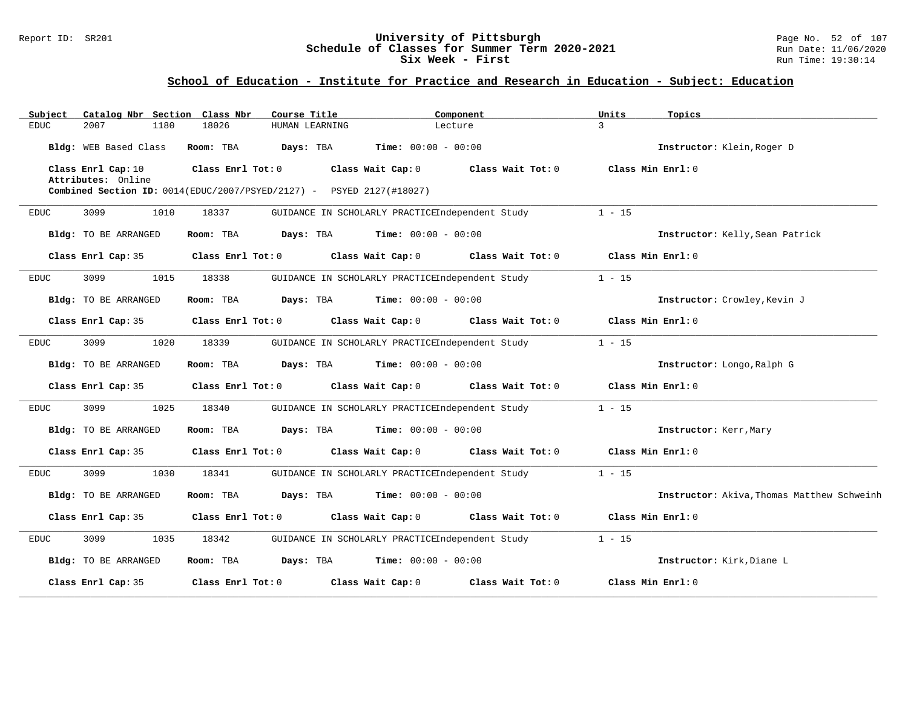## School of Education - Institute for Practice and Research in Education - Subject: Education

| Subject | Catalog Nbr | Section | Class Nbr | Course Title | Component | Units | Topics |
|---|---|---|---|---|---|---|---|
| EDUC | 2007 | 1180 | 18026 | HUMAN LEARNING | Lecture | 3 | |

**Bldg:** WEB Based Class **Room:** TBA **Days:** TBA **Time:** 00:00 - 00:00 **Instructor:** Klein,Roger D

**Class Enrl Cap:** 10 **Class Enrl Tot:** 0 **Class Wait Cap:** 0 **Class Wait Tot:** 0 **Class Min Enrl:** 0

**Attributes:** Online

**Combined Section ID:** 0014(EDUC/2007/PSYED/2127) - PSYED 2127(#18027)

---

| Subject | Catalog Nbr | Section | Class Nbr | Course Title | Component | Units | Topics |
|---|---|---|---|---|---|---|---|
| EDUC | 3099 | 1010 | 18337 | GUIDANCE IN SCHOLARLY PRACTICE | Independent Study | 1 - 15 | |

**Bldg:** TO BE ARRANGED **Room:** TBA **Days:** TBA **Time:** 00:00 - 00:00 **Instructor:** Kelly,Sean Patrick

**Class Enrl Cap:** 35 **Class Enrl Tot:** 0 **Class Wait Cap:** 0 **Class Wait Tot:** 0 **Class Min Enrl:** 0

---

| Subject | Catalog Nbr | Section | Class Nbr | Course Title | Component | Units | Topics |
|---|---|---|---|---|---|---|---|
| EDUC | 3099 | 1015 | 18338 | GUIDANCE IN SCHOLARLY PRACTICE | Independent Study | 1 - 15 | |

**Bldg:** TO BE ARRANGED **Room:** TBA **Days:** TBA **Time:** 00:00 - 00:00 **Instructor:** Crowley,Kevin J

**Class Enrl Cap:** 35 **Class Enrl Tot:** 0 **Class Wait Cap:** 0 **Class Wait Tot:** 0 **Class Min Enrl:** 0

---

| Subject | Catalog Nbr | Section | Class Nbr | Course Title | Component | Units | Topics |
|---|---|---|---|---|---|---|---|
| EDUC | 3099 | 1020 | 18339 | GUIDANCE IN SCHOLARLY PRACTICE | Independent Study | 1 - 15 | |

**Bldg:** TO BE ARRANGED **Room:** TBA **Days:** TBA **Time:** 00:00 - 00:00 **Instructor:** Longo,Ralph G

**Class Enrl Cap:** 35 **Class Enrl Tot:** 0 **Class Wait Cap:** 0 **Class Wait Tot:** 0 **Class Min Enrl:** 0

---

| Subject | Catalog Nbr | Section | Class Nbr | Course Title | Component | Units | Topics |
|---|---|---|---|---|---|---|---|
| EDUC | 3099 | 1025 | 18340 | GUIDANCE IN SCHOLARLY PRACTICE | Independent Study | 1 - 15 | |

**Bldg:** TO BE ARRANGED **Room:** TBA **Days:** TBA **Time:** 00:00 - 00:00 **Instructor:** Kerr,Mary

**Class Enrl Cap:** 35 **Class Enrl Tot:** 0 **Class Wait Cap:** 0 **Class Wait Tot:** 0 **Class Min Enrl:** 0

---

| Subject | Catalog Nbr | Section | Class Nbr | Course Title | Component | Units | Topics |
|---|---|---|---|---|---|---|---|
| EDUC | 3099 | 1030 | 18341 | GUIDANCE IN SCHOLARLY PRACTICE | Independent Study | 1 - 15 | |

**Bldg:** TO BE ARRANGED **Room:** TBA **Days:** TBA **Time:** 00:00 - 00:00 **Instructor:** Akiva,Thomas Matthew Schweinh

**Class Enrl Cap:** 35 **Class Enrl Tot:** 0 **Class Wait Cap:** 0 **Class Wait Tot:** 0 **Class Min Enrl:** 0

---

| Subject | Catalog Nbr | Section | Class Nbr | Course Title | Component | Units | Topics |
|---|---|---|---|---|---|---|---|
| EDUC | 3099 | 1035 | 18342 | GUIDANCE IN SCHOLARLY PRACTICE | Independent Study | 1 - 15 | |

**Bldg:** TO BE ARRANGED **Room:** TBA **Days:** TBA **Time:** 00:00 - 00:00 **Instructor:** Kirk,Diane L

**Class Enrl Cap:** 35 **Class Enrl Tot:** 0 **Class Wait Cap:** 0 **Class Wait Tot:** 0 **Class Min Enrl:** 0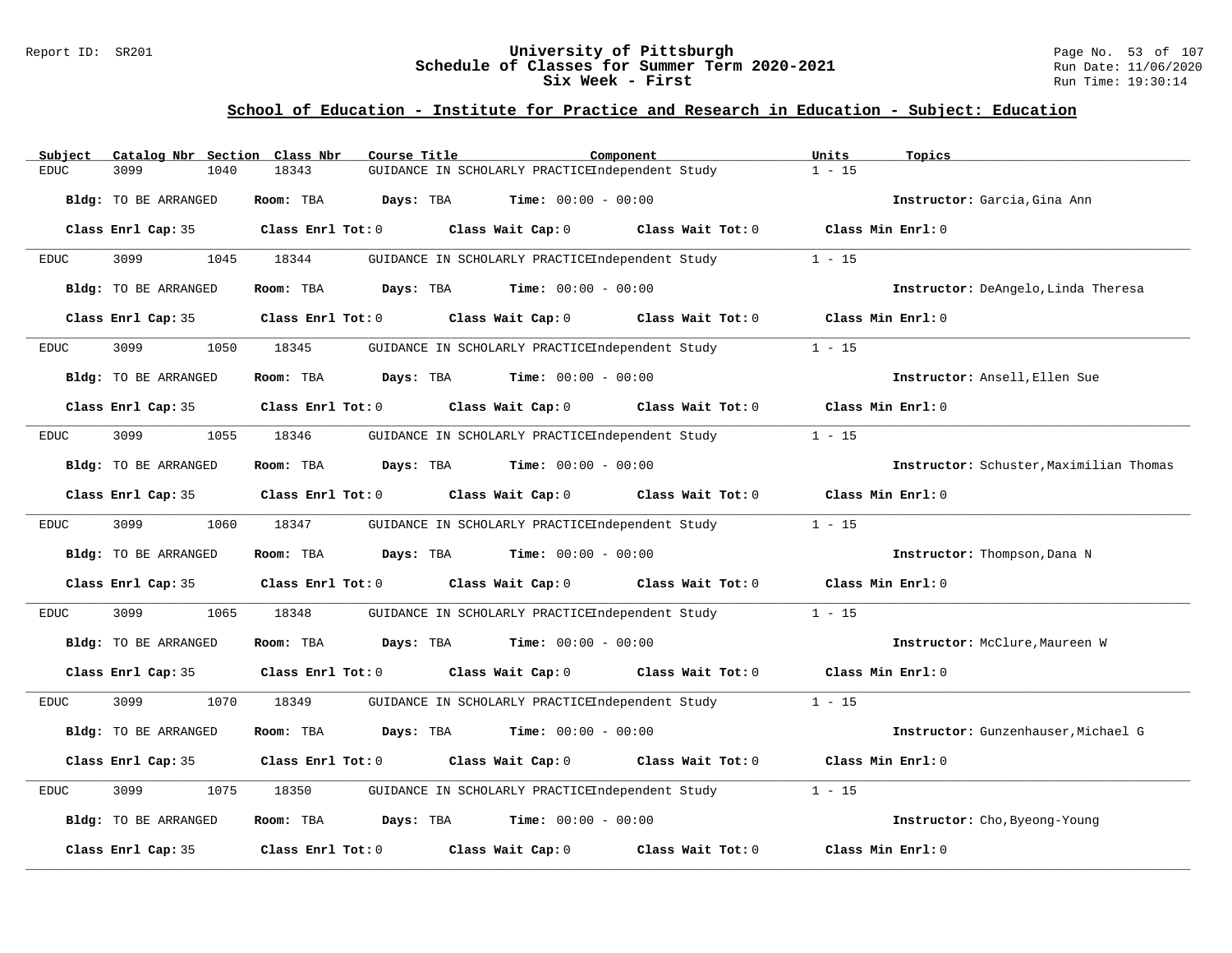## School of Education - Institute for Practice and Research in Education - Subject: Education

| Subject | Catalog Nbr | Section | Class Nbr | Course Title | Component | Units | Topics |
|---|---|---|---|---|---|---|---|
| EDUC | 3099 | 1040 | 18343 | GUIDANCE IN SCHOLARLY PRACTICE | Independent Study | 1 - 15 | |

**Bldg:** TO BE ARRANGED **Room:** TBA **Days:** TBA **Time:** 00:00 - 00:00 **Instructor:** Garcia,Gina Ann

**Class Enrl Cap:** 35 **Class Enrl Tot:** 0 **Class Wait Cap:** 0 **Class Wait Tot:** 0 **Class Min Enrl:** 0

| Subject | Catalog Nbr | Section | Class Nbr | Course Title | Component | Units | Topics |
|---|---|---|---|---|---|---|---|
| EDUC | 3099 | 1045 | 18344 | GUIDANCE IN SCHOLARLY PRACTICE | Independent Study | 1 - 15 | |

**Bldg:** TO BE ARRANGED **Room:** TBA **Days:** TBA **Time:** 00:00 - 00:00 **Instructor:** DeAngelo,Linda Theresa

**Class Enrl Cap:** 35 **Class Enrl Tot:** 0 **Class Wait Cap:** 0 **Class Wait Tot:** 0 **Class Min Enrl:** 0

| Subject | Catalog Nbr | Section | Class Nbr | Course Title | Component | Units | Topics |
|---|---|---|---|---|---|---|---|
| EDUC | 3099 | 1050 | 18345 | GUIDANCE IN SCHOLARLY PRACTICE | Independent Study | 1 - 15 | |

**Bldg:** TO BE ARRANGED **Room:** TBA **Days:** TBA **Time:** 00:00 - 00:00 **Instructor:** Ansell,Ellen Sue

**Class Enrl Cap:** 35 **Class Enrl Tot:** 0 **Class Wait Cap:** 0 **Class Wait Tot:** 0 **Class Min Enrl:** 0

| Subject | Catalog Nbr | Section | Class Nbr | Course Title | Component | Units | Topics |
|---|---|---|---|---|---|---|---|
| EDUC | 3099 | 1055 | 18346 | GUIDANCE IN SCHOLARLY PRACTICE | Independent Study | 1 - 15 | |

**Bldg:** TO BE ARRANGED **Room:** TBA **Days:** TBA **Time:** 00:00 - 00:00 **Instructor:** Schuster,Maximilian Thomas

**Class Enrl Cap:** 35 **Class Enrl Tot:** 0 **Class Wait Cap:** 0 **Class Wait Tot:** 0 **Class Min Enrl:** 0

| Subject | Catalog Nbr | Section | Class Nbr | Course Title | Component | Units | Topics |
|---|---|---|---|---|---|---|---|
| EDUC | 3099 | 1060 | 18347 | GUIDANCE IN SCHOLARLY PRACTICE | Independent Study | 1 - 15 | |

**Bldg:** TO BE ARRANGED **Room:** TBA **Days:** TBA **Time:** 00:00 - 00:00 **Instructor:** Thompson,Dana N

**Class Enrl Cap:** 35 **Class Enrl Tot:** 0 **Class Wait Cap:** 0 **Class Wait Tot:** 0 **Class Min Enrl:** 0

| Subject | Catalog Nbr | Section | Class Nbr | Course Title | Component | Units | Topics |
|---|---|---|---|---|---|---|---|
| EDUC | 3099 | 1065 | 18348 | GUIDANCE IN SCHOLARLY PRACTICE | Independent Study | 1 - 15 | |

**Bldg:** TO BE ARRANGED **Room:** TBA **Days:** TBA **Time:** 00:00 - 00:00 **Instructor:** McClure,Maureen W

**Class Enrl Cap:** 35 **Class Enrl Tot:** 0 **Class Wait Cap:** 0 **Class Wait Tot:** 0 **Class Min Enrl:** 0

| Subject | Catalog Nbr | Section | Class Nbr | Course Title | Component | Units | Topics |
|---|---|---|---|---|---|---|---|
| EDUC | 3099 | 1070 | 18349 | GUIDANCE IN SCHOLARLY PRACTICE | Independent Study | 1 - 15 | |

**Bldg:** TO BE ARRANGED **Room:** TBA **Days:** TBA **Time:** 00:00 - 00:00 **Instructor:** Gunzenhauser,Michael G

**Class Enrl Cap:** 35 **Class Enrl Tot:** 0 **Class Wait Cap:** 0 **Class Wait Tot:** 0 **Class Min Enrl:** 0

| Subject | Catalog Nbr | Section | Class Nbr | Course Title | Component | Units | Topics |
|---|---|---|---|---|---|---|---|
| EDUC | 3099 | 1075 | 18350 | GUIDANCE IN SCHOLARLY PRACTICE | Independent Study | 1 - 15 | |

**Bldg:** TO BE ARRANGED **Room:** TBA **Days:** TBA **Time:** 00:00 - 00:00 **Instructor:** Cho,Byeong-Young

**Class Enrl Cap:** 35 **Class Enrl Tot:** 0 **Class Wait Cap:** 0 **Class Wait Tot:** 0 **Class Min Enrl:** 0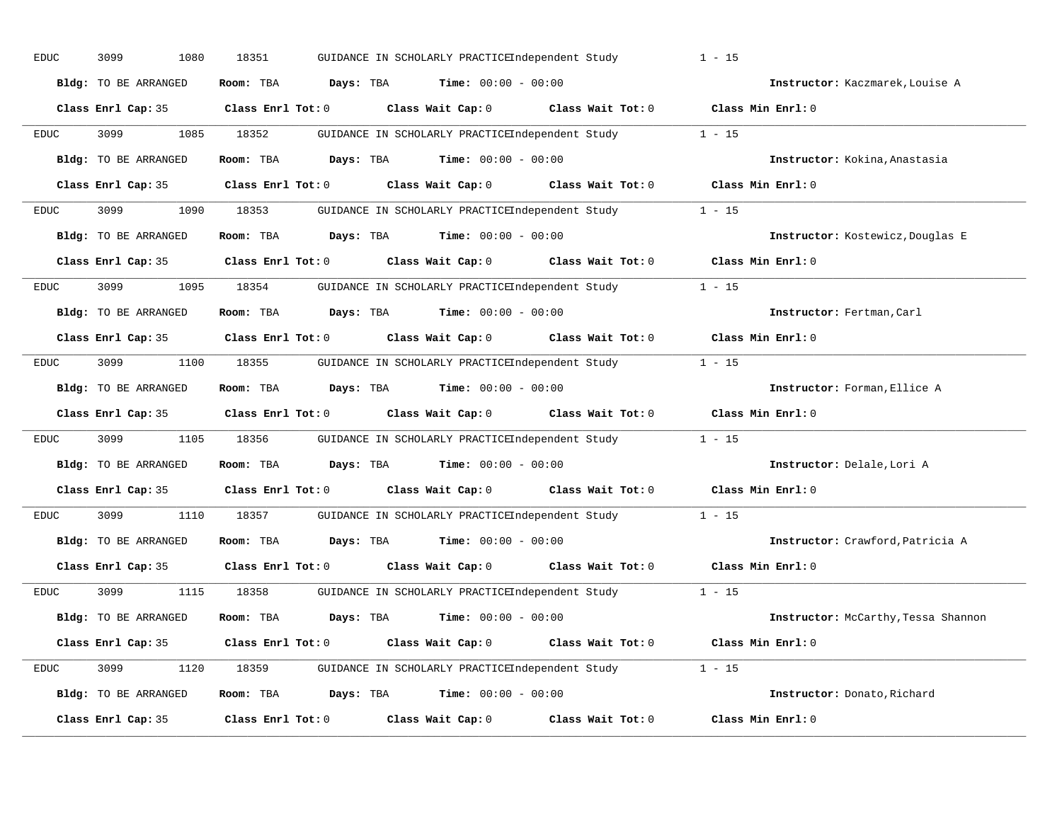EDUC 3099 1080 18351 GUIDANCE IN SCHOLARLY PRACTICE Independent Study 1 - 15

**Bldg:** TO BE ARRANGED **Room:** TBA **Days:** TBA **Time:** 00:00 - 00:00 **Instructor:** Kaczmarek,Louise A

**Class Enrl Cap:** 35 **Class Enrl Tot:** 0 **Class Wait Cap:** 0 **Class Wait Tot:** 0 **Class Min Enrl:** 0

---

EDUC 3099 1085 18352 GUIDANCE IN SCHOLARLY PRACTICE Independent Study 1 - 15

**Bldg:** TO BE ARRANGED **Room:** TBA **Days:** TBA **Time:** 00:00 - 00:00 **Instructor:** Kokina,Anastasia

**Class Enrl Cap:** 35 **Class Enrl Tot:** 0 **Class Wait Cap:** 0 **Class Wait Tot:** 0 **Class Min Enrl:** 0

---

EDUC 3099 1090 18353 GUIDANCE IN SCHOLARLY PRACTICE Independent Study 1 - 15

**Bldg:** TO BE ARRANGED **Room:** TBA **Days:** TBA **Time:** 00:00 - 00:00 **Instructor:** Kostewicz,Douglas E

**Class Enrl Cap:** 35 **Class Enrl Tot:** 0 **Class Wait Cap:** 0 **Class Wait Tot:** 0 **Class Min Enrl:** 0

---

EDUC 3099 1095 18354 GUIDANCE IN SCHOLARLY PRACTICE Independent Study 1 - 15

**Bldg:** TO BE ARRANGED **Room:** TBA **Days:** TBA **Time:** 00:00 - 00:00 **Instructor:** Fertman,Carl

**Class Enrl Cap:** 35 **Class Enrl Tot:** 0 **Class Wait Cap:** 0 **Class Wait Tot:** 0 **Class Min Enrl:** 0

---

EDUC 3099 1100 18355 GUIDANCE IN SCHOLARLY PRACTICE Independent Study 1 - 15

**Bldg:** TO BE ARRANGED **Room:** TBA **Days:** TBA **Time:** 00:00 - 00:00 **Instructor:** Forman,Ellice A

**Class Enrl Cap:** 35 **Class Enrl Tot:** 0 **Class Wait Cap:** 0 **Class Wait Tot:** 0 **Class Min Enrl:** 0

---

EDUC 3099 1105 18356 GUIDANCE IN SCHOLARLY PRACTICE Independent Study 1 - 15

**Bldg:** TO BE ARRANGED **Room:** TBA **Days:** TBA **Time:** 00:00 - 00:00 **Instructor:** Delale,Lori A

**Class Enrl Cap:** 35 **Class Enrl Tot:** 0 **Class Wait Cap:** 0 **Class Wait Tot:** 0 **Class Min Enrl:** 0

---

EDUC 3099 1110 18357 GUIDANCE IN SCHOLARLY PRACTICE Independent Study 1 - 15

**Bldg:** TO BE ARRANGED **Room:** TBA **Days:** TBA **Time:** 00:00 - 00:00 **Instructor:** Crawford,Patricia A

**Class Enrl Cap:** 35 **Class Enrl Tot:** 0 **Class Wait Cap:** 0 **Class Wait Tot:** 0 **Class Min Enrl:** 0

---

EDUC 3099 1115 18358 GUIDANCE IN SCHOLARLY PRACTICE Independent Study 1 - 15

**Bldg:** TO BE ARRANGED **Room:** TBA **Days:** TBA **Time:** 00:00 - 00:00 **Instructor:** McCarthy,Tessa Shannon

**Class Enrl Cap:** 35 **Class Enrl Tot:** 0 **Class Wait Cap:** 0 **Class Wait Tot:** 0 **Class Min Enrl:** 0

---

EDUC 3099 1120 18359 GUIDANCE IN SCHOLARLY PRACTICE Independent Study 1 - 15

**Bldg:** TO BE ARRANGED **Room:** TBA **Days:** TBA **Time:** 00:00 - 00:00 **Instructor:** Donato,Richard

**Class Enrl Cap:** 35 **Class Enrl Tot:** 0 **Class Wait Cap:** 0 **Class Wait Tot:** 0 **Class Min Enrl:** 0

---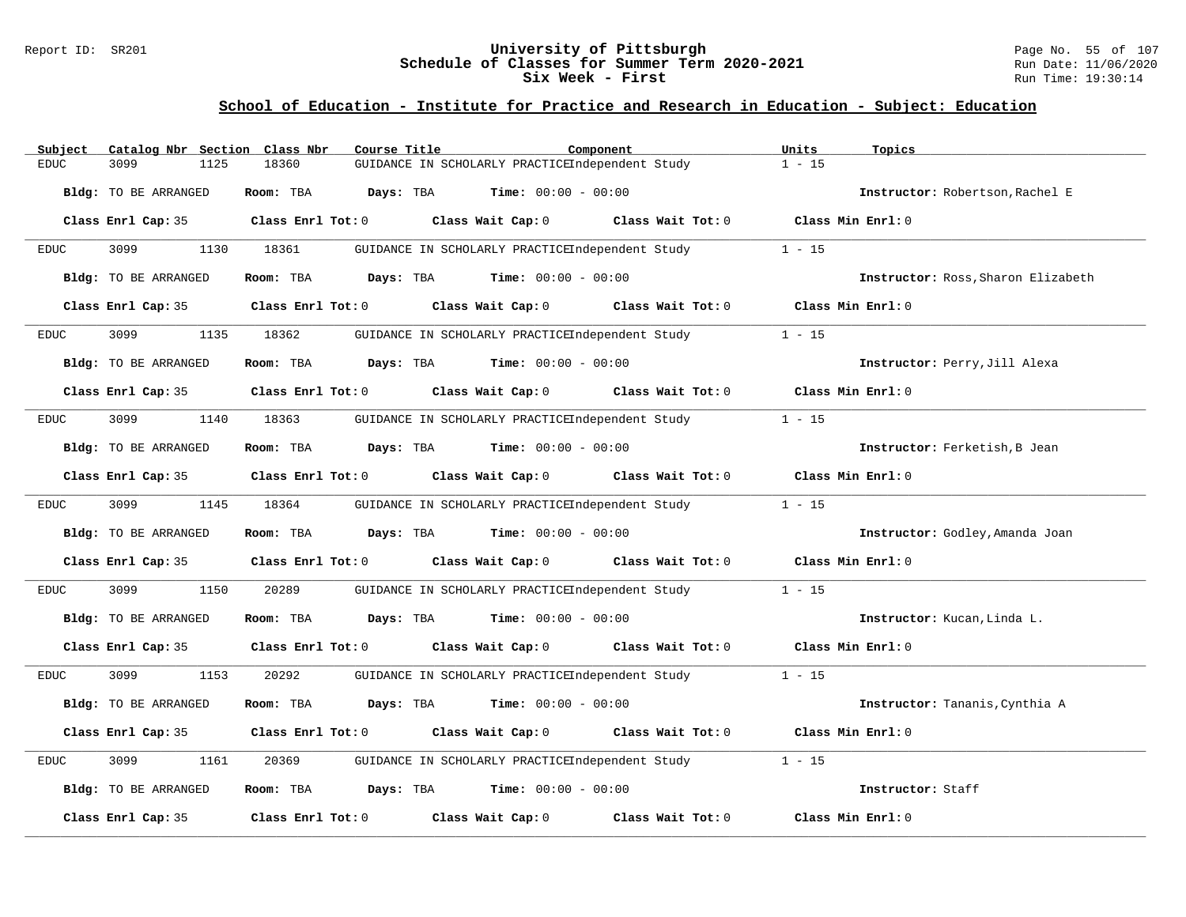University of Pittsburgh
Schedule of Classes for Summer Term 2020-2021
Six Week - First

Report ID: SR201

Run Date: 11/06/2020
Run Time: 19:30:14

## School of Education - Institute for Practice and Research in Education - Subject: Education

| Subject | Catalog Nbr | Section | Class Nbr | Course Title | Component | Units | Topics |
|---|---|---|---|---|---|---|---|
| EDUC | 3099 | 1125 | 18360 | GUIDANCE IN SCHOLARLY PRACTICE | Independent Study | 1 - 15 | |

**Bldg:** TO BE ARRANGED **Room:** TBA **Days:** TBA **Time:** 00:00 - 00:00 **Instructor:** Robertson,Rachel E

**Class Enrl Cap:** 35 **Class Enrl Tot:** 0 **Class Wait Cap:** 0 **Class Wait Tot:** 0 **Class Min Enrl:** 0

---

| Subject | Catalog Nbr | Section | Class Nbr | Course Title | Component | Units | Topics |
|---|---|---|---|---|---|---|---|
| EDUC | 3099 | 1130 | 18361 | GUIDANCE IN SCHOLARLY PRACTICE | Independent Study | 1 - 15 | |

**Bldg:** TO BE ARRANGED **Room:** TBA **Days:** TBA **Time:** 00:00 - 00:00 **Instructor:** Ross,Sharon Elizabeth

**Class Enrl Cap:** 35 **Class Enrl Tot:** 0 **Class Wait Cap:** 0 **Class Wait Tot:** 0 **Class Min Enrl:** 0

---

| Subject | Catalog Nbr | Section | Class Nbr | Course Title | Component | Units | Topics |
|---|---|---|---|---|---|---|---|
| EDUC | 3099 | 1135 | 18362 | GUIDANCE IN SCHOLARLY PRACTICE | Independent Study | 1 - 15 | |

**Bldg:** TO BE ARRANGED **Room:** TBA **Days:** TBA **Time:** 00:00 - 00:00 **Instructor:** Perry,Jill Alexa

**Class Enrl Cap:** 35 **Class Enrl Tot:** 0 **Class Wait Cap:** 0 **Class Wait Tot:** 0 **Class Min Enrl:** 0

---

| Subject | Catalog Nbr | Section | Class Nbr | Course Title | Component | Units | Topics |
|---|---|---|---|---|---|---|---|
| EDUC | 3099 | 1140 | 18363 | GUIDANCE IN SCHOLARLY PRACTICE | Independent Study | 1 - 15 | |

**Bldg:** TO BE ARRANGED **Room:** TBA **Days:** TBA **Time:** 00:00 - 00:00 **Instructor:** Ferketish,B Jean

**Class Enrl Cap:** 35 **Class Enrl Tot:** 0 **Class Wait Cap:** 0 **Class Wait Tot:** 0 **Class Min Enrl:** 0

---

| Subject | Catalog Nbr | Section | Class Nbr | Course Title | Component | Units | Topics |
|---|---|---|---|---|---|---|---|
| EDUC | 3099 | 1145 | 18364 | GUIDANCE IN SCHOLARLY PRACTICE | Independent Study | 1 - 15 | |

**Bldg:** TO BE ARRANGED **Room:** TBA **Days:** TBA **Time:** 00:00 - 00:00 **Instructor:** Godley,Amanda Joan

**Class Enrl Cap:** 35 **Class Enrl Tot:** 0 **Class Wait Cap:** 0 **Class Wait Tot:** 0 **Class Min Enrl:** 0

---

| Subject | Catalog Nbr | Section | Class Nbr | Course Title | Component | Units | Topics |
|---|---|---|---|---|---|---|---|
| EDUC | 3099 | 1150 | 20289 | GUIDANCE IN SCHOLARLY PRACTICE | Independent Study | 1 - 15 | |

**Bldg:** TO BE ARRANGED **Room:** TBA **Days:** TBA **Time:** 00:00 - 00:00 **Instructor:** Kucan,Linda L.

**Class Enrl Cap:** 35 **Class Enrl Tot:** 0 **Class Wait Cap:** 0 **Class Wait Tot:** 0 **Class Min Enrl:** 0

---

| Subject | Catalog Nbr | Section | Class Nbr | Course Title | Component | Units | Topics |
|---|---|---|---|---|---|---|---|
| EDUC | 3099 | 1153 | 20292 | GUIDANCE IN SCHOLARLY PRACTICE | Independent Study | 1 - 15 | |

**Bldg:** TO BE ARRANGED **Room:** TBA **Days:** TBA **Time:** 00:00 - 00:00 **Instructor:** Tananis,Cynthia A

**Class Enrl Cap:** 35 **Class Enrl Tot:** 0 **Class Wait Cap:** 0 **Class Wait Tot:** 0 **Class Min Enrl:** 0

---

| Subject | Catalog Nbr | Section | Class Nbr | Course Title | Component | Units | Topics |
|---|---|---|---|---|---|---|---|
| EDUC | 3099 | 1161 | 20369 | GUIDANCE IN SCHOLARLY PRACTICE | Independent Study | 1 - 15 | |

**Bldg:** TO BE ARRANGED **Room:** TBA **Days:** TBA **Time:** 00:00 - 00:00 **Instructor:** Staff

**Class Enrl Cap:** 35 **Class Enrl Tot:** 0 **Class Wait Cap:** 0 **Class Wait Tot:** 0 **Class Min Enrl:** 0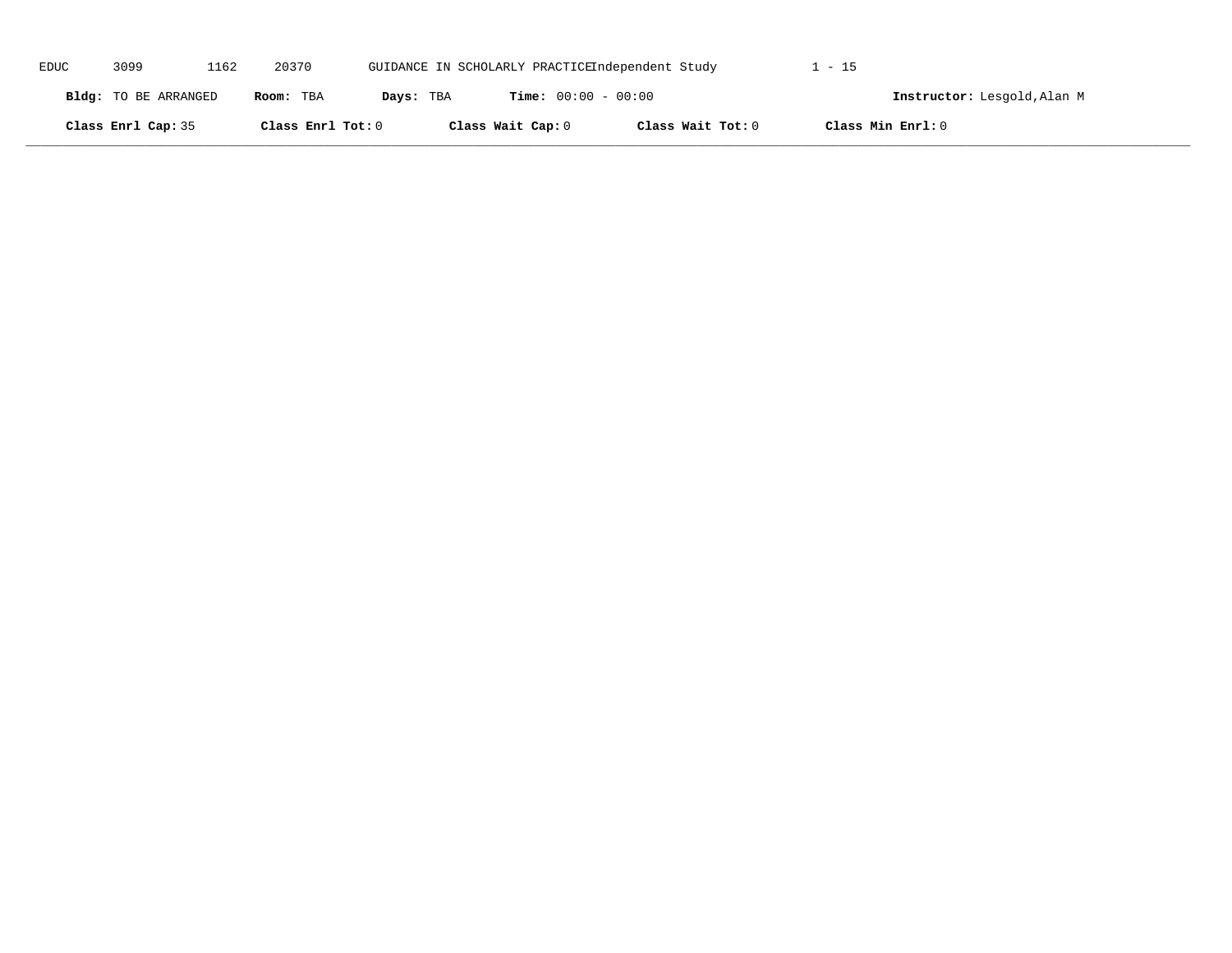EDUC 3099 1162 20370 GUIDANCE IN SCHOLARLY PRACTICE Independent Study 1 - 15

**Bldg:** TO BE ARRANGED **Room:** TBA **Days:** TBA **Time:** 00:00 - 00:00 **Instructor:** Lesgold,Alan M

**Class Enrl Cap:** 35 **Class Enrl Tot:** 0 **Class Wait Cap:** 0 **Class Wait Tot:** 0 **Class Min Enrl:** 0

---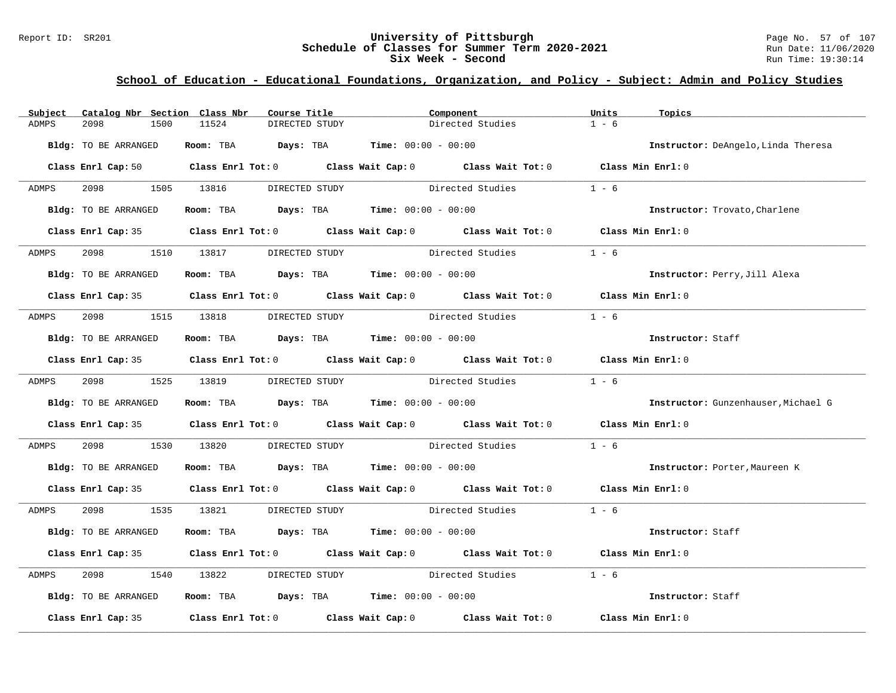## School of Education - Educational Foundations, Organization, and Policy - Subject: Admin and Policy Studies

| Subject | Catalog Nbr | Section | Class Nbr | Course Title | Component | Units | Topics |
|---|---|---|---|---|---|---|---|
| ADMPS | 2098 | 1500 | 11524 | DIRECTED STUDY | Directed Studies | 1 - 6 | |

**Bldg:** TO BE ARRANGED **Room:** TBA **Days:** TBA **Time:** 00:00 - 00:00 **Instructor:** DeAngelo,Linda Theresa

**Class Enrl Cap:** 50 **Class Enrl Tot:** 0 **Class Wait Cap:** 0 **Class Wait Tot:** 0 **Class Min Enrl:** 0

| Subject | Catalog Nbr | Section | Class Nbr | Course Title | Component | Units | Topics |
|---|---|---|---|---|---|---|---|
| ADMPS | 2098 | 1505 | 13816 | DIRECTED STUDY | Directed Studies | 1 - 6 | |

**Bldg:** TO BE ARRANGED **Room:** TBA **Days:** TBA **Time:** 00:00 - 00:00 **Instructor:** Trovato,Charlene

**Class Enrl Cap:** 35 **Class Enrl Tot:** 0 **Class Wait Cap:** 0 **Class Wait Tot:** 0 **Class Min Enrl:** 0

| Subject | Catalog Nbr | Section | Class Nbr | Course Title | Component | Units | Topics |
|---|---|---|---|---|---|---|---|
| ADMPS | 2098 | 1510 | 13817 | DIRECTED STUDY | Directed Studies | 1 - 6 | |

**Bldg:** TO BE ARRANGED **Room:** TBA **Days:** TBA **Time:** 00:00 - 00:00 **Instructor:** Perry,Jill Alexa

**Class Enrl Cap:** 35 **Class Enrl Tot:** 0 **Class Wait Cap:** 0 **Class Wait Tot:** 0 **Class Min Enrl:** 0

| Subject | Catalog Nbr | Section | Class Nbr | Course Title | Component | Units | Topics |
|---|---|---|---|---|---|---|---|
| ADMPS | 2098 | 1515 | 13818 | DIRECTED STUDY | Directed Studies | 1 - 6 | |

**Bldg:** TO BE ARRANGED **Room:** TBA **Days:** TBA **Time:** 00:00 - 00:00 **Instructor:** Staff

**Class Enrl Cap:** 35 **Class Enrl Tot:** 0 **Class Wait Cap:** 0 **Class Wait Tot:** 0 **Class Min Enrl:** 0

| Subject | Catalog Nbr | Section | Class Nbr | Course Title | Component | Units | Topics |
|---|---|---|---|---|---|---|---|
| ADMPS | 2098 | 1525 | 13819 | DIRECTED STUDY | Directed Studies | 1 - 6 | |

**Bldg:** TO BE ARRANGED **Room:** TBA **Days:** TBA **Time:** 00:00 - 00:00 **Instructor:** Gunzenhauser,Michael G

**Class Enrl Cap:** 35 **Class Enrl Tot:** 0 **Class Wait Cap:** 0 **Class Wait Tot:** 0 **Class Min Enrl:** 0

| Subject | Catalog Nbr | Section | Class Nbr | Course Title | Component | Units | Topics |
|---|---|---|---|---|---|---|---|
| ADMPS | 2098 | 1530 | 13820 | DIRECTED STUDY | Directed Studies | 1 - 6 | |

**Bldg:** TO BE ARRANGED **Room:** TBA **Days:** TBA **Time:** 00:00 - 00:00 **Instructor:** Porter,Maureen K

**Class Enrl Cap:** 35 **Class Enrl Tot:** 0 **Class Wait Cap:** 0 **Class Wait Tot:** 0 **Class Min Enrl:** 0

| Subject | Catalog Nbr | Section | Class Nbr | Course Title | Component | Units | Topics |
|---|---|---|---|---|---|---|---|
| ADMPS | 2098 | 1535 | 13821 | DIRECTED STUDY | Directed Studies | 1 - 6 | |

**Bldg:** TO BE ARRANGED **Room:** TBA **Days:** TBA **Time:** 00:00 - 00:00 **Instructor:** Staff

**Class Enrl Cap:** 35 **Class Enrl Tot:** 0 **Class Wait Cap:** 0 **Class Wait Tot:** 0 **Class Min Enrl:** 0

| Subject | Catalog Nbr | Section | Class Nbr | Course Title | Component | Units | Topics |
|---|---|---|---|---|---|---|---|
| ADMPS | 2098 | 1540 | 13822 | DIRECTED STUDY | Directed Studies | 1 - 6 | |

**Bldg:** TO BE ARRANGED **Room:** TBA **Days:** TBA **Time:** 00:00 - 00:00 **Instructor:** Staff

**Class Enrl Cap:** 35 **Class Enrl Tot:** 0 **Class Wait Cap:** 0 **Class Wait Tot:** 0 **Class Min Enrl:** 0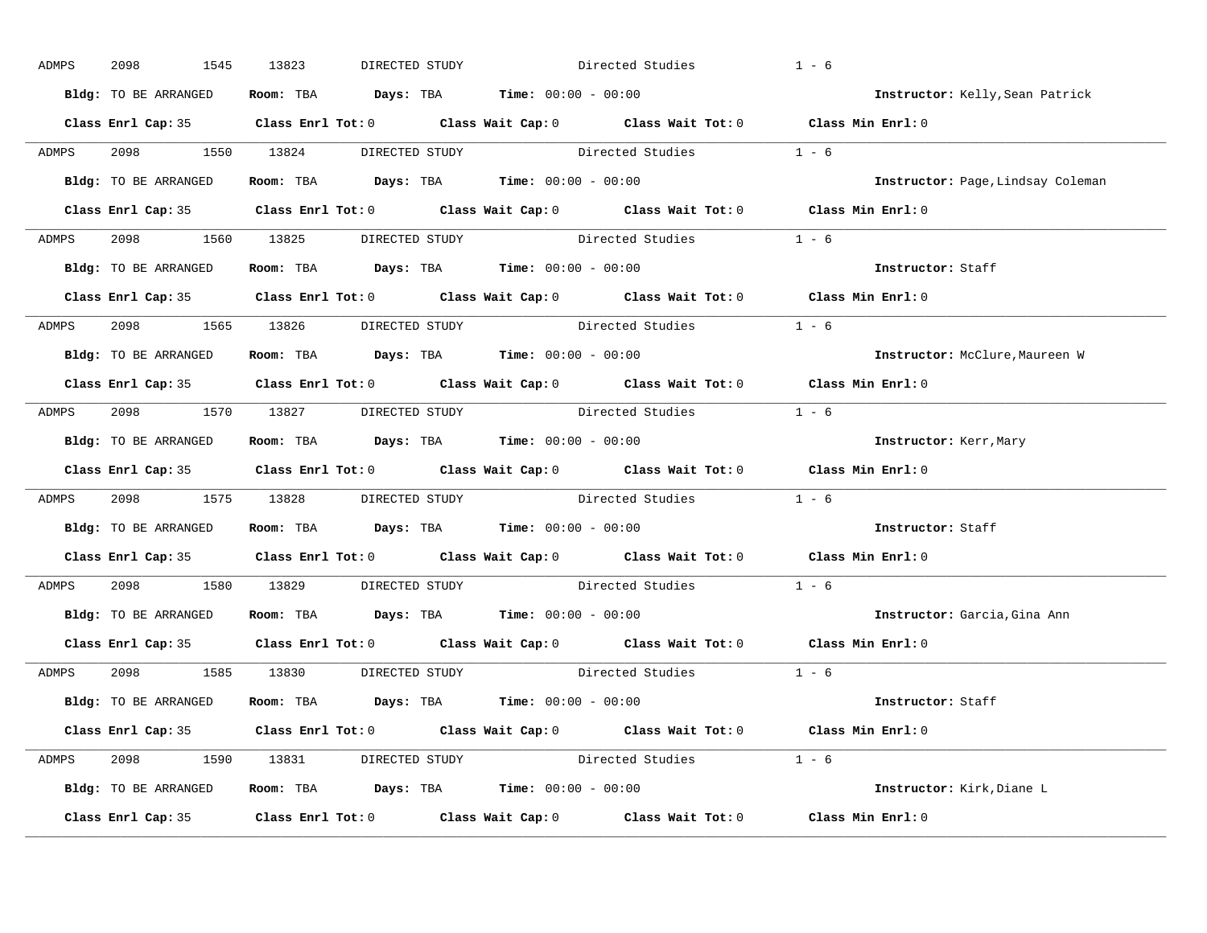ADMPS 2098 1545 13823 DIRECTED STUDY Directed Studies 1 - 6

**Bldg:** TO BE ARRANGED **Room:** TBA **Days:** TBA **Time:** 00:00 - 00:00 **Instructor:** Kelly,Sean Patrick

**Class Enrl Cap:** 35 **Class Enrl Tot:** 0 **Class Wait Cap:** 0 **Class Wait Tot:** 0 **Class Min Enrl:** 0

---

ADMPS 2098 1550 13824 DIRECTED STUDY Directed Studies 1 - 6

**Bldg:** TO BE ARRANGED **Room:** TBA **Days:** TBA **Time:** 00:00 - 00:00 **Instructor:** Page,Lindsay Coleman

**Class Enrl Cap:** 35 **Class Enrl Tot:** 0 **Class Wait Cap:** 0 **Class Wait Tot:** 0 **Class Min Enrl:** 0

---

ADMPS 2098 1560 13825 DIRECTED STUDY Directed Studies 1 - 6

**Bldg:** TO BE ARRANGED **Room:** TBA **Days:** TBA **Time:** 00:00 - 00:00 **Instructor:** Staff

**Class Enrl Cap:** 35 **Class Enrl Tot:** 0 **Class Wait Cap:** 0 **Class Wait Tot:** 0 **Class Min Enrl:** 0

---

ADMPS 2098 1565 13826 DIRECTED STUDY Directed Studies 1 - 6

**Bldg:** TO BE ARRANGED **Room:** TBA **Days:** TBA **Time:** 00:00 - 00:00 **Instructor:** McClure,Maureen W

**Class Enrl Cap:** 35 **Class Enrl Tot:** 0 **Class Wait Cap:** 0 **Class Wait Tot:** 0 **Class Min Enrl:** 0

---

ADMPS 2098 1570 13827 DIRECTED STUDY Directed Studies 1 - 6

**Bldg:** TO BE ARRANGED **Room:** TBA **Days:** TBA **Time:** 00:00 - 00:00 **Instructor:** Kerr,Mary

**Class Enrl Cap:** 35 **Class Enrl Tot:** 0 **Class Wait Cap:** 0 **Class Wait Tot:** 0 **Class Min Enrl:** 0

---

ADMPS 2098 1575 13828 DIRECTED STUDY Directed Studies 1 - 6

**Bldg:** TO BE ARRANGED **Room:** TBA **Days:** TBA **Time:** 00:00 - 00:00 **Instructor:** Staff

**Class Enrl Cap:** 35 **Class Enrl Tot:** 0 **Class Wait Cap:** 0 **Class Wait Tot:** 0 **Class Min Enrl:** 0

---

ADMPS 2098 1580 13829 DIRECTED STUDY Directed Studies 1 - 6

**Bldg:** TO BE ARRANGED **Room:** TBA **Days:** TBA **Time:** 00:00 - 00:00 **Instructor:** Garcia,Gina Ann

**Class Enrl Cap:** 35 **Class Enrl Tot:** 0 **Class Wait Cap:** 0 **Class Wait Tot:** 0 **Class Min Enrl:** 0

---

ADMPS 2098 1585 13830 DIRECTED STUDY Directed Studies 1 - 6

**Bldg:** TO BE ARRANGED **Room:** TBA **Days:** TBA **Time:** 00:00 - 00:00 **Instructor:** Staff

**Class Enrl Cap:** 35 **Class Enrl Tot:** 0 **Class Wait Cap:** 0 **Class Wait Tot:** 0 **Class Min Enrl:** 0

---

ADMPS 2098 1590 13831 DIRECTED STUDY Directed Studies 1 - 6

**Bldg:** TO BE ARRANGED **Room:** TBA **Days:** TBA **Time:** 00:00 - 00:00 **Instructor:** Kirk,Diane L

**Class Enrl Cap:** 35 **Class Enrl Tot:** 0 **Class Wait Cap:** 0 **Class Wait Tot:** 0 **Class Min Enrl:** 0

---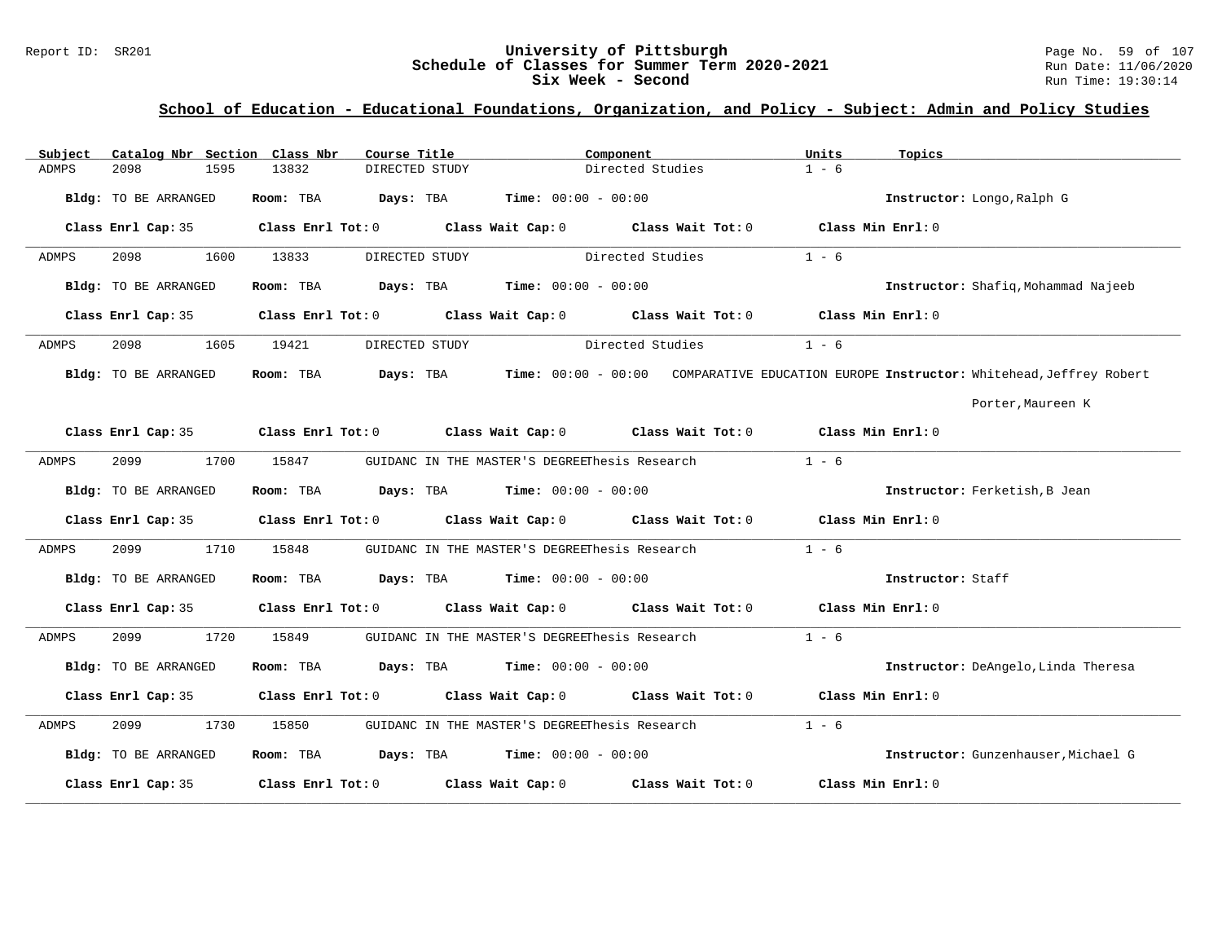# University of Pittsburgh
## Schedule of Classes for Summer Term 2020-2021
## Six Week - Second

Report ID: SR201

Run Date: 11/06/2020
Run Time: 19:30:14

### School of Education - Educational Foundations, Organization, and Policy - Subject: Admin and Policy Studies

| Subject | Catalog Nbr | Section | Class Nbr | Course Title | Component | Units | Topics |
|---|---|---|---|---|---|---|---|
| ADMPS | 2098 | 1595 | 13832 | DIRECTED STUDY | Directed Studies | 1 - 6 | |

**Bldg:** TO BE ARRANGED **Room:** TBA **Days:** TBA **Time:** 00:00 - 00:00 **Instructor:** Longo,Ralph G

**Class Enrl Cap:** 35 **Class Enrl Tot:** 0 **Class Wait Cap:** 0 **Class Wait Tot:** 0 **Class Min Enrl:** 0

| Subject | Catalog Nbr | Section | Class Nbr | Course Title | Component | Units | Topics |
|---|---|---|---|---|---|---|---|
| ADMPS | 2098 | 1600 | 13833 | DIRECTED STUDY | Directed Studies | 1 - 6 | |

**Bldg:** TO BE ARRANGED **Room:** TBA **Days:** TBA **Time:** 00:00 - 00:00 **Instructor:** Shafiq,Mohammad Najeeb

**Class Enrl Cap:** 35 **Class Enrl Tot:** 0 **Class Wait Cap:** 0 **Class Wait Tot:** 0 **Class Min Enrl:** 0

| Subject | Catalog Nbr | Section | Class Nbr | Course Title | Component | Units | Topics |
|---|---|---|---|---|---|---|---|
| ADMPS | 2098 | 1605 | 19421 | DIRECTED STUDY | Directed Studies | 1 - 6 | COMPARATIVE EDUCATION EUROPE |

**Bldg:** TO BE ARRANGED **Room:** TBA **Days:** TBA **Time:** 00:00 - 00:00 **Instructor:** Whitehead,Jeffrey Robert; Porter,Maureen K

**Class Enrl Cap:** 35 **Class Enrl Tot:** 0 **Class Wait Cap:** 0 **Class Wait Tot:** 0 **Class Min Enrl:** 0

| Subject | Catalog Nbr | Section | Class Nbr | Course Title | Component | Units | Topics |
|---|---|---|---|---|---|---|---|
| ADMPS | 2099 | 1700 | 15847 | GUIDANC IN THE MASTER'S DEGREE | Thesis Research | 1 - 6 | |

**Bldg:** TO BE ARRANGED **Room:** TBA **Days:** TBA **Time:** 00:00 - 00:00 **Instructor:** Ferketish,B Jean

**Class Enrl Cap:** 35 **Class Enrl Tot:** 0 **Class Wait Cap:** 0 **Class Wait Tot:** 0 **Class Min Enrl:** 0

| Subject | Catalog Nbr | Section | Class Nbr | Course Title | Component | Units | Topics |
|---|---|---|---|---|---|---|---|
| ADMPS | 2099 | 1710 | 15848 | GUIDANC IN THE MASTER'S DEGREE | Thesis Research | 1 - 6 | |

**Bldg:** TO BE ARRANGED **Room:** TBA **Days:** TBA **Time:** 00:00 - 00:00 **Instructor:** Staff

**Class Enrl Cap:** 35 **Class Enrl Tot:** 0 **Class Wait Cap:** 0 **Class Wait Tot:** 0 **Class Min Enrl:** 0

| Subject | Catalog Nbr | Section | Class Nbr | Course Title | Component | Units | Topics |
|---|---|---|---|---|---|---|---|
| ADMPS | 2099 | 1720 | 15849 | GUIDANC IN THE MASTER'S DEGREE | Thesis Research | 1 - 6 | |

**Bldg:** TO BE ARRANGED **Room:** TBA **Days:** TBA **Time:** 00:00 - 00:00 **Instructor:** DeAngelo,Linda Theresa

**Class Enrl Cap:** 35 **Class Enrl Tot:** 0 **Class Wait Cap:** 0 **Class Wait Tot:** 0 **Class Min Enrl:** 0

| Subject | Catalog Nbr | Section | Class Nbr | Course Title | Component | Units | Topics |
|---|---|---|---|---|---|---|---|
| ADMPS | 2099 | 1730 | 15850 | GUIDANC IN THE MASTER'S DEGREE | Thesis Research | 1 - 6 | |

**Bldg:** TO BE ARRANGED **Room:** TBA **Days:** TBA **Time:** 00:00 - 00:00 **Instructor:** Gunzenhauser,Michael G

**Class Enrl Cap:** 35 **Class Enrl Tot:** 0 **Class Wait Cap:** 0 **Class Wait Tot:** 0 **Class Min Enrl:** 0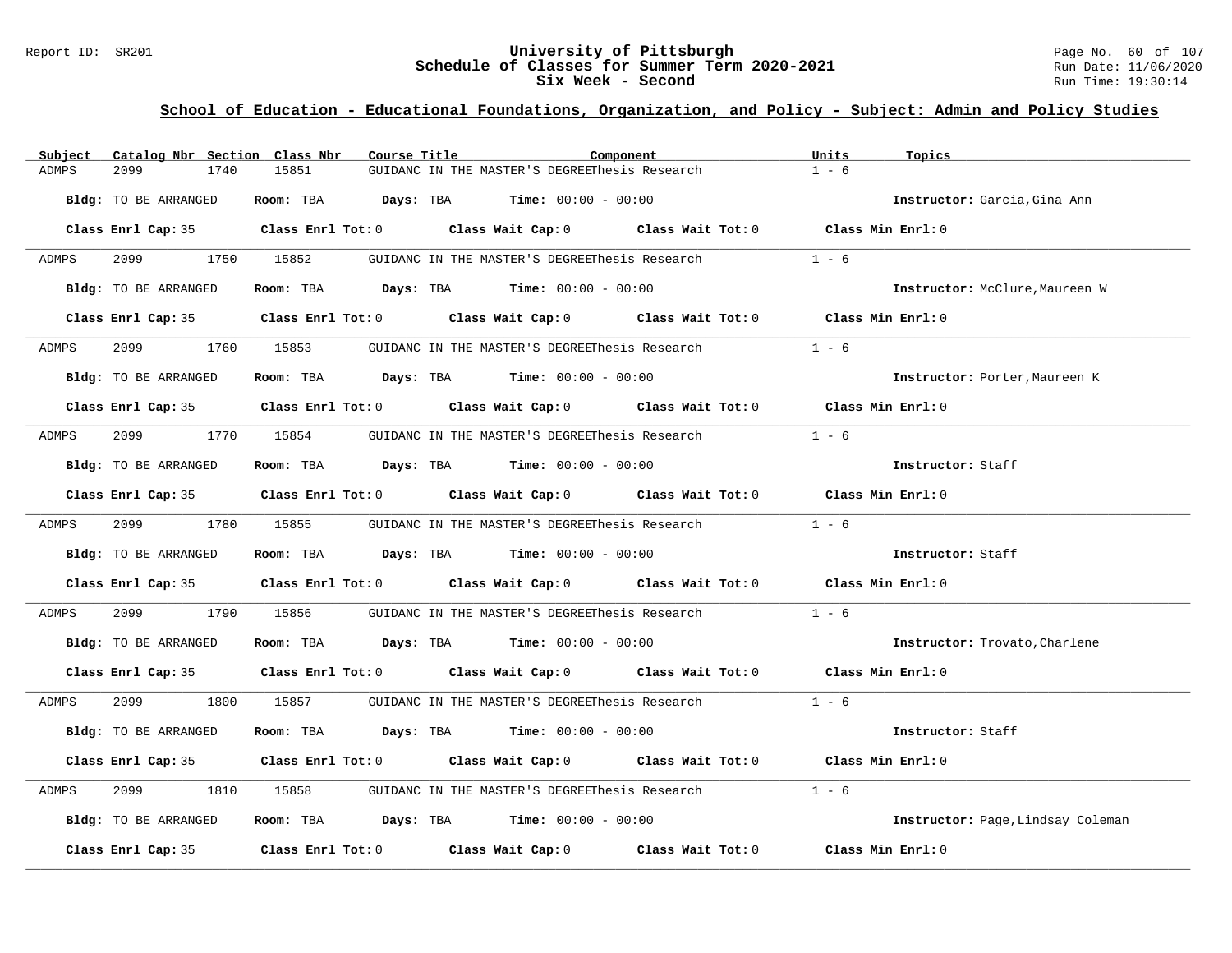## School of Education - Educational Foundations, Organization, and Policy - Subject: Admin and Policy Studies

| Subject | Catalog Nbr | Section | Class Nbr | Course Title | Component | Units | Topics |
|---|---|---|---|---|---|---|---|
| ADMPS | 2099 | 1740 | 15851 | GUIDANC IN THE MASTER'S DEGREE | Thesis Research | 1 - 6 | |

**Bldg:** TO BE ARRANGED **Room:** TBA **Days:** TBA **Time:** 00:00 - 00:00 **Instructor:** Garcia,Gina Ann

**Class Enrl Cap:** 35 **Class Enrl Tot:** 0 **Class Wait Cap:** 0 **Class Wait Tot:** 0 **Class Min Enrl:** 0

| Subject | Catalog Nbr | Section | Class Nbr | Course Title | Component | Units | Topics |
|---|---|---|---|---|---|---|---|
| ADMPS | 2099 | 1750 | 15852 | GUIDANC IN THE MASTER'S DEGREE | Thesis Research | 1 - 6 | |

**Bldg:** TO BE ARRANGED **Room:** TBA **Days:** TBA **Time:** 00:00 - 00:00 **Instructor:** McClure,Maureen W

**Class Enrl Cap:** 35 **Class Enrl Tot:** 0 **Class Wait Cap:** 0 **Class Wait Tot:** 0 **Class Min Enrl:** 0

| Subject | Catalog Nbr | Section | Class Nbr | Course Title | Component | Units | Topics |
|---|---|---|---|---|---|---|---|
| ADMPS | 2099 | 1760 | 15853 | GUIDANC IN THE MASTER'S DEGREE | Thesis Research | 1 - 6 | |

**Bldg:** TO BE ARRANGED **Room:** TBA **Days:** TBA **Time:** 00:00 - 00:00 **Instructor:** Porter,Maureen K

**Class Enrl Cap:** 35 **Class Enrl Tot:** 0 **Class Wait Cap:** 0 **Class Wait Tot:** 0 **Class Min Enrl:** 0

| Subject | Catalog Nbr | Section | Class Nbr | Course Title | Component | Units | Topics |
|---|---|---|---|---|---|---|---|
| ADMPS | 2099 | 1770 | 15854 | GUIDANC IN THE MASTER'S DEGREE | Thesis Research | 1 - 6 | |

**Bldg:** TO BE ARRANGED **Room:** TBA **Days:** TBA **Time:** 00:00 - 00:00 **Instructor:** Staff

**Class Enrl Cap:** 35 **Class Enrl Tot:** 0 **Class Wait Cap:** 0 **Class Wait Tot:** 0 **Class Min Enrl:** 0

| Subject | Catalog Nbr | Section | Class Nbr | Course Title | Component | Units | Topics |
|---|---|---|---|---|---|---|---|
| ADMPS | 2099 | 1780 | 15855 | GUIDANC IN THE MASTER'S DEGREE | Thesis Research | 1 - 6 | |

**Bldg:** TO BE ARRANGED **Room:** TBA **Days:** TBA **Time:** 00:00 - 00:00 **Instructor:** Staff

**Class Enrl Cap:** 35 **Class Enrl Tot:** 0 **Class Wait Cap:** 0 **Class Wait Tot:** 0 **Class Min Enrl:** 0

| Subject | Catalog Nbr | Section | Class Nbr | Course Title | Component | Units | Topics |
|---|---|---|---|---|---|---|---|
| ADMPS | 2099 | 1790 | 15856 | GUIDANC IN THE MASTER'S DEGREE | Thesis Research | 1 - 6 | |

**Bldg:** TO BE ARRANGED **Room:** TBA **Days:** TBA **Time:** 00:00 - 00:00 **Instructor:** Trovato,Charlene

**Class Enrl Cap:** 35 **Class Enrl Tot:** 0 **Class Wait Cap:** 0 **Class Wait Tot:** 0 **Class Min Enrl:** 0

| Subject | Catalog Nbr | Section | Class Nbr | Course Title | Component | Units | Topics |
|---|---|---|---|---|---|---|---|
| ADMPS | 2099 | 1800 | 15857 | GUIDANC IN THE MASTER'S DEGREE | Thesis Research | 1 - 6 | |

**Bldg:** TO BE ARRANGED **Room:** TBA **Days:** TBA **Time:** 00:00 - 00:00 **Instructor:** Staff

**Class Enrl Cap:** 35 **Class Enrl Tot:** 0 **Class Wait Cap:** 0 **Class Wait Tot:** 0 **Class Min Enrl:** 0

| Subject | Catalog Nbr | Section | Class Nbr | Course Title | Component | Units | Topics |
|---|---|---|---|---|---|---|---|
| ADMPS | 2099 | 1810 | 15858 | GUIDANC IN THE MASTER'S DEGREE | Thesis Research | 1 - 6 | |

**Bldg:** TO BE ARRANGED **Room:** TBA **Days:** TBA **Time:** 00:00 - 00:00 **Instructor:** Page,Lindsay Coleman

**Class Enrl Cap:** 35 **Class Enrl Tot:** 0 **Class Wait Cap:** 0 **Class Wait Tot:** 0 **Class Min Enrl:** 0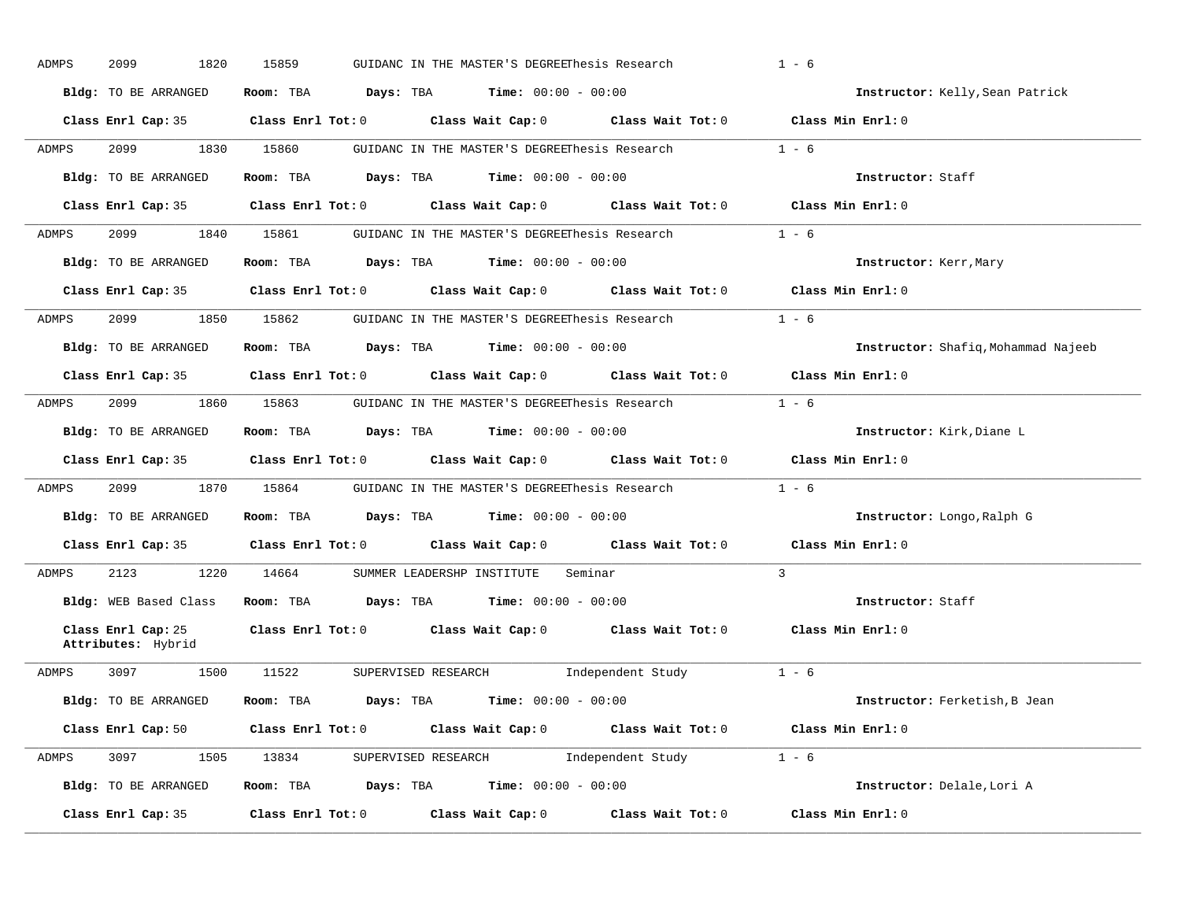ADMPS 2099 1820 15859 GUIDANC IN THE MASTER'S DEGREEThesis Research 1 - 6

**Bldg:** TO BE ARRANGED **Room:** TBA **Days:** TBA **Time:** 00:00 - 00:00 **Instructor:** Kelly,Sean Patrick

**Class Enrl Cap:** 35 **Class Enrl Tot:** 0 **Class Wait Cap:** 0 **Class Wait Tot:** 0 **Class Min Enrl:** 0

---

ADMPS 2099 1830 15860 GUIDANC IN THE MASTER'S DEGREEThesis Research 1 - 6

**Bldg:** TO BE ARRANGED **Room:** TBA **Days:** TBA **Time:** 00:00 - 00:00 **Instructor:** Staff

**Class Enrl Cap:** 35 **Class Enrl Tot:** 0 **Class Wait Cap:** 0 **Class Wait Tot:** 0 **Class Min Enrl:** 0

---

ADMPS 2099 1840 15861 GUIDANC IN THE MASTER'S DEGREEThesis Research 1 - 6

**Bldg:** TO BE ARRANGED **Room:** TBA **Days:** TBA **Time:** 00:00 - 00:00 **Instructor:** Kerr,Mary

**Class Enrl Cap:** 35 **Class Enrl Tot:** 0 **Class Wait Cap:** 0 **Class Wait Tot:** 0 **Class Min Enrl:** 0

---

ADMPS 2099 1850 15862 GUIDANC IN THE MASTER'S DEGREEThesis Research 1 - 6

**Bldg:** TO BE ARRANGED **Room:** TBA **Days:** TBA **Time:** 00:00 - 00:00 **Instructor:** Shafiq,Mohammad Najeeb

**Class Enrl Cap:** 35 **Class Enrl Tot:** 0 **Class Wait Cap:** 0 **Class Wait Tot:** 0 **Class Min Enrl:** 0

---

ADMPS 2099 1860 15863 GUIDANC IN THE MASTER'S DEGREEThesis Research 1 - 6

**Bldg:** TO BE ARRANGED **Room:** TBA **Days:** TBA **Time:** 00:00 - 00:00 **Instructor:** Kirk,Diane L

**Class Enrl Cap:** 35 **Class Enrl Tot:** 0 **Class Wait Cap:** 0 **Class Wait Tot:** 0 **Class Min Enrl:** 0

---

ADMPS 2099 1870 15864 GUIDANC IN THE MASTER'S DEGREEThesis Research 1 - 6

**Bldg:** TO BE ARRANGED **Room:** TBA **Days:** TBA **Time:** 00:00 - 00:00 **Instructor:** Longo,Ralph G

**Class Enrl Cap:** 35 **Class Enrl Tot:** 0 **Class Wait Cap:** 0 **Class Wait Tot:** 0 **Class Min Enrl:** 0

---

ADMPS 2123 1220 14664 SUMMER LEADERSHP INSTITUTE Seminar 3

**Bldg:** WEB Based Class **Room:** TBA **Days:** TBA **Time:** 00:00 - 00:00 **Instructor:** Staff

**Class Enrl Cap:** 25 **Class Enrl Tot:** 0 **Class Wait Cap:** 0 **Class Wait Tot:** 0 **Class Min Enrl:** 0
**Attributes:** Hybrid

---

ADMPS 3097 1500 11522 SUPERVISED RESEARCH Independent Study 1 - 6

**Bldg:** TO BE ARRANGED **Room:** TBA **Days:** TBA **Time:** 00:00 - 00:00 **Instructor:** Ferketish,B Jean

**Class Enrl Cap:** 50 **Class Enrl Tot:** 0 **Class Wait Cap:** 0 **Class Wait Tot:** 0 **Class Min Enrl:** 0

---

ADMPS 3097 1505 13834 SUPERVISED RESEARCH Independent Study 1 - 6

**Bldg:** TO BE ARRANGED **Room:** TBA **Days:** TBA **Time:** 00:00 - 00:00 **Instructor:** Delale,Lori A

**Class Enrl Cap:** 35 **Class Enrl Tot:** 0 **Class Wait Cap:** 0 **Class Wait Tot:** 0 **Class Min Enrl:** 0

---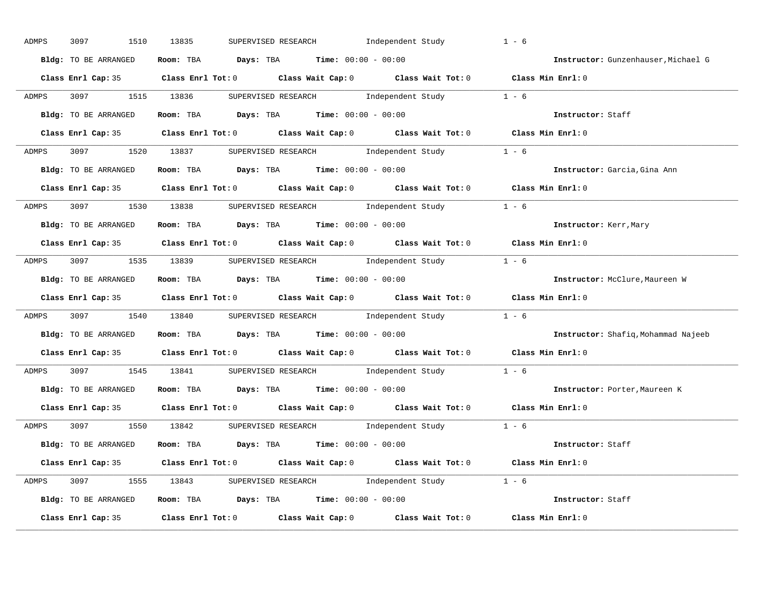ADMPS 3097 1510 13835 SUPERVISED RESEARCH Independent Study 1 - 6

**Bldg:** TO BE ARRANGED **Room:** TBA **Days:** TBA **Time:** 00:00 - 00:00 **Instructor:** Gunzenhauser,Michael G

**Class Enrl Cap:** 35 **Class Enrl Tot:** 0 **Class Wait Cap:** 0 **Class Wait Tot:** 0 **Class Min Enrl:** 0

---

ADMPS 3097 1515 13836 SUPERVISED RESEARCH Independent Study 1 - 6

**Bldg:** TO BE ARRANGED **Room:** TBA **Days:** TBA **Time:** 00:00 - 00:00 **Instructor:** Staff

**Class Enrl Cap:** 35 **Class Enrl Tot:** 0 **Class Wait Cap:** 0 **Class Wait Tot:** 0 **Class Min Enrl:** 0

---

ADMPS 3097 1520 13837 SUPERVISED RESEARCH Independent Study 1 - 6

**Bldg:** TO BE ARRANGED **Room:** TBA **Days:** TBA **Time:** 00:00 - 00:00 **Instructor:** Garcia,Gina Ann

**Class Enrl Cap:** 35 **Class Enrl Tot:** 0 **Class Wait Cap:** 0 **Class Wait Tot:** 0 **Class Min Enrl:** 0

---

ADMPS 3097 1530 13838 SUPERVISED RESEARCH Independent Study 1 - 6

**Bldg:** TO BE ARRANGED **Room:** TBA **Days:** TBA **Time:** 00:00 - 00:00 **Instructor:** Kerr,Mary

**Class Enrl Cap:** 35 **Class Enrl Tot:** 0 **Class Wait Cap:** 0 **Class Wait Tot:** 0 **Class Min Enrl:** 0

---

ADMPS 3097 1535 13839 SUPERVISED RESEARCH Independent Study 1 - 6

**Bldg:** TO BE ARRANGED **Room:** TBA **Days:** TBA **Time:** 00:00 - 00:00 **Instructor:** McClure,Maureen W

**Class Enrl Cap:** 35 **Class Enrl Tot:** 0 **Class Wait Cap:** 0 **Class Wait Tot:** 0 **Class Min Enrl:** 0

---

ADMPS 3097 1540 13840 SUPERVISED RESEARCH Independent Study 1 - 6

**Bldg:** TO BE ARRANGED **Room:** TBA **Days:** TBA **Time:** 00:00 - 00:00 **Instructor:** Shafiq,Mohammad Najeeb

**Class Enrl Cap:** 35 **Class Enrl Tot:** 0 **Class Wait Cap:** 0 **Class Wait Tot:** 0 **Class Min Enrl:** 0

---

ADMPS 3097 1545 13841 SUPERVISED RESEARCH Independent Study 1 - 6

**Bldg:** TO BE ARRANGED **Room:** TBA **Days:** TBA **Time:** 00:00 - 00:00 **Instructor:** Porter,Maureen K

**Class Enrl Cap:** 35 **Class Enrl Tot:** 0 **Class Wait Cap:** 0 **Class Wait Tot:** 0 **Class Min Enrl:** 0

---

ADMPS 3097 1550 13842 SUPERVISED RESEARCH Independent Study 1 - 6

**Bldg:** TO BE ARRANGED **Room:** TBA **Days:** TBA **Time:** 00:00 - 00:00 **Instructor:** Staff

**Class Enrl Cap:** 35 **Class Enrl Tot:** 0 **Class Wait Cap:** 0 **Class Wait Tot:** 0 **Class Min Enrl:** 0

---

ADMPS 3097 1555 13843 SUPERVISED RESEARCH Independent Study 1 - 6

**Bldg:** TO BE ARRANGED **Room:** TBA **Days:** TBA **Time:** 00:00 - 00:00 **Instructor:** Staff

**Class Enrl Cap:** 35 **Class Enrl Tot:** 0 **Class Wait Cap:** 0 **Class Wait Tot:** 0 **Class Min Enrl:** 0

---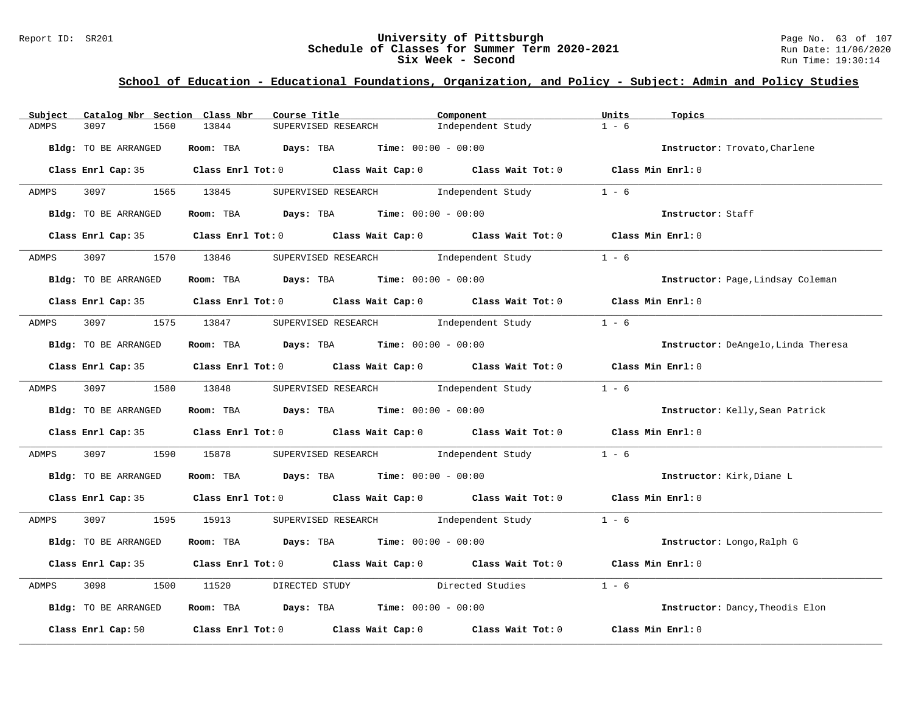## School of Education - Educational Foundations, Organization, and Policy - Subject: Admin and Policy Studies

University of Pittsburgh
Schedule of Classes for Summer Term 2020-2021
Six Week - Second

| Subject | Catalog Nbr | Section | Class Nbr | Course Title | Component | Units | Topics |
|---|---|---|---|---|---|---|---|
| ADMPS | 3097 | 1560 | 13844 | SUPERVISED RESEARCH | Independent Study | 1 - 6 | |

**Bldg:** TO BE ARRANGED **Room:** TBA **Days:** TBA **Time:** 00:00 - 00:00 **Instructor:** Trovato,Charlene

**Class Enrl Cap:** 35 **Class Enrl Tot:** 0 **Class Wait Cap:** 0 **Class Wait Tot:** 0 **Class Min Enrl:** 0

| Subject | Catalog Nbr | Section | Class Nbr | Course Title | Component | Units | Topics |
|---|---|---|---|---|---|---|---|
| ADMPS | 3097 | 1565 | 13845 | SUPERVISED RESEARCH | Independent Study | 1 - 6 | |

**Bldg:** TO BE ARRANGED **Room:** TBA **Days:** TBA **Time:** 00:00 - 00:00 **Instructor:** Staff

**Class Enrl Cap:** 35 **Class Enrl Tot:** 0 **Class Wait Cap:** 0 **Class Wait Tot:** 0 **Class Min Enrl:** 0

| Subject | Catalog Nbr | Section | Class Nbr | Course Title | Component | Units | Topics |
|---|---|---|---|---|---|---|---|
| ADMPS | 3097 | 1570 | 13846 | SUPERVISED RESEARCH | Independent Study | 1 - 6 | |

**Bldg:** TO BE ARRANGED **Room:** TBA **Days:** TBA **Time:** 00:00 - 00:00 **Instructor:** Page,Lindsay Coleman

**Class Enrl Cap:** 35 **Class Enrl Tot:** 0 **Class Wait Cap:** 0 **Class Wait Tot:** 0 **Class Min Enrl:** 0

| Subject | Catalog Nbr | Section | Class Nbr | Course Title | Component | Units | Topics |
|---|---|---|---|---|---|---|---|
| ADMPS | 3097 | 1575 | 13847 | SUPERVISED RESEARCH | Independent Study | 1 - 6 | |

**Bldg:** TO BE ARRANGED **Room:** TBA **Days:** TBA **Time:** 00:00 - 00:00 **Instructor:** DeAngelo,Linda Theresa

**Class Enrl Cap:** 35 **Class Enrl Tot:** 0 **Class Wait Cap:** 0 **Class Wait Tot:** 0 **Class Min Enrl:** 0

| Subject | Catalog Nbr | Section | Class Nbr | Course Title | Component | Units | Topics |
|---|---|---|---|---|---|---|---|
| ADMPS | 3097 | 1580 | 13848 | SUPERVISED RESEARCH | Independent Study | 1 - 6 | |

**Bldg:** TO BE ARRANGED **Room:** TBA **Days:** TBA **Time:** 00:00 - 00:00 **Instructor:** Kelly,Sean Patrick

**Class Enrl Cap:** 35 **Class Enrl Tot:** 0 **Class Wait Cap:** 0 **Class Wait Tot:** 0 **Class Min Enrl:** 0

| Subject | Catalog Nbr | Section | Class Nbr | Course Title | Component | Units | Topics |
|---|---|---|---|---|---|---|---|
| ADMPS | 3097 | 1590 | 15878 | SUPERVISED RESEARCH | Independent Study | 1 - 6 | |

**Bldg:** TO BE ARRANGED **Room:** TBA **Days:** TBA **Time:** 00:00 - 00:00 **Instructor:** Kirk,Diane L

**Class Enrl Cap:** 35 **Class Enrl Tot:** 0 **Class Wait Cap:** 0 **Class Wait Tot:** 0 **Class Min Enrl:** 0

| Subject | Catalog Nbr | Section | Class Nbr | Course Title | Component | Units | Topics |
|---|---|---|---|---|---|---|---|
| ADMPS | 3097 | 1595 | 15913 | SUPERVISED RESEARCH | Independent Study | 1 - 6 | |

**Bldg:** TO BE ARRANGED **Room:** TBA **Days:** TBA **Time:** 00:00 - 00:00 **Instructor:** Longo,Ralph G

**Class Enrl Cap:** 35 **Class Enrl Tot:** 0 **Class Wait Cap:** 0 **Class Wait Tot:** 0 **Class Min Enrl:** 0

| Subject | Catalog Nbr | Section | Class Nbr | Course Title | Component | Units | Topics |
|---|---|---|---|---|---|---|---|
| ADMPS | 3098 | 1500 | 11520 | DIRECTED STUDY | Directed Studies | 1 - 6 | |

**Bldg:** TO BE ARRANGED **Room:** TBA **Days:** TBA **Time:** 00:00 - 00:00 **Instructor:** Dancy,Theodis Elon

**Class Enrl Cap:** 50 **Class Enrl Tot:** 0 **Class Wait Cap:** 0 **Class Wait Tot:** 0 **Class Min Enrl:** 0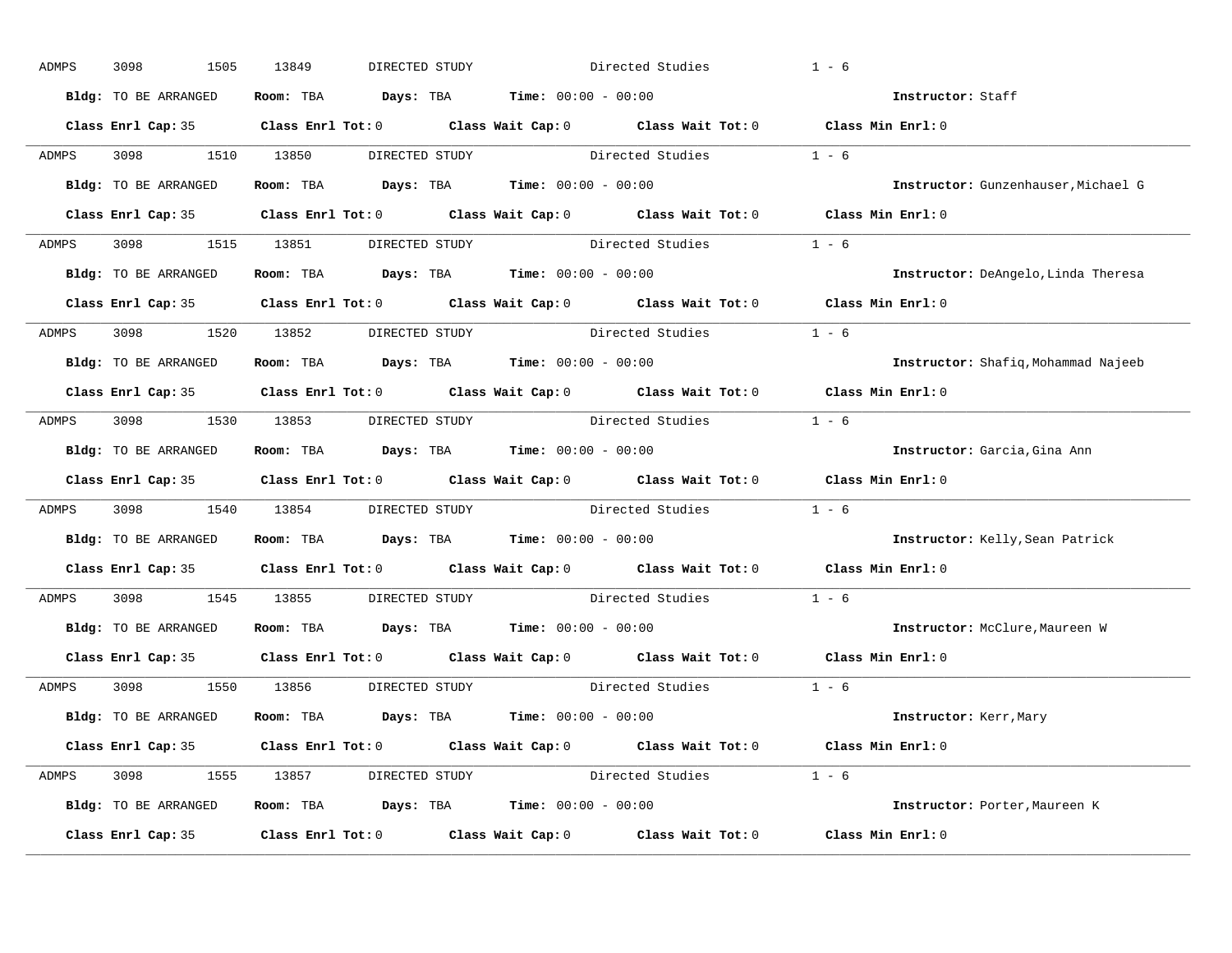ADMPS 3098 1505 13849 DIRECTED STUDY Directed Studies 1 - 6

**Bldg:** TO BE ARRANGED **Room:** TBA **Days:** TBA **Time:** 00:00 - 00:00 **Instructor:** Staff

**Class Enrl Cap:** 35 **Class Enrl Tot:** 0 **Class Wait Cap:** 0 **Class Wait Tot:** 0 **Class Min Enrl:** 0

---

ADMPS 3098 1510 13850 DIRECTED STUDY Directed Studies 1 - 6

**Bldg:** TO BE ARRANGED **Room:** TBA **Days:** TBA **Time:** 00:00 - 00:00 **Instructor:** Gunzenhauser,Michael G

**Class Enrl Cap:** 35 **Class Enrl Tot:** 0 **Class Wait Cap:** 0 **Class Wait Tot:** 0 **Class Min Enrl:** 0

---

ADMPS 3098 1515 13851 DIRECTED STUDY Directed Studies 1 - 6

**Bldg:** TO BE ARRANGED **Room:** TBA **Days:** TBA **Time:** 00:00 - 00:00 **Instructor:** DeAngelo,Linda Theresa

**Class Enrl Cap:** 35 **Class Enrl Tot:** 0 **Class Wait Cap:** 0 **Class Wait Tot:** 0 **Class Min Enrl:** 0

---

ADMPS 3098 1520 13852 DIRECTED STUDY Directed Studies 1 - 6

**Bldg:** TO BE ARRANGED **Room:** TBA **Days:** TBA **Time:** 00:00 - 00:00 **Instructor:** Shafiq,Mohammad Najeeb

**Class Enrl Cap:** 35 **Class Enrl Tot:** 0 **Class Wait Cap:** 0 **Class Wait Tot:** 0 **Class Min Enrl:** 0

---

ADMPS 3098 1530 13853 DIRECTED STUDY Directed Studies 1 - 6

**Bldg:** TO BE ARRANGED **Room:** TBA **Days:** TBA **Time:** 00:00 - 00:00 **Instructor:** Garcia,Gina Ann

**Class Enrl Cap:** 35 **Class Enrl Tot:** 0 **Class Wait Cap:** 0 **Class Wait Tot:** 0 **Class Min Enrl:** 0

---

ADMPS 3098 1540 13854 DIRECTED STUDY Directed Studies 1 - 6

**Bldg:** TO BE ARRANGED **Room:** TBA **Days:** TBA **Time:** 00:00 - 00:00 **Instructor:** Kelly,Sean Patrick

**Class Enrl Cap:** 35 **Class Enrl Tot:** 0 **Class Wait Cap:** 0 **Class Wait Tot:** 0 **Class Min Enrl:** 0

---

ADMPS 3098 1545 13855 DIRECTED STUDY Directed Studies 1 - 6

**Bldg:** TO BE ARRANGED **Room:** TBA **Days:** TBA **Time:** 00:00 - 00:00 **Instructor:** McClure,Maureen W

**Class Enrl Cap:** 35 **Class Enrl Tot:** 0 **Class Wait Cap:** 0 **Class Wait Tot:** 0 **Class Min Enrl:** 0

---

ADMPS 3098 1550 13856 DIRECTED STUDY Directed Studies 1 - 6

**Bldg:** TO BE ARRANGED **Room:** TBA **Days:** TBA **Time:** 00:00 - 00:00 **Instructor:** Kerr,Mary

**Class Enrl Cap:** 35 **Class Enrl Tot:** 0 **Class Wait Cap:** 0 **Class Wait Tot:** 0 **Class Min Enrl:** 0

---

ADMPS 3098 1555 13857 DIRECTED STUDY Directed Studies 1 - 6

**Bldg:** TO BE ARRANGED **Room:** TBA **Days:** TBA **Time:** 00:00 - 00:00 **Instructor:** Porter,Maureen K

**Class Enrl Cap:** 35 **Class Enrl Tot:** 0 **Class Wait Cap:** 0 **Class Wait Tot:** 0 **Class Min Enrl:** 0

---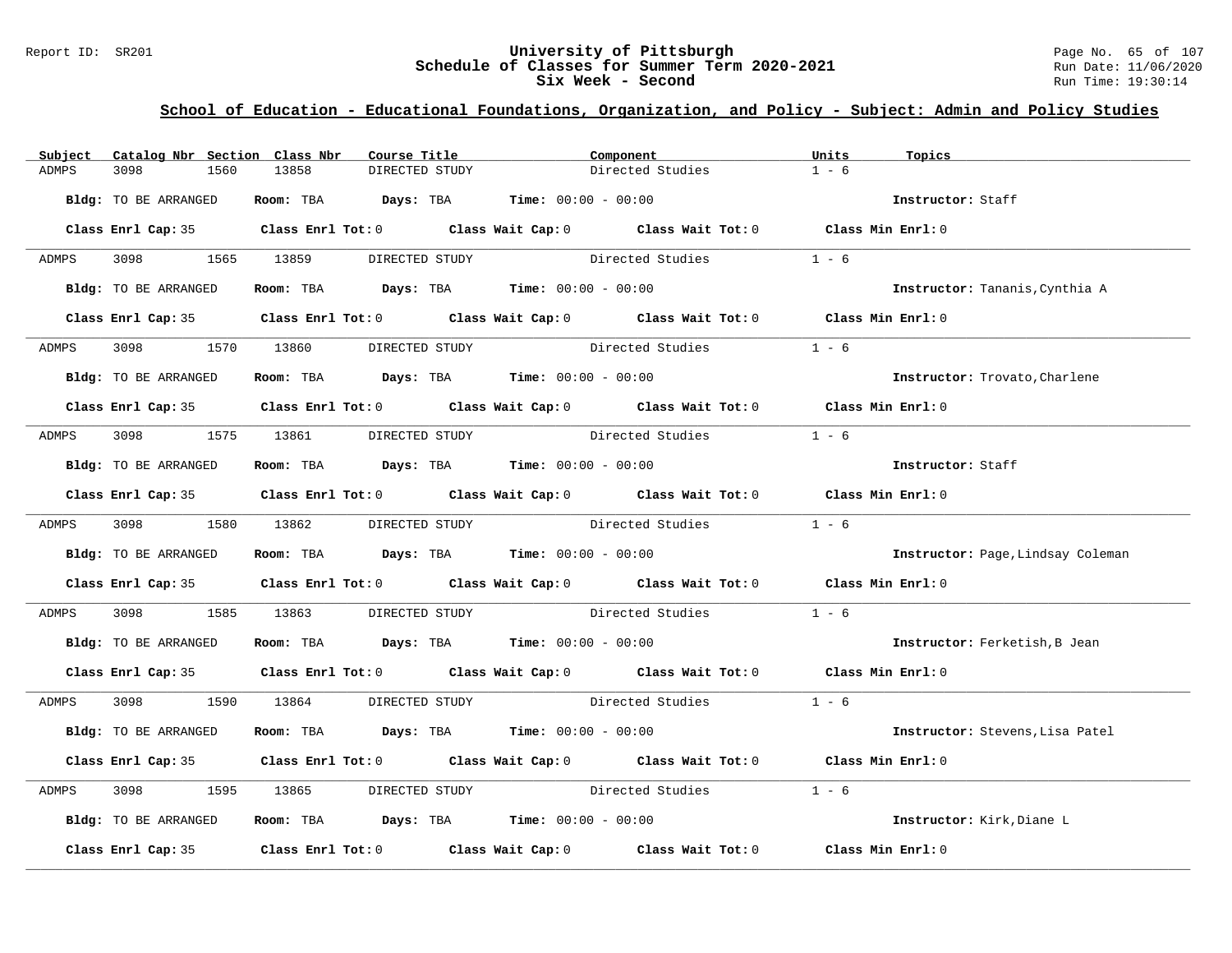**University of Pittsburgh**
**Schedule of Classes for Summer Term 2020-2021**
**Six Week - Second**

Report ID: SR201

Run Date: 11/06/2020
Run Time: 19:30:14

## School of Education - Educational Foundations, Organization, and Policy - Subject: Admin and Policy Studies

| Subject | Catalog Nbr | Section | Class Nbr | Course Title | Component | Units | Topics |
|---|---|---|---|---|---|---|---|
| ADMPS | 3098 | 1560 | 13858 | DIRECTED STUDY | Directed Studies | 1 - 6 | |

**Bldg:** TO BE ARRANGED **Room:** TBA **Days:** TBA **Time:** 00:00 - 00:00 **Instructor:** Staff

**Class Enrl Cap:** 35 **Class Enrl Tot:** 0 **Class Wait Cap:** 0 **Class Wait Tot:** 0 **Class Min Enrl:** 0

| Subject | Catalog Nbr | Section | Class Nbr | Course Title | Component | Units | Topics |
|---|---|---|---|---|---|---|---|
| ADMPS | 3098 | 1565 | 13859 | DIRECTED STUDY | Directed Studies | 1 - 6 | |

**Bldg:** TO BE ARRANGED **Room:** TBA **Days:** TBA **Time:** 00:00 - 00:00 **Instructor:** Tananis,Cynthia A

**Class Enrl Cap:** 35 **Class Enrl Tot:** 0 **Class Wait Cap:** 0 **Class Wait Tot:** 0 **Class Min Enrl:** 0

| Subject | Catalog Nbr | Section | Class Nbr | Course Title | Component | Units | Topics |
|---|---|---|---|---|---|---|---|
| ADMPS | 3098 | 1570 | 13860 | DIRECTED STUDY | Directed Studies | 1 - 6 | |

**Bldg:** TO BE ARRANGED **Room:** TBA **Days:** TBA **Time:** 00:00 - 00:00 **Instructor:** Trovato,Charlene

**Class Enrl Cap:** 35 **Class Enrl Tot:** 0 **Class Wait Cap:** 0 **Class Wait Tot:** 0 **Class Min Enrl:** 0

| Subject | Catalog Nbr | Section | Class Nbr | Course Title | Component | Units | Topics |
|---|---|---|---|---|---|---|---|
| ADMPS | 3098 | 1575 | 13861 | DIRECTED STUDY | Directed Studies | 1 - 6 | |

**Bldg:** TO BE ARRANGED **Room:** TBA **Days:** TBA **Time:** 00:00 - 00:00 **Instructor:** Staff

**Class Enrl Cap:** 35 **Class Enrl Tot:** 0 **Class Wait Cap:** 0 **Class Wait Tot:** 0 **Class Min Enrl:** 0

| Subject | Catalog Nbr | Section | Class Nbr | Course Title | Component | Units | Topics |
|---|---|---|---|---|---|---|---|
| ADMPS | 3098 | 1580 | 13862 | DIRECTED STUDY | Directed Studies | 1 - 6 | |

**Bldg:** TO BE ARRANGED **Room:** TBA **Days:** TBA **Time:** 00:00 - 00:00 **Instructor:** Page,Lindsay Coleman

**Class Enrl Cap:** 35 **Class Enrl Tot:** 0 **Class Wait Cap:** 0 **Class Wait Tot:** 0 **Class Min Enrl:** 0

| Subject | Catalog Nbr | Section | Class Nbr | Course Title | Component | Units | Topics |
|---|---|---|---|---|---|---|---|
| ADMPS | 3098 | 1585 | 13863 | DIRECTED STUDY | Directed Studies | 1 - 6 | |

**Bldg:** TO BE ARRANGED **Room:** TBA **Days:** TBA **Time:** 00:00 - 00:00 **Instructor:** Ferketish,B Jean

**Class Enrl Cap:** 35 **Class Enrl Tot:** 0 **Class Wait Cap:** 0 **Class Wait Tot:** 0 **Class Min Enrl:** 0

| Subject | Catalog Nbr | Section | Class Nbr | Course Title | Component | Units | Topics |
|---|---|---|---|---|---|---|---|
| ADMPS | 3098 | 1590 | 13864 | DIRECTED STUDY | Directed Studies | 1 - 6 | |

**Bldg:** TO BE ARRANGED **Room:** TBA **Days:** TBA **Time:** 00:00 - 00:00 **Instructor:** Stevens,Lisa Patel

**Class Enrl Cap:** 35 **Class Enrl Tot:** 0 **Class Wait Cap:** 0 **Class Wait Tot:** 0 **Class Min Enrl:** 0

| Subject | Catalog Nbr | Section | Class Nbr | Course Title | Component | Units | Topics |
|---|---|---|---|---|---|---|---|
| ADMPS | 3098 | 1595 | 13865 | DIRECTED STUDY | Directed Studies | 1 - 6 | |

**Bldg:** TO BE ARRANGED **Room:** TBA **Days:** TBA **Time:** 00:00 - 00:00 **Instructor:** Kirk,Diane L

**Class Enrl Cap:** 35 **Class Enrl Tot:** 0 **Class Wait Cap:** 0 **Class Wait Tot:** 0 **Class Min Enrl:** 0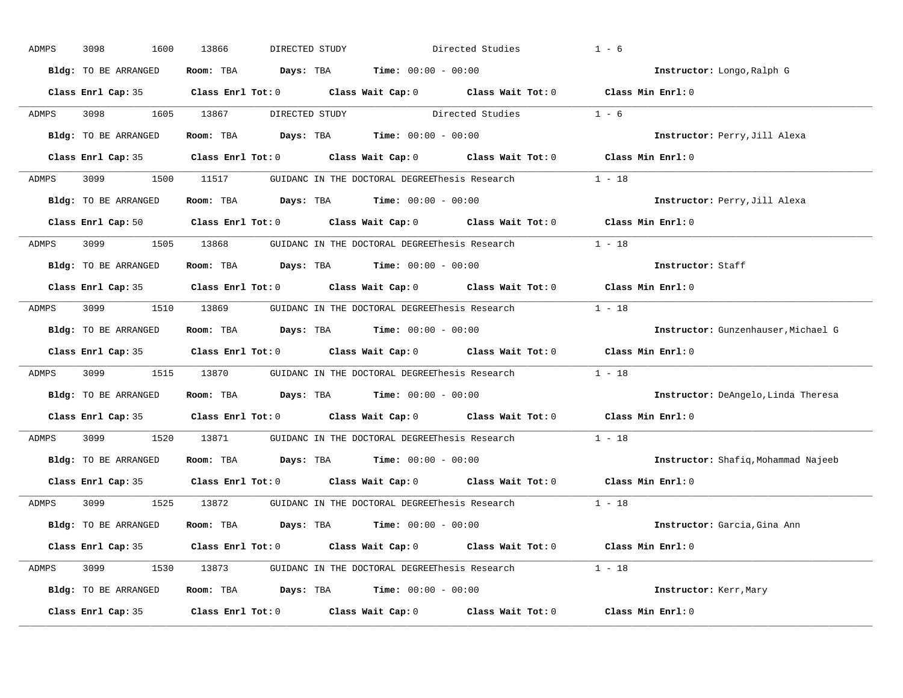ADMPS 3098 1600 13866 DIRECTED STUDY Directed Studies 1 - 6

**Bldg:** TO BE ARRANGED **Room:** TBA **Days:** TBA **Time:** 00:00 - 00:00 **Instructor:** Longo,Ralph G

**Class Enrl Cap:** 35 **Class Enrl Tot:** 0 **Class Wait Cap:** 0 **Class Wait Tot:** 0 **Class Min Enrl:** 0

---

ADMPS 3098 1605 13867 DIRECTED STUDY Directed Studies 1 - 6

**Bldg:** TO BE ARRANGED **Room:** TBA **Days:** TBA **Time:** 00:00 - 00:00 **Instructor:** Perry,Jill Alexa

**Class Enrl Cap:** 35 **Class Enrl Tot:** 0 **Class Wait Cap:** 0 **Class Wait Tot:** 0 **Class Min Enrl:** 0

---

ADMPS 3099 1500 11517 GUIDANC IN THE DOCTORAL DEGREEThesis Research 1 - 18

**Bldg:** TO BE ARRANGED **Room:** TBA **Days:** TBA **Time:** 00:00 - 00:00 **Instructor:** Perry,Jill Alexa

**Class Enrl Cap:** 50 **Class Enrl Tot:** 0 **Class Wait Cap:** 0 **Class Wait Tot:** 0 **Class Min Enrl:** 0

---

ADMPS 3099 1505 13868 GUIDANC IN THE DOCTORAL DEGREEThesis Research 1 - 18

**Bldg:** TO BE ARRANGED **Room:** TBA **Days:** TBA **Time:** 00:00 - 00:00 **Instructor:** Staff

**Class Enrl Cap:** 35 **Class Enrl Tot:** 0 **Class Wait Cap:** 0 **Class Wait Tot:** 0 **Class Min Enrl:** 0

---

ADMPS 3099 1510 13869 GUIDANC IN THE DOCTORAL DEGREEThesis Research 1 - 18

**Bldg:** TO BE ARRANGED **Room:** TBA **Days:** TBA **Time:** 00:00 - 00:00 **Instructor:** Gunzenhauser,Michael G

**Class Enrl Cap:** 35 **Class Enrl Tot:** 0 **Class Wait Cap:** 0 **Class Wait Tot:** 0 **Class Min Enrl:** 0

---

ADMPS 3099 1515 13870 GUIDANC IN THE DOCTORAL DEGREEThesis Research 1 - 18

**Bldg:** TO BE ARRANGED **Room:** TBA **Days:** TBA **Time:** 00:00 - 00:00 **Instructor:** DeAngelo,Linda Theresa

**Class Enrl Cap:** 35 **Class Enrl Tot:** 0 **Class Wait Cap:** 0 **Class Wait Tot:** 0 **Class Min Enrl:** 0

---

ADMPS 3099 1520 13871 GUIDANC IN THE DOCTORAL DEGREEThesis Research 1 - 18

**Bldg:** TO BE ARRANGED **Room:** TBA **Days:** TBA **Time:** 00:00 - 00:00 **Instructor:** Shafiq,Mohammad Najeeb

**Class Enrl Cap:** 35 **Class Enrl Tot:** 0 **Class Wait Cap:** 0 **Class Wait Tot:** 0 **Class Min Enrl:** 0

---

ADMPS 3099 1525 13872 GUIDANC IN THE DOCTORAL DEGREEThesis Research 1 - 18

**Bldg:** TO BE ARRANGED **Room:** TBA **Days:** TBA **Time:** 00:00 - 00:00 **Instructor:** Garcia,Gina Ann

**Class Enrl Cap:** 35 **Class Enrl Tot:** 0 **Class Wait Cap:** 0 **Class Wait Tot:** 0 **Class Min Enrl:** 0

---

ADMPS 3099 1530 13873 GUIDANC IN THE DOCTORAL DEGREEThesis Research 1 - 18

**Bldg:** TO BE ARRANGED **Room:** TBA **Days:** TBA **Time:** 00:00 - 00:00 **Instructor:** Kerr,Mary

**Class Enrl Cap:** 35 **Class Enrl Tot:** 0 **Class Wait Cap:** 0 **Class Wait Tot:** 0 **Class Min Enrl:** 0

---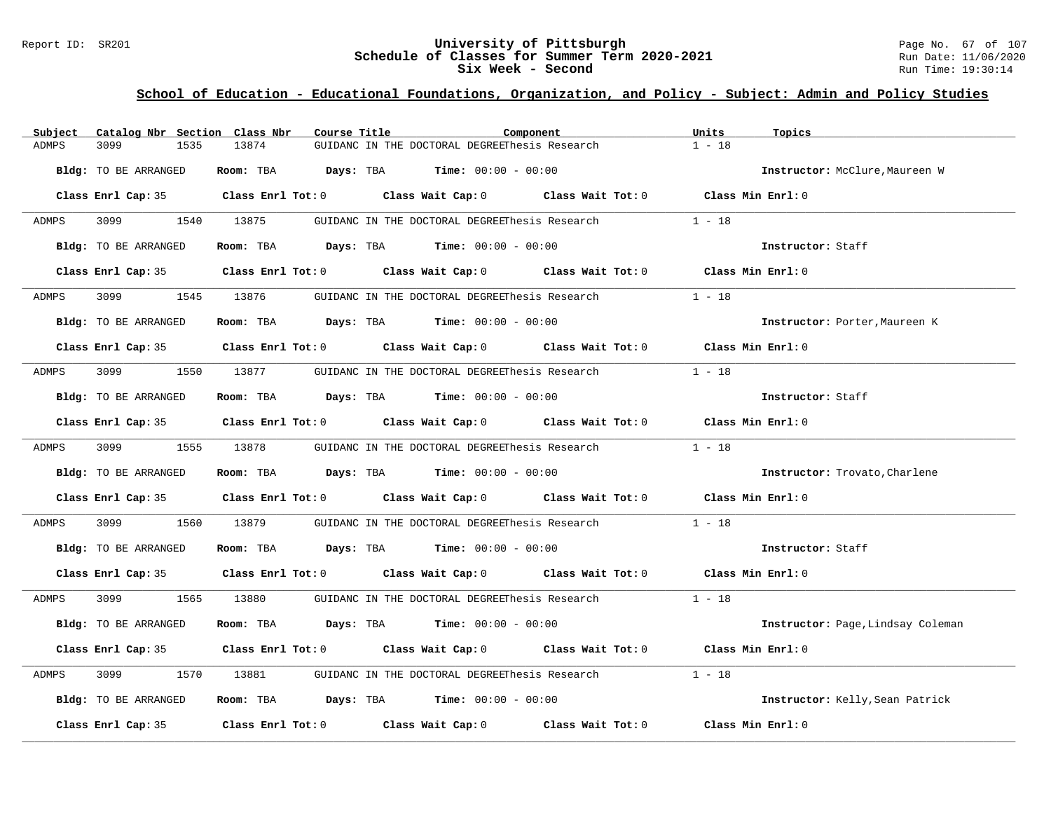# University of Pittsburgh
## Schedule of Classes for Summer Term 2020-2021
### Six Week - Second

## School of Education - Educational Foundations, Organization, and Policy - Subject: Admin and Policy Studies

| Subject | Catalog Nbr | Section | Class Nbr | Course Title | Component | Units | Topics |
|---|---|---|---|---|---|---|---|
| ADMPS | 3099 | 1535 | 13874 | GUIDANC IN THE DOCTORAL DEGREE | Thesis Research | 1 - 18 | |

**Bldg:** TO BE ARRANGED **Room:** TBA **Days:** TBA **Time:** 00:00 - 00:00 **Instructor:** McClure,Maureen W

**Class Enrl Cap:** 35 **Class Enrl Tot:** 0 **Class Wait Cap:** 0 **Class Wait Tot:** 0 **Class Min Enrl:** 0

---

| Subject | Catalog Nbr | Section | Class Nbr | Course Title | Component | Units | Topics |
|---|---|---|---|---|---|---|---|
| ADMPS | 3099 | 1540 | 13875 | GUIDANC IN THE DOCTORAL DEGREE | Thesis Research | 1 - 18 | |

**Bldg:** TO BE ARRANGED **Room:** TBA **Days:** TBA **Time:** 00:00 - 00:00 **Instructor:** Staff

**Class Enrl Cap:** 35 **Class Enrl Tot:** 0 **Class Wait Cap:** 0 **Class Wait Tot:** 0 **Class Min Enrl:** 0

---

| Subject | Catalog Nbr | Section | Class Nbr | Course Title | Component | Units | Topics |
|---|---|---|---|---|---|---|---|
| ADMPS | 3099 | 1545 | 13876 | GUIDANC IN THE DOCTORAL DEGREE | Thesis Research | 1 - 18 | |

**Bldg:** TO BE ARRANGED **Room:** TBA **Days:** TBA **Time:** 00:00 - 00:00 **Instructor:** Porter,Maureen K

**Class Enrl Cap:** 35 **Class Enrl Tot:** 0 **Class Wait Cap:** 0 **Class Wait Tot:** 0 **Class Min Enrl:** 0

---

| Subject | Catalog Nbr | Section | Class Nbr | Course Title | Component | Units | Topics |
|---|---|---|---|---|---|---|---|
| ADMPS | 3099 | 1550 | 13877 | GUIDANC IN THE DOCTORAL DEGREE | Thesis Research | 1 - 18 | |

**Bldg:** TO BE ARRANGED **Room:** TBA **Days:** TBA **Time:** 00:00 - 00:00 **Instructor:** Staff

**Class Enrl Cap:** 35 **Class Enrl Tot:** 0 **Class Wait Cap:** 0 **Class Wait Tot:** 0 **Class Min Enrl:** 0

---

| Subject | Catalog Nbr | Section | Class Nbr | Course Title | Component | Units | Topics |
|---|---|---|---|---|---|---|---|
| ADMPS | 3099 | 1555 | 13878 | GUIDANC IN THE DOCTORAL DEGREE | Thesis Research | 1 - 18 | |

**Bldg:** TO BE ARRANGED **Room:** TBA **Days:** TBA **Time:** 00:00 - 00:00 **Instructor:** Trovato,Charlene

**Class Enrl Cap:** 35 **Class Enrl Tot:** 0 **Class Wait Cap:** 0 **Class Wait Tot:** 0 **Class Min Enrl:** 0

---

| Subject | Catalog Nbr | Section | Class Nbr | Course Title | Component | Units | Topics |
|---|---|---|---|---|---|---|---|
| ADMPS | 3099 | 1560 | 13879 | GUIDANC IN THE DOCTORAL DEGREE | Thesis Research | 1 - 18 | |

**Bldg:** TO BE ARRANGED **Room:** TBA **Days:** TBA **Time:** 00:00 - 00:00 **Instructor:** Staff

**Class Enrl Cap:** 35 **Class Enrl Tot:** 0 **Class Wait Cap:** 0 **Class Wait Tot:** 0 **Class Min Enrl:** 0

---

| Subject | Catalog Nbr | Section | Class Nbr | Course Title | Component | Units | Topics |
|---|---|---|---|---|---|---|---|
| ADMPS | 3099 | 1565 | 13880 | GUIDANC IN THE DOCTORAL DEGREE | Thesis Research | 1 - 18 | |

**Bldg:** TO BE ARRANGED **Room:** TBA **Days:** TBA **Time:** 00:00 - 00:00 **Instructor:** Page,Lindsay Coleman

**Class Enrl Cap:** 35 **Class Enrl Tot:** 0 **Class Wait Cap:** 0 **Class Wait Tot:** 0 **Class Min Enrl:** 0

---

| Subject | Catalog Nbr | Section | Class Nbr | Course Title | Component | Units | Topics |
|---|---|---|---|---|---|---|---|
| ADMPS | 3099 | 1570 | 13881 | GUIDANC IN THE DOCTORAL DEGREE | Thesis Research | 1 - 18 | |

**Bldg:** TO BE ARRANGED **Room:** TBA **Days:** TBA **Time:** 00:00 - 00:00 **Instructor:** Kelly,Sean Patrick

**Class Enrl Cap:** 35 **Class Enrl Tot:** 0 **Class Wait Cap:** 0 **Class Wait Tot:** 0 **Class Min Enrl:** 0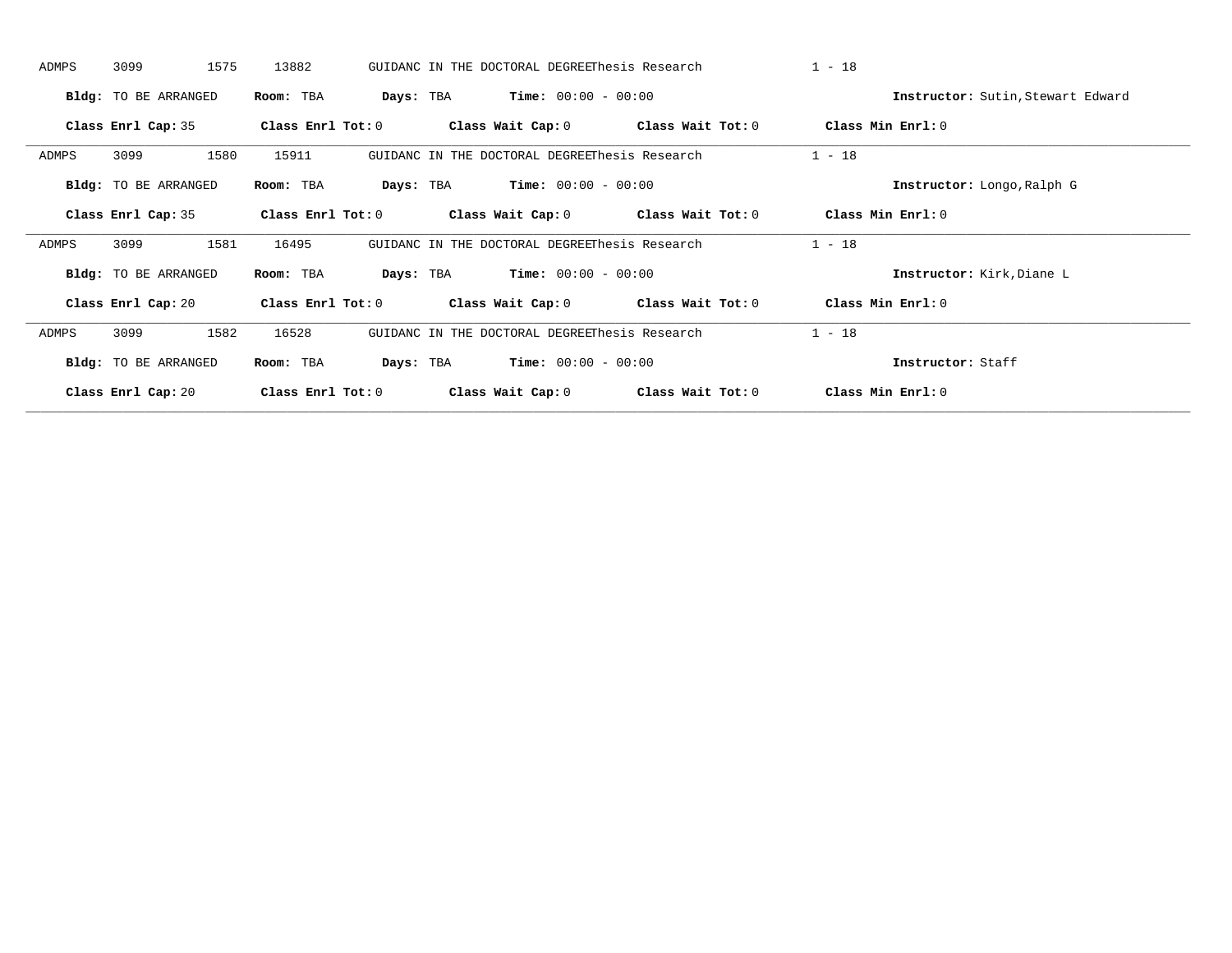ADMPS 3099 1575 13882 GUIDANC IN THE DOCTORAL DEGREEThesis Research 1 - 18

**Bldg:** TO BE ARRANGED **Room:** TBA **Days:** TBA **Time:** 00:00 - 00:00 **Instructor:** Sutin,Stewart Edward

**Class Enrl Cap:** 35 **Class Enrl Tot:** 0 **Class Wait Cap:** 0 **Class Wait Tot:** 0 **Class Min Enrl:** 0

---

ADMPS 3099 1580 15911 GUIDANC IN THE DOCTORAL DEGREEThesis Research 1 - 18

**Bldg:** TO BE ARRANGED **Room:** TBA **Days:** TBA **Time:** 00:00 - 00:00 **Instructor:** Longo,Ralph G

**Class Enrl Cap:** 35 **Class Enrl Tot:** 0 **Class Wait Cap:** 0 **Class Wait Tot:** 0 **Class Min Enrl:** 0

---

ADMPS 3099 1581 16495 GUIDANC IN THE DOCTORAL DEGREEThesis Research 1 - 18

**Bldg:** TO BE ARRANGED **Room:** TBA **Days:** TBA **Time:** 00:00 - 00:00 **Instructor:** Kirk,Diane L

**Class Enrl Cap:** 20 **Class Enrl Tot:** 0 **Class Wait Cap:** 0 **Class Wait Tot:** 0 **Class Min Enrl:** 0

---

ADMPS 3099 1582 16528 GUIDANC IN THE DOCTORAL DEGREEThesis Research 1 - 18

**Bldg:** TO BE ARRANGED **Room:** TBA **Days:** TBA **Time:** 00:00 - 00:00 **Instructor:** Staff

**Class Enrl Cap:** 20 **Class Enrl Tot:** 0 **Class Wait Cap:** 0 **Class Wait Tot:** 0 **Class Min Enrl:** 0

---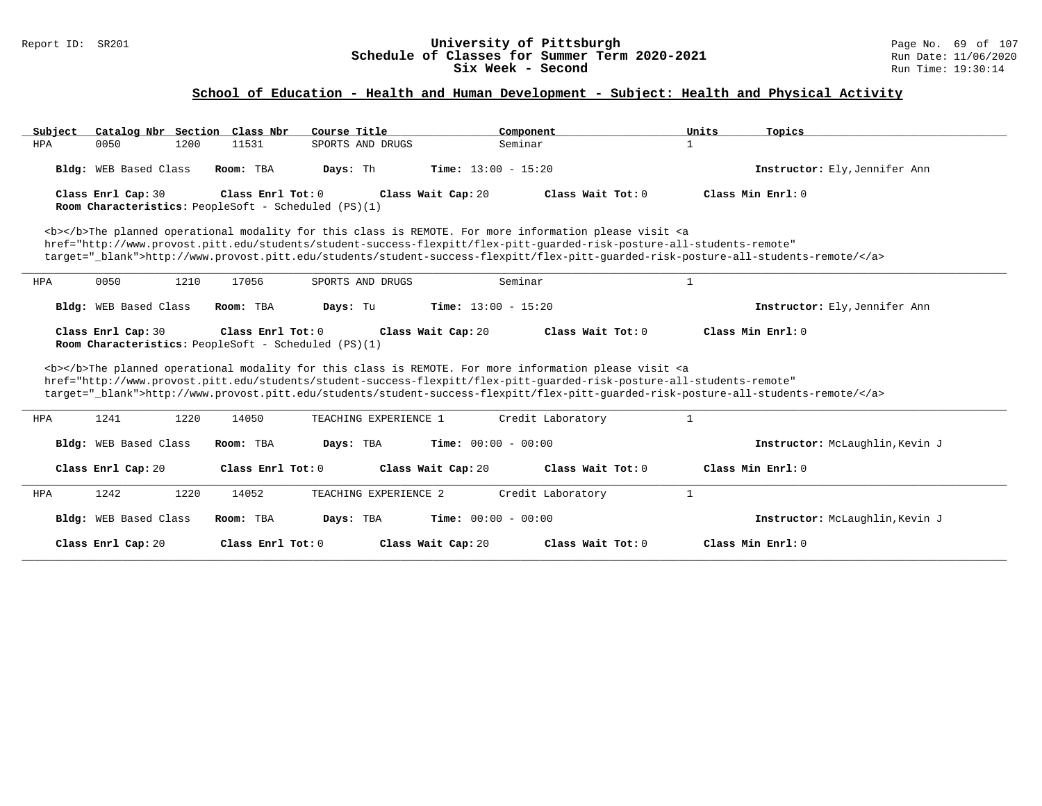## School of Education - Health and Human Development - Subject: Health and Physical Activity

| Subject | Catalog Nbr | Section | Class Nbr | Course Title | Component | Units | Topics |
|---|---|---|---|---|---|---|---|
| HPA | 0050 | 1200 | 11531 | SPORTS AND DRUGS | Seminar | 1 | |

**Bldg:** WEB Based Class **Room:** TBA **Days:** Th **Time:** 13:00 - 15:20 **Instructor:** Ely,Jennifer Ann

**Class Enrl Cap:** 30 **Class Enrl Tot:** 0 **Class Wait Cap:** 20 **Class Wait Tot:** 0 **Class Min Enrl:** 0
**Room Characteristics:** PeopleSoft - Scheduled (PS)(1)

<b></b>The planned operational modality for this class is REMOTE. For more information please visit <a href="http://www.provost.pitt.edu/students/student-success-flexpitt/flex-pitt-guarded-risk-posture-all-students-remote" target="_blank">http://www.provost.pitt.edu/students/student-success-flexpitt/flex-pitt-guarded-risk-posture-all-students-remote/</a>

---

| Subject | Catalog Nbr | Section | Class Nbr | Course Title | Component | Units | Topics |
|---|---|---|---|---|---|---|---|
| HPA | 0050 | 1210 | 17056 | SPORTS AND DRUGS | Seminar | 1 | |

**Bldg:** WEB Based Class **Room:** TBA **Days:** Tu **Time:** 13:00 - 15:20 **Instructor:** Ely,Jennifer Ann

**Class Enrl Cap:** 30 **Class Enrl Tot:** 0 **Class Wait Cap:** 20 **Class Wait Tot:** 0 **Class Min Enrl:** 0
**Room Characteristics:** PeopleSoft - Scheduled (PS)(1)

<b></b>The planned operational modality for this class is REMOTE. For more information please visit <a href="http://www.provost.pitt.edu/students/student-success-flexpitt/flex-pitt-guarded-risk-posture-all-students-remote" target="_blank">http://www.provost.pitt.edu/students/student-success-flexpitt/flex-pitt-guarded-risk-posture-all-students-remote/</a>

---

| Subject | Catalog Nbr | Section | Class Nbr | Course Title | Component | Units | Topics |
|---|---|---|---|---|---|---|---|
| HPA | 1241 | 1220 | 14050 | TEACHING EXPERIENCE 1 | Credit Laboratory | 1 | |

**Bldg:** WEB Based Class **Room:** TBA **Days:** TBA **Time:** 00:00 - 00:00 **Instructor:** McLaughlin,Kevin J

**Class Enrl Cap:** 20 **Class Enrl Tot:** 0 **Class Wait Cap:** 20 **Class Wait Tot:** 0 **Class Min Enrl:** 0

---

| Subject | Catalog Nbr | Section | Class Nbr | Course Title | Component | Units | Topics |
|---|---|---|---|---|---|---|---|
| HPA | 1242 | 1220 | 14052 | TEACHING EXPERIENCE 2 | Credit Laboratory | 1 | |

**Bldg:** WEB Based Class **Room:** TBA **Days:** TBA **Time:** 00:00 - 00:00 **Instructor:** McLaughlin,Kevin J

**Class Enrl Cap:** 20 **Class Enrl Tot:** 0 **Class Wait Cap:** 20 **Class Wait Tot:** 0 **Class Min Enrl:** 0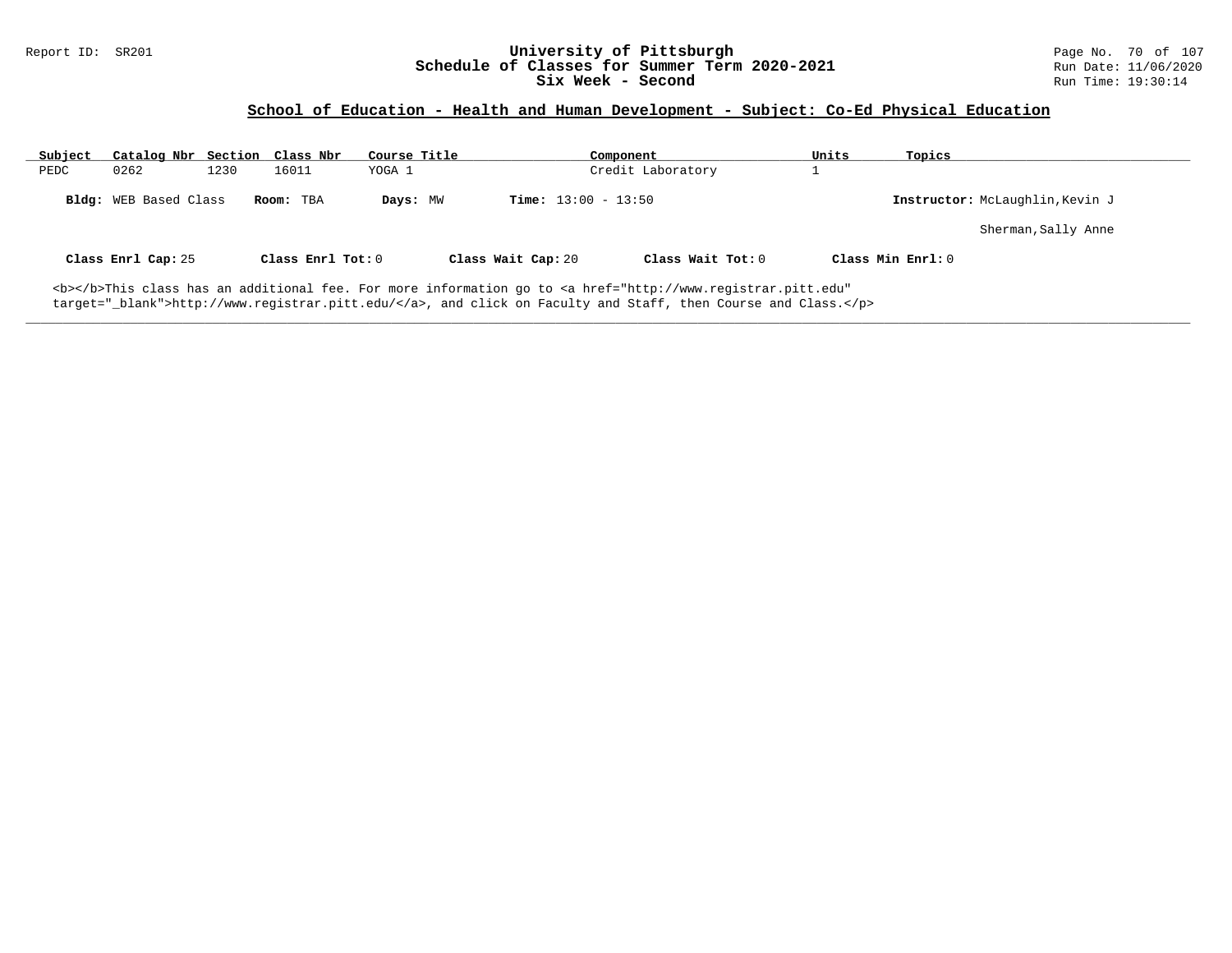# University of Pittsburgh
## Schedule of Classes for Summer Term 2020-2021
## Six Week - Second

Report ID: SR201

Run Date: 11/06/2020
Run Time: 19:30:14

### School of Education - Health and Human Development - Subject: Co-Ed Physical Education

| Subject | Catalog Nbr | Section | Class Nbr | Course Title | Component | Units | Topics |
|---|---|---|---|---|---|---|---|
| PEDC | 0262 | 1230 | 16011 | YOGA 1 | Credit Laboratory | 1 | |

**Bldg:** WEB Based Class **Room:** TBA **Days:** MW **Time:** 13:00 - 13:50 **Instructor:** McLaughlin,Kevin J

Sherman,Sally Anne

**Class Enrl Cap:** 25 **Class Enrl Tot:** 0 **Class Wait Cap:** 20 **Class Wait Tot:** 0 **Class Min Enrl:** 0

<b></b>This class has an additional fee. For more information go to <a href="http://www.registrar.pitt.edu" target="_blank">http://www.registrar.pitt.edu/</a>, and click on Faculty and Staff, then Course and Class.</p>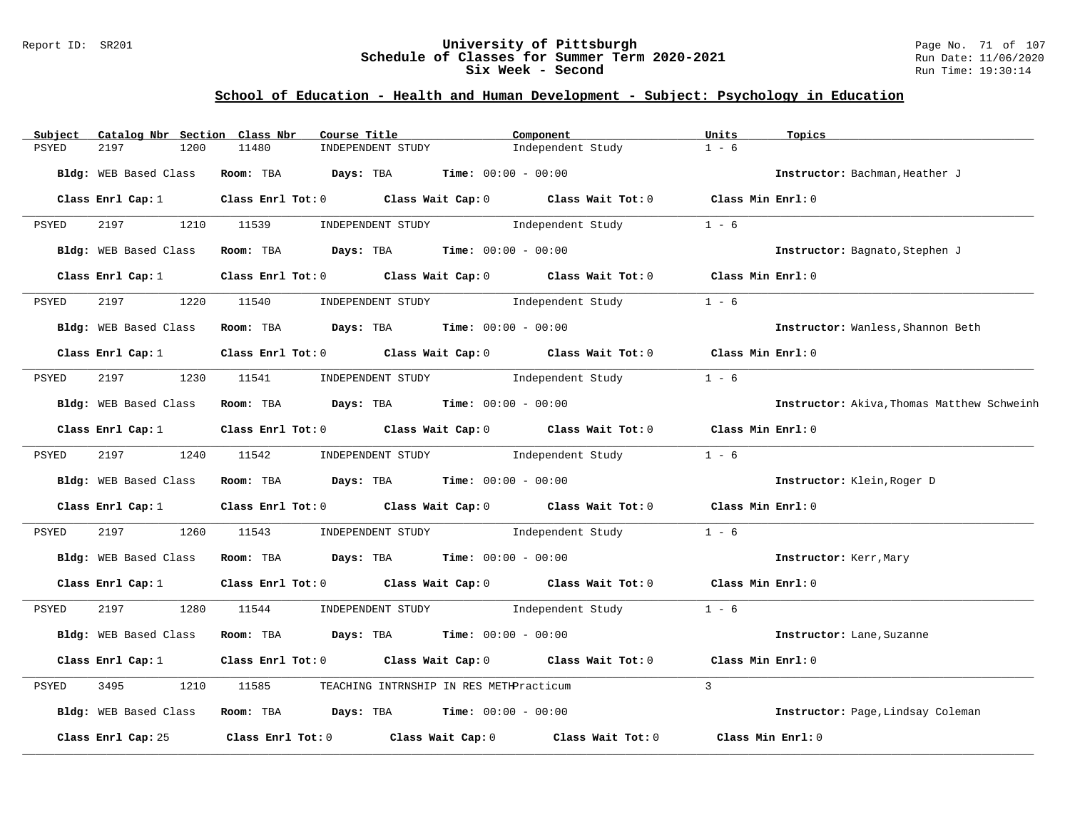Report ID: SR201

# University of Pittsburgh
## Schedule of Classes for Summer Term 2020-2021
### Six Week - Second

Run Date: 11/06/2020
Run Time: 19:30:14

## School of Education - Health and Human Development - Subject: Psychology in Education

| Subject | Catalog Nbr | Section | Class Nbr | Course Title | Component | Units | Topics |
|---|---|---|---|---|---|---|---|
| PSYED | 2197 | 1200 | 11480 | INDEPENDENT STUDY | Independent Study | 1 - 6 | |

**Bldg:** WEB Based Class **Room:** TBA **Days:** TBA **Time:** 00:00 - 00:00 **Instructor:** Bachman,Heather J

**Class Enrl Cap:** 1 **Class Enrl Tot:** 0 **Class Wait Cap:** 0 **Class Wait Tot:** 0 **Class Min Enrl:** 0

---

| Subject | Catalog Nbr | Section | Class Nbr | Course Title | Component | Units | Topics |
|---|---|---|---|---|---|---|---|
| PSYED | 2197 | 1210 | 11539 | INDEPENDENT STUDY | Independent Study | 1 - 6 | |

**Bldg:** WEB Based Class **Room:** TBA **Days:** TBA **Time:** 00:00 - 00:00 **Instructor:** Bagnato,Stephen J

**Class Enrl Cap:** 1 **Class Enrl Tot:** 0 **Class Wait Cap:** 0 **Class Wait Tot:** 0 **Class Min Enrl:** 0

---

| Subject | Catalog Nbr | Section | Class Nbr | Course Title | Component | Units | Topics |
|---|---|---|---|---|---|---|---|
| PSYED | 2197 | 1220 | 11540 | INDEPENDENT STUDY | Independent Study | 1 - 6 | |

**Bldg:** WEB Based Class **Room:** TBA **Days:** TBA **Time:** 00:00 - 00:00 **Instructor:** Wanless,Shannon Beth

**Class Enrl Cap:** 1 **Class Enrl Tot:** 0 **Class Wait Cap:** 0 **Class Wait Tot:** 0 **Class Min Enrl:** 0

---

| Subject | Catalog Nbr | Section | Class Nbr | Course Title | Component | Units | Topics |
|---|---|---|---|---|---|---|---|
| PSYED | 2197 | 1230 | 11541 | INDEPENDENT STUDY | Independent Study | 1 - 6 | |

**Bldg:** WEB Based Class **Room:** TBA **Days:** TBA **Time:** 00:00 - 00:00 **Instructor:** Akiva,Thomas Matthew Schweinh

**Class Enrl Cap:** 1 **Class Enrl Tot:** 0 **Class Wait Cap:** 0 **Class Wait Tot:** 0 **Class Min Enrl:** 0

---

| Subject | Catalog Nbr | Section | Class Nbr | Course Title | Component | Units | Topics |
|---|---|---|---|---|---|---|---|
| PSYED | 2197 | 1240 | 11542 | INDEPENDENT STUDY | Independent Study | 1 - 6 | |

**Bldg:** WEB Based Class **Room:** TBA **Days:** TBA **Time:** 00:00 - 00:00 **Instructor:** Klein,Roger D

**Class Enrl Cap:** 1 **Class Enrl Tot:** 0 **Class Wait Cap:** 0 **Class Wait Tot:** 0 **Class Min Enrl:** 0

---

| Subject | Catalog Nbr | Section | Class Nbr | Course Title | Component | Units | Topics |
|---|---|---|---|---|---|---|---|
| PSYED | 2197 | 1260 | 11543 | INDEPENDENT STUDY | Independent Study | 1 - 6 | |

**Bldg:** WEB Based Class **Room:** TBA **Days:** TBA **Time:** 00:00 - 00:00 **Instructor:** Kerr,Mary

**Class Enrl Cap:** 1 **Class Enrl Tot:** 0 **Class Wait Cap:** 0 **Class Wait Tot:** 0 **Class Min Enrl:** 0

---

| Subject | Catalog Nbr | Section | Class Nbr | Course Title | Component | Units | Topics |
|---|---|---|---|---|---|---|---|
| PSYED | 2197 | 1280 | 11544 | INDEPENDENT STUDY | Independent Study | 1 - 6 | |

**Bldg:** WEB Based Class **Room:** TBA **Days:** TBA **Time:** 00:00 - 00:00 **Instructor:** Lane,Suzanne

**Class Enrl Cap:** 1 **Class Enrl Tot:** 0 **Class Wait Cap:** 0 **Class Wait Tot:** 0 **Class Min Enrl:** 0

---

| Subject | Catalog Nbr | Section | Class Nbr | Course Title | Component | Units | Topics |
|---|---|---|---|---|---|---|---|
| PSYED | 3495 | 1210 | 11585 | TEACHING INTRNSHIP IN RES METH | Practicum | 3 | |

**Bldg:** WEB Based Class **Room:** TBA **Days:** TBA **Time:** 00:00 - 00:00 **Instructor:** Page,Lindsay Coleman

**Class Enrl Cap:** 25 **Class Enrl Tot:** 0 **Class Wait Cap:** 0 **Class Wait Tot:** 0 **Class Min Enrl:** 0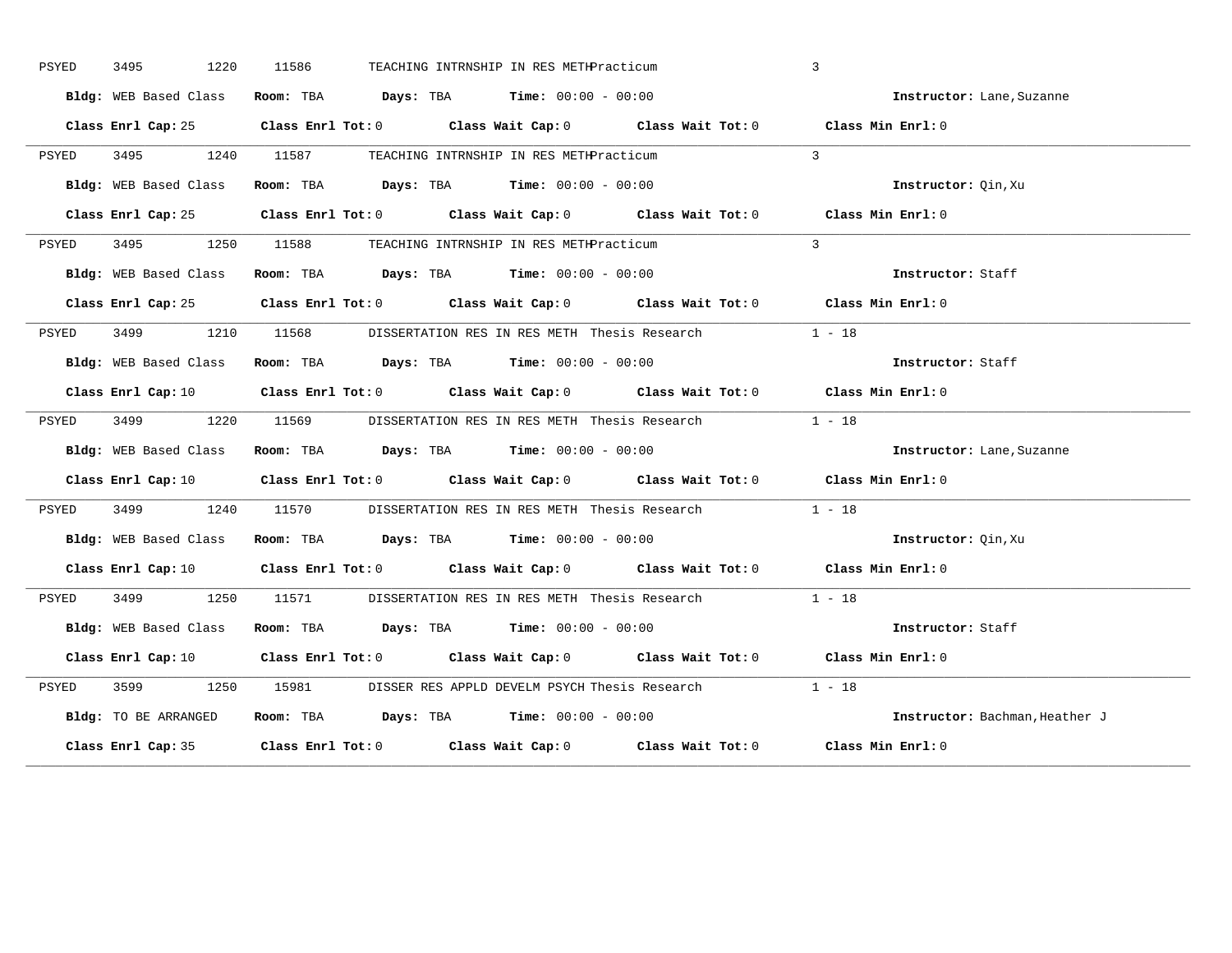PSYED 3495 1220 11586 TEACHING INTRNSHIP IN RES METH Practicum 3

**Bldg:** WEB Based Class **Room:** TBA **Days:** TBA **Time:** 00:00 - 00:00 **Instructor:** Lane,Suzanne

**Class Enrl Cap:** 25 **Class Enrl Tot:** 0 **Class Wait Cap:** 0 **Class Wait Tot:** 0 **Class Min Enrl:** 0

---

PSYED 3495 1240 11587 TEACHING INTRNSHIP IN RES METH Practicum 3

**Bldg:** WEB Based Class **Room:** TBA **Days:** TBA **Time:** 00:00 - 00:00 **Instructor:** Qin,Xu

**Class Enrl Cap:** 25 **Class Enrl Tot:** 0 **Class Wait Cap:** 0 **Class Wait Tot:** 0 **Class Min Enrl:** 0

---

PSYED 3495 1250 11588 TEACHING INTRNSHIP IN RES METH Practicum 3

**Bldg:** WEB Based Class **Room:** TBA **Days:** TBA **Time:** 00:00 - 00:00 **Instructor:** Staff

**Class Enrl Cap:** 25 **Class Enrl Tot:** 0 **Class Wait Cap:** 0 **Class Wait Tot:** 0 **Class Min Enrl:** 0

---

PSYED 3499 1210 11568 DISSERTATION RES IN RES METH Thesis Research 1 - 18

**Bldg:** WEB Based Class **Room:** TBA **Days:** TBA **Time:** 00:00 - 00:00 **Instructor:** Staff

**Class Enrl Cap:** 10 **Class Enrl Tot:** 0 **Class Wait Cap:** 0 **Class Wait Tot:** 0 **Class Min Enrl:** 0

---

PSYED 3499 1220 11569 DISSERTATION RES IN RES METH Thesis Research 1 - 18

**Bldg:** WEB Based Class **Room:** TBA **Days:** TBA **Time:** 00:00 - 00:00 **Instructor:** Lane,Suzanne

**Class Enrl Cap:** 10 **Class Enrl Tot:** 0 **Class Wait Cap:** 0 **Class Wait Tot:** 0 **Class Min Enrl:** 0

---

PSYED 3499 1240 11570 DISSERTATION RES IN RES METH Thesis Research 1 - 18

**Bldg:** WEB Based Class **Room:** TBA **Days:** TBA **Time:** 00:00 - 00:00 **Instructor:** Qin,Xu

**Class Enrl Cap:** 10 **Class Enrl Tot:** 0 **Class Wait Cap:** 0 **Class Wait Tot:** 0 **Class Min Enrl:** 0

---

PSYED 3499 1250 11571 DISSERTATION RES IN RES METH Thesis Research 1 - 18

**Bldg:** WEB Based Class **Room:** TBA **Days:** TBA **Time:** 00:00 - 00:00 **Instructor:** Staff

**Class Enrl Cap:** 10 **Class Enrl Tot:** 0 **Class Wait Cap:** 0 **Class Wait Tot:** 0 **Class Min Enrl:** 0

---

PSYED 3599 1250 15981 DISSER RES APPLD DEVELM PSYCH Thesis Research 1 - 18

**Bldg:** TO BE ARRANGED **Room:** TBA **Days:** TBA **Time:** 00:00 - 00:00 **Instructor:** Bachman,Heather J

**Class Enrl Cap:** 35 **Class Enrl Tot:** 0 **Class Wait Cap:** 0 **Class Wait Tot:** 0 **Class Min Enrl:** 0

---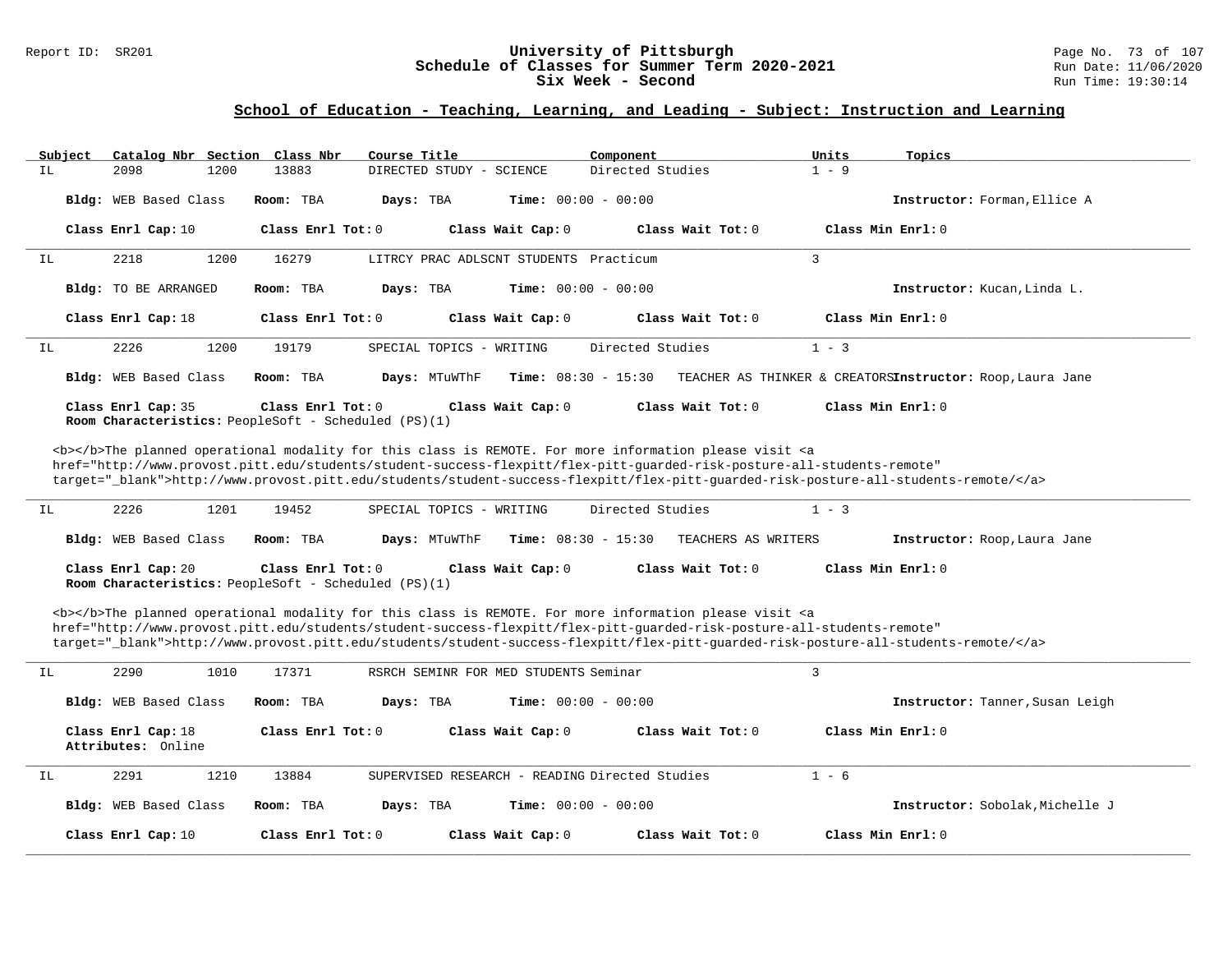Report ID: SR201

**University of Pittsburgh**
**Schedule of Classes for Summer Term 2020-2021**
**Six Week - Second**

Run Date: 11/06/2020
Run Time: 19:30:14

## School of Education - Teaching, Learning, and Leading - Subject: Instruction and Learning

| Subject | Catalog Nbr | Section | Class Nbr | Course Title | Component | Units | Topics |
|---|---|---|---|---|---|---|---|
| IL | 2098 | 1200 | 13883 | DIRECTED STUDY - SCIENCE | Directed Studies | 1 - 9 | |

**Bldg:** WEB Based Class **Room:** TBA **Days:** TBA **Time:** 00:00 - 00:00 **Instructor:** Forman,Ellice A

**Class Enrl Cap:** 10 **Class Enrl Tot:** 0 **Class Wait Cap:** 0 **Class Wait Tot:** 0 **Class Min Enrl:** 0

---

| Subject | Catalog Nbr | Section | Class Nbr | Course Title | Component | Units | Topics |
|---|---|---|---|---|---|---|---|
| IL | 2218 | 1200 | 16279 | LITRCY PRAC ADLSCNT STUDENTS | Practicum | 3 | |

**Bldg:** TO BE ARRANGED **Room:** TBA **Days:** TBA **Time:** 00:00 - 00:00 **Instructor:** Kucan,Linda L.

**Class Enrl Cap:** 18 **Class Enrl Tot:** 0 **Class Wait Cap:** 0 **Class Wait Tot:** 0 **Class Min Enrl:** 0

---

| Subject | Catalog Nbr | Section | Class Nbr | Course Title | Component | Units | Topics |
|---|---|---|---|---|---|---|---|
| IL | 2226 | 1200 | 19179 | SPECIAL TOPICS - WRITING | Directed Studies | 1 - 3 | |

**Bldg:** WEB Based Class **Room:** TBA **Days:** MTuWThF **Time:** 08:30 - 15:30 TEACHER AS THINKER & CREATORS **Instructor:** Roop,Laura Jane

**Class Enrl Cap:** 35 **Class Enrl Tot:** 0 **Class Wait Cap:** 0 **Class Wait Tot:** 0 **Class Min Enrl:** 0
**Room Characteristics:** PeopleSoft - Scheduled (PS)(1)

<b></b>The planned operational modality for this class is REMOTE. For more information please visit <a href="http://www.provost.pitt.edu/students/student-success-flexpitt/flex-pitt-guarded-risk-posture-all-students-remote" target="_blank">http://www.provost.pitt.edu/students/student-success-flexpitt/flex-pitt-guarded-risk-posture-all-students-remote/</a>

---

| Subject | Catalog Nbr | Section | Class Nbr | Course Title | Component | Units | Topics |
|---|---|---|---|---|---|---|---|
| IL | 2226 | 1201 | 19452 | SPECIAL TOPICS - WRITING | Directed Studies | 1 - 3 | |

**Bldg:** WEB Based Class **Room:** TBA **Days:** MTuWThF **Time:** 08:30 - 15:30 TEACHERS AS WRITERS **Instructor:** Roop,Laura Jane

**Class Enrl Cap:** 20 **Class Enrl Tot:** 0 **Class Wait Cap:** 0 **Class Wait Tot:** 0 **Class Min Enrl:** 0
**Room Characteristics:** PeopleSoft - Scheduled (PS)(1)

<b></b>The planned operational modality for this class is REMOTE. For more information please visit <a href="http://www.provost.pitt.edu/students/student-success-flexpitt/flex-pitt-guarded-risk-posture-all-students-remote" target="_blank">http://www.provost.pitt.edu/students/student-success-flexpitt/flex-pitt-guarded-risk-posture-all-students-remote/</a>

---

| Subject | Catalog Nbr | Section | Class Nbr | Course Title | Component | Units | Topics |
|---|---|---|---|---|---|---|---|
| IL | 2290 | 1010 | 17371 | RSRCH SEMINR FOR MED STUDENTS | Seminar | 3 | |

**Bldg:** WEB Based Class **Room:** TBA **Days:** TBA **Time:** 00:00 - 00:00 **Instructor:** Tanner,Susan Leigh

**Class Enrl Cap:** 18 **Class Enrl Tot:** 0 **Class Wait Cap:** 0 **Class Wait Tot:** 0 **Class Min Enrl:** 0
**Attributes:** Online

---

| Subject | Catalog Nbr | Section | Class Nbr | Course Title | Component | Units | Topics |
|---|---|---|---|---|---|---|---|
| IL | 2291 | 1210 | 13884 | SUPERVISED RESEARCH - READING | Directed Studies | 1 - 6 | |

**Bldg:** WEB Based Class **Room:** TBA **Days:** TBA **Time:** 00:00 - 00:00 **Instructor:** Sobolak,Michelle J

**Class Enrl Cap:** 10 **Class Enrl Tot:** 0 **Class Wait Cap:** 0 **Class Wait Tot:** 0 **Class Min Enrl:** 0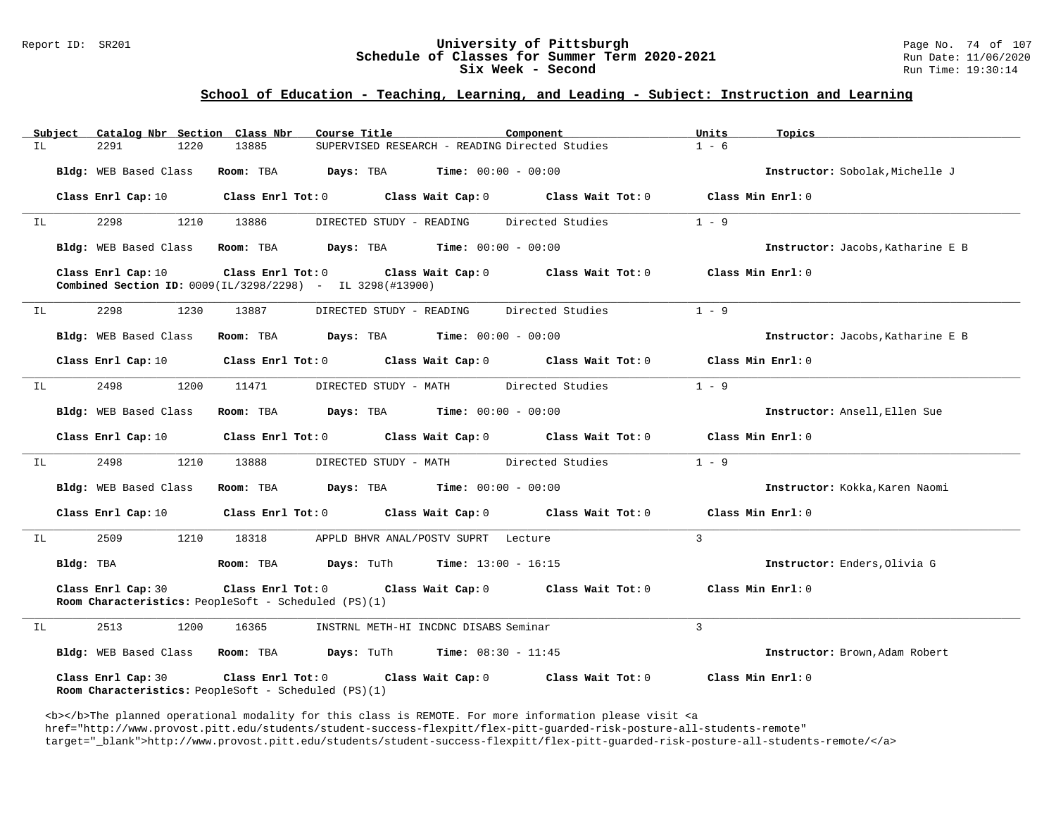**University of Pittsburgh**
**Schedule of Classes for Summer Term 2020-2021**
**Six Week - Second**

## School of Education - Teaching, Learning, and Leading - Subject: Instruction and Learning

| Subject | Catalog Nbr | Section | Class Nbr | Course Title | Component | Units | Topics |
|---|---|---|---|---|---|---|---|
| IL | 2291 | 1220 | 13885 | SUPERVISED RESEARCH - READING | Directed Studies | 1 - 6 | |

**Bldg:** WEB Based Class **Room:** TBA **Days:** TBA **Time:** 00:00 - 00:00 **Instructor:** Sobolak,Michelle J

**Class Enrl Cap:** 10 **Class Enrl Tot:** 0 **Class Wait Cap:** 0 **Class Wait Tot:** 0 **Class Min Enrl:** 0

---

| Subject | Catalog Nbr | Section | Class Nbr | Course Title | Component | Units | Topics |
|---|---|---|---|---|---|---|---|
| IL | 2298 | 1210 | 13886 | DIRECTED STUDY - READING | Directed Studies | 1 - 9 | |

**Bldg:** WEB Based Class **Room:** TBA **Days:** TBA **Time:** 00:00 - 00:00 **Instructor:** Jacobs,Katharine E B

**Class Enrl Cap:** 10 **Class Enrl Tot:** 0 **Class Wait Cap:** 0 **Class Wait Tot:** 0 **Class Min Enrl:** 0
**Combined Section ID:** 0009(IL/3298/2298) - IL 3298(#13900)

---

| Subject | Catalog Nbr | Section | Class Nbr | Course Title | Component | Units | Topics |
|---|---|---|---|---|---|---|---|
| IL | 2298 | 1230 | 13887 | DIRECTED STUDY - READING | Directed Studies | 1 - 9 | |

**Bldg:** WEB Based Class **Room:** TBA **Days:** TBA **Time:** 00:00 - 00:00 **Instructor:** Jacobs,Katharine E B

**Class Enrl Cap:** 10 **Class Enrl Tot:** 0 **Class Wait Cap:** 0 **Class Wait Tot:** 0 **Class Min Enrl:** 0

---

| Subject | Catalog Nbr | Section | Class Nbr | Course Title | Component | Units | Topics |
|---|---|---|---|---|---|---|---|
| IL | 2498 | 1200 | 11471 | DIRECTED STUDY - MATH | Directed Studies | 1 - 9 | |

**Bldg:** WEB Based Class **Room:** TBA **Days:** TBA **Time:** 00:00 - 00:00 **Instructor:** Ansell,Ellen Sue

**Class Enrl Cap:** 10 **Class Enrl Tot:** 0 **Class Wait Cap:** 0 **Class Wait Tot:** 0 **Class Min Enrl:** 0

---

| Subject | Catalog Nbr | Section | Class Nbr | Course Title | Component | Units | Topics |
|---|---|---|---|---|---|---|---|
| IL | 2498 | 1210 | 13888 | DIRECTED STUDY - MATH | Directed Studies | 1 - 9 | |

**Bldg:** WEB Based Class **Room:** TBA **Days:** TBA **Time:** 00:00 - 00:00 **Instructor:** Kokka,Karen Naomi

**Class Enrl Cap:** 10 **Class Enrl Tot:** 0 **Class Wait Cap:** 0 **Class Wait Tot:** 0 **Class Min Enrl:** 0

---

| Subject | Catalog Nbr | Section | Class Nbr | Course Title | Component | Units | Topics |
|---|---|---|---|---|---|---|---|
| IL | 2509 | 1210 | 18318 | APPLD BHVR ANAL/POSTV SUPRT | Lecture | 3 | |

**Bldg:** TBA **Room:** TBA **Days:** TuTh **Time:** 13:00 - 16:15 **Instructor:** Enders,Olivia G

**Class Enrl Cap:** 30 **Class Enrl Tot:** 0 **Class Wait Cap:** 0 **Class Wait Tot:** 0 **Class Min Enrl:** 0
**Room Characteristics:** PeopleSoft - Scheduled (PS)(1)

---

| Subject | Catalog Nbr | Section | Class Nbr | Course Title | Component | Units | Topics |
|---|---|---|---|---|---|---|---|
| IL | 2513 | 1200 | 16365 | INSTRNL METH-HI INCDNC DISABS | Seminar | 3 | |

**Bldg:** WEB Based Class **Room:** TBA **Days:** TuTh **Time:** 08:30 - 11:45 **Instructor:** Brown,Adam Robert

**Class Enrl Cap:** 30 **Class Enrl Tot:** 0 **Class Wait Cap:** 0 **Class Wait Tot:** 0 **Class Min Enrl:** 0
**Room Characteristics:** PeopleSoft - Scheduled (PS)(1)

<b></b>The planned operational modality for this class is REMOTE. For more information please visit <a href="http://www.provost.pitt.edu/students/student-success-flexpitt/flex-pitt-guarded-risk-posture-all-students-remote" target="_blank">http://www.provost.pitt.edu/students/student-success-flexpitt/flex-pitt-guarded-risk-posture-all-students-remote/</a>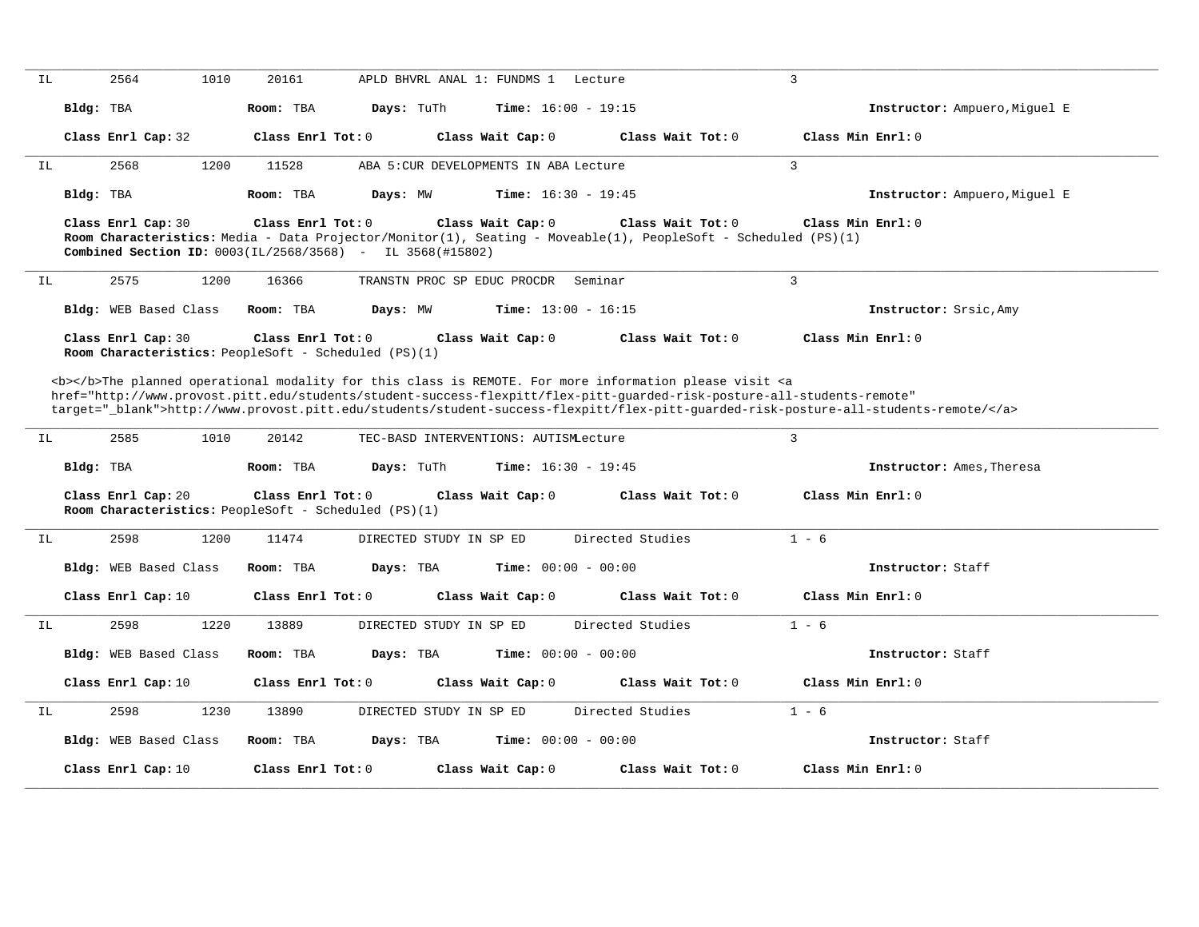---

IL 2564 1010 20161 APLD BHVRL ANAL 1: FUNDMS 1 Lecture 3

**Bldg:** TBA **Room:** TBA **Days:** TuTh **Time:** 16:00 - 19:15 **Instructor:** Ampuero,Miguel E

**Class Enrl Cap:** 32 **Class Enrl Tot:** 0 **Class Wait Cap:** 0 **Class Wait Tot:** 0 **Class Min Enrl:** 0

---

IL 2568 1200 11528 ABA 5:CUR DEVELOPMENTS IN ABA Lecture 3

**Bldg:** TBA **Room:** TBA **Days:** MW **Time:** 16:30 - 19:45 **Instructor:** Ampuero,Miguel E

**Class Enrl Cap:** 30 **Class Enrl Tot:** 0 **Class Wait Cap:** 0 **Class Wait Tot:** 0 **Class Min Enrl:** 0
**Room Characteristics:** Media - Data Projector/Monitor(1), Seating - Moveable(1), PeopleSoft - Scheduled (PS)(1)
**Combined Section ID:** 0003(IL/2568/3568) - IL 3568(#15802)

---

IL 2575 1200 16366 TRANSTN PROC SP EDUC PROCDR Seminar 3

**Bldg:** WEB Based Class **Room:** TBA **Days:** MW **Time:** 13:00 - 16:15 **Instructor:** Srsic,Amy

**Class Enrl Cap:** 30 **Class Enrl Tot:** 0 **Class Wait Cap:** 0 **Class Wait Tot:** 0 **Class Min Enrl:** 0
**Room Characteristics:** PeopleSoft - Scheduled (PS)(1)

<b></b>The planned operational modality for this class is REMOTE. For more information please visit <a href="http://www.provost.pitt.edu/students/student-success-flexpitt/flex-pitt-guarded-risk-posture-all-students-remote" target="_blank">http://www.provost.pitt.edu/students/student-success-flexpitt/flex-pitt-guarded-risk-posture-all-students-remote/</a>

---

IL 2585 1010 20142 TEC-BASD INTERVENTIONS: AUTISMLecture 3

**Bldg:** TBA **Room:** TBA **Days:** TuTh **Time:** 16:30 - 19:45 **Instructor:** Ames,Theresa

**Class Enrl Cap:** 20 **Class Enrl Tot:** 0 **Class Wait Cap:** 0 **Class Wait Tot:** 0 **Class Min Enrl:** 0
**Room Characteristics:** PeopleSoft - Scheduled (PS)(1)

---

IL 2598 1200 11474 DIRECTED STUDY IN SP ED Directed Studies 1 - 6

**Bldg:** WEB Based Class **Room:** TBA **Days:** TBA **Time:** 00:00 - 00:00 **Instructor:** Staff

**Class Enrl Cap:** 10 **Class Enrl Tot:** 0 **Class Wait Cap:** 0 **Class Wait Tot:** 0 **Class Min Enrl:** 0

---

IL 2598 1220 13889 DIRECTED STUDY IN SP ED Directed Studies 1 - 6

**Bldg:** WEB Based Class **Room:** TBA **Days:** TBA **Time:** 00:00 - 00:00 **Instructor:** Staff

**Class Enrl Cap:** 10 **Class Enrl Tot:** 0 **Class Wait Cap:** 0 **Class Wait Tot:** 0 **Class Min Enrl:** 0

---

IL 2598 1230 13890 DIRECTED STUDY IN SP ED Directed Studies 1 - 6

**Bldg:** WEB Based Class **Room:** TBA **Days:** TBA **Time:** 00:00 - 00:00 **Instructor:** Staff

**Class Enrl Cap:** 10 **Class Enrl Tot:** 0 **Class Wait Cap:** 0 **Class Wait Tot:** 0 **Class Min Enrl:** 0

---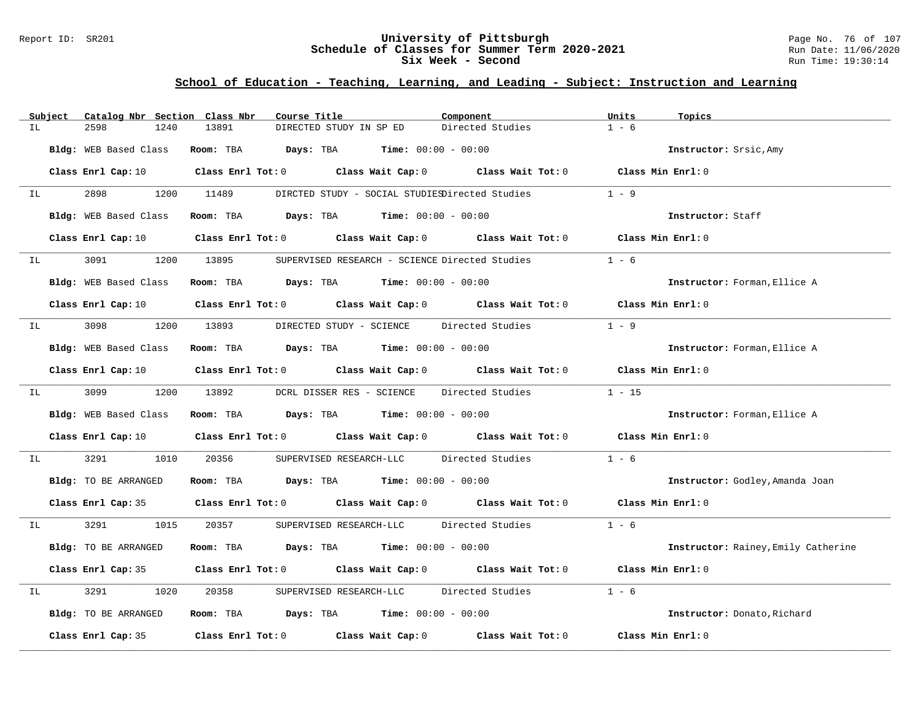Report ID: SR201

# University of Pittsburgh
## Schedule of Classes for Summer Term 2020-2021
## Six Week - Second

Run Date: 11/06/2020
Run Time: 19:30:14

### School of Education - Teaching, Learning, and Leading - Subject: Instruction and Learning

| Subject | Catalog Nbr | Section | Class Nbr | Course Title | Component | Units | Topics |
|---|---|---|---|---|---|---|---|
| IL | 2598 | 1240 | 13891 | DIRECTED STUDY IN SP ED | Directed Studies | 1 - 6 | |

**Bldg:** WEB Based Class **Room:** TBA **Days:** TBA **Time:** 00:00 - 00:00 **Instructor:** Srsic,Amy

**Class Enrl Cap:** 10 **Class Enrl Tot:** 0 **Class Wait Cap:** 0 **Class Wait Tot:** 0 **Class Min Enrl:** 0

---

| Subject | Catalog Nbr | Section | Class Nbr | Course Title | Component | Units | Topics |
|---|---|---|---|---|---|---|---|
| IL | 2898 | 1200 | 11489 | DIRCTED STUDY - SOCIAL STUDIES | Directed Studies | 1 - 9 | |

**Bldg:** WEB Based Class **Room:** TBA **Days:** TBA **Time:** 00:00 - 00:00 **Instructor:** Staff

**Class Enrl Cap:** 10 **Class Enrl Tot:** 0 **Class Wait Cap:** 0 **Class Wait Tot:** 0 **Class Min Enrl:** 0

---

| Subject | Catalog Nbr | Section | Class Nbr | Course Title | Component | Units | Topics |
|---|---|---|---|---|---|---|---|
| IL | 3091 | 1200 | 13895 | SUPERVISED RESEARCH - SCIENCE | Directed Studies | 1 - 6 | |

**Bldg:** WEB Based Class **Room:** TBA **Days:** TBA **Time:** 00:00 - 00:00 **Instructor:** Forman,Ellice A

**Class Enrl Cap:** 10 **Class Enrl Tot:** 0 **Class Wait Cap:** 0 **Class Wait Tot:** 0 **Class Min Enrl:** 0

---

| Subject | Catalog Nbr | Section | Class Nbr | Course Title | Component | Units | Topics |
|---|---|---|---|---|---|---|---|
| IL | 3098 | 1200 | 13893 | DIRECTED STUDY - SCIENCE | Directed Studies | 1 - 9 | |

**Bldg:** WEB Based Class **Room:** TBA **Days:** TBA **Time:** 00:00 - 00:00 **Instructor:** Forman,Ellice A

**Class Enrl Cap:** 10 **Class Enrl Tot:** 0 **Class Wait Cap:** 0 **Class Wait Tot:** 0 **Class Min Enrl:** 0

---

| Subject | Catalog Nbr | Section | Class Nbr | Course Title | Component | Units | Topics |
|---|---|---|---|---|---|---|---|
| IL | 3099 | 1200 | 13892 | DCRL DISSER RES - SCIENCE | Directed Studies | 1 - 15 | |

**Bldg:** WEB Based Class **Room:** TBA **Days:** TBA **Time:** 00:00 - 00:00 **Instructor:** Forman,Ellice A

**Class Enrl Cap:** 10 **Class Enrl Tot:** 0 **Class Wait Cap:** 0 **Class Wait Tot:** 0 **Class Min Enrl:** 0

---

| Subject | Catalog Nbr | Section | Class Nbr | Course Title | Component | Units | Topics |
|---|---|---|---|---|---|---|---|
| IL | 3291 | 1010 | 20356 | SUPERVISED RESEARCH-LLC | Directed Studies | 1 - 6 | |

**Bldg:** TO BE ARRANGED **Room:** TBA **Days:** TBA **Time:** 00:00 - 00:00 **Instructor:** Godley,Amanda Joan

**Class Enrl Cap:** 35 **Class Enrl Tot:** 0 **Class Wait Cap:** 0 **Class Wait Tot:** 0 **Class Min Enrl:** 0

---

| Subject | Catalog Nbr | Section | Class Nbr | Course Title | Component | Units | Topics |
|---|---|---|---|---|---|---|---|
| IL | 3291 | 1015 | 20357 | SUPERVISED RESEARCH-LLC | Directed Studies | 1 - 6 | |

**Bldg:** TO BE ARRANGED **Room:** TBA **Days:** TBA **Time:** 00:00 - 00:00 **Instructor:** Rainey,Emily Catherine

**Class Enrl Cap:** 35 **Class Enrl Tot:** 0 **Class Wait Cap:** 0 **Class Wait Tot:** 0 **Class Min Enrl:** 0

---

| Subject | Catalog Nbr | Section | Class Nbr | Course Title | Component | Units | Topics |
|---|---|---|---|---|---|---|---|
| IL | 3291 | 1020 | 20358 | SUPERVISED RESEARCH-LLC | Directed Studies | 1 - 6 | |

**Bldg:** TO BE ARRANGED **Room:** TBA **Days:** TBA **Time:** 00:00 - 00:00 **Instructor:** Donato,Richard

**Class Enrl Cap:** 35 **Class Enrl Tot:** 0 **Class Wait Cap:** 0 **Class Wait Tot:** 0 **Class Min Enrl:** 0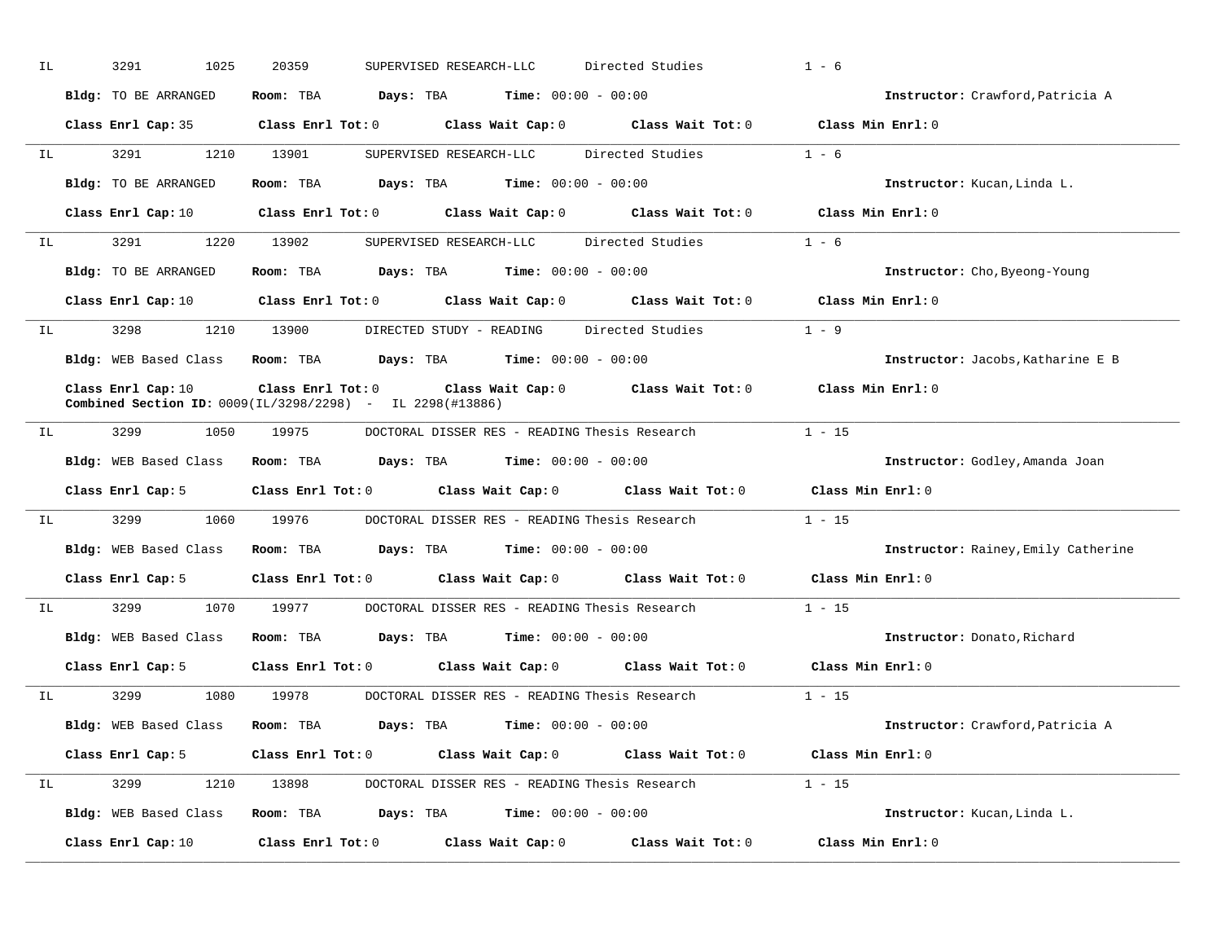IL 3291 1025 20359 SUPERVISED RESEARCH-LLC Directed Studies 1 - 6

**Bldg:** TO BE ARRANGED **Room:** TBA **Days:** TBA **Time:** 00:00 - 00:00 **Instructor:** Crawford,Patricia A

**Class Enrl Cap:** 35 **Class Enrl Tot:** 0 **Class Wait Cap:** 0 **Class Wait Tot:** 0 **Class Min Enrl:** 0

---

IL 3291 1210 13901 SUPERVISED RESEARCH-LLC Directed Studies 1 - 6

**Bldg:** TO BE ARRANGED **Room:** TBA **Days:** TBA **Time:** 00:00 - 00:00 **Instructor:** Kucan,Linda L.

**Class Enrl Cap:** 10 **Class Enrl Tot:** 0 **Class Wait Cap:** 0 **Class Wait Tot:** 0 **Class Min Enrl:** 0

---

IL 3291 1220 13902 SUPERVISED RESEARCH-LLC Directed Studies 1 - 6

**Bldg:** TO BE ARRANGED **Room:** TBA **Days:** TBA **Time:** 00:00 - 00:00 **Instructor:** Cho,Byeong-Young

**Class Enrl Cap:** 10 **Class Enrl Tot:** 0 **Class Wait Cap:** 0 **Class Wait Tot:** 0 **Class Min Enrl:** 0

---

IL 3298 1210 13900 DIRECTED STUDY - READING Directed Studies 1 - 9

**Bldg:** WEB Based Class **Room:** TBA **Days:** TBA **Time:** 00:00 - 00:00 **Instructor:** Jacobs,Katharine E B

**Class Enrl Cap:** 10 **Class Enrl Tot:** 0 **Class Wait Cap:** 0 **Class Wait Tot:** 0 **Class Min Enrl:** 0
**Combined Section ID:** 0009(IL/3298/2298) - IL 2298(#13886)

---

IL 3299 1050 19975 DOCTORAL DISSER RES - READING Thesis Research 1 - 15

**Bldg:** WEB Based Class **Room:** TBA **Days:** TBA **Time:** 00:00 - 00:00 **Instructor:** Godley,Amanda Joan

**Class Enrl Cap:** 5 **Class Enrl Tot:** 0 **Class Wait Cap:** 0 **Class Wait Tot:** 0 **Class Min Enrl:** 0

---

IL 3299 1060 19976 DOCTORAL DISSER RES - READING Thesis Research 1 - 15

**Bldg:** WEB Based Class **Room:** TBA **Days:** TBA **Time:** 00:00 - 00:00 **Instructor:** Rainey,Emily Catherine

**Class Enrl Cap:** 5 **Class Enrl Tot:** 0 **Class Wait Cap:** 0 **Class Wait Tot:** 0 **Class Min Enrl:** 0

---

IL 3299 1070 19977 DOCTORAL DISSER RES - READING Thesis Research 1 - 15

**Bldg:** WEB Based Class **Room:** TBA **Days:** TBA **Time:** 00:00 - 00:00 **Instructor:** Donato,Richard

**Class Enrl Cap:** 5 **Class Enrl Tot:** 0 **Class Wait Cap:** 0 **Class Wait Tot:** 0 **Class Min Enrl:** 0

---

IL 3299 1080 19978 DOCTORAL DISSER RES - READING Thesis Research 1 - 15

**Bldg:** WEB Based Class **Room:** TBA **Days:** TBA **Time:** 00:00 - 00:00 **Instructor:** Crawford,Patricia A

**Class Enrl Cap:** 5 **Class Enrl Tot:** 0 **Class Wait Cap:** 0 **Class Wait Tot:** 0 **Class Min Enrl:** 0

---

IL 3299 1210 13898 DOCTORAL DISSER RES - READING Thesis Research 1 - 15

**Bldg:** WEB Based Class **Room:** TBA **Days:** TBA **Time:** 00:00 - 00:00 **Instructor:** Kucan,Linda L.

**Class Enrl Cap:** 10 **Class Enrl Tot:** 0 **Class Wait Cap:** 0 **Class Wait Tot:** 0 **Class Min Enrl:** 0

---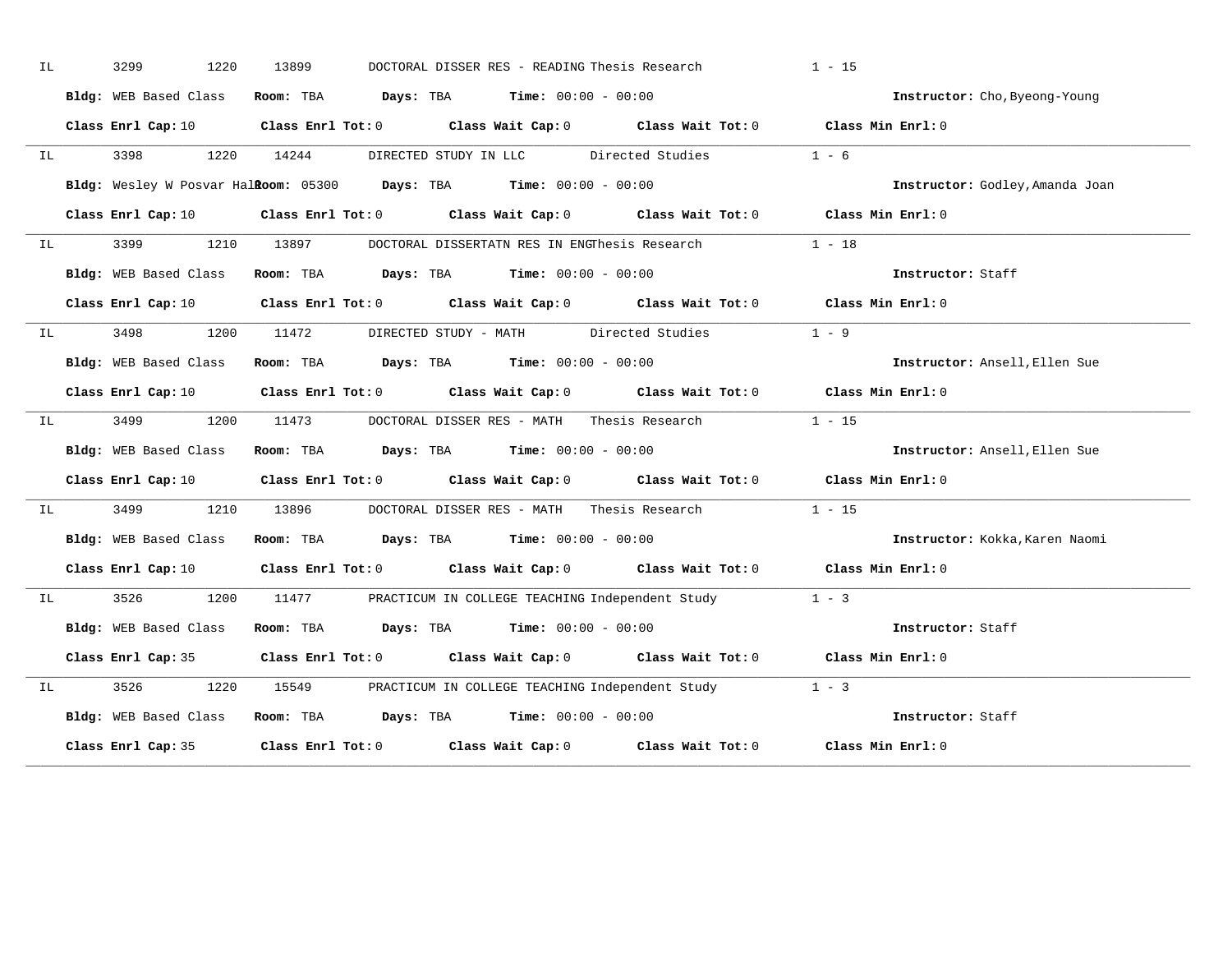IL 3299 1220 13899 DOCTORAL DISSER RES - READING Thesis Research 1 - 15

**Bldg:** WEB Based Class **Room:** TBA **Days:** TBA **Time:** 00:00 - 00:00 **Instructor:** Cho,Byeong-Young

**Class Enrl Cap:** 10 **Class Enrl Tot:** 0 **Class Wait Cap:** 0 **Class Wait Tot:** 0 **Class Min Enrl:** 0

---

IL 3398 1220 14244 DIRECTED STUDY IN LLC Directed Studies 1 - 6

**Bldg:** Wesley W Posvar Hall **Room:** 05300 **Days:** TBA **Time:** 00:00 - 00:00 **Instructor:** Godley,Amanda Joan

**Class Enrl Cap:** 10 **Class Enrl Tot:** 0 **Class Wait Cap:** 0 **Class Wait Tot:** 0 **Class Min Enrl:** 0

---

IL 3399 1210 13897 DOCTORAL DISSERTATN RES IN ENG Thesis Research 1 - 18

**Bldg:** WEB Based Class **Room:** TBA **Days:** TBA **Time:** 00:00 - 00:00 **Instructor:** Staff

**Class Enrl Cap:** 10 **Class Enrl Tot:** 0 **Class Wait Cap:** 0 **Class Wait Tot:** 0 **Class Min Enrl:** 0

---

IL 3498 1200 11472 DIRECTED STUDY - MATH Directed Studies 1 - 9

**Bldg:** WEB Based Class **Room:** TBA **Days:** TBA **Time:** 00:00 - 00:00 **Instructor:** Ansell,Ellen Sue

**Class Enrl Cap:** 10 **Class Enrl Tot:** 0 **Class Wait Cap:** 0 **Class Wait Tot:** 0 **Class Min Enrl:** 0

---

IL 3499 1200 11473 DOCTORAL DISSER RES - MATH Thesis Research 1 - 15

**Bldg:** WEB Based Class **Room:** TBA **Days:** TBA **Time:** 00:00 - 00:00 **Instructor:** Ansell,Ellen Sue

**Class Enrl Cap:** 10 **Class Enrl Tot:** 0 **Class Wait Cap:** 0 **Class Wait Tot:** 0 **Class Min Enrl:** 0

---

IL 3499 1210 13896 DOCTORAL DISSER RES - MATH Thesis Research 1 - 15

**Bldg:** WEB Based Class **Room:** TBA **Days:** TBA **Time:** 00:00 - 00:00 **Instructor:** Kokka,Karen Naomi

**Class Enrl Cap:** 10 **Class Enrl Tot:** 0 **Class Wait Cap:** 0 **Class Wait Tot:** 0 **Class Min Enrl:** 0

---

IL 3526 1200 11477 PRACTICUM IN COLLEGE TEACHING Independent Study 1 - 3

**Bldg:** WEB Based Class **Room:** TBA **Days:** TBA **Time:** 00:00 - 00:00 **Instructor:** Staff

**Class Enrl Cap:** 35 **Class Enrl Tot:** 0 **Class Wait Cap:** 0 **Class Wait Tot:** 0 **Class Min Enrl:** 0

---

IL 3526 1220 15549 PRACTICUM IN COLLEGE TEACHING Independent Study 1 - 3

**Bldg:** WEB Based Class **Room:** TBA **Days:** TBA **Time:** 00:00 - 00:00 **Instructor:** Staff

**Class Enrl Cap:** 35 **Class Enrl Tot:** 0 **Class Wait Cap:** 0 **Class Wait Tot:** 0 **Class Min Enrl:** 0

---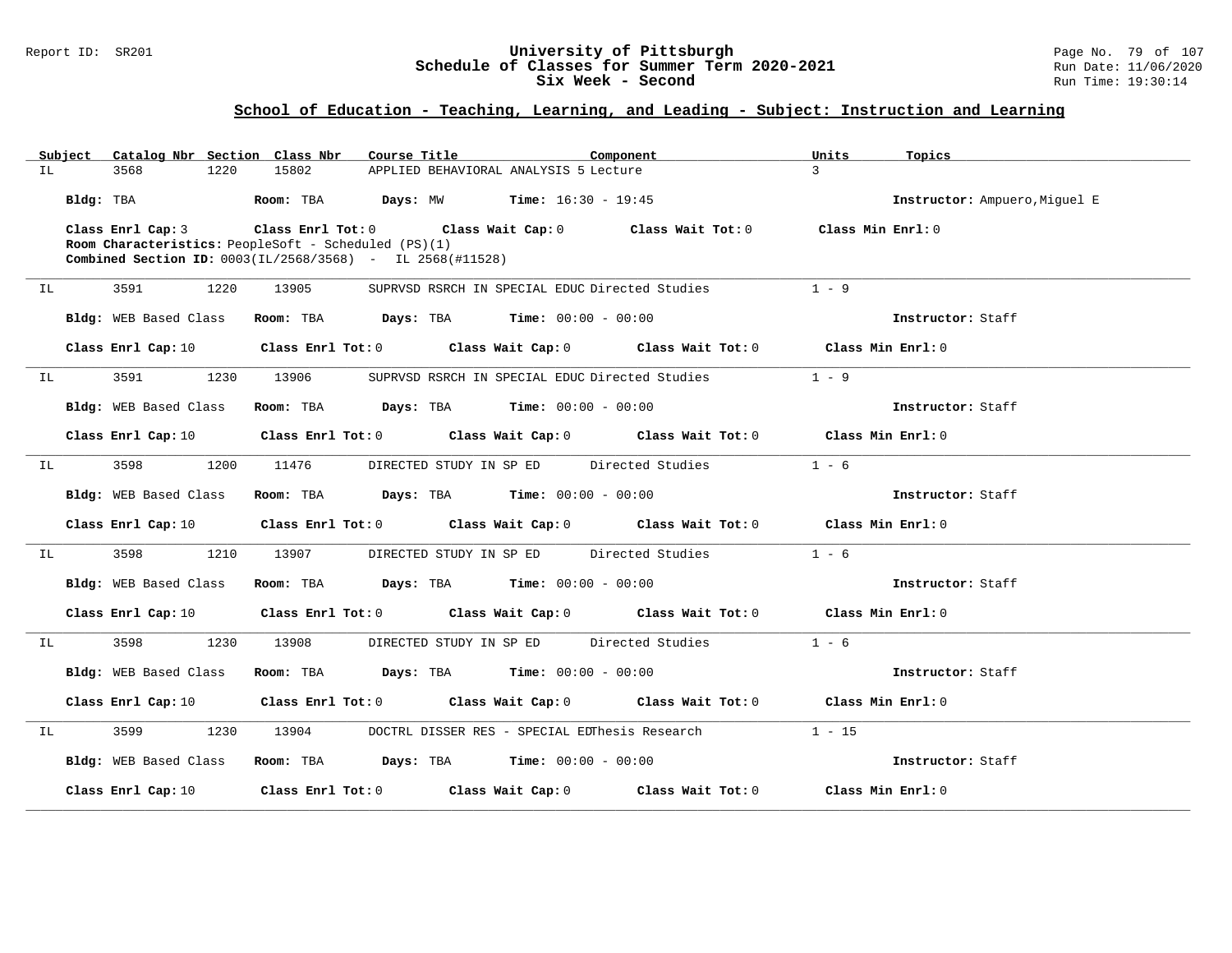## School of Education - Teaching, Learning, and Leading - Subject: Instruction and Learning

University of Pittsburgh
Schedule of Classes for Summer Term 2020-2021
Six Week - Second

| Subject | Catalog Nbr | Section | Class Nbr | Course Title | Component | Units | Topics |
|---|---|---|---|---|---|---|---|
| IL | 3568 | 1220 | 15802 | APPLIED BEHAVIORAL ANALYSIS 5 | Lecture | 3 | |

**Bldg:** TBA **Room:** TBA **Days:** MW **Time:** 16:30 - 19:45 **Instructor:** Ampuero,Miguel E

**Class Enrl Cap:** 3 **Class Enrl Tot:** 0 **Class Wait Cap:** 0 **Class Wait Tot:** 0 **Class Min Enrl:** 0

**Room Characteristics:** PeopleSoft - Scheduled (PS)(1)

**Combined Section ID:** 0003(IL/2568/3568) - IL 2568(#11528)

---

| Subject | Catalog Nbr | Section | Class Nbr | Course Title | Component | Units | Topics |
|---|---|---|---|---|---|---|---|
| IL | 3591 | 1220 | 13905 | SUPRVSD RSRCH IN SPECIAL EDUC | Directed Studies | 1 - 9 | |

**Bldg:** WEB Based Class **Room:** TBA **Days:** TBA **Time:** 00:00 - 00:00 **Instructor:** Staff

**Class Enrl Cap:** 10 **Class Enrl Tot:** 0 **Class Wait Cap:** 0 **Class Wait Tot:** 0 **Class Min Enrl:** 0

---

| Subject | Catalog Nbr | Section | Class Nbr | Course Title | Component | Units | Topics |
|---|---|---|---|---|---|---|---|
| IL | 3591 | 1230 | 13906 | SUPRVSD RSRCH IN SPECIAL EDUC | Directed Studies | 1 - 9 | |

**Bldg:** WEB Based Class **Room:** TBA **Days:** TBA **Time:** 00:00 - 00:00 **Instructor:** Staff

**Class Enrl Cap:** 10 **Class Enrl Tot:** 0 **Class Wait Cap:** 0 **Class Wait Tot:** 0 **Class Min Enrl:** 0

---

| Subject | Catalog Nbr | Section | Class Nbr | Course Title | Component | Units | Topics |
|---|---|---|---|---|---|---|---|
| IL | 3598 | 1200 | 11476 | DIRECTED STUDY IN SP ED | Directed Studies | 1 - 6 | |

**Bldg:** WEB Based Class **Room:** TBA **Days:** TBA **Time:** 00:00 - 00:00 **Instructor:** Staff

**Class Enrl Cap:** 10 **Class Enrl Tot:** 0 **Class Wait Cap:** 0 **Class Wait Tot:** 0 **Class Min Enrl:** 0

---

| Subject | Catalog Nbr | Section | Class Nbr | Course Title | Component | Units | Topics |
|---|---|---|---|---|---|---|---|
| IL | 3598 | 1210 | 13907 | DIRECTED STUDY IN SP ED | Directed Studies | 1 - 6 | |

**Bldg:** WEB Based Class **Room:** TBA **Days:** TBA **Time:** 00:00 - 00:00 **Instructor:** Staff

**Class Enrl Cap:** 10 **Class Enrl Tot:** 0 **Class Wait Cap:** 0 **Class Wait Tot:** 0 **Class Min Enrl:** 0

---

| Subject | Catalog Nbr | Section | Class Nbr | Course Title | Component | Units | Topics |
|---|---|---|---|---|---|---|---|
| IL | 3598 | 1230 | 13908 | DIRECTED STUDY IN SP ED | Directed Studies | 1 - 6 | |

**Bldg:** WEB Based Class **Room:** TBA **Days:** TBA **Time:** 00:00 - 00:00 **Instructor:** Staff

**Class Enrl Cap:** 10 **Class Enrl Tot:** 0 **Class Wait Cap:** 0 **Class Wait Tot:** 0 **Class Min Enrl:** 0

---

| Subject | Catalog Nbr | Section | Class Nbr | Course Title | Component | Units | Topics |
|---|---|---|---|---|---|---|---|
| IL | 3599 | 1230 | 13904 | DOCTRL DISSER RES - SPECIAL ED | Thesis Research | 1 - 15 | |

**Bldg:** WEB Based Class **Room:** TBA **Days:** TBA **Time:** 00:00 - 00:00 **Instructor:** Staff

**Class Enrl Cap:** 10 **Class Enrl Tot:** 0 **Class Wait Cap:** 0 **Class Wait Tot:** 0 **Class Min Enrl:** 0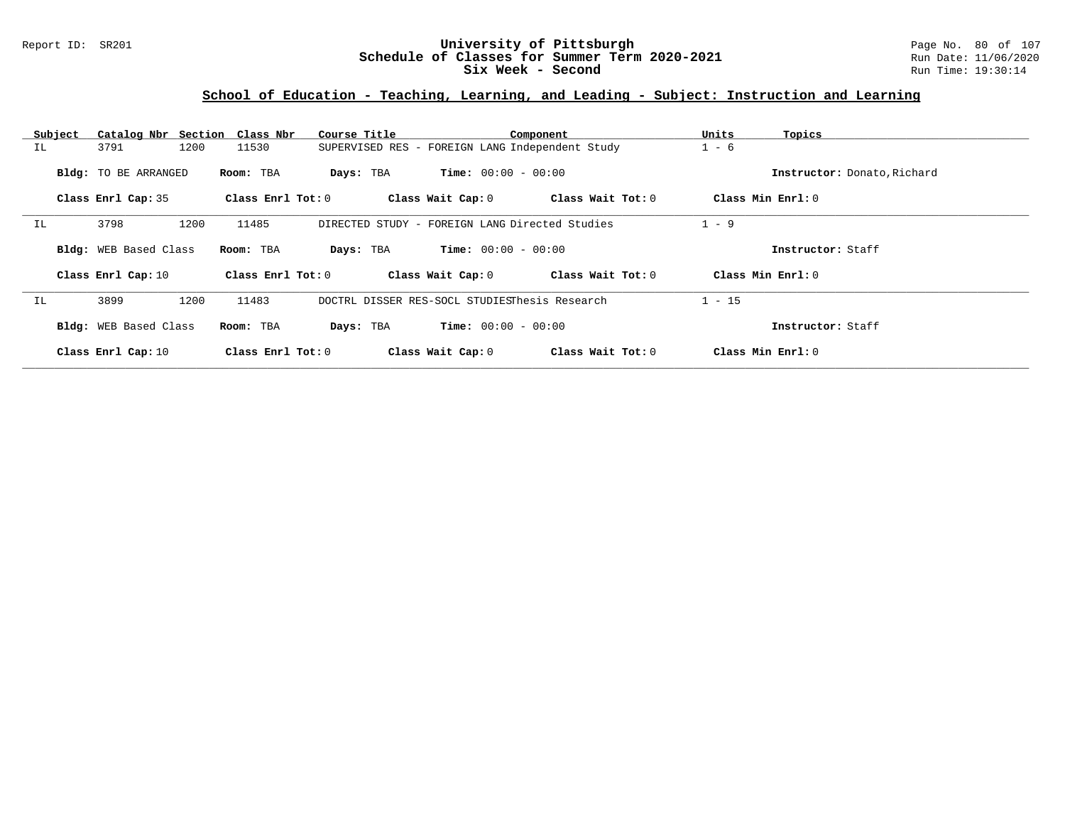Report ID: SR201

# University of Pittsburgh
## Schedule of Classes for Summer Term 2020-2021
## Six Week - Second

Run Date: 11/06/2020
Run Time: 19:30:14

### School of Education - Teaching, Learning, and Leading - Subject: Instruction and Learning

| Subject | Catalog Nbr | Section | Class Nbr | Course Title | Component | Units | Topics |
|---|---|---|---|---|---|---|---|
| IL | 3791 | 1200 | 11530 | SUPERVISED RES - FOREIGN LANG | Independent Study | 1 - 6 | |

**Bldg:** TO BE ARRANGED **Room:** TBA **Days:** TBA **Time:** 00:00 - 00:00 **Instructor:** Donato,Richard

**Class Enrl Cap:** 35 **Class Enrl Tot:** 0 **Class Wait Cap:** 0 **Class Wait Tot:** 0 **Class Min Enrl:** 0

| Subject | Catalog Nbr | Section | Class Nbr | Course Title | Component | Units | Topics |
|---|---|---|---|---|---|---|---|
| IL | 3798 | 1200 | 11485 | DIRECTED STUDY - FOREIGN LANG | Directed Studies | 1 - 9 | |

**Bldg:** WEB Based Class **Room:** TBA **Days:** TBA **Time:** 00:00 - 00:00 **Instructor:** Staff

**Class Enrl Cap:** 10 **Class Enrl Tot:** 0 **Class Wait Cap:** 0 **Class Wait Tot:** 0 **Class Min Enrl:** 0

| Subject | Catalog Nbr | Section | Class Nbr | Course Title | Component | Units | Topics |
|---|---|---|---|---|---|---|---|
| IL | 3899 | 1200 | 11483 | DOCTRL DISSER RES-SOCL STUDIES | Thesis Research | 1 - 15 | |

**Bldg:** WEB Based Class **Room:** TBA **Days:** TBA **Time:** 00:00 - 00:00 **Instructor:** Staff

**Class Enrl Cap:** 10 **Class Enrl Tot:** 0 **Class Wait Cap:** 0 **Class Wait Tot:** 0 **Class Min Enrl:** 0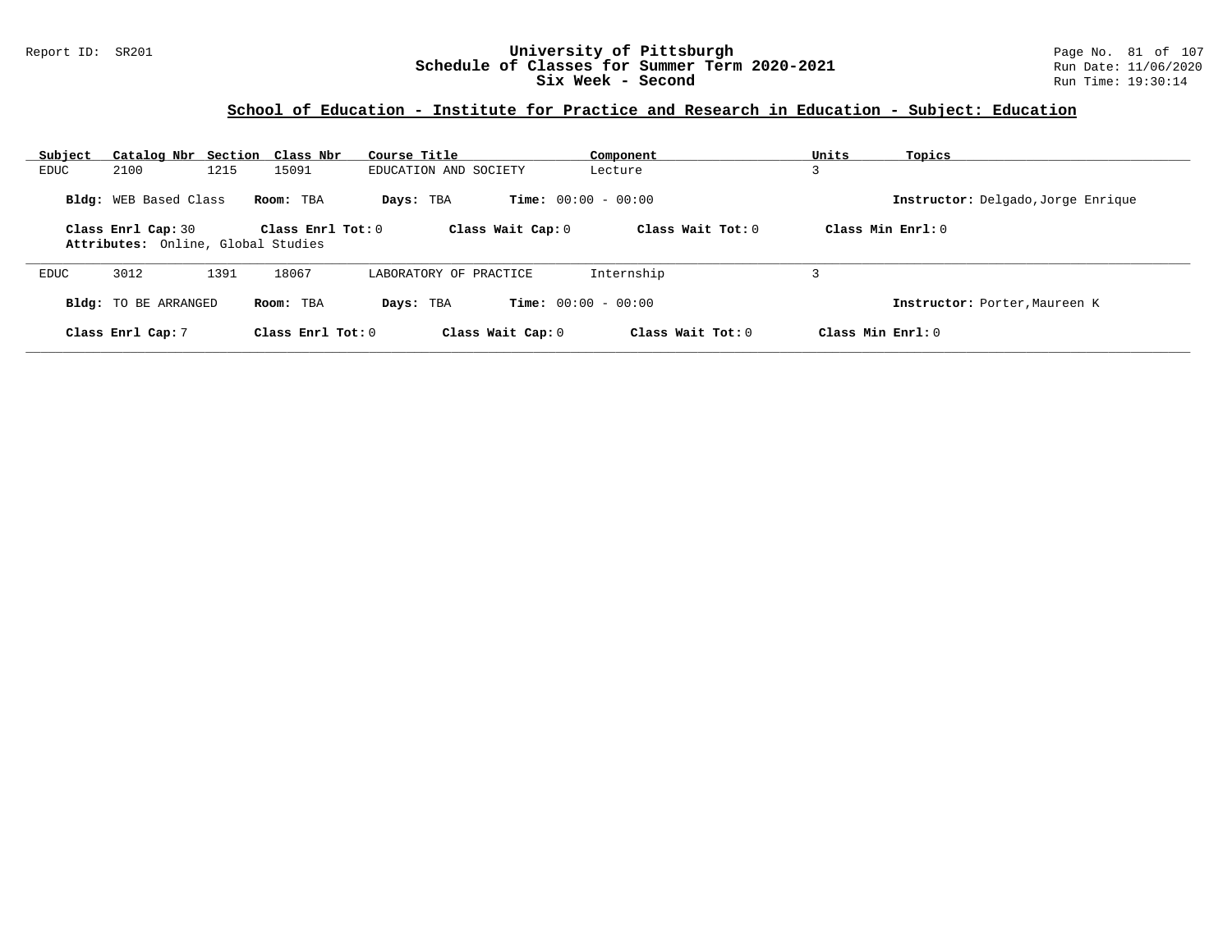Report ID: SR201

# University of Pittsburgh
## Schedule of Classes for Summer Term 2020-2021
## Six Week - Second

Run Date: 11/06/2020
Run Time: 19:30:14

### School of Education - Institute for Practice and Research in Education - Subject: Education

| Subject | Catalog Nbr | Section | Class Nbr | Course Title | Component | Units | Topics |
|---|---|---|---|---|---|---|---|
| EDUC | 2100 | 1215 | 15091 | EDUCATION AND SOCIETY | Lecture | 3 | |

**Bldg:** WEB Based Class **Room:** TBA **Days:** TBA **Time:** 00:00 - 00:00 **Instructor:** Delgado,Jorge Enrique

**Class Enrl Cap:** 30 **Class Enrl Tot:** 0 **Class Wait Cap:** 0 **Class Wait Tot:** 0 **Class Min Enrl:** 0

**Attributes:** Online, Global Studies

---

| Subject | Catalog Nbr | Section | Class Nbr | Course Title | Component | Units | Topics |
|---|---|---|---|---|---|---|---|
| EDUC | 3012 | 1391 | 18067 | LABORATORY OF PRACTICE | Internship | 3 | |

**Bldg:** TO BE ARRANGED **Room:** TBA **Days:** TBA **Time:** 00:00 - 00:00 **Instructor:** Porter,Maureen K

**Class Enrl Cap:** 7 **Class Enrl Tot:** 0 **Class Wait Cap:** 0 **Class Wait Tot:** 0 **Class Min Enrl:** 0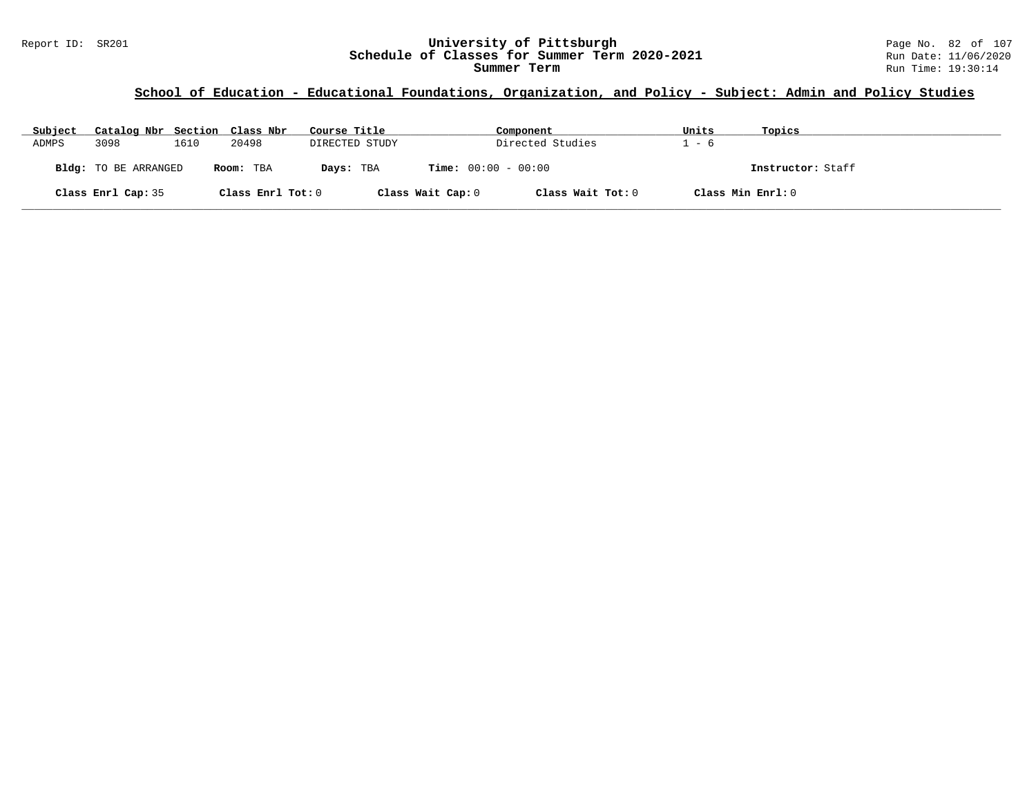## School of Education - Educational Foundations, Organization, and Policy - Subject: Admin and Policy Studies

| Subject | Catalog Nbr | Section | Class Nbr | Course Title | Component | Units | Topics |
|---|---|---|---|---|---|---|---|
| ADMPS | 3098 | 1610 | 20498 | DIRECTED STUDY | Directed Studies | 1 - 6 | |

**Bldg:** TO BE ARRANGED **Room:** TBA **Days:** TBA **Time:** 00:00 - 00:00 **Instructor:** Staff

**Class Enrl Cap:** 35 **Class Enrl Tot:** 0 **Class Wait Cap:** 0 **Class Wait Tot:** 0 **Class Min Enrl:** 0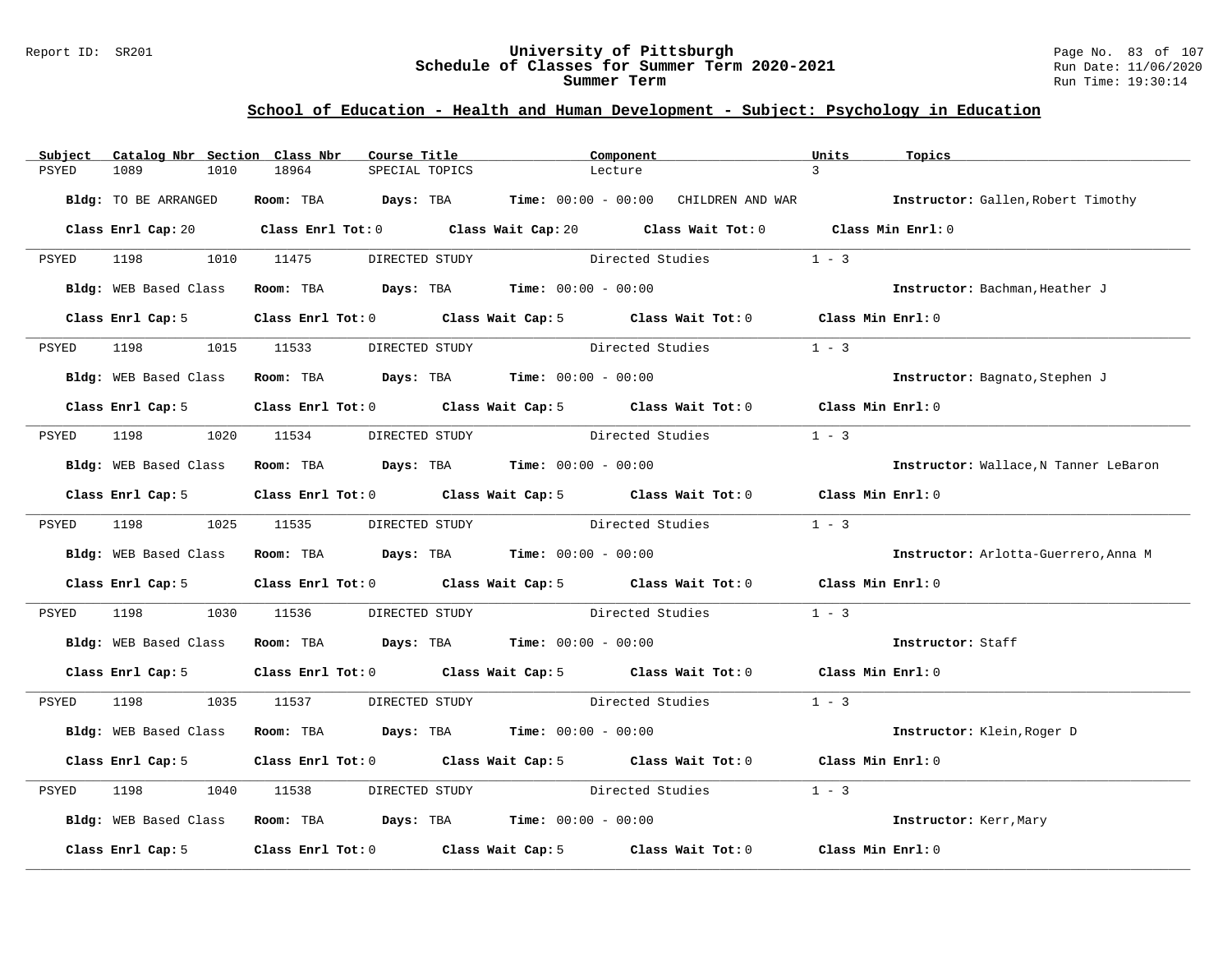# University of Pittsburgh
## Schedule of Classes for Summer Term 2020-2021
## Summer Term

Report ID: SR201

Run Date: 11/06/2020
Run Time: 19:30:14

### School of Education - Health and Human Development - Subject: Psychology in Education

| Subject | Catalog Nbr | Section | Class Nbr | Course Title | Component | Units | Topics |
|---|---|---|---|---|---|---|---|
| PSYED | 1089 | 1010 | 18964 | SPECIAL TOPICS | Lecture | 3 | |

**Bldg:** TO BE ARRANGED **Room:** TBA **Days:** TBA **Time:** 00:00 - 00:00 CHILDREN AND WAR **Instructor:** Gallen,Robert Timothy

**Class Enrl Cap:** 20 **Class Enrl Tot:** 0 **Class Wait Cap:** 20 **Class Wait Tot:** 0 **Class Min Enrl:** 0

---

| Subject | Catalog Nbr | Section | Class Nbr | Course Title | Component | Units |
|---|---|---|---|---|---|---|
| PSYED | 1198 | 1010 | 11475 | DIRECTED STUDY | Directed Studies | 1 - 3 |

**Bldg:** WEB Based Class **Room:** TBA **Days:** TBA **Time:** 00:00 - 00:00 **Instructor:** Bachman,Heather J

**Class Enrl Cap:** 5 **Class Enrl Tot:** 0 **Class Wait Cap:** 5 **Class Wait Tot:** 0 **Class Min Enrl:** 0

---

| Subject | Catalog Nbr | Section | Class Nbr | Course Title | Component | Units |
|---|---|---|---|---|---|---|
| PSYED | 1198 | 1015 | 11533 | DIRECTED STUDY | Directed Studies | 1 - 3 |

**Bldg:** WEB Based Class **Room:** TBA **Days:** TBA **Time:** 00:00 - 00:00 **Instructor:** Bagnato,Stephen J

**Class Enrl Cap:** 5 **Class Enrl Tot:** 0 **Class Wait Cap:** 5 **Class Wait Tot:** 0 **Class Min Enrl:** 0

---

| Subject | Catalog Nbr | Section | Class Nbr | Course Title | Component | Units |
|---|---|---|---|---|---|---|
| PSYED | 1198 | 1020 | 11534 | DIRECTED STUDY | Directed Studies | 1 - 3 |

**Bldg:** WEB Based Class **Room:** TBA **Days:** TBA **Time:** 00:00 - 00:00 **Instructor:** Wallace,N Tanner LeBaron

**Class Enrl Cap:** 5 **Class Enrl Tot:** 0 **Class Wait Cap:** 5 **Class Wait Tot:** 0 **Class Min Enrl:** 0

---

| Subject | Catalog Nbr | Section | Class Nbr | Course Title | Component | Units |
|---|---|---|---|---|---|---|
| PSYED | 1198 | 1025 | 11535 | DIRECTED STUDY | Directed Studies | 1 - 3 |

**Bldg:** WEB Based Class **Room:** TBA **Days:** TBA **Time:** 00:00 - 00:00 **Instructor:** Arlotta-Guerrero,Anna M

**Class Enrl Cap:** 5 **Class Enrl Tot:** 0 **Class Wait Cap:** 5 **Class Wait Tot:** 0 **Class Min Enrl:** 0

---

| Subject | Catalog Nbr | Section | Class Nbr | Course Title | Component | Units |
|---|---|---|---|---|---|---|
| PSYED | 1198 | 1030 | 11536 | DIRECTED STUDY | Directed Studies | 1 - 3 |

**Bldg:** WEB Based Class **Room:** TBA **Days:** TBA **Time:** 00:00 - 00:00 **Instructor:** Staff

**Class Enrl Cap:** 5 **Class Enrl Tot:** 0 **Class Wait Cap:** 5 **Class Wait Tot:** 0 **Class Min Enrl:** 0

---

| Subject | Catalog Nbr | Section | Class Nbr | Course Title | Component | Units |
|---|---|---|---|---|---|---|
| PSYED | 1198 | 1035 | 11537 | DIRECTED STUDY | Directed Studies | 1 - 3 |

**Bldg:** WEB Based Class **Room:** TBA **Days:** TBA **Time:** 00:00 - 00:00 **Instructor:** Klein,Roger D

**Class Enrl Cap:** 5 **Class Enrl Tot:** 0 **Class Wait Cap:** 5 **Class Wait Tot:** 0 **Class Min Enrl:** 0

---

| Subject | Catalog Nbr | Section | Class Nbr | Course Title | Component | Units |
|---|---|---|---|---|---|---|
| PSYED | 1198 | 1040 | 11538 | DIRECTED STUDY | Directed Studies | 1 - 3 |

**Bldg:** WEB Based Class **Room:** TBA **Days:** TBA **Time:** 00:00 - 00:00 **Instructor:** Kerr,Mary

**Class Enrl Cap:** 5 **Class Enrl Tot:** 0 **Class Wait Cap:** 5 **Class Wait Tot:** 0 **Class Min Enrl:** 0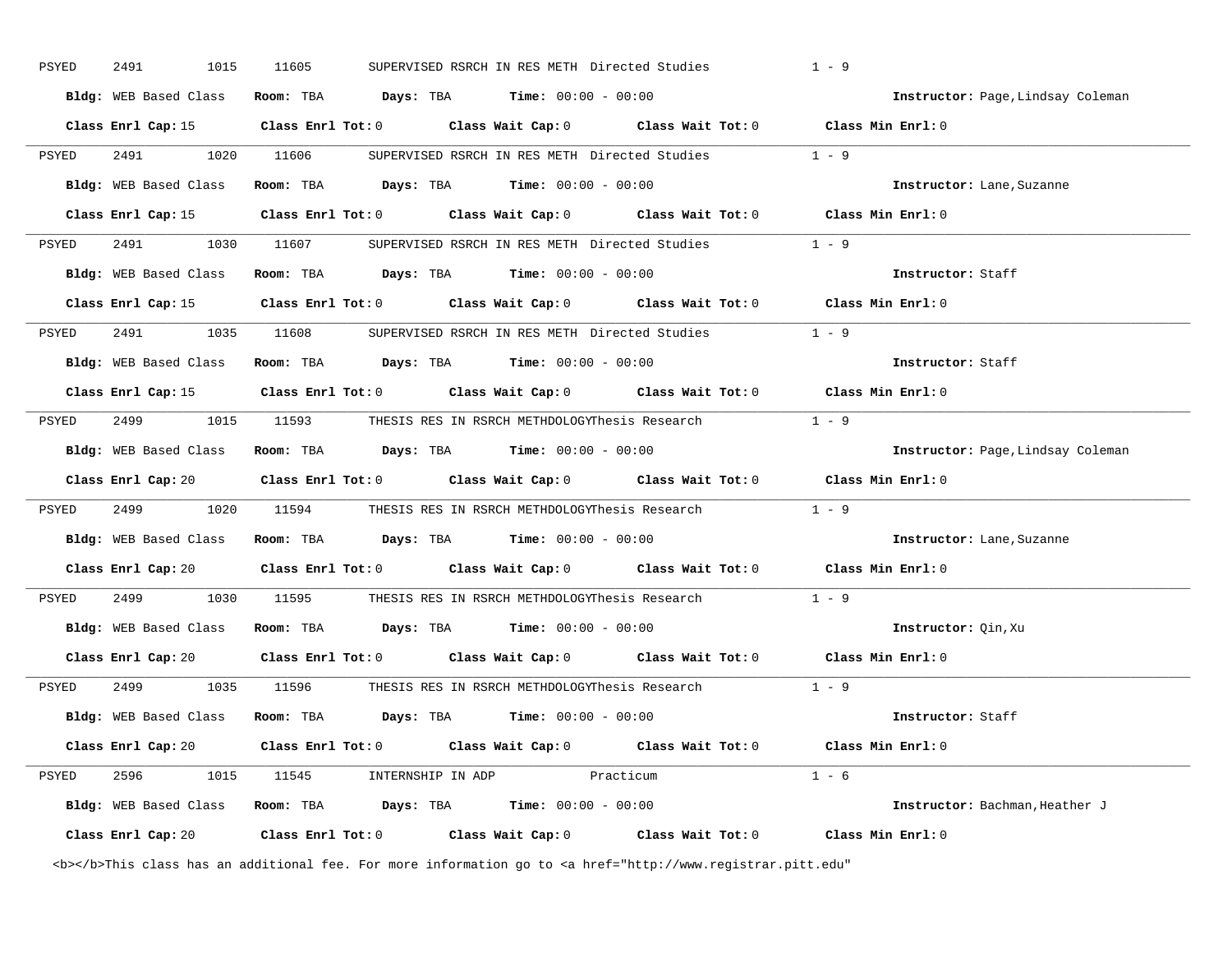PSYED 2491 1015 11605 SUPERVISED RSRCH IN RES METH Directed Studies 1 - 9

**Bldg:** WEB Based Class **Room:** TBA **Days:** TBA **Time:** 00:00 - 00:00 **Instructor:** Page,Lindsay Coleman

**Class Enrl Cap:** 15 **Class Enrl Tot:** 0 **Class Wait Cap:** 0 **Class Wait Tot:** 0 **Class Min Enrl:** 0

---

PSYED 2491 1020 11606 SUPERVISED RSRCH IN RES METH Directed Studies 1 - 9

**Bldg:** WEB Based Class **Room:** TBA **Days:** TBA **Time:** 00:00 - 00:00 **Instructor:** Lane,Suzanne

**Class Enrl Cap:** 15 **Class Enrl Tot:** 0 **Class Wait Cap:** 0 **Class Wait Tot:** 0 **Class Min Enrl:** 0

---

PSYED 2491 1030 11607 SUPERVISED RSRCH IN RES METH Directed Studies 1 - 9

**Bldg:** WEB Based Class **Room:** TBA **Days:** TBA **Time:** 00:00 - 00:00 **Instructor:** Staff

**Class Enrl Cap:** 15 **Class Enrl Tot:** 0 **Class Wait Cap:** 0 **Class Wait Tot:** 0 **Class Min Enrl:** 0

---

PSYED 2491 1035 11608 SUPERVISED RSRCH IN RES METH Directed Studies 1 - 9

**Bldg:** WEB Based Class **Room:** TBA **Days:** TBA **Time:** 00:00 - 00:00 **Instructor:** Staff

**Class Enrl Cap:** 15 **Class Enrl Tot:** 0 **Class Wait Cap:** 0 **Class Wait Tot:** 0 **Class Min Enrl:** 0

---

PSYED 2499 1015 11593 THESIS RES IN RSRCH METHDOLOGYThesis Research 1 - 9

**Bldg:** WEB Based Class **Room:** TBA **Days:** TBA **Time:** 00:00 - 00:00 **Instructor:** Page,Lindsay Coleman

**Class Enrl Cap:** 20 **Class Enrl Tot:** 0 **Class Wait Cap:** 0 **Class Wait Tot:** 0 **Class Min Enrl:** 0

---

PSYED 2499 1020 11594 THESIS RES IN RSRCH METHDOLOGYThesis Research 1 - 9

**Bldg:** WEB Based Class **Room:** TBA **Days:** TBA **Time:** 00:00 - 00:00 **Instructor:** Lane,Suzanne

**Class Enrl Cap:** 20 **Class Enrl Tot:** 0 **Class Wait Cap:** 0 **Class Wait Tot:** 0 **Class Min Enrl:** 0

---

PSYED 2499 1030 11595 THESIS RES IN RSRCH METHDOLOGYThesis Research 1 - 9

**Bldg:** WEB Based Class **Room:** TBA **Days:** TBA **Time:** 00:00 - 00:00 **Instructor:** Qin,Xu

**Class Enrl Cap:** 20 **Class Enrl Tot:** 0 **Class Wait Cap:** 0 **Class Wait Tot:** 0 **Class Min Enrl:** 0

---

PSYED 2499 1035 11596 THESIS RES IN RSRCH METHDOLOGYThesis Research 1 - 9

**Bldg:** WEB Based Class **Room:** TBA **Days:** TBA **Time:** 00:00 - 00:00 **Instructor:** Staff

**Class Enrl Cap:** 20 **Class Enrl Tot:** 0 **Class Wait Cap:** 0 **Class Wait Tot:** 0 **Class Min Enrl:** 0

---

PSYED 2596 1015 11545 INTERNSHIP IN ADP Practicum 1 - 6

**Bldg:** WEB Based Class **Room:** TBA **Days:** TBA **Time:** 00:00 - 00:00 **Instructor:** Bachman,Heather J

**Class Enrl Cap:** 20 **Class Enrl Tot:** 0 **Class Wait Cap:** 0 **Class Wait Tot:** 0 **Class Min Enrl:** 0

<b></b>This class has an additional fee. For more information go to <a href="http://www.registrar.pitt.edu"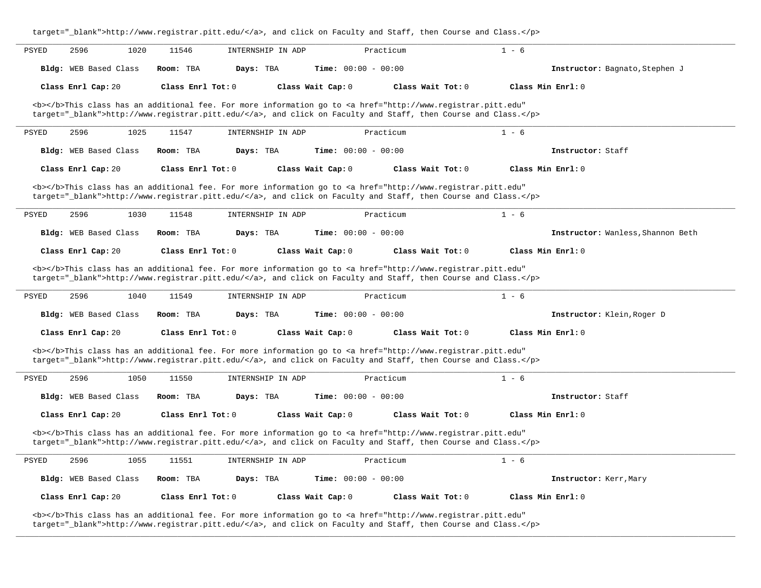target="_blank">http://www.registrar.pitt.edu/</a>, and click on Faculty and Staff, then Course and Class.</p>

---

PSYED 2596 1020 11546 INTERNSHIP IN ADP Practicum 1 - 6

**Bldg:** WEB Based Class **Room:** TBA **Days:** TBA **Time:** 00:00 - 00:00 **Instructor:** Bagnato,Stephen J

**Class Enrl Cap:** 20 **Class Enrl Tot:** 0 **Class Wait Cap:** 0 **Class Wait Tot:** 0 **Class Min Enrl:** 0

<b></b>This class has an additional fee. For more information go to <a href="http://www.registrar.pitt.edu" target="_blank">http://www.registrar.pitt.edu/</a>, and click on Faculty and Staff, then Course and Class.</p>

---

PSYED 2596 1025 11547 INTERNSHIP IN ADP Practicum 1 - 6

**Bldg:** WEB Based Class **Room:** TBA **Days:** TBA **Time:** 00:00 - 00:00 **Instructor:** Staff

**Class Enrl Cap:** 20 **Class Enrl Tot:** 0 **Class Wait Cap:** 0 **Class Wait Tot:** 0 **Class Min Enrl:** 0

<b></b>This class has an additional fee. For more information go to <a href="http://www.registrar.pitt.edu" target="_blank">http://www.registrar.pitt.edu/</a>, and click on Faculty and Staff, then Course and Class.</p>

---

PSYED 2596 1030 11548 INTERNSHIP IN ADP Practicum 1 - 6

**Bldg:** WEB Based Class **Room:** TBA **Days:** TBA **Time:** 00:00 - 00:00 **Instructor:** Wanless,Shannon Beth

**Class Enrl Cap:** 20 **Class Enrl Tot:** 0 **Class Wait Cap:** 0 **Class Wait Tot:** 0 **Class Min Enrl:** 0

<b></b>This class has an additional fee. For more information go to <a href="http://www.registrar.pitt.edu" target="_blank">http://www.registrar.pitt.edu/</a>, and click on Faculty and Staff, then Course and Class.</p>

---

PSYED 2596 1040 11549 INTERNSHIP IN ADP Practicum 1 - 6

**Bldg:** WEB Based Class **Room:** TBA **Days:** TBA **Time:** 00:00 - 00:00 **Instructor:** Klein,Roger D

**Class Enrl Cap:** 20 **Class Enrl Tot:** 0 **Class Wait Cap:** 0 **Class Wait Tot:** 0 **Class Min Enrl:** 0

<b></b>This class has an additional fee. For more information go to <a href="http://www.registrar.pitt.edu" target="_blank">http://www.registrar.pitt.edu/</a>, and click on Faculty and Staff, then Course and Class.</p>

---

PSYED 2596 1050 11550 INTERNSHIP IN ADP Practicum 1 - 6

**Bldg:** WEB Based Class **Room:** TBA **Days:** TBA **Time:** 00:00 - 00:00 **Instructor:** Staff

**Class Enrl Cap:** 20 **Class Enrl Tot:** 0 **Class Wait Cap:** 0 **Class Wait Tot:** 0 **Class Min Enrl:** 0

<b></b>This class has an additional fee. For more information go to <a href="http://www.registrar.pitt.edu" target="_blank">http://www.registrar.pitt.edu/</a>, and click on Faculty and Staff, then Course and Class.</p>

---

PSYED 2596 1055 11551 INTERNSHIP IN ADP Practicum 1 - 6

**Bldg:** WEB Based Class **Room:** TBA **Days:** TBA **Time:** 00:00 - 00:00 **Instructor:** Kerr,Mary

**Class Enrl Cap:** 20 **Class Enrl Tot:** 0 **Class Wait Cap:** 0 **Class Wait Tot:** 0 **Class Min Enrl:** 0

<b></b>This class has an additional fee. For more information go to <a href="http://www.registrar.pitt.edu" target="_blank">http://www.registrar.pitt.edu/</a>, and click on Faculty and Staff, then Course and Class.</p>

---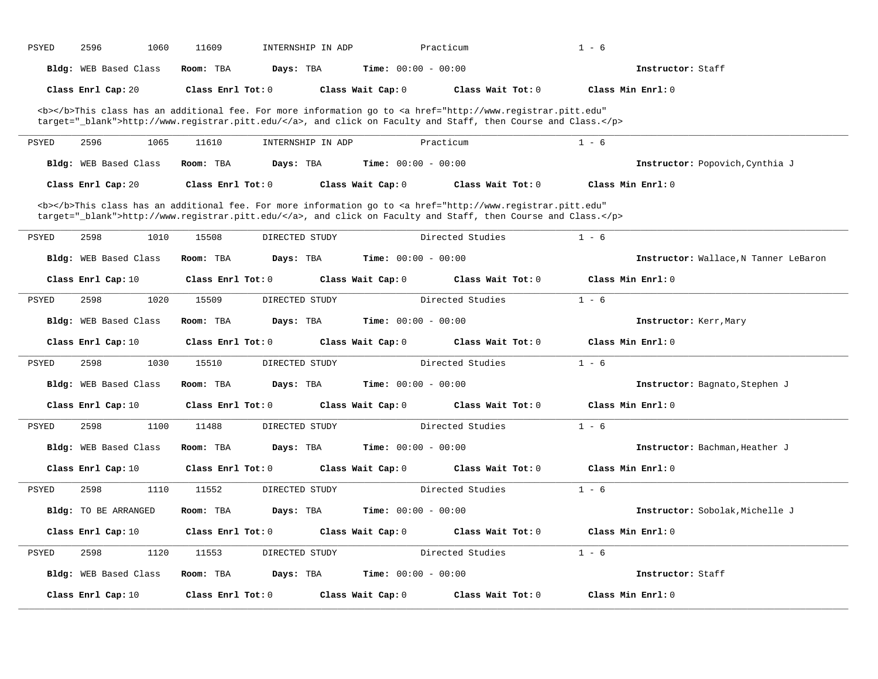PSYED 2596 1060 11609 INTERNSHIP IN ADP Practicum 1 - 6

**Bldg:** WEB Based Class **Room:** TBA **Days:** TBA **Time:** 00:00 - 00:00 **Instructor:** Staff

**Class Enrl Cap:** 20 **Class Enrl Tot:** 0 **Class Wait Cap:** 0 **Class Wait Tot:** 0 **Class Min Enrl:** 0

<b></b>This class has an additional fee. For more information go to <a href="http://www.registrar.pitt.edu" target="_blank">http://www.registrar.pitt.edu/</a>, and click on Faculty and Staff, then Course and Class.</p>

---

PSYED 2596 1065 11610 INTERNSHIP IN ADP Practicum 1 - 6

**Bldg:** WEB Based Class **Room:** TBA **Days:** TBA **Time:** 00:00 - 00:00 **Instructor:** Popovich,Cynthia J

**Class Enrl Cap:** 20 **Class Enrl Tot:** 0 **Class Wait Cap:** 0 **Class Wait Tot:** 0 **Class Min Enrl:** 0

<b></b>This class has an additional fee. For more information go to <a href="http://www.registrar.pitt.edu" target="_blank">http://www.registrar.pitt.edu/</a>, and click on Faculty and Staff, then Course and Class.</p>

---

PSYED 2598 1010 15508 DIRECTED STUDY Directed Studies 1 - 6

**Bldg:** WEB Based Class **Room:** TBA **Days:** TBA **Time:** 00:00 - 00:00 **Instructor:** Wallace,N Tanner LeBaron

**Class Enrl Cap:** 10 **Class Enrl Tot:** 0 **Class Wait Cap:** 0 **Class Wait Tot:** 0 **Class Min Enrl:** 0

---

PSYED 2598 1020 15509 DIRECTED STUDY Directed Studies 1 - 6

**Bldg:** WEB Based Class **Room:** TBA **Days:** TBA **Time:** 00:00 - 00:00 **Instructor:** Kerr,Mary

**Class Enrl Cap:** 10 **Class Enrl Tot:** 0 **Class Wait Cap:** 0 **Class Wait Tot:** 0 **Class Min Enrl:** 0

---

PSYED 2598 1030 15510 DIRECTED STUDY Directed Studies 1 - 6

**Bldg:** WEB Based Class **Room:** TBA **Days:** TBA **Time:** 00:00 - 00:00 **Instructor:** Bagnato,Stephen J

**Class Enrl Cap:** 10 **Class Enrl Tot:** 0 **Class Wait Cap:** 0 **Class Wait Tot:** 0 **Class Min Enrl:** 0

---

PSYED 2598 1100 11488 DIRECTED STUDY Directed Studies 1 - 6

**Bldg:** WEB Based Class **Room:** TBA **Days:** TBA **Time:** 00:00 - 00:00 **Instructor:** Bachman,Heather J

**Class Enrl Cap:** 10 **Class Enrl Tot:** 0 **Class Wait Cap:** 0 **Class Wait Tot:** 0 **Class Min Enrl:** 0

---

PSYED 2598 1110 11552 DIRECTED STUDY Directed Studies 1 - 6

**Bldg:** TO BE ARRANGED **Room:** TBA **Days:** TBA **Time:** 00:00 - 00:00 **Instructor:** Sobolak,Michelle J

**Class Enrl Cap:** 10 **Class Enrl Tot:** 0 **Class Wait Cap:** 0 **Class Wait Tot:** 0 **Class Min Enrl:** 0

---

PSYED 2598 1120 11553 DIRECTED STUDY Directed Studies 1 - 6

**Bldg:** WEB Based Class **Room:** TBA **Days:** TBA **Time:** 00:00 - 00:00 **Instructor:** Staff

**Class Enrl Cap:** 10 **Class Enrl Tot:** 0 **Class Wait Cap:** 0 **Class Wait Tot:** 0 **Class Min Enrl:** 0

---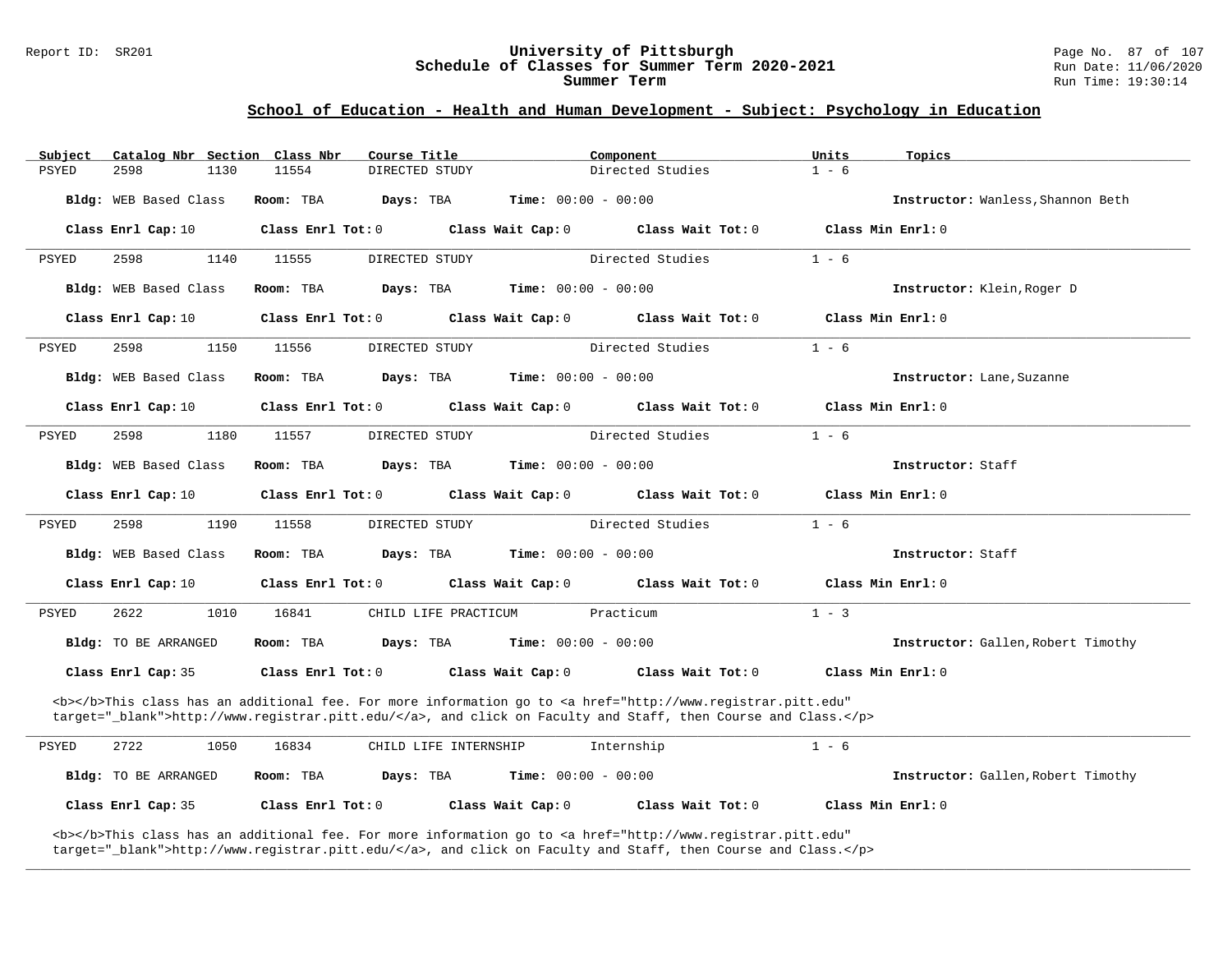## School of Education - Health and Human Development - Subject: Psychology in Education

| Subject | Catalog Nbr | Section | Class Nbr | Course Title | Component | Units | Topics |
|---|---|---|---|---|---|---|---|
| PSYED | 2598 | 1130 | 11554 | DIRECTED STUDY | Directed Studies | 1 - 6 | |

**Bldg:** WEB Based Class **Room:** TBA **Days:** TBA **Time:** 00:00 - 00:00 **Instructor:** Wanless,Shannon Beth

**Class Enrl Cap:** 10 **Class Enrl Tot:** 0 **Class Wait Cap:** 0 **Class Wait Tot:** 0 **Class Min Enrl:** 0

---

| Subject | Catalog Nbr | Section | Class Nbr | Course Title | Component | Units | Topics |
|---|---|---|---|---|---|---|---|
| PSYED | 2598 | 1140 | 11555 | DIRECTED STUDY | Directed Studies | 1 - 6 | |

**Bldg:** WEB Based Class **Room:** TBA **Days:** TBA **Time:** 00:00 - 00:00 **Instructor:** Klein,Roger D

**Class Enrl Cap:** 10 **Class Enrl Tot:** 0 **Class Wait Cap:** 0 **Class Wait Tot:** 0 **Class Min Enrl:** 0

---

| Subject | Catalog Nbr | Section | Class Nbr | Course Title | Component | Units | Topics |
|---|---|---|---|---|---|---|---|
| PSYED | 2598 | 1150 | 11556 | DIRECTED STUDY | Directed Studies | 1 - 6 | |

**Bldg:** WEB Based Class **Room:** TBA **Days:** TBA **Time:** 00:00 - 00:00 **Instructor:** Lane,Suzanne

**Class Enrl Cap:** 10 **Class Enrl Tot:** 0 **Class Wait Cap:** 0 **Class Wait Tot:** 0 **Class Min Enrl:** 0

---

| Subject | Catalog Nbr | Section | Class Nbr | Course Title | Component | Units | Topics |
|---|---|---|---|---|---|---|---|
| PSYED | 2598 | 1180 | 11557 | DIRECTED STUDY | Directed Studies | 1 - 6 | |

**Bldg:** WEB Based Class **Room:** TBA **Days:** TBA **Time:** 00:00 - 00:00 **Instructor:** Staff

**Class Enrl Cap:** 10 **Class Enrl Tot:** 0 **Class Wait Cap:** 0 **Class Wait Tot:** 0 **Class Min Enrl:** 0

---

| Subject | Catalog Nbr | Section | Class Nbr | Course Title | Component | Units | Topics |
|---|---|---|---|---|---|---|---|
| PSYED | 2598 | 1190 | 11558 | DIRECTED STUDY | Directed Studies | 1 - 6 | |

**Bldg:** WEB Based Class **Room:** TBA **Days:** TBA **Time:** 00:00 - 00:00 **Instructor:** Staff

**Class Enrl Cap:** 10 **Class Enrl Tot:** 0 **Class Wait Cap:** 0 **Class Wait Tot:** 0 **Class Min Enrl:** 0

---

| Subject | Catalog Nbr | Section | Class Nbr | Course Title | Component | Units | Topics |
|---|---|---|---|---|---|---|---|
| PSYED | 2622 | 1010 | 16841 | CHILD LIFE PRACTICUM | Practicum | 1 - 3 | |

**Bldg:** TO BE ARRANGED **Room:** TBA **Days:** TBA **Time:** 00:00 - 00:00 **Instructor:** Gallen,Robert Timothy

**Class Enrl Cap:** 35 **Class Enrl Tot:** 0 **Class Wait Cap:** 0 **Class Wait Tot:** 0 **Class Min Enrl:** 0

<b></b>This class has an additional fee. For more information go to <a href="http://www.registrar.pitt.edu" target="_blank">http://www.registrar.pitt.edu/</a>, and click on Faculty and Staff, then Course and Class.</p>

---

| Subject | Catalog Nbr | Section | Class Nbr | Course Title | Component | Units | Topics |
|---|---|---|---|---|---|---|---|
| PSYED | 2722 | 1050 | 16834 | CHILD LIFE INTERNSHIP | Internship | 1 - 6 | |

**Bldg:** TO BE ARRANGED **Room:** TBA **Days:** TBA **Time:** 00:00 - 00:00 **Instructor:** Gallen,Robert Timothy

**Class Enrl Cap:** 35 **Class Enrl Tot:** 0 **Class Wait Cap:** 0 **Class Wait Tot:** 0 **Class Min Enrl:** 0

<b></b>This class has an additional fee. For more information go to <a href="http://www.registrar.pitt.edu" target="_blank">http://www.registrar.pitt.edu/</a>, and click on Faculty and Staff, then Course and Class.</p>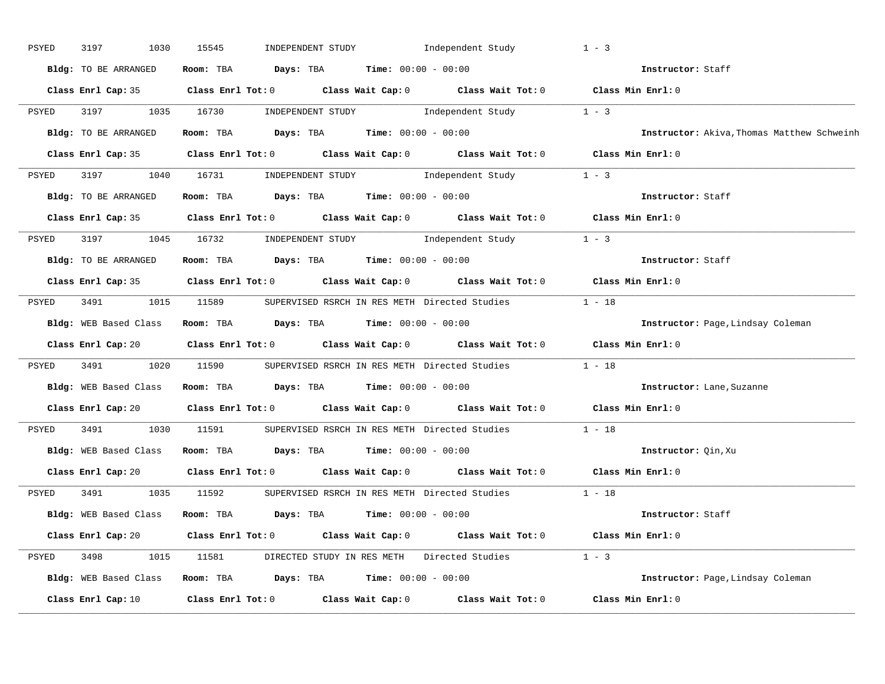PSYED 3197 1030 15545 INDEPENDENT STUDY Independent Study 1 - 3

**Bldg:** TO BE ARRANGED **Room:** TBA **Days:** TBA **Time:** 00:00 - 00:00 **Instructor:** Staff

**Class Enrl Cap:** 35 **Class Enrl Tot:** 0 **Class Wait Cap:** 0 **Class Wait Tot:** 0 **Class Min Enrl:** 0

---

PSYED 3197 1035 16730 INDEPENDENT STUDY Independent Study 1 - 3

**Bldg:** TO BE ARRANGED **Room:** TBA **Days:** TBA **Time:** 00:00 - 00:00 **Instructor:** Akiva,Thomas Matthew Schweinh

**Class Enrl Cap:** 35 **Class Enrl Tot:** 0 **Class Wait Cap:** 0 **Class Wait Tot:** 0 **Class Min Enrl:** 0

---

PSYED 3197 1040 16731 INDEPENDENT STUDY Independent Study 1 - 3

**Bldg:** TO BE ARRANGED **Room:** TBA **Days:** TBA **Time:** 00:00 - 00:00 **Instructor:** Staff

**Class Enrl Cap:** 35 **Class Enrl Tot:** 0 **Class Wait Cap:** 0 **Class Wait Tot:** 0 **Class Min Enrl:** 0

---

PSYED 3197 1045 16732 INDEPENDENT STUDY Independent Study 1 - 3

**Bldg:** TO BE ARRANGED **Room:** TBA **Days:** TBA **Time:** 00:00 - 00:00 **Instructor:** Staff

**Class Enrl Cap:** 35 **Class Enrl Tot:** 0 **Class Wait Cap:** 0 **Class Wait Tot:** 0 **Class Min Enrl:** 0

---

PSYED 3491 1015 11589 SUPERVISED RSRCH IN RES METH Directed Studies 1 - 18

**Bldg:** WEB Based Class **Room:** TBA **Days:** TBA **Time:** 00:00 - 00:00 **Instructor:** Page,Lindsay Coleman

**Class Enrl Cap:** 20 **Class Enrl Tot:** 0 **Class Wait Cap:** 0 **Class Wait Tot:** 0 **Class Min Enrl:** 0

---

PSYED 3491 1020 11590 SUPERVISED RSRCH IN RES METH Directed Studies 1 - 18

**Bldg:** WEB Based Class **Room:** TBA **Days:** TBA **Time:** 00:00 - 00:00 **Instructor:** Lane,Suzanne

**Class Enrl Cap:** 20 **Class Enrl Tot:** 0 **Class Wait Cap:** 0 **Class Wait Tot:** 0 **Class Min Enrl:** 0

---

PSYED 3491 1030 11591 SUPERVISED RSRCH IN RES METH Directed Studies 1 - 18

**Bldg:** WEB Based Class **Room:** TBA **Days:** TBA **Time:** 00:00 - 00:00 **Instructor:** Qin,Xu

**Class Enrl Cap:** 20 **Class Enrl Tot:** 0 **Class Wait Cap:** 0 **Class Wait Tot:** 0 **Class Min Enrl:** 0

---

PSYED 3491 1035 11592 SUPERVISED RSRCH IN RES METH Directed Studies 1 - 18

**Bldg:** WEB Based Class **Room:** TBA **Days:** TBA **Time:** 00:00 - 00:00 **Instructor:** Staff

**Class Enrl Cap:** 20 **Class Enrl Tot:** 0 **Class Wait Cap:** 0 **Class Wait Tot:** 0 **Class Min Enrl:** 0

---

PSYED 3498 1015 11581 DIRECTED STUDY IN RES METH Directed Studies 1 - 3

**Bldg:** WEB Based Class **Room:** TBA **Days:** TBA **Time:** 00:00 - 00:00 **Instructor:** Page,Lindsay Coleman

**Class Enrl Cap:** 10 **Class Enrl Tot:** 0 **Class Wait Cap:** 0 **Class Wait Tot:** 0 **Class Min Enrl:** 0

---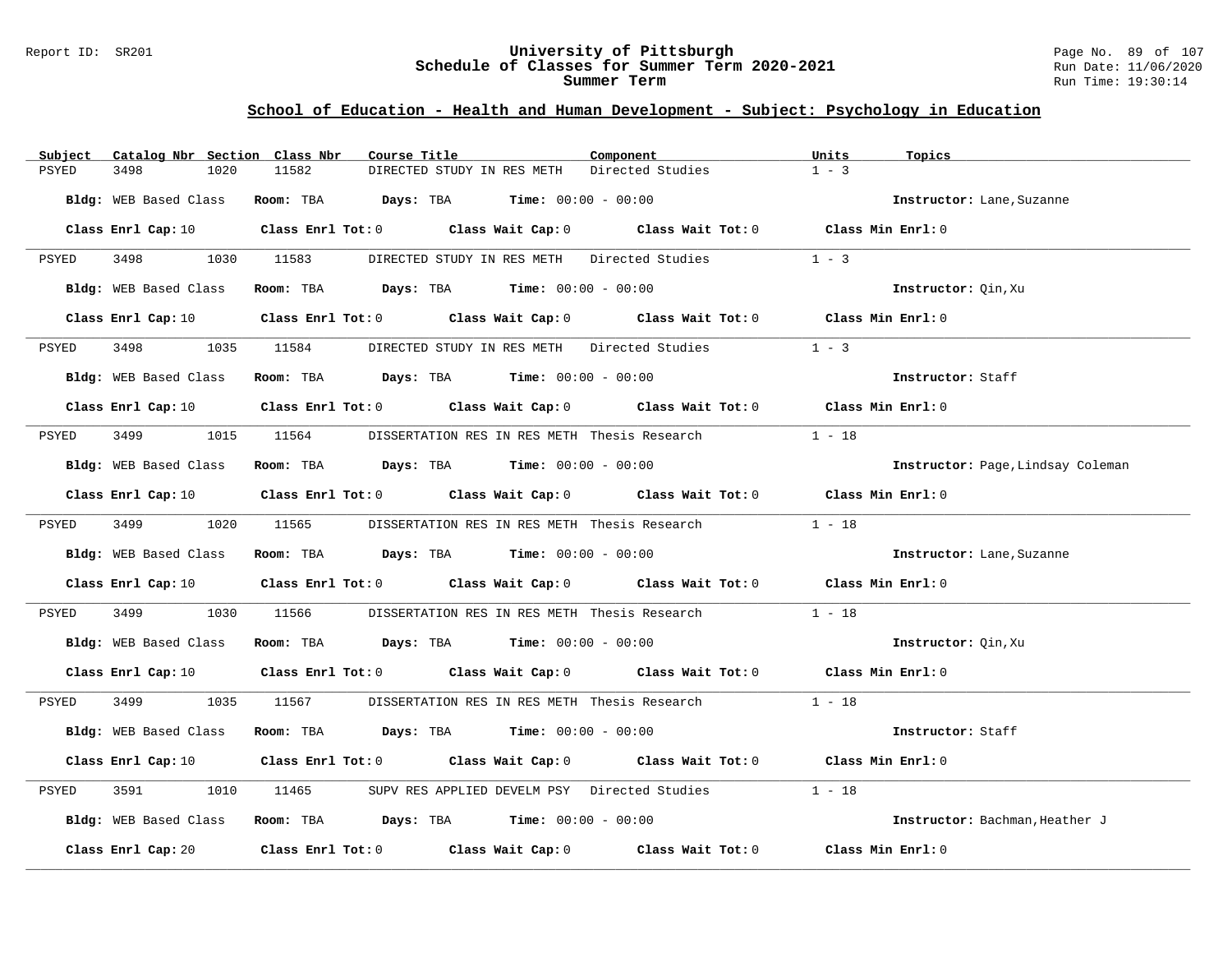Report ID: SR201

# University of Pittsburgh
## Schedule of Classes for Summer Term 2020-2021
### Summer Term

Run Date: 11/06/2020
Run Time: 19:30:14

## School of Education - Health and Human Development - Subject: Psychology in Education

| Subject | Catalog Nbr | Section | Class Nbr | Course Title | Component | Units | Topics |
|---|---|---|---|---|---|---|---|
| PSYED | 3498 | 1020 | 11582 | DIRECTED STUDY IN RES METH | Directed Studies | 1 - 3 | |

**Bldg:** WEB Based Class **Room:** TBA **Days:** TBA **Time:** 00:00 - 00:00 **Instructor:** Lane,Suzanne

**Class Enrl Cap:** 10 **Class Enrl Tot:** 0 **Class Wait Cap:** 0 **Class Wait Tot:** 0 **Class Min Enrl:** 0

| Subject | Catalog Nbr | Section | Class Nbr | Course Title | Component | Units | Topics |
|---|---|---|---|---|---|---|---|
| PSYED | 3498 | 1030 | 11583 | DIRECTED STUDY IN RES METH | Directed Studies | 1 - 3 | |

**Bldg:** WEB Based Class **Room:** TBA **Days:** TBA **Time:** 00:00 - 00:00 **Instructor:** Qin,Xu

**Class Enrl Cap:** 10 **Class Enrl Tot:** 0 **Class Wait Cap:** 0 **Class Wait Tot:** 0 **Class Min Enrl:** 0

| Subject | Catalog Nbr | Section | Class Nbr | Course Title | Component | Units | Topics |
|---|---|---|---|---|---|---|---|
| PSYED | 3498 | 1035 | 11584 | DIRECTED STUDY IN RES METH | Directed Studies | 1 - 3 | |

**Bldg:** WEB Based Class **Room:** TBA **Days:** TBA **Time:** 00:00 - 00:00 **Instructor:** Staff

**Class Enrl Cap:** 10 **Class Enrl Tot:** 0 **Class Wait Cap:** 0 **Class Wait Tot:** 0 **Class Min Enrl:** 0

| Subject | Catalog Nbr | Section | Class Nbr | Course Title | Component | Units | Topics |
|---|---|---|---|---|---|---|---|
| PSYED | 3499 | 1015 | 11564 | DISSERTATION RES IN RES METH | Thesis Research | 1 - 18 | |

**Bldg:** WEB Based Class **Room:** TBA **Days:** TBA **Time:** 00:00 - 00:00 **Instructor:** Page,Lindsay Coleman

**Class Enrl Cap:** 10 **Class Enrl Tot:** 0 **Class Wait Cap:** 0 **Class Wait Tot:** 0 **Class Min Enrl:** 0

| Subject | Catalog Nbr | Section | Class Nbr | Course Title | Component | Units | Topics |
|---|---|---|---|---|---|---|---|
| PSYED | 3499 | 1020 | 11565 | DISSERTATION RES IN RES METH | Thesis Research | 1 - 18 | |

**Bldg:** WEB Based Class **Room:** TBA **Days:** TBA **Time:** 00:00 - 00:00 **Instructor:** Lane,Suzanne

**Class Enrl Cap:** 10 **Class Enrl Tot:** 0 **Class Wait Cap:** 0 **Class Wait Tot:** 0 **Class Min Enrl:** 0

| Subject | Catalog Nbr | Section | Class Nbr | Course Title | Component | Units | Topics |
|---|---|---|---|---|---|---|---|
| PSYED | 3499 | 1030 | 11566 | DISSERTATION RES IN RES METH | Thesis Research | 1 - 18 | |

**Bldg:** WEB Based Class **Room:** TBA **Days:** TBA **Time:** 00:00 - 00:00 **Instructor:** Qin,Xu

**Class Enrl Cap:** 10 **Class Enrl Tot:** 0 **Class Wait Cap:** 0 **Class Wait Tot:** 0 **Class Min Enrl:** 0

| Subject | Catalog Nbr | Section | Class Nbr | Course Title | Component | Units | Topics |
|---|---|---|---|---|---|---|---|
| PSYED | 3499 | 1035 | 11567 | DISSERTATION RES IN RES METH | Thesis Research | 1 - 18 | |

**Bldg:** WEB Based Class **Room:** TBA **Days:** TBA **Time:** 00:00 - 00:00 **Instructor:** Staff

**Class Enrl Cap:** 10 **Class Enrl Tot:** 0 **Class Wait Cap:** 0 **Class Wait Tot:** 0 **Class Min Enrl:** 0

| Subject | Catalog Nbr | Section | Class Nbr | Course Title | Component | Units | Topics |
|---|---|---|---|---|---|---|---|
| PSYED | 3591 | 1010 | 11465 | SUPV RES APPLIED DEVELM PSY | Directed Studies | 1 - 18 | |

**Bldg:** WEB Based Class **Room:** TBA **Days:** TBA **Time:** 00:00 - 00:00 **Instructor:** Bachman,Heather J

**Class Enrl Cap:** 20 **Class Enrl Tot:** 0 **Class Wait Cap:** 0 **Class Wait Tot:** 0 **Class Min Enrl:** 0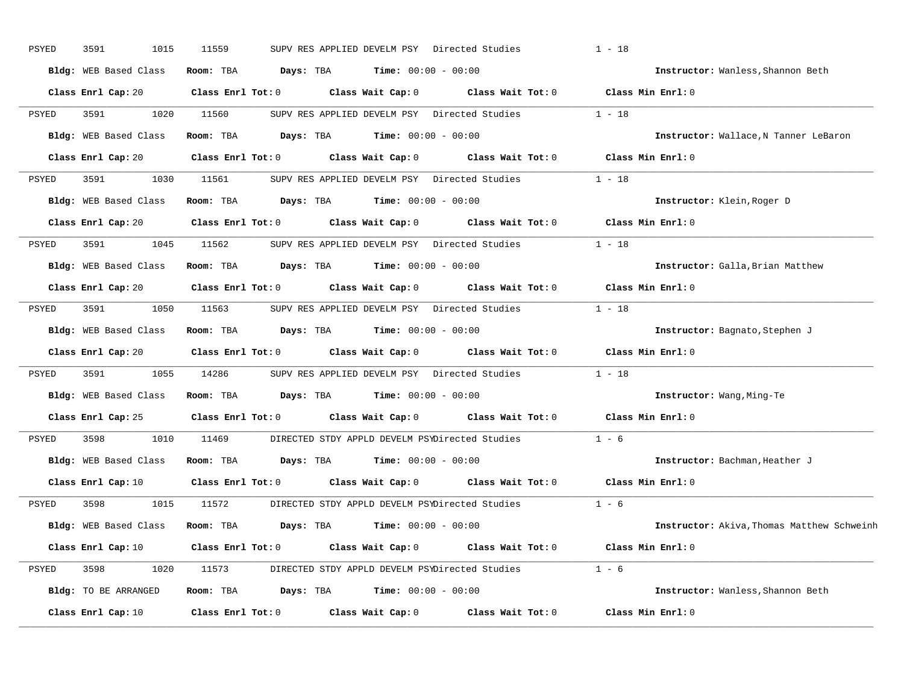PSYED 3591 1015 11559 SUPV RES APPLIED DEVELM PSY Directed Studies 1 - 18

**Bldg:** WEB Based Class **Room:** TBA **Days:** TBA **Time:** 00:00 - 00:00 **Instructor:** Wanless,Shannon Beth

**Class Enrl Cap:** 20 **Class Enrl Tot:** 0 **Class Wait Cap:** 0 **Class Wait Tot:** 0 **Class Min Enrl:** 0

---

PSYED 3591 1020 11560 SUPV RES APPLIED DEVELM PSY Directed Studies 1 - 18

**Bldg:** WEB Based Class **Room:** TBA **Days:** TBA **Time:** 00:00 - 00:00 **Instructor:** Wallace,N Tanner LeBaron

**Class Enrl Cap:** 20 **Class Enrl Tot:** 0 **Class Wait Cap:** 0 **Class Wait Tot:** 0 **Class Min Enrl:** 0

---

PSYED 3591 1030 11561 SUPV RES APPLIED DEVELM PSY Directed Studies 1 - 18

**Bldg:** WEB Based Class **Room:** TBA **Days:** TBA **Time:** 00:00 - 00:00 **Instructor:** Klein,Roger D

**Class Enrl Cap:** 20 **Class Enrl Tot:** 0 **Class Wait Cap:** 0 **Class Wait Tot:** 0 **Class Min Enrl:** 0

---

PSYED 3591 1045 11562 SUPV RES APPLIED DEVELM PSY Directed Studies 1 - 18

**Bldg:** WEB Based Class **Room:** TBA **Days:** TBA **Time:** 00:00 - 00:00 **Instructor:** Galla,Brian Matthew

**Class Enrl Cap:** 20 **Class Enrl Tot:** 0 **Class Wait Cap:** 0 **Class Wait Tot:** 0 **Class Min Enrl:** 0

---

PSYED 3591 1050 11563 SUPV RES APPLIED DEVELM PSY Directed Studies 1 - 18

**Bldg:** WEB Based Class **Room:** TBA **Days:** TBA **Time:** 00:00 - 00:00 **Instructor:** Bagnato,Stephen J

**Class Enrl Cap:** 20 **Class Enrl Tot:** 0 **Class Wait Cap:** 0 **Class Wait Tot:** 0 **Class Min Enrl:** 0

---

PSYED 3591 1055 14286 SUPV RES APPLIED DEVELM PSY Directed Studies 1 - 18

**Bldg:** WEB Based Class **Room:** TBA **Days:** TBA **Time:** 00:00 - 00:00 **Instructor:** Wang,Ming-Te

**Class Enrl Cap:** 25 **Class Enrl Tot:** 0 **Class Wait Cap:** 0 **Class Wait Tot:** 0 **Class Min Enrl:** 0

---

PSYED 3598 1010 11469 DIRECTED STDY APPLD DEVELM PSY Directed Studies 1 - 6

**Bldg:** WEB Based Class **Room:** TBA **Days:** TBA **Time:** 00:00 - 00:00 **Instructor:** Bachman,Heather J

**Class Enrl Cap:** 10 **Class Enrl Tot:** 0 **Class Wait Cap:** 0 **Class Wait Tot:** 0 **Class Min Enrl:** 0

---

PSYED 3598 1015 11572 DIRECTED STDY APPLD DEVELM PSY Directed Studies 1 - 6

**Bldg:** WEB Based Class **Room:** TBA **Days:** TBA **Time:** 00:00 - 00:00 **Instructor:** Akiva,Thomas Matthew Schweinh

**Class Enrl Cap:** 10 **Class Enrl Tot:** 0 **Class Wait Cap:** 0 **Class Wait Tot:** 0 **Class Min Enrl:** 0

---

PSYED 3598 1020 11573 DIRECTED STDY APPLD DEVELM PSY Directed Studies 1 - 6

**Bldg:** TO BE ARRANGED **Room:** TBA **Days:** TBA **Time:** 00:00 - 00:00 **Instructor:** Wanless,Shannon Beth

**Class Enrl Cap:** 10 **Class Enrl Tot:** 0 **Class Wait Cap:** 0 **Class Wait Tot:** 0 **Class Min Enrl:** 0

---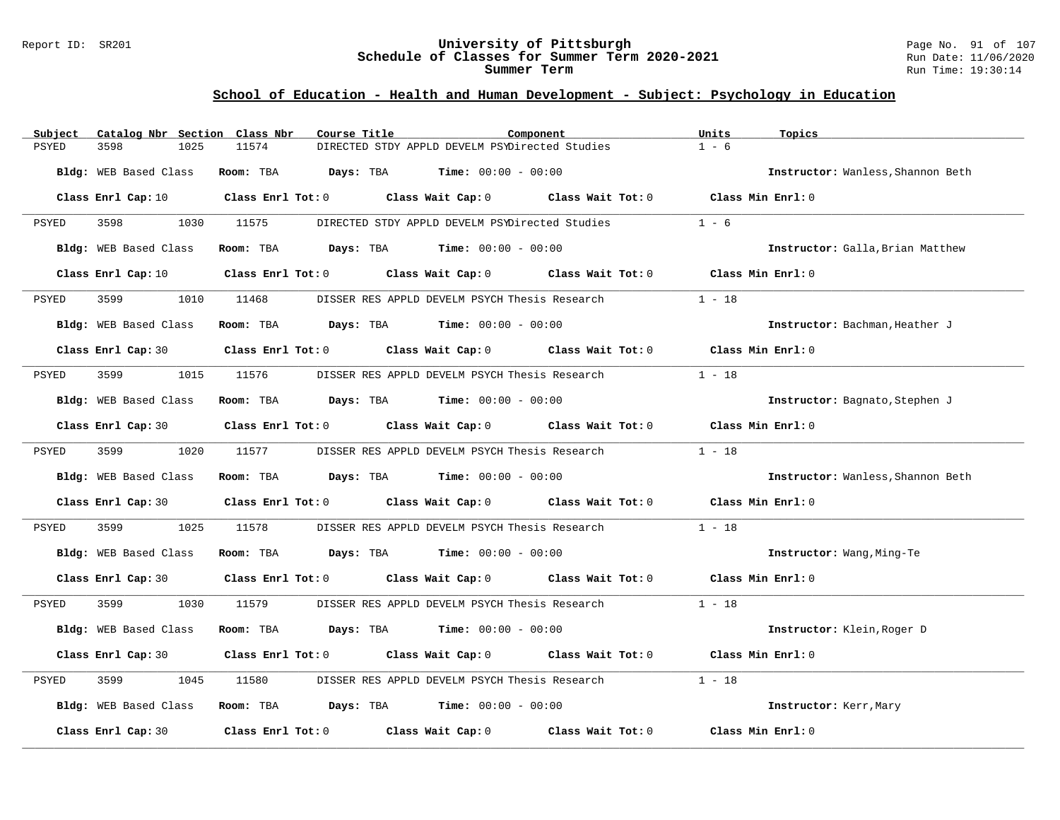Report ID: SR201

# University of Pittsburgh
## Schedule of Classes for Summer Term 2020-2021
### Summer Term

Run Date: 11/06/2020
Run Time: 19:30:14

## School of Education - Health and Human Development - Subject: Psychology in Education

| Subject | Catalog Nbr | Section | Class Nbr | Course Title | Component | Units | Topics |
|---|---|---|---|---|---|---|---|
| PSYED | 3598 | 1025 | 11574 | DIRECTED STDY APPLD DEVELM PSY | Directed Studies | 1 - 6 | |

Bldg: WEB Based Class | Room: TBA | Days: TBA | Time: 00:00 - 00:00 | Instructor: Wanless,Shannon Beth

Class Enrl Cap: 10 | Class Enrl Tot: 0 | Class Wait Cap: 0 | Class Wait Tot: 0 | Class Min Enrl: 0

---

| Subject | Catalog Nbr | Section | Class Nbr | Course Title | Component | Units | Topics |
|---|---|---|---|---|---|---|---|
| PSYED | 3598 | 1030 | 11575 | DIRECTED STDY APPLD DEVELM PSY | Directed Studies | 1 - 6 | |

Bldg: WEB Based Class | Room: TBA | Days: TBA | Time: 00:00 - 00:00 | Instructor: Galla,Brian Matthew

Class Enrl Cap: 10 | Class Enrl Tot: 0 | Class Wait Cap: 0 | Class Wait Tot: 0 | Class Min Enrl: 0

---

| Subject | Catalog Nbr | Section | Class Nbr | Course Title | Component | Units | Topics |
|---|---|---|---|---|---|---|---|
| PSYED | 3599 | 1010 | 11468 | DISSER RES APPLD DEVELM PSYCH | Thesis Research | 1 - 18 | |

Bldg: WEB Based Class | Room: TBA | Days: TBA | Time: 00:00 - 00:00 | Instructor: Bachman,Heather J

Class Enrl Cap: 30 | Class Enrl Tot: 0 | Class Wait Cap: 0 | Class Wait Tot: 0 | Class Min Enrl: 0

---

| Subject | Catalog Nbr | Section | Class Nbr | Course Title | Component | Units | Topics |
|---|---|---|---|---|---|---|---|
| PSYED | 3599 | 1015 | 11576 | DISSER RES APPLD DEVELM PSYCH | Thesis Research | 1 - 18 | |

Bldg: WEB Based Class | Room: TBA | Days: TBA | Time: 00:00 - 00:00 | Instructor: Bagnato,Stephen J

Class Enrl Cap: 30 | Class Enrl Tot: 0 | Class Wait Cap: 0 | Class Wait Tot: 0 | Class Min Enrl: 0

---

| Subject | Catalog Nbr | Section | Class Nbr | Course Title | Component | Units | Topics |
|---|---|---|---|---|---|---|---|
| PSYED | 3599 | 1020 | 11577 | DISSER RES APPLD DEVELM PSYCH | Thesis Research | 1 - 18 | |

Bldg: WEB Based Class | Room: TBA | Days: TBA | Time: 00:00 - 00:00 | Instructor: Wanless,Shannon Beth

Class Enrl Cap: 30 | Class Enrl Tot: 0 | Class Wait Cap: 0 | Class Wait Tot: 0 | Class Min Enrl: 0

---

| Subject | Catalog Nbr | Section | Class Nbr | Course Title | Component | Units | Topics |
|---|---|---|---|---|---|---|---|
| PSYED | 3599 | 1025 | 11578 | DISSER RES APPLD DEVELM PSYCH | Thesis Research | 1 - 18 | |

Bldg: WEB Based Class | Room: TBA | Days: TBA | Time: 00:00 - 00:00 | Instructor: Wang,Ming-Te

Class Enrl Cap: 30 | Class Enrl Tot: 0 | Class Wait Cap: 0 | Class Wait Tot: 0 | Class Min Enrl: 0

---

| Subject | Catalog Nbr | Section | Class Nbr | Course Title | Component | Units | Topics |
|---|---|---|---|---|---|---|---|
| PSYED | 3599 | 1030 | 11579 | DISSER RES APPLD DEVELM PSYCH | Thesis Research | 1 - 18 | |

Bldg: WEB Based Class | Room: TBA | Days: TBA | Time: 00:00 - 00:00 | Instructor: Klein,Roger D

Class Enrl Cap: 30 | Class Enrl Tot: 0 | Class Wait Cap: 0 | Class Wait Tot: 0 | Class Min Enrl: 0

---

| Subject | Catalog Nbr | Section | Class Nbr | Course Title | Component | Units | Topics |
|---|---|---|---|---|---|---|---|
| PSYED | 3599 | 1045 | 11580 | DISSER RES APPLD DEVELM PSYCH | Thesis Research | 1 - 18 | |

Bldg: WEB Based Class | Room: TBA | Days: TBA | Time: 00:00 - 00:00 | Instructor: Kerr,Mary

Class Enrl Cap: 30 | Class Enrl Tot: 0 | Class Wait Cap: 0 | Class Wait Tot: 0 | Class Min Enrl: 0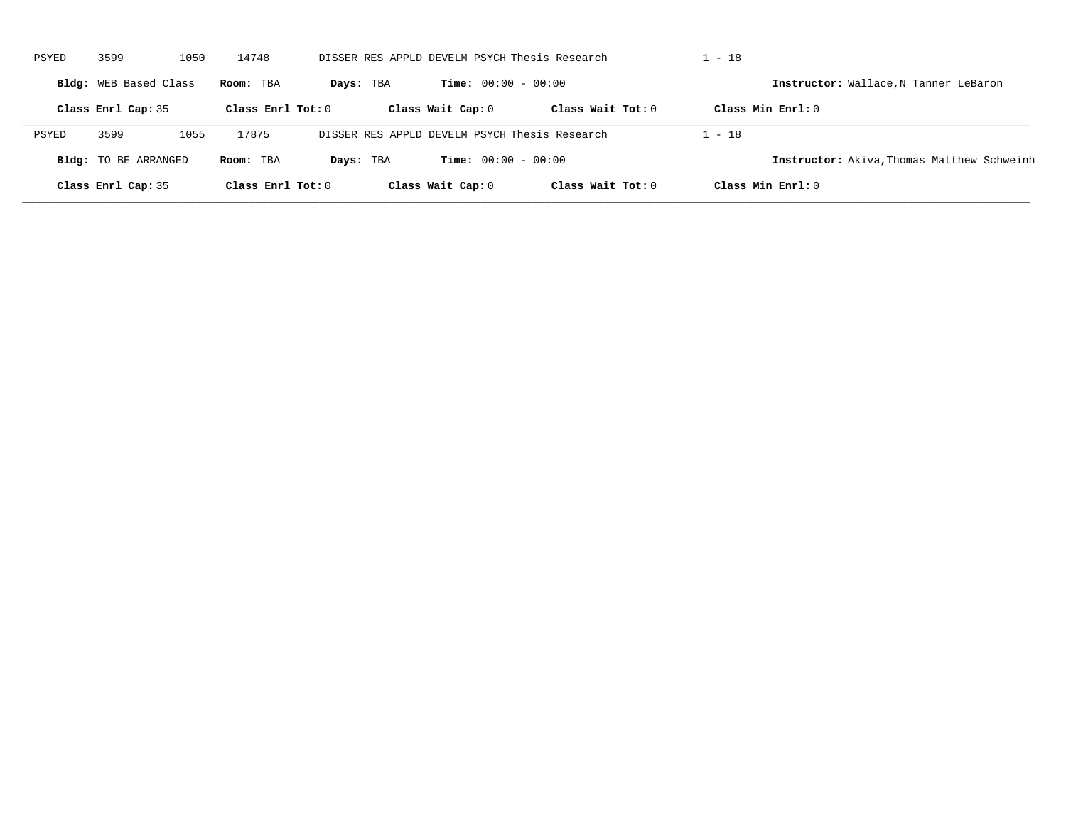PSYED 3599 1050 14748 DISSER RES APPLD DEVELM PSYCH Thesis Research 1 - 18

**Bldg:** WEB Based Class **Room:** TBA **Days:** TBA **Time:** 00:00 - 00:00 **Instructor:** Wallace,N Tanner LeBaron

**Class Enrl Cap:** 35 **Class Enrl Tot:** 0 **Class Wait Cap:** 0 **Class Wait Tot:** 0 **Class Min Enrl:** 0

---

PSYED 3599 1055 17875 DISSER RES APPLD DEVELM PSYCH Thesis Research 1 - 18

**Bldg:** TO BE ARRANGED **Room:** TBA **Days:** TBA **Time:** 00:00 - 00:00 **Instructor:** Akiva,Thomas Matthew Schweinh

**Class Enrl Cap:** 35 **Class Enrl Tot:** 0 **Class Wait Cap:** 0 **Class Wait Tot:** 0 **Class Min Enrl:** 0

---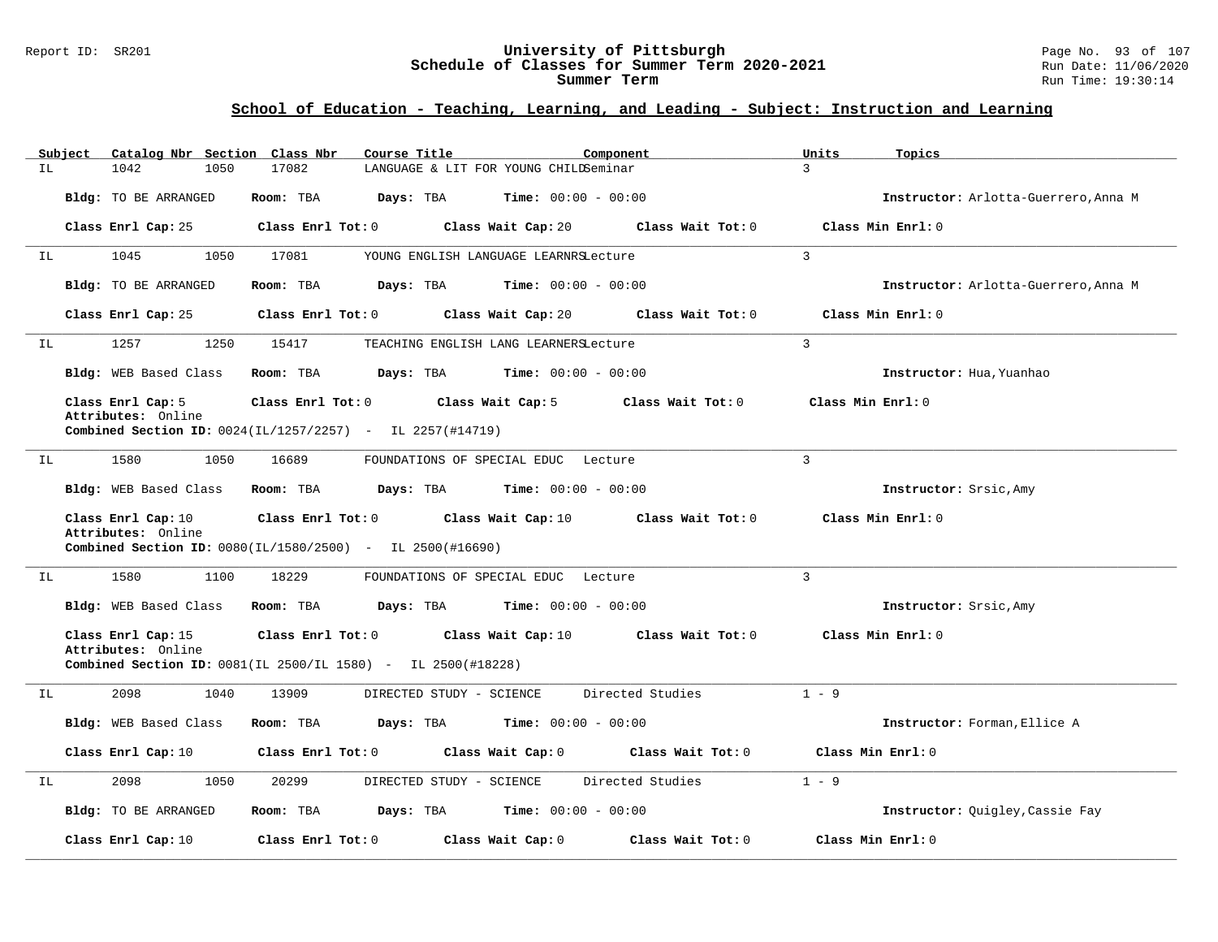## School of Education - Teaching, Learning, and Leading - Subject: Instruction and Learning

| Subject | Catalog Nbr | Section | Class Nbr | Course Title | Component | Units | Topics |
|---|---|---|---|---|---|---|---|
| IL | 1042 | 1050 | 17082 | LANGUAGE & LIT FOR YOUNG CHILD | Seminar | 3 | |

**Bldg:** TO BE ARRANGED **Room:** TBA **Days:** TBA **Time:** 00:00 - 00:00 **Instructor:** Arlotta-Guerrero,Anna M

**Class Enrl Cap:** 25 **Class Enrl Tot:** 0 **Class Wait Cap:** 20 **Class Wait Tot:** 0 **Class Min Enrl:** 0

---

| Subject | Catalog Nbr | Section | Class Nbr | Course Title | Component | Units | Topics |
|---|---|---|---|---|---|---|---|
| IL | 1045 | 1050 | 17081 | YOUNG ENGLISH LANGUAGE LEARNRS | Lecture | 3 | |

**Bldg:** TO BE ARRANGED **Room:** TBA **Days:** TBA **Time:** 00:00 - 00:00 **Instructor:** Arlotta-Guerrero,Anna M

**Class Enrl Cap:** 25 **Class Enrl Tot:** 0 **Class Wait Cap:** 20 **Class Wait Tot:** 0 **Class Min Enrl:** 0

---

| Subject | Catalog Nbr | Section | Class Nbr | Course Title | Component | Units | Topics |
|---|---|---|---|---|---|---|---|
| IL | 1257 | 1250 | 15417 | TEACHING ENGLISH LANG LEARNERS | Lecture | 3 | |

**Bldg:** WEB Based Class **Room:** TBA **Days:** TBA **Time:** 00:00 - 00:00 **Instructor:** Hua,Yuanhao

**Class Enrl Cap:** 5 **Class Enrl Tot:** 0 **Class Wait Cap:** 5 **Class Wait Tot:** 0 **Class Min Enrl:** 0

Attributes: Online

**Combined Section ID:** 0024(IL/1257/2257) - IL 2257(#14719)

---

| Subject | Catalog Nbr | Section | Class Nbr | Course Title | Component | Units | Topics |
|---|---|---|---|---|---|---|---|
| IL | 1580 | 1050 | 16689 | FOUNDATIONS OF SPECIAL EDUC | Lecture | 3 | |

**Bldg:** WEB Based Class **Room:** TBA **Days:** TBA **Time:** 00:00 - 00:00 **Instructor:** Srsic,Amy

**Class Enrl Cap:** 10 **Class Enrl Tot:** 0 **Class Wait Cap:** 10 **Class Wait Tot:** 0 **Class Min Enrl:** 0

Attributes: Online

**Combined Section ID:** 0080(IL/1580/2500) - IL 2500(#16690)

---

| Subject | Catalog Nbr | Section | Class Nbr | Course Title | Component | Units | Topics |
|---|---|---|---|---|---|---|---|
| IL | 1580 | 1100 | 18229 | FOUNDATIONS OF SPECIAL EDUC | Lecture | 3 | |

**Bldg:** WEB Based Class **Room:** TBA **Days:** TBA **Time:** 00:00 - 00:00 **Instructor:** Srsic,Amy

**Class Enrl Cap:** 15 **Class Enrl Tot:** 0 **Class Wait Cap:** 10 **Class Wait Tot:** 0 **Class Min Enrl:** 0

Attributes: Online

**Combined Section ID:** 0081(IL 2500/IL 1580) - IL 2500(#18228)

---

| Subject | Catalog Nbr | Section | Class Nbr | Course Title | Component | Units | Topics |
|---|---|---|---|---|---|---|---|
| IL | 2098 | 1040 | 13909 | DIRECTED STUDY - SCIENCE | Directed Studies | 1 - 9 | |

**Bldg:** WEB Based Class **Room:** TBA **Days:** TBA **Time:** 00:00 - 00:00 **Instructor:** Forman,Ellice A

**Class Enrl Cap:** 10 **Class Enrl Tot:** 0 **Class Wait Cap:** 0 **Class Wait Tot:** 0 **Class Min Enrl:** 0

---

| Subject | Catalog Nbr | Section | Class Nbr | Course Title | Component | Units | Topics |
|---|---|---|---|---|---|---|---|
| IL | 2098 | 1050 | 20299 | DIRECTED STUDY - SCIENCE | Directed Studies | 1 - 9 | |

**Bldg:** TO BE ARRANGED **Room:** TBA **Days:** TBA **Time:** 00:00 - 00:00 **Instructor:** Quigley,Cassie Fay

**Class Enrl Cap:** 10 **Class Enrl Tot:** 0 **Class Wait Cap:** 0 **Class Wait Tot:** 0 **Class Min Enrl:** 0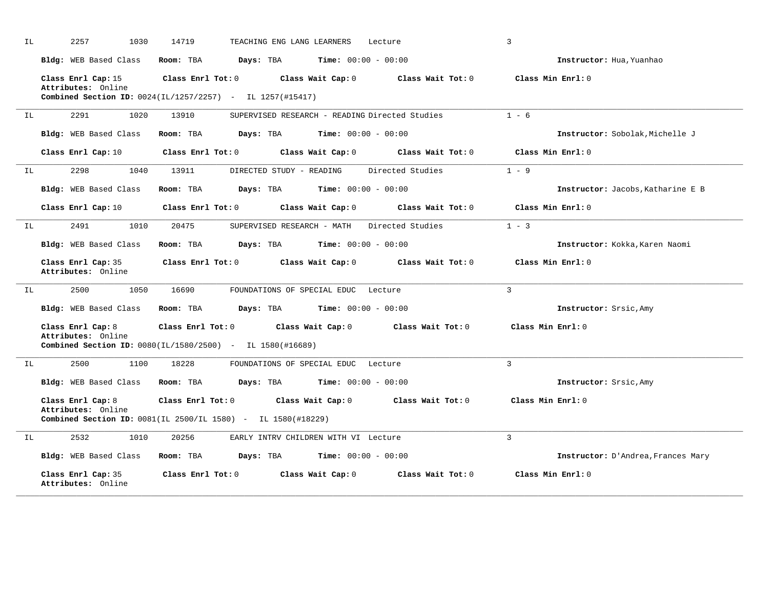IL 2257 1030 14719 TEACHING ENG LANG LEARNERS Lecture 3

**Bldg:** WEB Based Class **Room:** TBA **Days:** TBA **Time:** 00:00 - 00:00 **Instructor:** Hua,Yuanhao

**Class Enrl Cap:** 15 **Class Enrl Tot:** 0 **Class Wait Cap:** 0 **Class Wait Tot:** 0 **Class Min Enrl:** 0
**Attributes:** Online
**Combined Section ID:** 0024(IL/1257/2257) - IL 1257(#15417)

---

IL 2291 1020 13910 SUPERVISED RESEARCH - READING Directed Studies 1 - 6

**Bldg:** WEB Based Class **Room:** TBA **Days:** TBA **Time:** 00:00 - 00:00 **Instructor:** Sobolak,Michelle J

**Class Enrl Cap:** 10 **Class Enrl Tot:** 0 **Class Wait Cap:** 0 **Class Wait Tot:** 0 **Class Min Enrl:** 0

---

IL 2298 1040 13911 DIRECTED STUDY - READING Directed Studies 1 - 9

**Bldg:** WEB Based Class **Room:** TBA **Days:** TBA **Time:** 00:00 - 00:00 **Instructor:** Jacobs,Katharine E B

**Class Enrl Cap:** 10 **Class Enrl Tot:** 0 **Class Wait Cap:** 0 **Class Wait Tot:** 0 **Class Min Enrl:** 0

---

IL 2491 1010 20475 SUPERVISED RESEARCH - MATH Directed Studies 1 - 3

**Bldg:** WEB Based Class **Room:** TBA **Days:** TBA **Time:** 00:00 - 00:00 **Instructor:** Kokka,Karen Naomi

**Class Enrl Cap:** 35 **Class Enrl Tot:** 0 **Class Wait Cap:** 0 **Class Wait Tot:** 0 **Class Min Enrl:** 0
**Attributes:** Online

---

IL 2500 1050 16690 FOUNDATIONS OF SPECIAL EDUC Lecture 3

**Bldg:** WEB Based Class **Room:** TBA **Days:** TBA **Time:** 00:00 - 00:00 **Instructor:** Srsic,Amy

**Class Enrl Cap:** 8 **Class Enrl Tot:** 0 **Class Wait Cap:** 0 **Class Wait Tot:** 0 **Class Min Enrl:** 0
**Attributes:** Online
**Combined Section ID:** 0080(IL/1580/2500) - IL 1580(#16689)

---

IL 2500 1100 18228 FOUNDATIONS OF SPECIAL EDUC Lecture 3

**Bldg:** WEB Based Class **Room:** TBA **Days:** TBA **Time:** 00:00 - 00:00 **Instructor:** Srsic,Amy

**Class Enrl Cap:** 8 **Class Enrl Tot:** 0 **Class Wait Cap:** 0 **Class Wait Tot:** 0 **Class Min Enrl:** 0
**Attributes:** Online
**Combined Section ID:** 0081(IL 2500/IL 1580) - IL 1580(#18229)

---

IL 2532 1010 20256 EARLY INTRV CHILDREN WITH VI Lecture 3

**Bldg:** WEB Based Class **Room:** TBA **Days:** TBA **Time:** 00:00 - 00:00 **Instructor:** D'Andrea,Frances Mary

**Class Enrl Cap:** 35 **Class Enrl Tot:** 0 **Class Wait Cap:** 0 **Class Wait Tot:** 0 **Class Min Enrl:** 0
**Attributes:** Online

---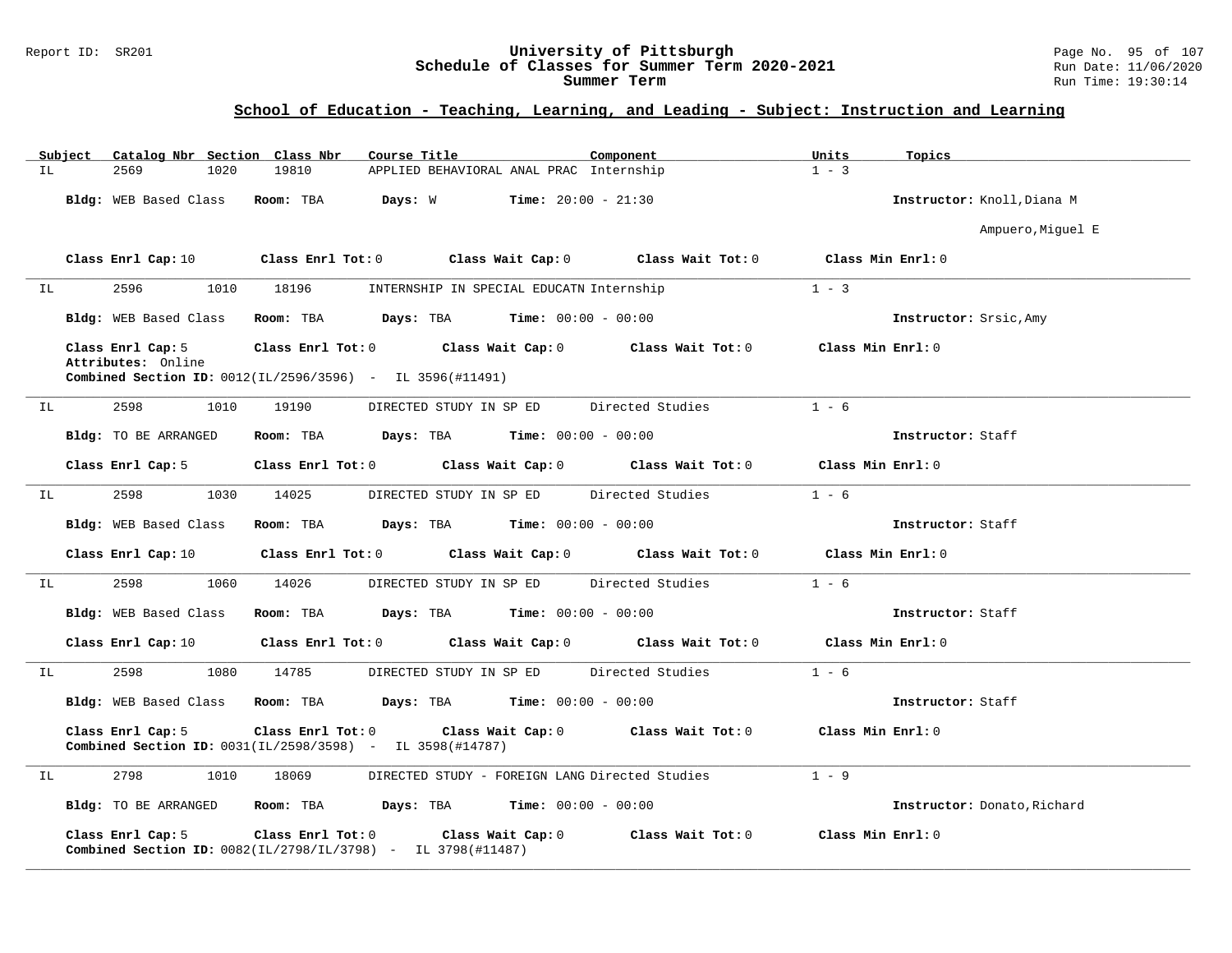## School of Education - Teaching, Learning, and Leading - Subject: Instruction and Learning

| Subject | Catalog Nbr | Section | Class Nbr | Course Title | Component | Units | Topics |
|---|---|---|---|---|---|---|---|
| IL | 2569 | 1020 | 19810 | APPLIED BEHAVIORAL ANAL PRAC | Internship | 1 - 3 | |

**Bldg:** WEB Based Class **Room:** TBA **Days:** W **Time:** 20:00 - 21:30 **Instructor:** Knoll,Diana M; Ampuero,Miguel E

**Class Enrl Cap:** 10 **Class Enrl Tot:** 0 **Class Wait Cap:** 0 **Class Wait Tot:** 0 **Class Min Enrl:** 0

---

| Subject | Catalog Nbr | Section | Class Nbr | Course Title | Component | Units | Topics |
|---|---|---|---|---|---|---|---|
| IL | 2596 | 1010 | 18196 | INTERNSHIP IN SPECIAL EDUCATN | Internship | 1 - 3 | |

**Bldg:** WEB Based Class **Room:** TBA **Days:** TBA **Time:** 00:00 - 00:00 **Instructor:** Srsic,Amy

**Class Enrl Cap:** 5 **Class Enrl Tot:** 0 **Class Wait Cap:** 0 **Class Wait Tot:** 0 **Class Min Enrl:** 0

**Attributes:** Online

**Combined Section ID:** 0012(IL/2596/3596) - IL 3596(#11491)

---

| Subject | Catalog Nbr | Section | Class Nbr | Course Title | Component | Units | Topics |
|---|---|---|---|---|---|---|---|
| IL | 2598 | 1010 | 19190 | DIRECTED STUDY IN SP ED | Directed Studies | 1 - 6 | |

**Bldg:** TO BE ARRANGED **Room:** TBA **Days:** TBA **Time:** 00:00 - 00:00 **Instructor:** Staff

**Class Enrl Cap:** 5 **Class Enrl Tot:** 0 **Class Wait Cap:** 0 **Class Wait Tot:** 0 **Class Min Enrl:** 0

---

| Subject | Catalog Nbr | Section | Class Nbr | Course Title | Component | Units | Topics |
|---|---|---|---|---|---|---|---|
| IL | 2598 | 1030 | 14025 | DIRECTED STUDY IN SP ED | Directed Studies | 1 - 6 | |

**Bldg:** WEB Based Class **Room:** TBA **Days:** TBA **Time:** 00:00 - 00:00 **Instructor:** Staff

**Class Enrl Cap:** 10 **Class Enrl Tot:** 0 **Class Wait Cap:** 0 **Class Wait Tot:** 0 **Class Min Enrl:** 0

---

| Subject | Catalog Nbr | Section | Class Nbr | Course Title | Component | Units | Topics |
|---|---|---|---|---|---|---|---|
| IL | 2598 | 1060 | 14026 | DIRECTED STUDY IN SP ED | Directed Studies | 1 - 6 | |

**Bldg:** WEB Based Class **Room:** TBA **Days:** TBA **Time:** 00:00 - 00:00 **Instructor:** Staff

**Class Enrl Cap:** 10 **Class Enrl Tot:** 0 **Class Wait Cap:** 0 **Class Wait Tot:** 0 **Class Min Enrl:** 0

---

| Subject | Catalog Nbr | Section | Class Nbr | Course Title | Component | Units | Topics |
|---|---|---|---|---|---|---|---|
| IL | 2598 | 1080 | 14785 | DIRECTED STUDY IN SP ED | Directed Studies | 1 - 6 | |

**Bldg:** WEB Based Class **Room:** TBA **Days:** TBA **Time:** 00:00 - 00:00 **Instructor:** Staff

**Class Enrl Cap:** 5 **Class Enrl Tot:** 0 **Class Wait Cap:** 0 **Class Wait Tot:** 0 **Class Min Enrl:** 0

**Combined Section ID:** 0031(IL/2598/3598) - IL 3598(#14787)

---

| Subject | Catalog Nbr | Section | Class Nbr | Course Title | Component | Units | Topics |
|---|---|---|---|---|---|---|---|
| IL | 2798 | 1010 | 18069 | DIRECTED STUDY - FOREIGN LANG | Directed Studies | 1 - 9 | |

**Bldg:** TO BE ARRANGED **Room:** TBA **Days:** TBA **Time:** 00:00 - 00:00 **Instructor:** Donato,Richard

**Class Enrl Cap:** 5 **Class Enrl Tot:** 0 **Class Wait Cap:** 0 **Class Wait Tot:** 0 **Class Min Enrl:** 0

**Combined Section ID:** 0082(IL/2798/IL/3798) - IL 3798(#11487)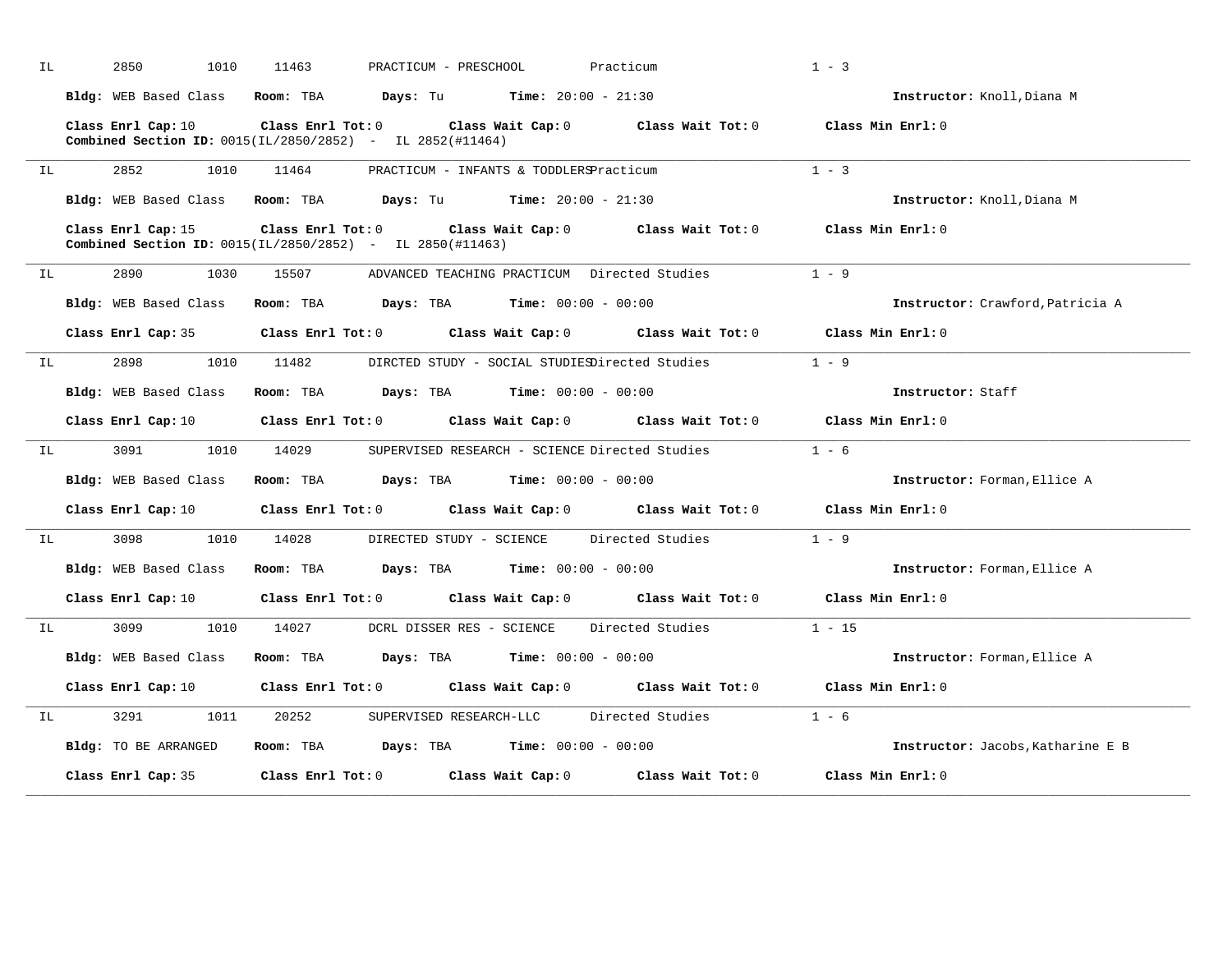IL 2850 1010 11463 PRACTICUM - PRESCHOOL Practicum 1 - 3

**Bldg:** WEB Based Class **Room:** TBA **Days:** Tu **Time:** 20:00 - 21:30 **Instructor:** Knoll,Diana M

**Class Enrl Cap:** 10 **Class Enrl Tot:** 0 **Class Wait Cap:** 0 **Class Wait Tot:** 0 **Class Min Enrl:** 0
**Combined Section ID:** 0015(IL/2850/2852) - IL 2852(#11464)

---

IL 2852 1010 11464 PRACTICUM - INFANTS & TODDLERS Practicum 1 - 3

**Bldg:** WEB Based Class **Room:** TBA **Days:** Tu **Time:** 20:00 - 21:30 **Instructor:** Knoll,Diana M

**Class Enrl Cap:** 15 **Class Enrl Tot:** 0 **Class Wait Cap:** 0 **Class Wait Tot:** 0 **Class Min Enrl:** 0
**Combined Section ID:** 0015(IL/2850/2852) - IL 2850(#11463)

---

IL 2890 1030 15507 ADVANCED TEACHING PRACTICUM Directed Studies 1 - 9

**Bldg:** WEB Based Class **Room:** TBA **Days:** TBA **Time:** 00:00 - 00:00 **Instructor:** Crawford,Patricia A

**Class Enrl Cap:** 35 **Class Enrl Tot:** 0 **Class Wait Cap:** 0 **Class Wait Tot:** 0 **Class Min Enrl:** 0

---

IL 2898 1010 11482 DIRCTED STUDY - SOCIAL STUDIES Directed Studies 1 - 9

**Bldg:** WEB Based Class **Room:** TBA **Days:** TBA **Time:** 00:00 - 00:00 **Instructor:** Staff

**Class Enrl Cap:** 10 **Class Enrl Tot:** 0 **Class Wait Cap:** 0 **Class Wait Tot:** 0 **Class Min Enrl:** 0

---

IL 3091 1010 14029 SUPERVISED RESEARCH - SCIENCE Directed Studies 1 - 6

**Bldg:** WEB Based Class **Room:** TBA **Days:** TBA **Time:** 00:00 - 00:00 **Instructor:** Forman,Ellice A

**Class Enrl Cap:** 10 **Class Enrl Tot:** 0 **Class Wait Cap:** 0 **Class Wait Tot:** 0 **Class Min Enrl:** 0

---

IL 3098 1010 14028 DIRECTED STUDY - SCIENCE Directed Studies 1 - 9

**Bldg:** WEB Based Class **Room:** TBA **Days:** TBA **Time:** 00:00 - 00:00 **Instructor:** Forman,Ellice A

**Class Enrl Cap:** 10 **Class Enrl Tot:** 0 **Class Wait Cap:** 0 **Class Wait Tot:** 0 **Class Min Enrl:** 0

---

IL 3099 1010 14027 DCRL DISSER RES - SCIENCE Directed Studies 1 - 15

**Bldg:** WEB Based Class **Room:** TBA **Days:** TBA **Time:** 00:00 - 00:00 **Instructor:** Forman,Ellice A

**Class Enrl Cap:** 10 **Class Enrl Tot:** 0 **Class Wait Cap:** 0 **Class Wait Tot:** 0 **Class Min Enrl:** 0

---

IL 3291 1011 20252 SUPERVISED RESEARCH-LLC Directed Studies 1 - 6

**Bldg:** TO BE ARRANGED **Room:** TBA **Days:** TBA **Time:** 00:00 - 00:00 **Instructor:** Jacobs,Katharine E B

**Class Enrl Cap:** 35 **Class Enrl Tot:** 0 **Class Wait Cap:** 0 **Class Wait Tot:** 0 **Class Min Enrl:** 0

---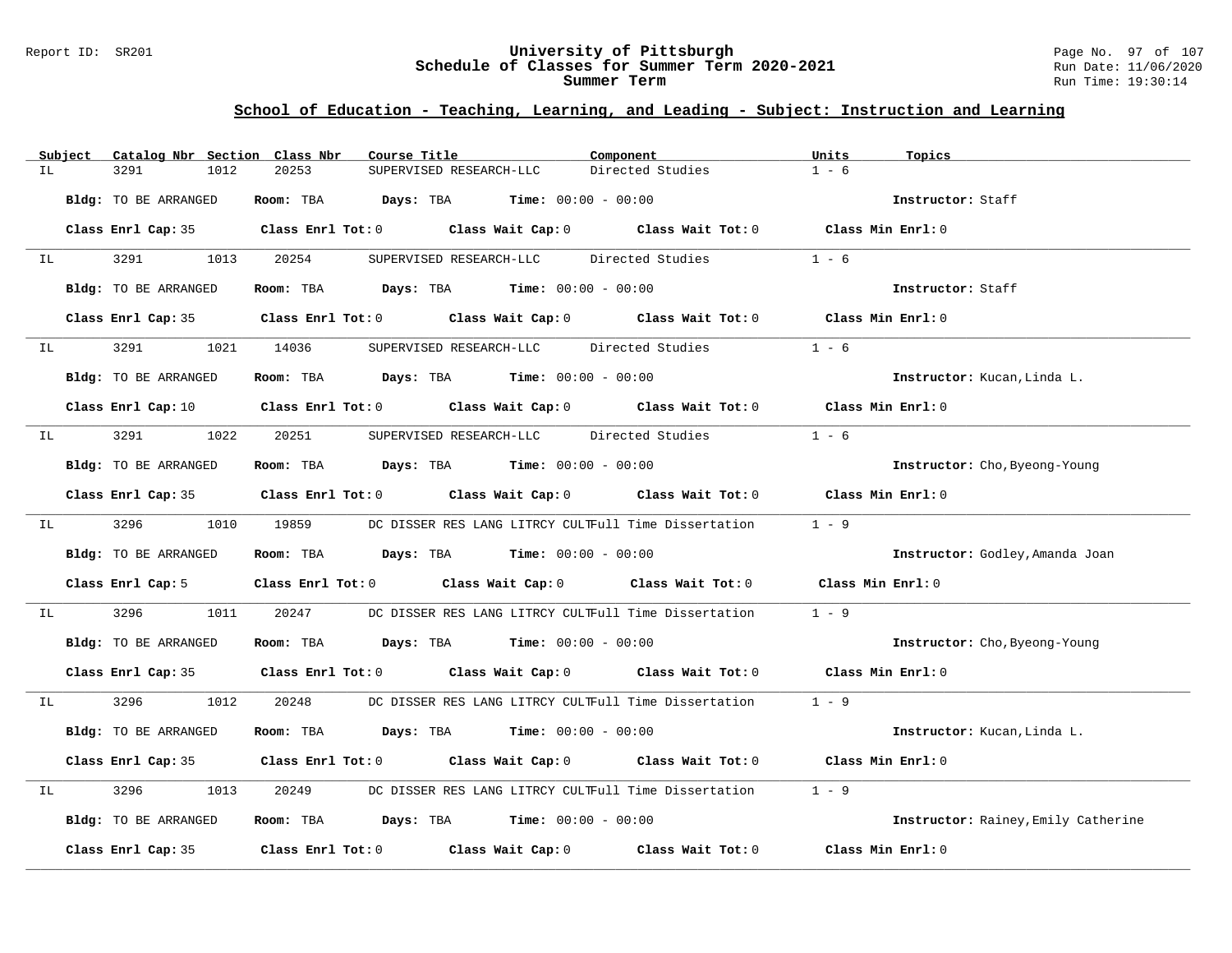## School of Education - Teaching, Learning, and Leading - Subject: Instruction and Learning

| Subject | Catalog Nbr | Section | Class Nbr | Course Title | Component | Units | Topics |
|---|---|---|---|---|---|---|---|
| IL | 3291 | 1012 | 20253 | SUPERVISED RESEARCH-LLC | Directed Studies | 1 - 6 | |

**Bldg:** TO BE ARRANGED **Room:** TBA **Days:** TBA **Time:** 00:00 - 00:00 **Instructor:** Staff

**Class Enrl Cap:** 35 **Class Enrl Tot:** 0 **Class Wait Cap:** 0 **Class Wait Tot:** 0 **Class Min Enrl:** 0

| Subject | Catalog Nbr | Section | Class Nbr | Course Title | Component | Units | Topics |
|---|---|---|---|---|---|---|---|
| IL | 3291 | 1013 | 20254 | SUPERVISED RESEARCH-LLC | Directed Studies | 1 - 6 | |

**Bldg:** TO BE ARRANGED **Room:** TBA **Days:** TBA **Time:** 00:00 - 00:00 **Instructor:** Staff

**Class Enrl Cap:** 35 **Class Enrl Tot:** 0 **Class Wait Cap:** 0 **Class Wait Tot:** 0 **Class Min Enrl:** 0

| Subject | Catalog Nbr | Section | Class Nbr | Course Title | Component | Units | Topics |
|---|---|---|---|---|---|---|---|
| IL | 3291 | 1021 | 14036 | SUPERVISED RESEARCH-LLC | Directed Studies | 1 - 6 | |

**Bldg:** TO BE ARRANGED **Room:** TBA **Days:** TBA **Time:** 00:00 - 00:00 **Instructor:** Kucan,Linda L.

**Class Enrl Cap:** 10 **Class Enrl Tot:** 0 **Class Wait Cap:** 0 **Class Wait Tot:** 0 **Class Min Enrl:** 0

| Subject | Catalog Nbr | Section | Class Nbr | Course Title | Component | Units | Topics |
|---|---|---|---|---|---|---|---|
| IL | 3291 | 1022 | 20251 | SUPERVISED RESEARCH-LLC | Directed Studies | 1 - 6 | |

**Bldg:** TO BE ARRANGED **Room:** TBA **Days:** TBA **Time:** 00:00 - 00:00 **Instructor:** Cho,Byeong-Young

**Class Enrl Cap:** 35 **Class Enrl Tot:** 0 **Class Wait Cap:** 0 **Class Wait Tot:** 0 **Class Min Enrl:** 0

| Subject | Catalog Nbr | Section | Class Nbr | Course Title | Component | Units | Topics |
|---|---|---|---|---|---|---|---|
| IL | 3296 | 1010 | 19859 | DC DISSER RES LANG LITRCY CULT | Full Time Dissertation | 1 - 9 | |

**Bldg:** TO BE ARRANGED **Room:** TBA **Days:** TBA **Time:** 00:00 - 00:00 **Instructor:** Godley,Amanda Joan

**Class Enrl Cap:** 5 **Class Enrl Tot:** 0 **Class Wait Cap:** 0 **Class Wait Tot:** 0 **Class Min Enrl:** 0

| Subject | Catalog Nbr | Section | Class Nbr | Course Title | Component | Units | Topics |
|---|---|---|---|---|---|---|---|
| IL | 3296 | 1011 | 20247 | DC DISSER RES LANG LITRCY CULT | Full Time Dissertation | 1 - 9 | |

**Bldg:** TO BE ARRANGED **Room:** TBA **Days:** TBA **Time:** 00:00 - 00:00 **Instructor:** Cho,Byeong-Young

**Class Enrl Cap:** 35 **Class Enrl Tot:** 0 **Class Wait Cap:** 0 **Class Wait Tot:** 0 **Class Min Enrl:** 0

| Subject | Catalog Nbr | Section | Class Nbr | Course Title | Component | Units | Topics |
|---|---|---|---|---|---|---|---|
| IL | 3296 | 1012 | 20248 | DC DISSER RES LANG LITRCY CULT | Full Time Dissertation | 1 - 9 | |

**Bldg:** TO BE ARRANGED **Room:** TBA **Days:** TBA **Time:** 00:00 - 00:00 **Instructor:** Kucan,Linda L.

**Class Enrl Cap:** 35 **Class Enrl Tot:** 0 **Class Wait Cap:** 0 **Class Wait Tot:** 0 **Class Min Enrl:** 0

| Subject | Catalog Nbr | Section | Class Nbr | Course Title | Component | Units | Topics |
|---|---|---|---|---|---|---|---|
| IL | 3296 | 1013 | 20249 | DC DISSER RES LANG LITRCY CULT | Full Time Dissertation | 1 - 9 | |

**Bldg:** TO BE ARRANGED **Room:** TBA **Days:** TBA **Time:** 00:00 - 00:00 **Instructor:** Rainey,Emily Catherine

**Class Enrl Cap:** 35 **Class Enrl Tot:** 0 **Class Wait Cap:** 0 **Class Wait Tot:** 0 **Class Min Enrl:** 0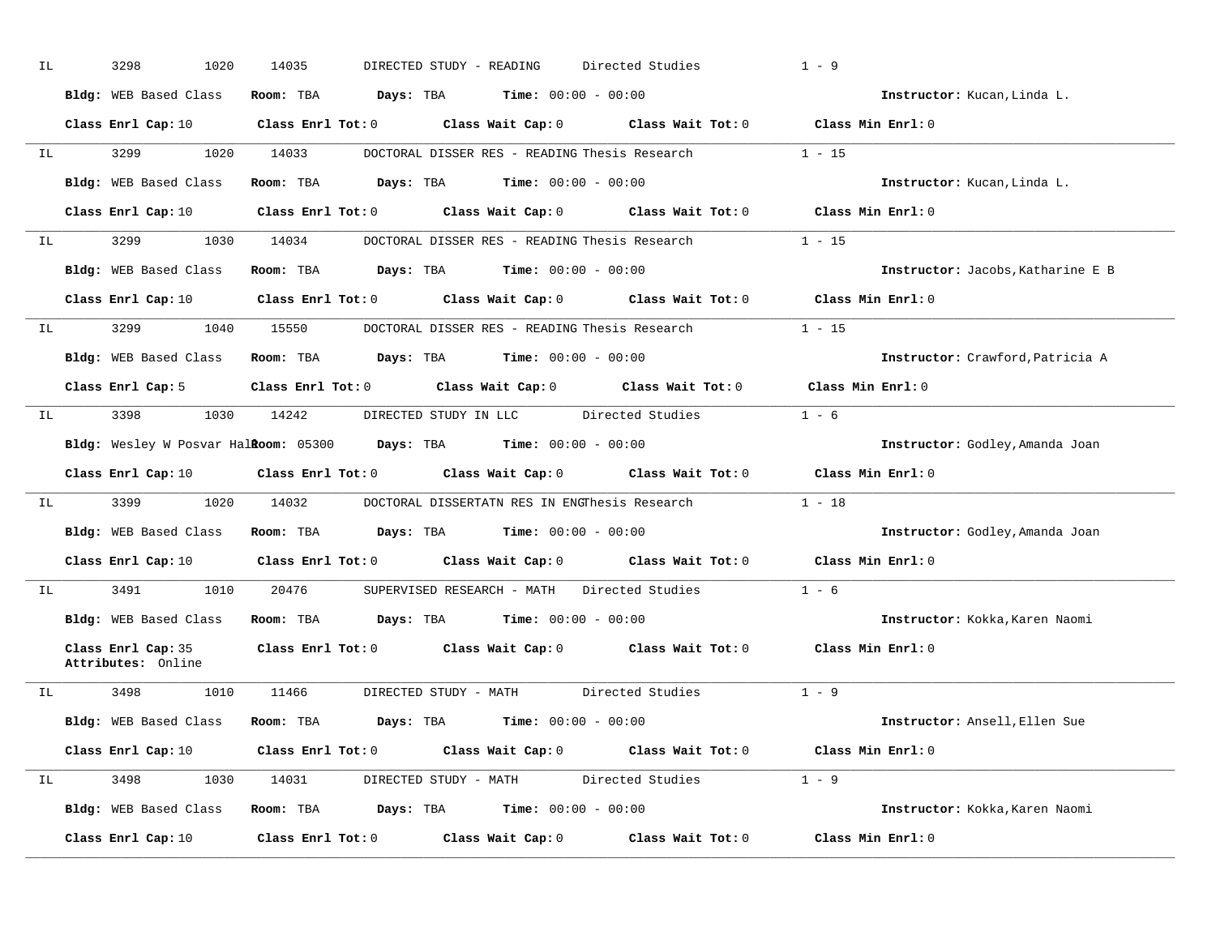IL 3298 1020 14035 DIRECTED STUDY - READING Directed Studies 1 - 9

**Bldg:** WEB Based Class **Room:** TBA **Days:** TBA **Time:** 00:00 - 00:00 **Instructor:** Kucan,Linda L.

**Class Enrl Cap:** 10 **Class Enrl Tot:** 0 **Class Wait Cap:** 0 **Class Wait Tot:** 0 **Class Min Enrl:** 0

---

IL 3299 1020 14033 DOCTORAL DISSER RES - READING Thesis Research 1 - 15

**Bldg:** WEB Based Class **Room:** TBA **Days:** TBA **Time:** 00:00 - 00:00 **Instructor:** Kucan,Linda L.

**Class Enrl Cap:** 10 **Class Enrl Tot:** 0 **Class Wait Cap:** 0 **Class Wait Tot:** 0 **Class Min Enrl:** 0

---

IL 3299 1030 14034 DOCTORAL DISSER RES - READING Thesis Research 1 - 15

**Bldg:** WEB Based Class **Room:** TBA **Days:** TBA **Time:** 00:00 - 00:00 **Instructor:** Jacobs,Katharine E B

**Class Enrl Cap:** 10 **Class Enrl Tot:** 0 **Class Wait Cap:** 0 **Class Wait Tot:** 0 **Class Min Enrl:** 0

---

IL 3299 1040 15550 DOCTORAL DISSER RES - READING Thesis Research 1 - 15

**Bldg:** WEB Based Class **Room:** TBA **Days:** TBA **Time:** 00:00 - 00:00 **Instructor:** Crawford,Patricia A

**Class Enrl Cap:** 5 **Class Enrl Tot:** 0 **Class Wait Cap:** 0 **Class Wait Tot:** 0 **Class Min Enrl:** 0

---

IL 3398 1030 14242 DIRECTED STUDY IN LLC Directed Studies 1 - 6

**Bldg:** Wesley W Posvar Hall **Room:** 05300 **Days:** TBA **Time:** 00:00 - 00:00 **Instructor:** Godley,Amanda Joan

**Class Enrl Cap:** 10 **Class Enrl Tot:** 0 **Class Wait Cap:** 0 **Class Wait Tot:** 0 **Class Min Enrl:** 0

---

IL 3399 1020 14032 DOCTORAL DISSERTATN RES IN ENG Thesis Research 1 - 18

**Bldg:** WEB Based Class **Room:** TBA **Days:** TBA **Time:** 00:00 - 00:00 **Instructor:** Godley,Amanda Joan

**Class Enrl Cap:** 10 **Class Enrl Tot:** 0 **Class Wait Cap:** 0 **Class Wait Tot:** 0 **Class Min Enrl:** 0

---

IL 3491 1010 20476 SUPERVISED RESEARCH - MATH Directed Studies 1 - 6

**Bldg:** WEB Based Class **Room:** TBA **Days:** TBA **Time:** 00:00 - 00:00 **Instructor:** Kokka,Karen Naomi

**Class Enrl Cap:** 35 **Class Enrl Tot:** 0 **Class Wait Cap:** 0 **Class Wait Tot:** 0 **Class Min Enrl:** 0
**Attributes:** Online

---

IL 3498 1010 11466 DIRECTED STUDY - MATH Directed Studies 1 - 9

**Bldg:** WEB Based Class **Room:** TBA **Days:** TBA **Time:** 00:00 - 00:00 **Instructor:** Ansell,Ellen Sue

**Class Enrl Cap:** 10 **Class Enrl Tot:** 0 **Class Wait Cap:** 0 **Class Wait Tot:** 0 **Class Min Enrl:** 0

---

IL 3498 1030 14031 DIRECTED STUDY - MATH Directed Studies 1 - 9

**Bldg:** WEB Based Class **Room:** TBA **Days:** TBA **Time:** 00:00 - 00:00 **Instructor:** Kokka,Karen Naomi

**Class Enrl Cap:** 10 **Class Enrl Tot:** 0 **Class Wait Cap:** 0 **Class Wait Tot:** 0 **Class Min Enrl:** 0

---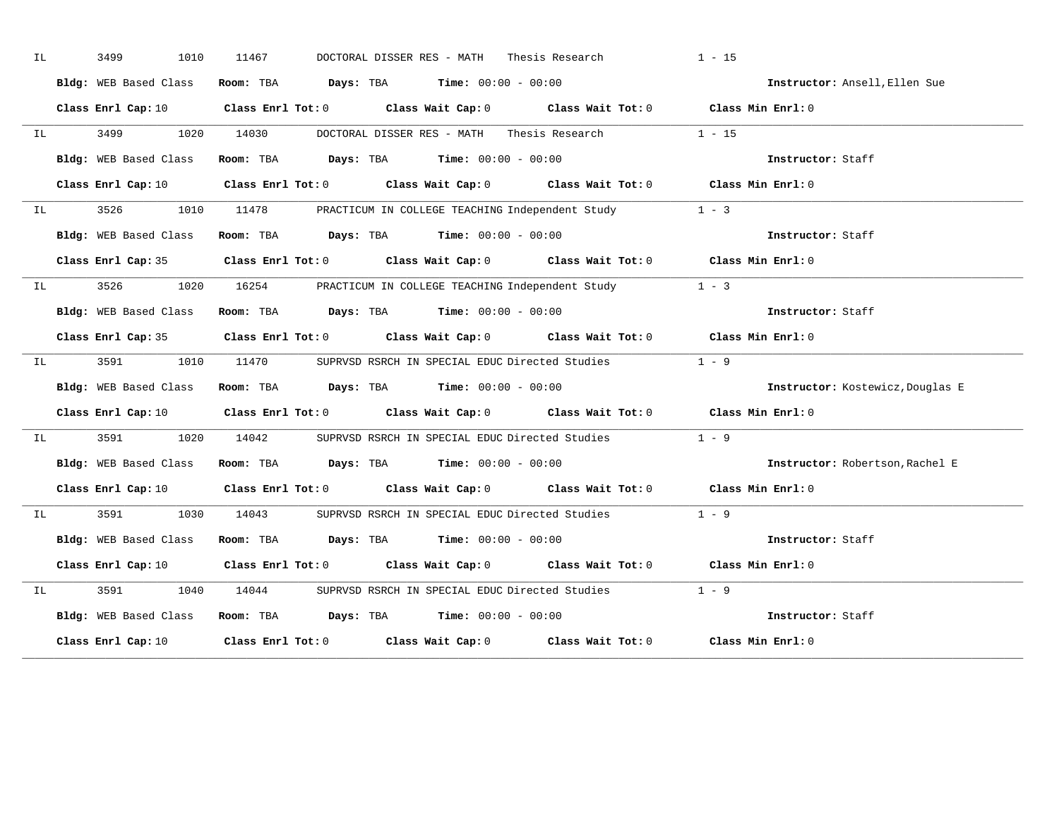IL 3499 1010 11467 DOCTORAL DISSER RES - MATH Thesis Research 1 - 15

**Bldg:** WEB Based Class **Room:** TBA **Days:** TBA **Time:** 00:00 - 00:00 **Instructor:** Ansell,Ellen Sue

**Class Enrl Cap:** 10 **Class Enrl Tot:** 0 **Class Wait Cap:** 0 **Class Wait Tot:** 0 **Class Min Enrl:** 0

---

IL 3499 1020 14030 DOCTORAL DISSER RES - MATH Thesis Research 1 - 15

**Bldg:** WEB Based Class **Room:** TBA **Days:** TBA **Time:** 00:00 - 00:00 **Instructor:** Staff

**Class Enrl Cap:** 10 **Class Enrl Tot:** 0 **Class Wait Cap:** 0 **Class Wait Tot:** 0 **Class Min Enrl:** 0

---

IL 3526 1010 11478 PRACTICUM IN COLLEGE TEACHING Independent Study 1 - 3

**Bldg:** WEB Based Class **Room:** TBA **Days:** TBA **Time:** 00:00 - 00:00 **Instructor:** Staff

**Class Enrl Cap:** 35 **Class Enrl Tot:** 0 **Class Wait Cap:** 0 **Class Wait Tot:** 0 **Class Min Enrl:** 0

---

IL 3526 1020 16254 PRACTICUM IN COLLEGE TEACHING Independent Study 1 - 3

**Bldg:** WEB Based Class **Room:** TBA **Days:** TBA **Time:** 00:00 - 00:00 **Instructor:** Staff

**Class Enrl Cap:** 35 **Class Enrl Tot:** 0 **Class Wait Cap:** 0 **Class Wait Tot:** 0 **Class Min Enrl:** 0

---

IL 3591 1010 11470 SUPRVSD RSRCH IN SPECIAL EDUC Directed Studies 1 - 9

**Bldg:** WEB Based Class **Room:** TBA **Days:** TBA **Time:** 00:00 - 00:00 **Instructor:** Kostewicz,Douglas E

**Class Enrl Cap:** 10 **Class Enrl Tot:** 0 **Class Wait Cap:** 0 **Class Wait Tot:** 0 **Class Min Enrl:** 0

---

IL 3591 1020 14042 SUPRVSD RSRCH IN SPECIAL EDUC Directed Studies 1 - 9

**Bldg:** WEB Based Class **Room:** TBA **Days:** TBA **Time:** 00:00 - 00:00 **Instructor:** Robertson,Rachel E

**Class Enrl Cap:** 10 **Class Enrl Tot:** 0 **Class Wait Cap:** 0 **Class Wait Tot:** 0 **Class Min Enrl:** 0

---

IL 3591 1030 14043 SUPRVSD RSRCH IN SPECIAL EDUC Directed Studies 1 - 9

**Bldg:** WEB Based Class **Room:** TBA **Days:** TBA **Time:** 00:00 - 00:00 **Instructor:** Staff

**Class Enrl Cap:** 10 **Class Enrl Tot:** 0 **Class Wait Cap:** 0 **Class Wait Tot:** 0 **Class Min Enrl:** 0

---

IL 3591 1040 14044 SUPRVSD RSRCH IN SPECIAL EDUC Directed Studies 1 - 9

**Bldg:** WEB Based Class **Room:** TBA **Days:** TBA **Time:** 00:00 - 00:00 **Instructor:** Staff

**Class Enrl Cap:** 10 **Class Enrl Tot:** 0 **Class Wait Cap:** 0 **Class Wait Tot:** 0 **Class Min Enrl:** 0

---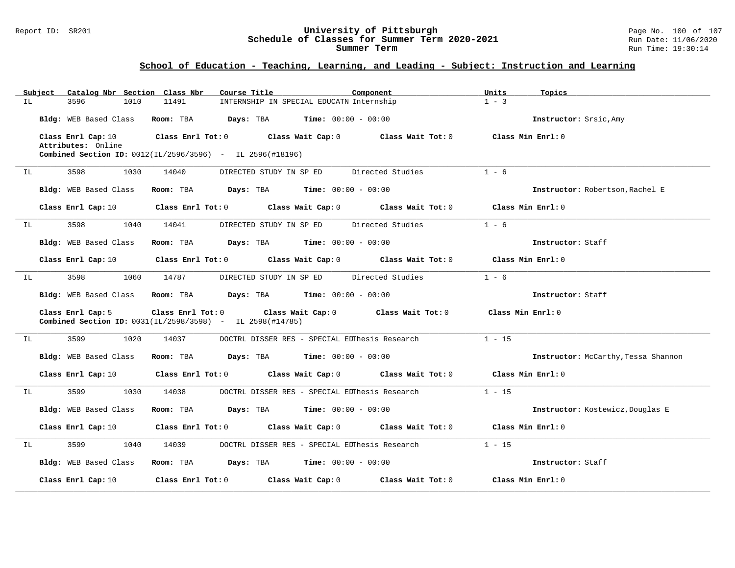## School of Education - Teaching, Learning, and Leading - Subject: Instruction and Learning

| Subject | Catalog Nbr | Section | Class Nbr | Course Title | Component | Units | Topics |
|---|---|---|---|---|---|---|---|
| IL | 3596 | 1010 | 11491 | INTERNSHIP IN SPECIAL EDUCATN | Internship | 1 - 3 | |

**Bldg:** WEB Based Class **Room:** TBA **Days:** TBA **Time:** 00:00 - 00:00 **Instructor:** Srsic,Amy

**Class Enrl Cap:** 10 **Class Enrl Tot:** 0 **Class Wait Cap:** 0 **Class Wait Tot:** 0 **Class Min Enrl:** 0

**Attributes:** Online

**Combined Section ID:** 0012(IL/2596/3596) - IL 2596(#18196)

---

| Subject | Catalog Nbr | Section | Class Nbr | Course Title | Component | Units | Topics |
|---|---|---|---|---|---|---|---|
| IL | 3598 | 1030 | 14040 | DIRECTED STUDY IN SP ED | Directed Studies | 1 - 6 | |

**Bldg:** WEB Based Class **Room:** TBA **Days:** TBA **Time:** 00:00 - 00:00 **Instructor:** Robertson,Rachel E

**Class Enrl Cap:** 10 **Class Enrl Tot:** 0 **Class Wait Cap:** 0 **Class Wait Tot:** 0 **Class Min Enrl:** 0

---

| Subject | Catalog Nbr | Section | Class Nbr | Course Title | Component | Units | Topics |
|---|---|---|---|---|---|---|---|
| IL | 3598 | 1040 | 14041 | DIRECTED STUDY IN SP ED | Directed Studies | 1 - 6 | |

**Bldg:** WEB Based Class **Room:** TBA **Days:** TBA **Time:** 00:00 - 00:00 **Instructor:** Staff

**Class Enrl Cap:** 10 **Class Enrl Tot:** 0 **Class Wait Cap:** 0 **Class Wait Tot:** 0 **Class Min Enrl:** 0

---

| Subject | Catalog Nbr | Section | Class Nbr | Course Title | Component | Units | Topics |
|---|---|---|---|---|---|---|---|
| IL | 3598 | 1060 | 14787 | DIRECTED STUDY IN SP ED | Directed Studies | 1 - 6 | |

**Bldg:** WEB Based Class **Room:** TBA **Days:** TBA **Time:** 00:00 - 00:00 **Instructor:** Staff

**Class Enrl Cap:** 5 **Class Enrl Tot:** 0 **Class Wait Cap:** 0 **Class Wait Tot:** 0 **Class Min Enrl:** 0

**Combined Section ID:** 0031(IL/2598/3598) - IL 2598(#14785)

---

| Subject | Catalog Nbr | Section | Class Nbr | Course Title | Component | Units | Topics |
|---|---|---|---|---|---|---|---|
| IL | 3599 | 1020 | 14037 | DOCTRL DISSER RES - SPECIAL ED | Thesis Research | 1 - 15 | |

**Bldg:** WEB Based Class **Room:** TBA **Days:** TBA **Time:** 00:00 - 00:00 **Instructor:** McCarthy,Tessa Shannon

**Class Enrl Cap:** 10 **Class Enrl Tot:** 0 **Class Wait Cap:** 0 **Class Wait Tot:** 0 **Class Min Enrl:** 0

---

| Subject | Catalog Nbr | Section | Class Nbr | Course Title | Component | Units | Topics |
|---|---|---|---|---|---|---|---|
| IL | 3599 | 1030 | 14038 | DOCTRL DISSER RES - SPECIAL ED | Thesis Research | 1 - 15 | |

**Bldg:** WEB Based Class **Room:** TBA **Days:** TBA **Time:** 00:00 - 00:00 **Instructor:** Kostewicz,Douglas E

**Class Enrl Cap:** 10 **Class Enrl Tot:** 0 **Class Wait Cap:** 0 **Class Wait Tot:** 0 **Class Min Enrl:** 0

---

| Subject | Catalog Nbr | Section | Class Nbr | Course Title | Component | Units | Topics |
|---|---|---|---|---|---|---|---|
| IL | 3599 | 1040 | 14039 | DOCTRL DISSER RES - SPECIAL ED | Thesis Research | 1 - 15 | |

**Bldg:** WEB Based Class **Room:** TBA **Days:** TBA **Time:** 00:00 - 00:00 **Instructor:** Staff

**Class Enrl Cap:** 10 **Class Enrl Tot:** 0 **Class Wait Cap:** 0 **Class Wait Tot:** 0 **Class Min Enrl:** 0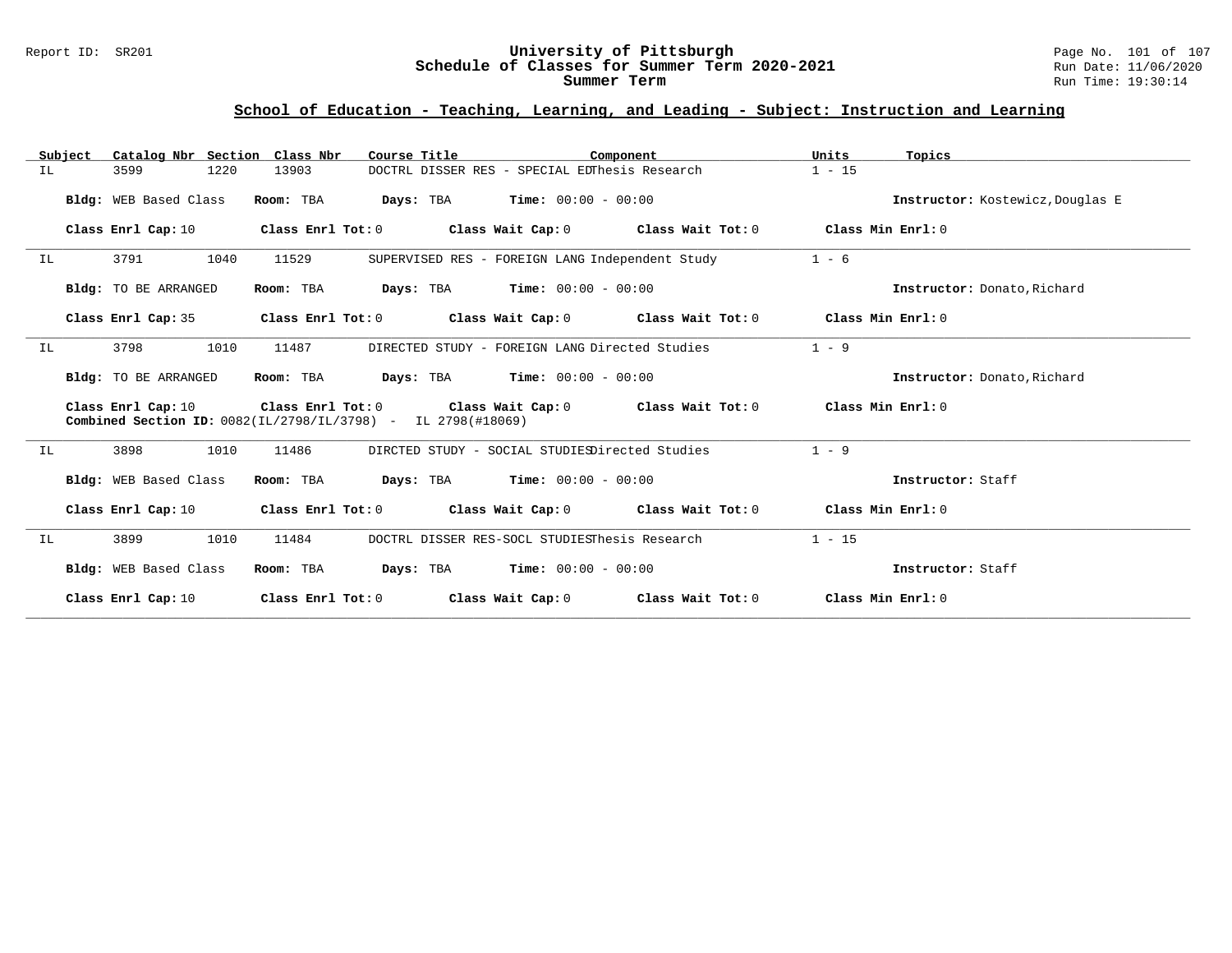## School of Education - Teaching, Learning, and Leading - Subject: Instruction and Learning

| Subject | Catalog Nbr | Section | Class Nbr | Course Title | Component | Units | Topics |
|---|---|---|---|---|---|---|---|
| IL | 3599 | 1220 | 13903 | DOCTRL DISSER RES - SPECIAL ED | Thesis Research | 1 - 15 | |

**Bldg:** WEB Based Class **Room:** TBA **Days:** TBA **Time:** 00:00 - 00:00 **Instructor:** Kostewicz,Douglas E

**Class Enrl Cap:** 10 **Class Enrl Tot:** 0 **Class Wait Cap:** 0 **Class Wait Tot:** 0 **Class Min Enrl:** 0

---

| Subject | Catalog Nbr | Section | Class Nbr | Course Title | Component | Units | Topics |
|---|---|---|---|---|---|---|---|
| IL | 3791 | 1040 | 11529 | SUPERVISED RES - FOREIGN LANG | Independent Study | 1 - 6 | |

**Bldg:** TO BE ARRANGED **Room:** TBA **Days:** TBA **Time:** 00:00 - 00:00 **Instructor:** Donato,Richard

**Class Enrl Cap:** 35 **Class Enrl Tot:** 0 **Class Wait Cap:** 0 **Class Wait Tot:** 0 **Class Min Enrl:** 0

---

| Subject | Catalog Nbr | Section | Class Nbr | Course Title | Component | Units | Topics |
|---|---|---|---|---|---|---|---|
| IL | 3798 | 1010 | 11487 | DIRECTED STUDY - FOREIGN LANG | Directed Studies | 1 - 9 | |

**Bldg:** TO BE ARRANGED **Room:** TBA **Days:** TBA **Time:** 00:00 - 00:00 **Instructor:** Donato,Richard

**Class Enrl Cap:** 10 **Class Enrl Tot:** 0 **Class Wait Cap:** 0 **Class Wait Tot:** 0 **Class Min Enrl:** 0
**Combined Section ID:** 0082(IL/2798/IL/3798) - IL 2798(#18069)

---

| Subject | Catalog Nbr | Section | Class Nbr | Course Title | Component | Units | Topics |
|---|---|---|---|---|---|---|---|
| IL | 3898 | 1010 | 11486 | DIRCTED STUDY - SOCIAL STUDIES | Directed Studies | 1 - 9 | |

**Bldg:** WEB Based Class **Room:** TBA **Days:** TBA **Time:** 00:00 - 00:00 **Instructor:** Staff

**Class Enrl Cap:** 10 **Class Enrl Tot:** 0 **Class Wait Cap:** 0 **Class Wait Tot:** 0 **Class Min Enrl:** 0

---

| Subject | Catalog Nbr | Section | Class Nbr | Course Title | Component | Units | Topics |
|---|---|---|---|---|---|---|---|
| IL | 3899 | 1010 | 11484 | DOCTRL DISSER RES-SOCL STUDIES | Thesis Research | 1 - 15 | |

**Bldg:** WEB Based Class **Room:** TBA **Days:** TBA **Time:** 00:00 - 00:00 **Instructor:** Staff

**Class Enrl Cap:** 10 **Class Enrl Tot:** 0 **Class Wait Cap:** 0 **Class Wait Tot:** 0 **Class Min Enrl:** 0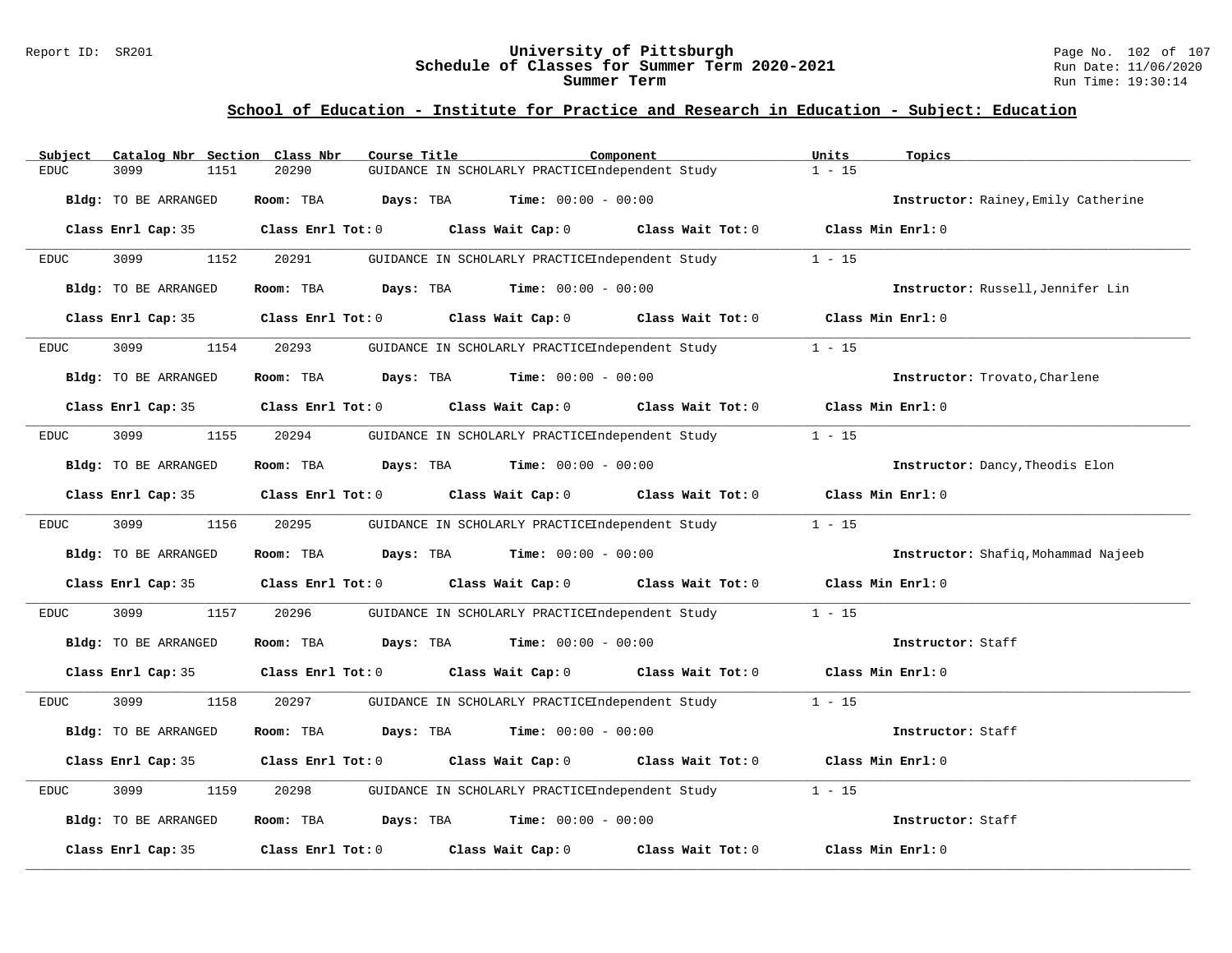## School of Education - Institute for Practice and Research in Education - Subject: Education

| Subject | Catalog Nbr | Section | Class Nbr | Course Title | Component | Units | Topics |
|---|---|---|---|---|---|---|---|
| EDUC | 3099 | 1151 | 20290 | GUIDANCE IN SCHOLARLY PRACTICE | Independent Study | 1 - 15 | |

**Bldg:** TO BE ARRANGED **Room:** TBA **Days:** TBA **Time:** 00:00 - 00:00 **Instructor:** Rainey,Emily Catherine

**Class Enrl Cap:** 35 **Class Enrl Tot:** 0 **Class Wait Cap:** 0 **Class Wait Tot:** 0 **Class Min Enrl:** 0

---

| Subject | Catalog Nbr | Section | Class Nbr | Course Title | Component | Units | Topics |
|---|---|---|---|---|---|---|---|
| EDUC | 3099 | 1152 | 20291 | GUIDANCE IN SCHOLARLY PRACTICE | Independent Study | 1 - 15 | |

**Bldg:** TO BE ARRANGED **Room:** TBA **Days:** TBA **Time:** 00:00 - 00:00 **Instructor:** Russell,Jennifer Lin

**Class Enrl Cap:** 35 **Class Enrl Tot:** 0 **Class Wait Cap:** 0 **Class Wait Tot:** 0 **Class Min Enrl:** 0

---

| Subject | Catalog Nbr | Section | Class Nbr | Course Title | Component | Units | Topics |
|---|---|---|---|---|---|---|---|
| EDUC | 3099 | 1154 | 20293 | GUIDANCE IN SCHOLARLY PRACTICE | Independent Study | 1 - 15 | |

**Bldg:** TO BE ARRANGED **Room:** TBA **Days:** TBA **Time:** 00:00 - 00:00 **Instructor:** Trovato,Charlene

**Class Enrl Cap:** 35 **Class Enrl Tot:** 0 **Class Wait Cap:** 0 **Class Wait Tot:** 0 **Class Min Enrl:** 0

---

| Subject | Catalog Nbr | Section | Class Nbr | Course Title | Component | Units | Topics |
|---|---|---|---|---|---|---|---|
| EDUC | 3099 | 1155 | 20294 | GUIDANCE IN SCHOLARLY PRACTICE | Independent Study | 1 - 15 | |

**Bldg:** TO BE ARRANGED **Room:** TBA **Days:** TBA **Time:** 00:00 - 00:00 **Instructor:** Dancy,Theodis Elon

**Class Enrl Cap:** 35 **Class Enrl Tot:** 0 **Class Wait Cap:** 0 **Class Wait Tot:** 0 **Class Min Enrl:** 0

---

| Subject | Catalog Nbr | Section | Class Nbr | Course Title | Component | Units | Topics |
|---|---|---|---|---|---|---|---|
| EDUC | 3099 | 1156 | 20295 | GUIDANCE IN SCHOLARLY PRACTICE | Independent Study | 1 - 15 | |

**Bldg:** TO BE ARRANGED **Room:** TBA **Days:** TBA **Time:** 00:00 - 00:00 **Instructor:** Shafiq,Mohammad Najeeb

**Class Enrl Cap:** 35 **Class Enrl Tot:** 0 **Class Wait Cap:** 0 **Class Wait Tot:** 0 **Class Min Enrl:** 0

---

| Subject | Catalog Nbr | Section | Class Nbr | Course Title | Component | Units | Topics |
|---|---|---|---|---|---|---|---|
| EDUC | 3099 | 1157 | 20296 | GUIDANCE IN SCHOLARLY PRACTICE | Independent Study | 1 - 15 | |

**Bldg:** TO BE ARRANGED **Room:** TBA **Days:** TBA **Time:** 00:00 - 00:00 **Instructor:** Staff

**Class Enrl Cap:** 35 **Class Enrl Tot:** 0 **Class Wait Cap:** 0 **Class Wait Tot:** 0 **Class Min Enrl:** 0

---

| Subject | Catalog Nbr | Section | Class Nbr | Course Title | Component | Units | Topics |
|---|---|---|---|---|---|---|---|
| EDUC | 3099 | 1158 | 20297 | GUIDANCE IN SCHOLARLY PRACTICE | Independent Study | 1 - 15 | |

**Bldg:** TO BE ARRANGED **Room:** TBA **Days:** TBA **Time:** 00:00 - 00:00 **Instructor:** Staff

**Class Enrl Cap:** 35 **Class Enrl Tot:** 0 **Class Wait Cap:** 0 **Class Wait Tot:** 0 **Class Min Enrl:** 0

---

| Subject | Catalog Nbr | Section | Class Nbr | Course Title | Component | Units | Topics |
|---|---|---|---|---|---|---|---|
| EDUC | 3099 | 1159 | 20298 | GUIDANCE IN SCHOLARLY PRACTICE | Independent Study | 1 - 15 | |

**Bldg:** TO BE ARRANGED **Room:** TBA **Days:** TBA **Time:** 00:00 - 00:00 **Instructor:** Staff

**Class Enrl Cap:** 35 **Class Enrl Tot:** 0 **Class Wait Cap:** 0 **Class Wait Tot:** 0 **Class Min Enrl:** 0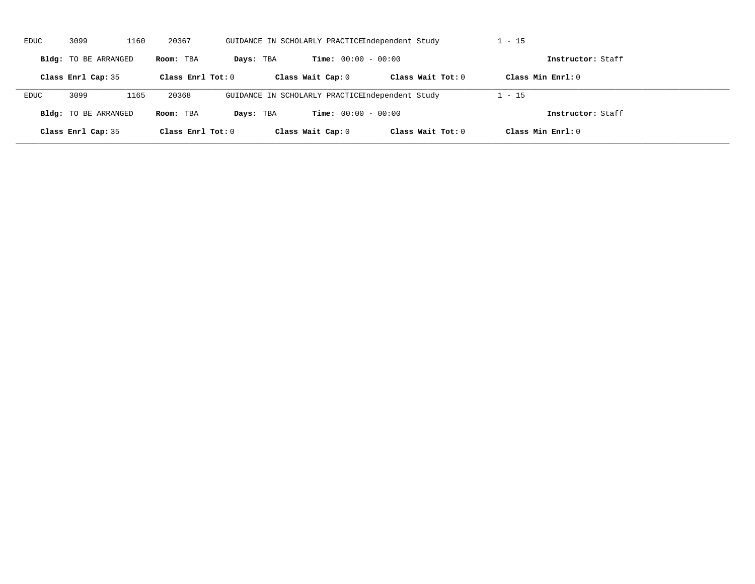EDUC 3099 1160 20367 GUIDANCE IN SCHOLARLY PRACTICE Independent Study 1 - 15

**Bldg:** TO BE ARRANGED **Room:** TBA **Days:** TBA **Time:** 00:00 - 00:00 **Instructor:** Staff

**Class Enrl Cap:** 35 **Class Enrl Tot:** 0 **Class Wait Cap:** 0 **Class Wait Tot:** 0 **Class Min Enrl:** 0

---

EDUC 3099 1165 20368 GUIDANCE IN SCHOLARLY PRACTICE Independent Study 1 - 15

**Bldg:** TO BE ARRANGED **Room:** TBA **Days:** TBA **Time:** 00:00 - 00:00 **Instructor:** Staff

**Class Enrl Cap:** 35 **Class Enrl Tot:** 0 **Class Wait Cap:** 0 **Class Wait Tot:** 0 **Class Min Enrl:** 0

---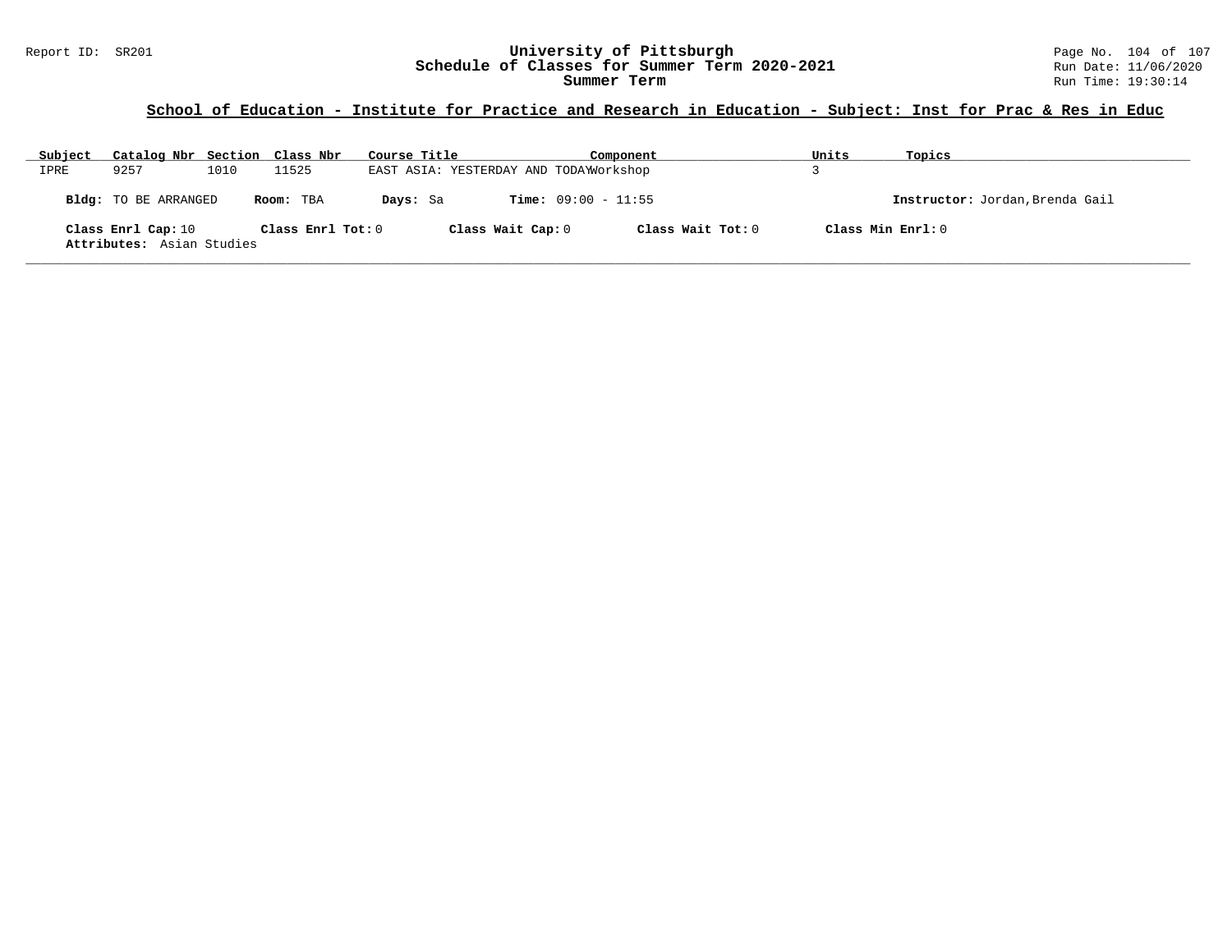## School of Education - Institute for Practice and Research in Education - Subject: Inst for Prac & Res in Educ

| Subject | Catalog Nbr | Section | Class Nbr | Course Title | Component | Units | Topics |
|---|---|---|---|---|---|---|---|
| IPRE | 9257 | 1010 | 11525 | EAST ASIA: YESTERDAY AND TODAY | Workshop | 3 | |

**Bldg:** TO BE ARRANGED **Room:** TBA **Days:** Sa **Time:** 09:00 - 11:55 **Instructor:** Jordan,Brenda Gail

**Class Enrl Cap:** 10 **Class Enrl Tot:** 0 **Class Wait Cap:** 0 **Class Wait Tot:** 0 **Class Min Enrl:** 0

**Attributes:** Asian Studies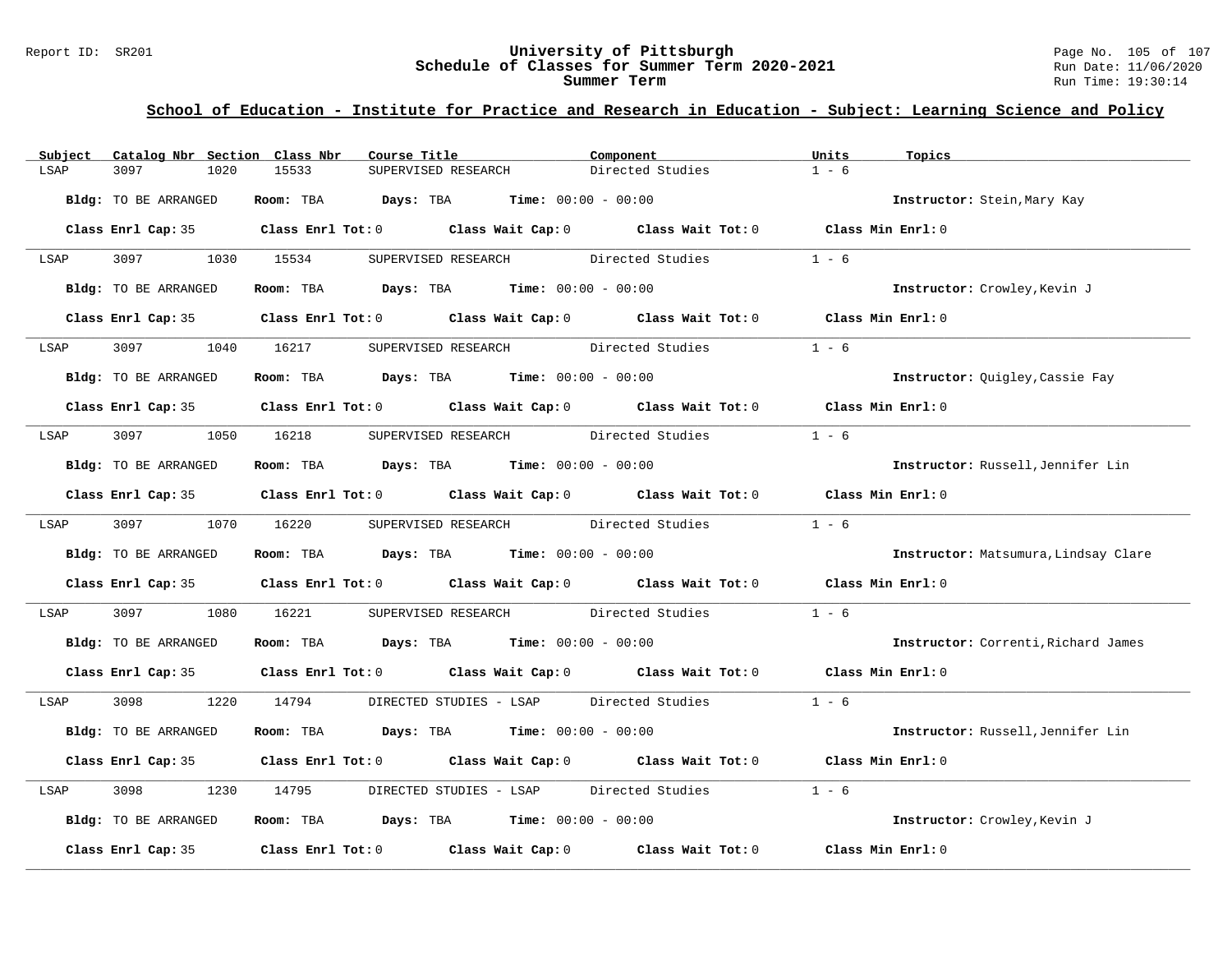# University of Pittsburgh
## Schedule of Classes for Summer Term 2020-2021
### Summer Term

Report ID: SR201

Run Date: 11/06/2020
Run Time: 19:30:14

## School of Education - Institute for Practice and Research in Education - Subject: Learning Science and Policy

| Subject | Catalog Nbr | Section | Class Nbr | Course Title | Component | Units | Topics |
|---|---|---|---|---|---|---|---|
| LSAP | 3097 | 1020 | 15533 | SUPERVISED RESEARCH | Directed Studies | 1 - 6 | |

**Bldg:** TO BE ARRANGED **Room:** TBA **Days:** TBA **Time:** 00:00 - 00:00 **Instructor:** Stein,Mary Kay

**Class Enrl Cap:** 35 **Class Enrl Tot:** 0 **Class Wait Cap:** 0 **Class Wait Tot:** 0 **Class Min Enrl:** 0

| Subject | Catalog Nbr | Section | Class Nbr | Course Title | Component | Units | Topics |
|---|---|---|---|---|---|---|---|
| LSAP | 3097 | 1030 | 15534 | SUPERVISED RESEARCH | Directed Studies | 1 - 6 | |

**Bldg:** TO BE ARRANGED **Room:** TBA **Days:** TBA **Time:** 00:00 - 00:00 **Instructor:** Crowley,Kevin J

**Class Enrl Cap:** 35 **Class Enrl Tot:** 0 **Class Wait Cap:** 0 **Class Wait Tot:** 0 **Class Min Enrl:** 0

| Subject | Catalog Nbr | Section | Class Nbr | Course Title | Component | Units | Topics |
|---|---|---|---|---|---|---|---|
| LSAP | 3097 | 1040 | 16217 | SUPERVISED RESEARCH | Directed Studies | 1 - 6 | |

**Bldg:** TO BE ARRANGED **Room:** TBA **Days:** TBA **Time:** 00:00 - 00:00 **Instructor:** Quigley,Cassie Fay

**Class Enrl Cap:** 35 **Class Enrl Tot:** 0 **Class Wait Cap:** 0 **Class Wait Tot:** 0 **Class Min Enrl:** 0

| Subject | Catalog Nbr | Section | Class Nbr | Course Title | Component | Units | Topics |
|---|---|---|---|---|---|---|---|
| LSAP | 3097 | 1050 | 16218 | SUPERVISED RESEARCH | Directed Studies | 1 - 6 | |

**Bldg:** TO BE ARRANGED **Room:** TBA **Days:** TBA **Time:** 00:00 - 00:00 **Instructor:** Russell,Jennifer Lin

**Class Enrl Cap:** 35 **Class Enrl Tot:** 0 **Class Wait Cap:** 0 **Class Wait Tot:** 0 **Class Min Enrl:** 0

| Subject | Catalog Nbr | Section | Class Nbr | Course Title | Component | Units | Topics |
|---|---|---|---|---|---|---|---|
| LSAP | 3097 | 1070 | 16220 | SUPERVISED RESEARCH | Directed Studies | 1 - 6 | |

**Bldg:** TO BE ARRANGED **Room:** TBA **Days:** TBA **Time:** 00:00 - 00:00 **Instructor:** Matsumura,Lindsay Clare

**Class Enrl Cap:** 35 **Class Enrl Tot:** 0 **Class Wait Cap:** 0 **Class Wait Tot:** 0 **Class Min Enrl:** 0

| Subject | Catalog Nbr | Section | Class Nbr | Course Title | Component | Units | Topics |
|---|---|---|---|---|---|---|---|
| LSAP | 3097 | 1080 | 16221 | SUPERVISED RESEARCH | Directed Studies | 1 - 6 | |

**Bldg:** TO BE ARRANGED **Room:** TBA **Days:** TBA **Time:** 00:00 - 00:00 **Instructor:** Correnti,Richard James

**Class Enrl Cap:** 35 **Class Enrl Tot:** 0 **Class Wait Cap:** 0 **Class Wait Tot:** 0 **Class Min Enrl:** 0

| Subject | Catalog Nbr | Section | Class Nbr | Course Title | Component | Units | Topics |
|---|---|---|---|---|---|---|---|
| LSAP | 3098 | 1220 | 14794 | DIRECTED STUDIES - LSAP | Directed Studies | 1 - 6 | |

**Bldg:** TO BE ARRANGED **Room:** TBA **Days:** TBA **Time:** 00:00 - 00:00 **Instructor:** Russell,Jennifer Lin

**Class Enrl Cap:** 35 **Class Enrl Tot:** 0 **Class Wait Cap:** 0 **Class Wait Tot:** 0 **Class Min Enrl:** 0

| Subject | Catalog Nbr | Section | Class Nbr | Course Title | Component | Units | Topics |
|---|---|---|---|---|---|---|---|
| LSAP | 3098 | 1230 | 14795 | DIRECTED STUDIES - LSAP | Directed Studies | 1 - 6 | |

**Bldg:** TO BE ARRANGED **Room:** TBA **Days:** TBA **Time:** 00:00 - 00:00 **Instructor:** Crowley,Kevin J

**Class Enrl Cap:** 35 **Class Enrl Tot:** 0 **Class Wait Cap:** 0 **Class Wait Tot:** 0 **Class Min Enrl:** 0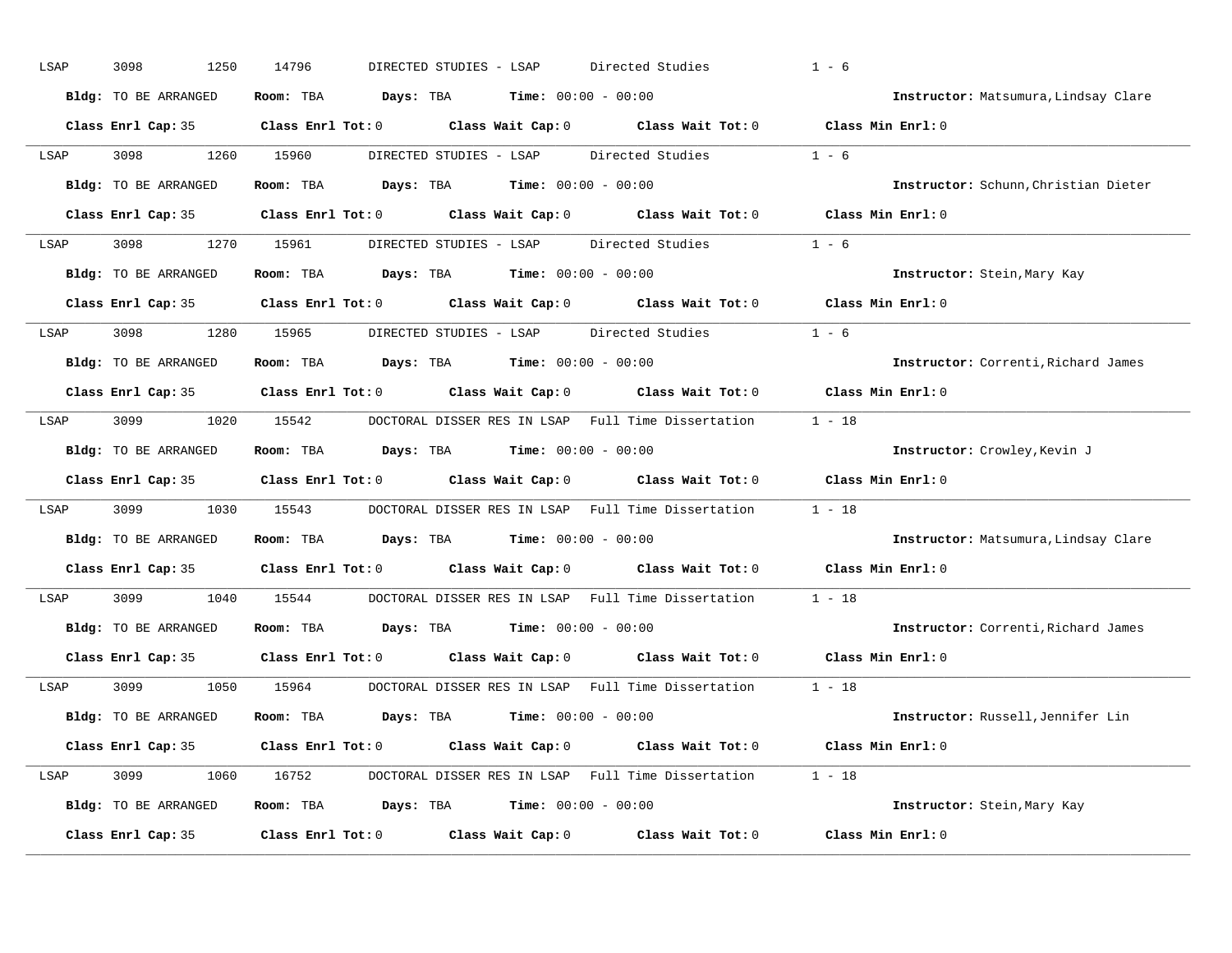LSAP 3098 1250 14796 DIRECTED STUDIES - LSAP Directed Studies 1 - 6

**Bldg:** TO BE ARRANGED **Room:** TBA **Days:** TBA **Time:** 00:00 - 00:00 **Instructor:** Matsumura,Lindsay Clare

**Class Enrl Cap:** 35 **Class Enrl Tot:** 0 **Class Wait Cap:** 0 **Class Wait Tot:** 0 **Class Min Enrl:** 0

---

LSAP 3098 1260 15960 DIRECTED STUDIES - LSAP Directed Studies 1 - 6

**Bldg:** TO BE ARRANGED **Room:** TBA **Days:** TBA **Time:** 00:00 - 00:00 **Instructor:** Schunn,Christian Dieter

**Class Enrl Cap:** 35 **Class Enrl Tot:** 0 **Class Wait Cap:** 0 **Class Wait Tot:** 0 **Class Min Enrl:** 0

---

LSAP 3098 1270 15961 DIRECTED STUDIES - LSAP Directed Studies 1 - 6

**Bldg:** TO BE ARRANGED **Room:** TBA **Days:** TBA **Time:** 00:00 - 00:00 **Instructor:** Stein,Mary Kay

**Class Enrl Cap:** 35 **Class Enrl Tot:** 0 **Class Wait Cap:** 0 **Class Wait Tot:** 0 **Class Min Enrl:** 0

---

LSAP 3098 1280 15965 DIRECTED STUDIES - LSAP Directed Studies 1 - 6

**Bldg:** TO BE ARRANGED **Room:** TBA **Days:** TBA **Time:** 00:00 - 00:00 **Instructor:** Correnti,Richard James

**Class Enrl Cap:** 35 **Class Enrl Tot:** 0 **Class Wait Cap:** 0 **Class Wait Tot:** 0 **Class Min Enrl:** 0

---

LSAP 3099 1020 15542 DOCTORAL DISSER RES IN LSAP Full Time Dissertation 1 - 18

**Bldg:** TO BE ARRANGED **Room:** TBA **Days:** TBA **Time:** 00:00 - 00:00 **Instructor:** Crowley,Kevin J

**Class Enrl Cap:** 35 **Class Enrl Tot:** 0 **Class Wait Cap:** 0 **Class Wait Tot:** 0 **Class Min Enrl:** 0

---

LSAP 3099 1030 15543 DOCTORAL DISSER RES IN LSAP Full Time Dissertation 1 - 18

**Bldg:** TO BE ARRANGED **Room:** TBA **Days:** TBA **Time:** 00:00 - 00:00 **Instructor:** Matsumura,Lindsay Clare

**Class Enrl Cap:** 35 **Class Enrl Tot:** 0 **Class Wait Cap:** 0 **Class Wait Tot:** 0 **Class Min Enrl:** 0

---

LSAP 3099 1040 15544 DOCTORAL DISSER RES IN LSAP Full Time Dissertation 1 - 18

**Bldg:** TO BE ARRANGED **Room:** TBA **Days:** TBA **Time:** 00:00 - 00:00 **Instructor:** Correnti,Richard James

**Class Enrl Cap:** 35 **Class Enrl Tot:** 0 **Class Wait Cap:** 0 **Class Wait Tot:** 0 **Class Min Enrl:** 0

---

LSAP 3099 1050 15964 DOCTORAL DISSER RES IN LSAP Full Time Dissertation 1 - 18

**Bldg:** TO BE ARRANGED **Room:** TBA **Days:** TBA **Time:** 00:00 - 00:00 **Instructor:** Russell,Jennifer Lin

**Class Enrl Cap:** 35 **Class Enrl Tot:** 0 **Class Wait Cap:** 0 **Class Wait Tot:** 0 **Class Min Enrl:** 0

---

LSAP 3099 1060 16752 DOCTORAL DISSER RES IN LSAP Full Time Dissertation 1 - 18

**Bldg:** TO BE ARRANGED **Room:** TBA **Days:** TBA **Time:** 00:00 - 00:00 **Instructor:** Stein,Mary Kay

**Class Enrl Cap:** 35 **Class Enrl Tot:** 0 **Class Wait Cap:** 0 **Class Wait Tot:** 0 **Class Min Enrl:** 0

---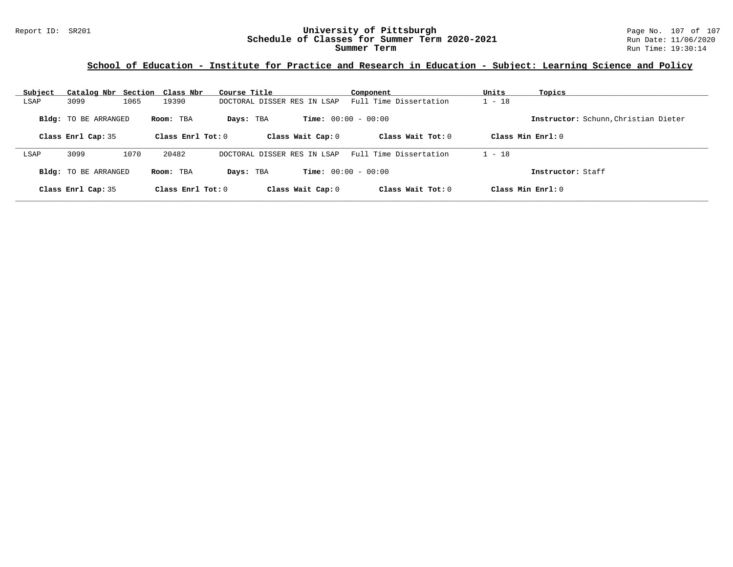## School of Education - Institute for Practice and Research in Education - Subject: Learning Science and Policy

| Subject | Catalog Nbr | Section | Class Nbr | Course Title | Component | Units | Topics |
|---|---|---|---|---|---|---|---|
| LSAP | 3099 | 1065 | 19390 | DOCTORAL DISSER RES IN LSAP | Full Time Dissertation | 1 - 18 | |

**Bldg:** TO BE ARRANGED **Room:** TBA **Days:** TBA **Time:** 00:00 - 00:00 **Instructor:** Schunn,Christian Dieter

**Class Enrl Cap:** 35 **Class Enrl Tot:** 0 **Class Wait Cap:** 0 **Class Wait Tot:** 0 **Class Min Enrl:** 0

| Subject | Catalog Nbr | Section | Class Nbr | Course Title | Component | Units | Topics |
|---|---|---|---|---|---|---|---|
| LSAP | 3099 | 1070 | 20482 | DOCTORAL DISSER RES IN LSAP | Full Time Dissertation | 1 - 18 | |

**Bldg:** TO BE ARRANGED **Room:** TBA **Days:** TBA **Time:** 00:00 - 00:00 **Instructor:** Staff

**Class Enrl Cap:** 35 **Class Enrl Tot:** 0 **Class Wait Cap:** 0 **Class Wait Tot:** 0 **Class Min Enrl:** 0